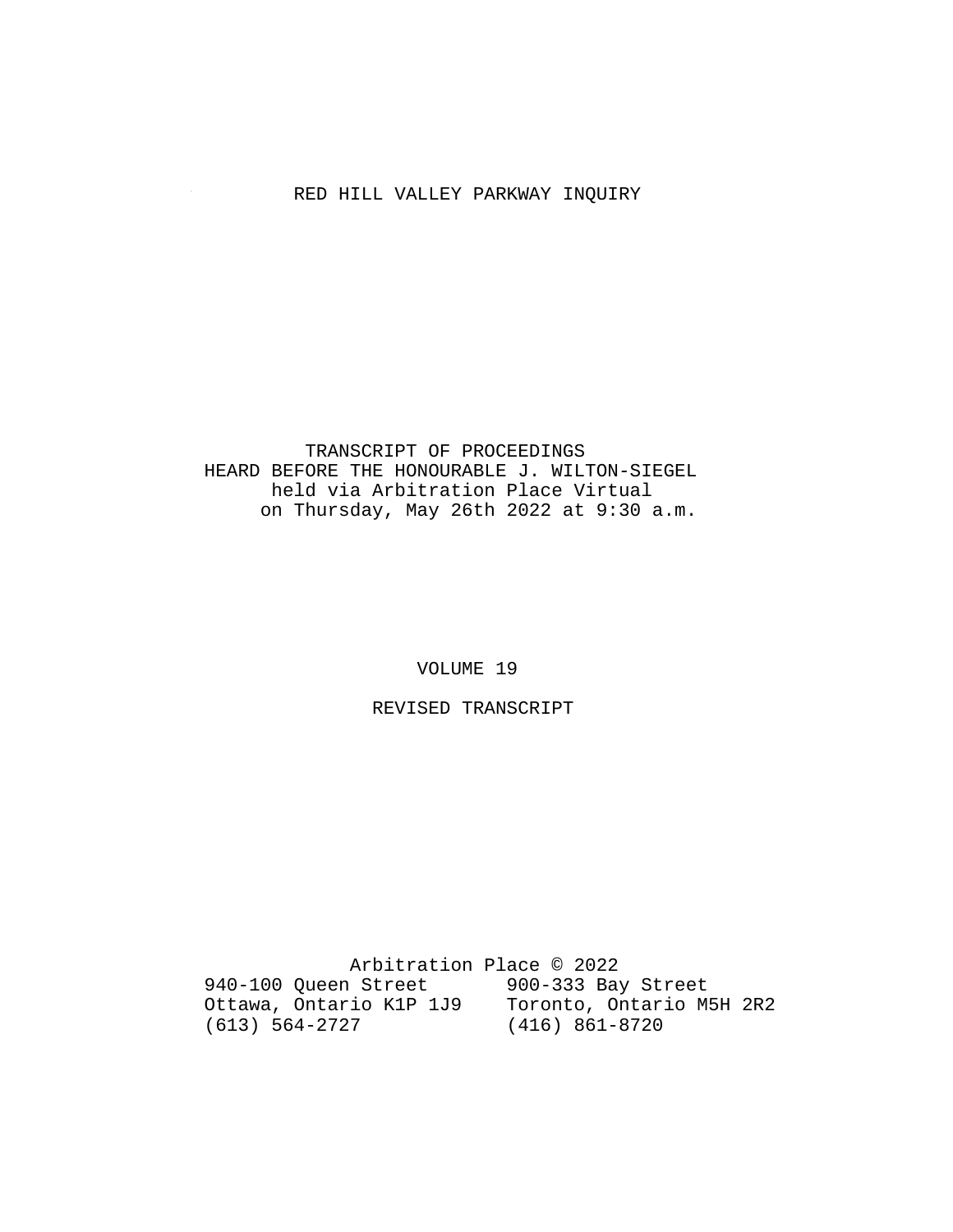# RED HILL VALLEY PARKWAY INQUIRY

TRANSCRIPT OF PROCEEDINGS
HEARD BEFORE THE HONOURABLE J. WILTON-SIEGEL
held via Arbitration Place Virtual
on Thursday, May 26th 2022 at 9:30 a.m.

VOLUME 19

REVISED TRANSCRIPT

Arbitration Place © 2022

940-100 Queen Street
Ottawa, Ontario K1P 1J9
(613) 564-2727

900-333 Bay Street
Toronto, Ontario M5H 2R2
(416) 861-8720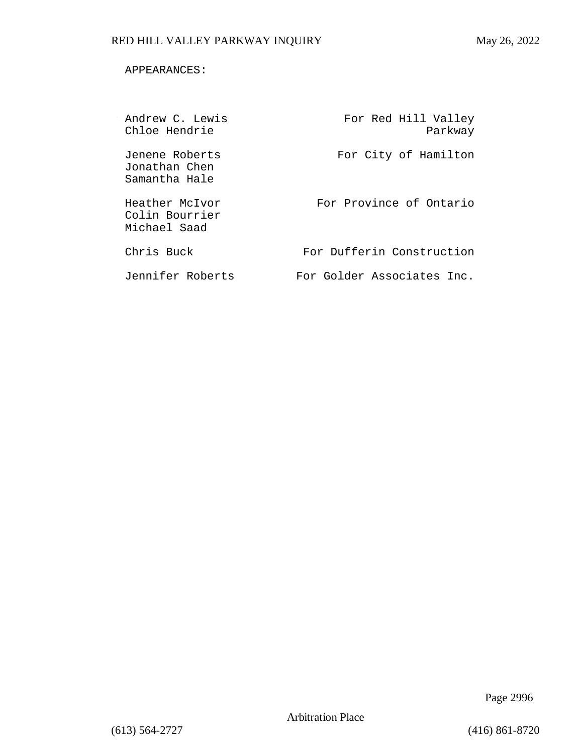APPEARANCES:

| | |
|---|---|
| Andrew C. Lewis<br>Chloe Hendrie | For Red Hill Valley Parkway |
| Jenene Roberts<br>Jonathan Chen<br>Samantha Hale | For City of Hamilton |
| Heather McIvor<br>Colin Bourrier<br>Michael Saad | For Province of Ontario |
| Chris Buck | For Dufferin Construction |
| Jennifer Roberts | For Golder Associates Inc. |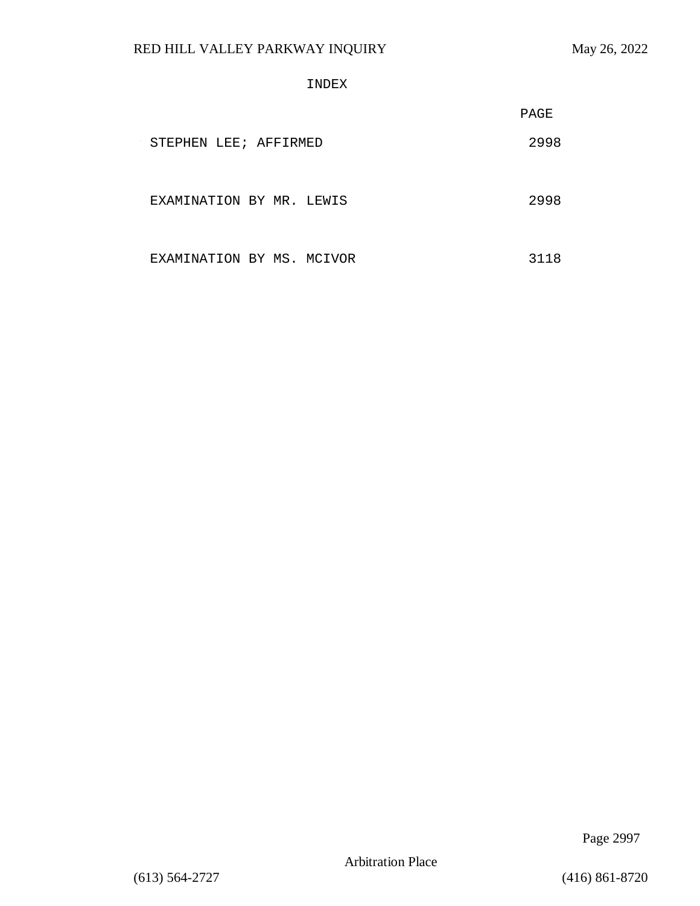# INDEX

| | PAGE |
|---|---|
| STEPHEN LEE; AFFIRMED | 2998 |
| EXAMINATION BY MR. LEWIS | 2998 |
| EXAMINATION BY MS. MCIVOR | 3118 |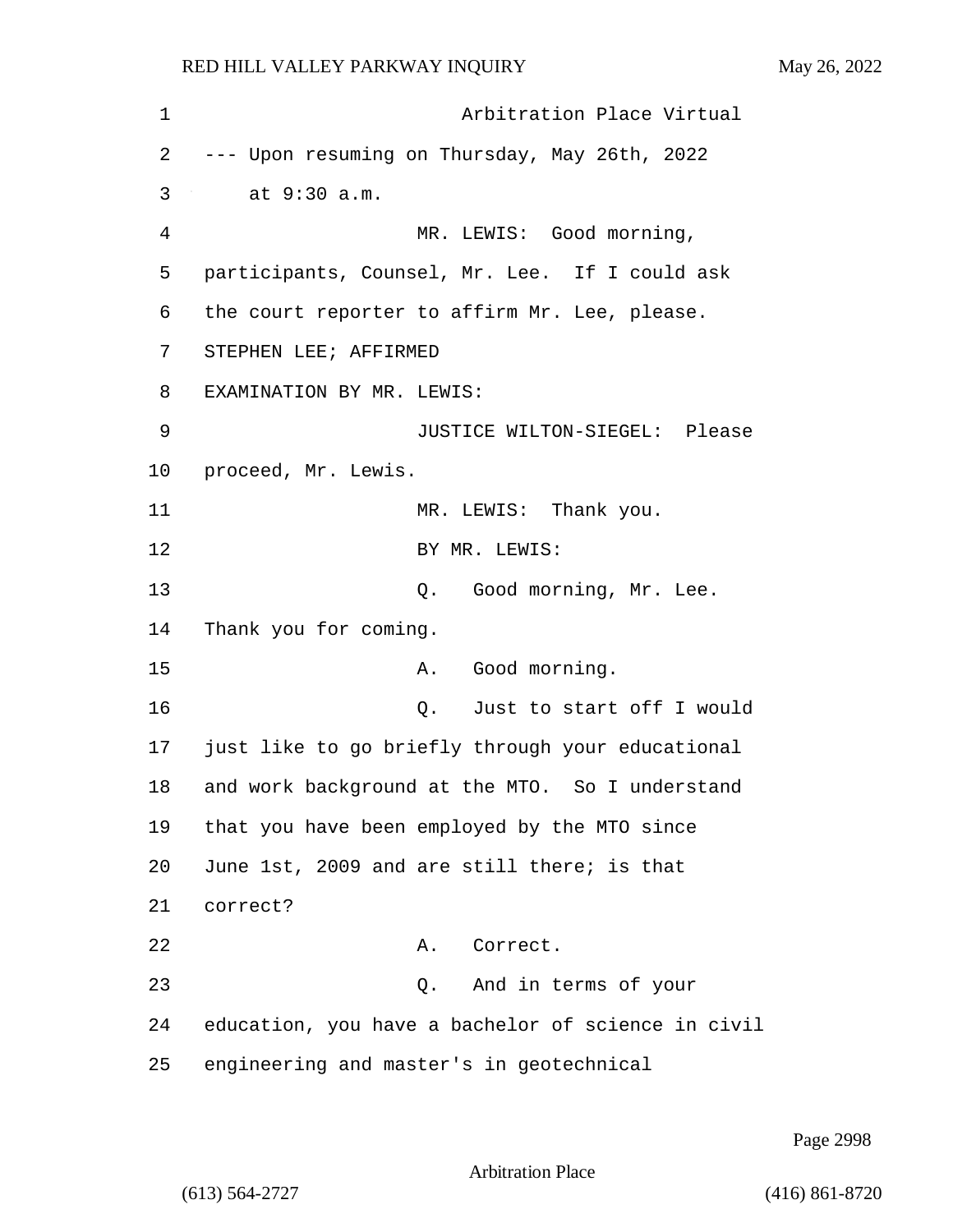Arbitration Place Virtual

--- Upon resuming on Thursday, May 26th, 2022 at 9:30 a.m.

MR. LEWIS: Good morning, participants, Counsel, Mr. Lee. If I could ask the court reporter to affirm Mr. Lee, please.

STEPHEN LEE; AFFIRMED

EXAMINATION BY MR. LEWIS:

JUSTICE WILTON-SIEGEL: Please proceed, Mr. Lewis.

MR. LEWIS: Thank you.

BY MR. LEWIS:

Q. Good morning, Mr. Lee. Thank you for coming.

A. Good morning.

Q. Just to start off I would just like to go briefly through your educational and work background at the MTO. So I understand that you have been employed by the MTO since June 1st, 2009 and are still there; is that correct?

A. Correct.

Q. And in terms of your education, you have a bachelor of science in civil engineering and master's in geotechnical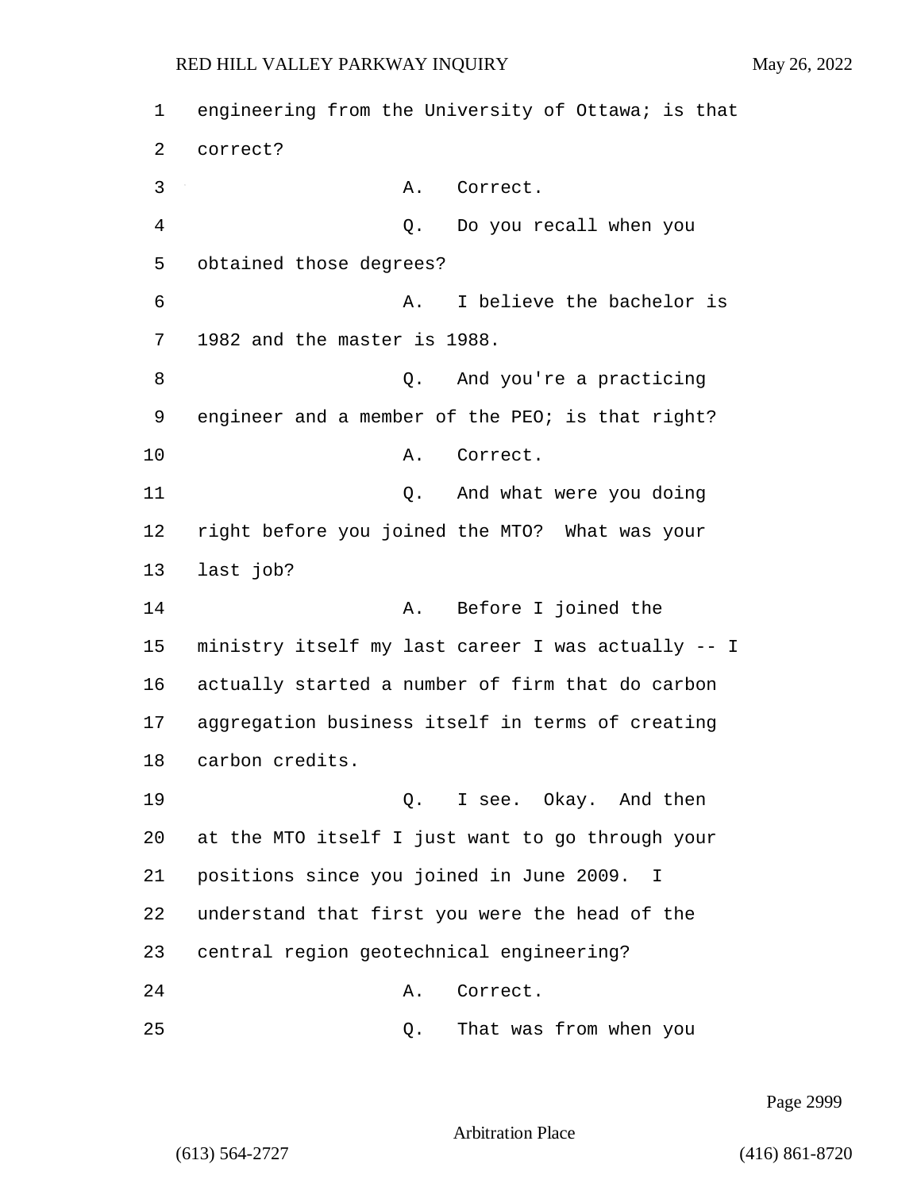engineering from the University of Ottawa; is that correct?

A. Correct.

Q. Do you recall when you obtained those degrees?

A. I believe the bachelor is 1982 and the master is 1988.

Q. And you're a practicing engineer and a member of the PEO; is that right?

A. Correct.

Q. And what were you doing right before you joined the MTO? What was your last job?

A. Before I joined the ministry itself my last career I was actually -- I actually started a number of firm that do carbon aggregation business itself in terms of creating carbon credits.

Q. I see. Okay. And then at the MTO itself I just want to go through your positions since you joined in June 2009. I understand that first you were the head of the central region geotechnical engineering?

A. Correct.

Q. That was from when you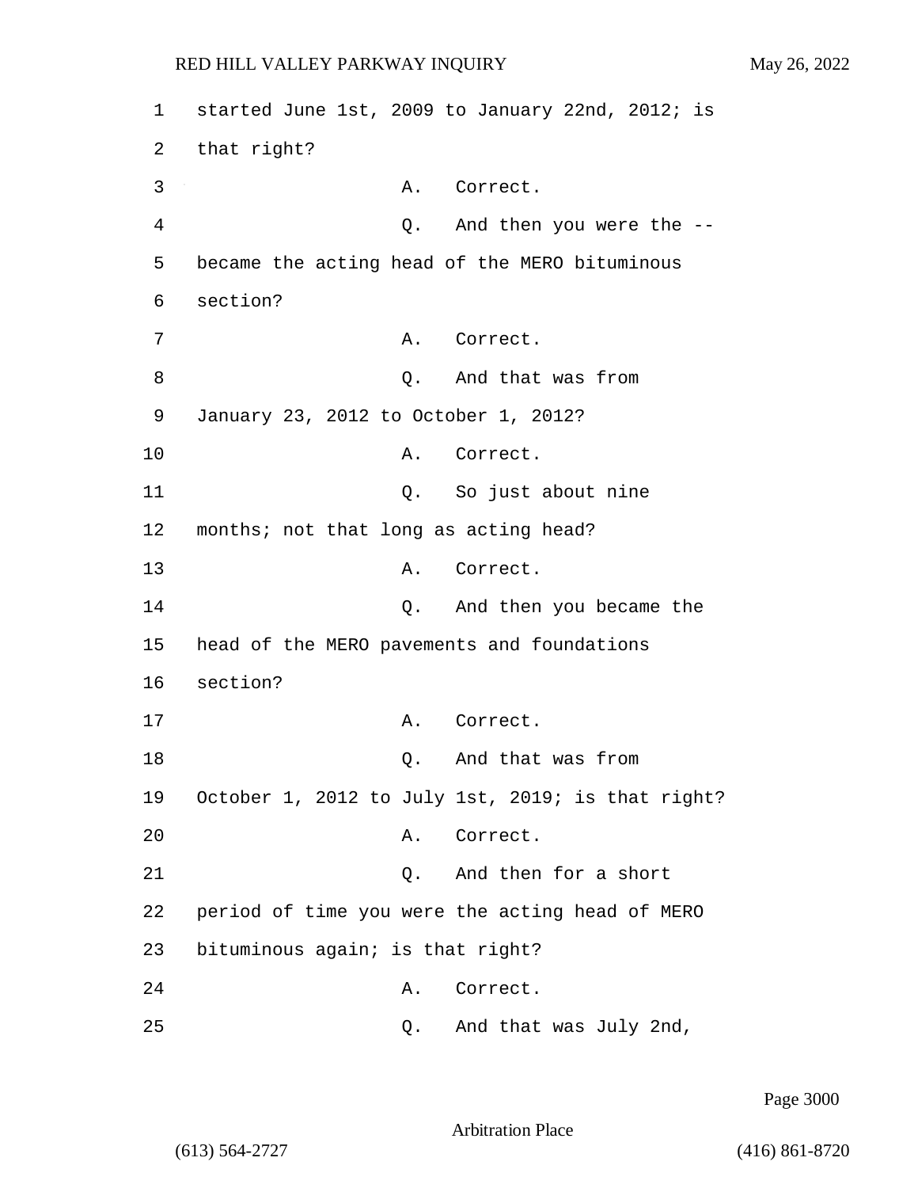1 started June 1st, 2009 to January 22nd, 2012; is
2 that right?
3 A. Correct.
4 Q. And then you were the --
5 became the acting head of the MERO bituminous
6 section?
7 A. Correct.
8 Q. And that was from
9 January 23, 2012 to October 1, 2012?
10 A. Correct.
11 Q. So just about nine
12 months; not that long as acting head?
13 A. Correct.
14 Q. And then you became the
15 head of the MERO pavements and foundations
16 section?
17 A. Correct.
18 Q. And that was from
19 October 1, 2012 to July 1st, 2019; is that right?
20 A. Correct.
21 Q. And then for a short
22 period of time you were the acting head of MERO
23 bituminous again; is that right?
24 A. Correct.
25 Q. And that was July 2nd,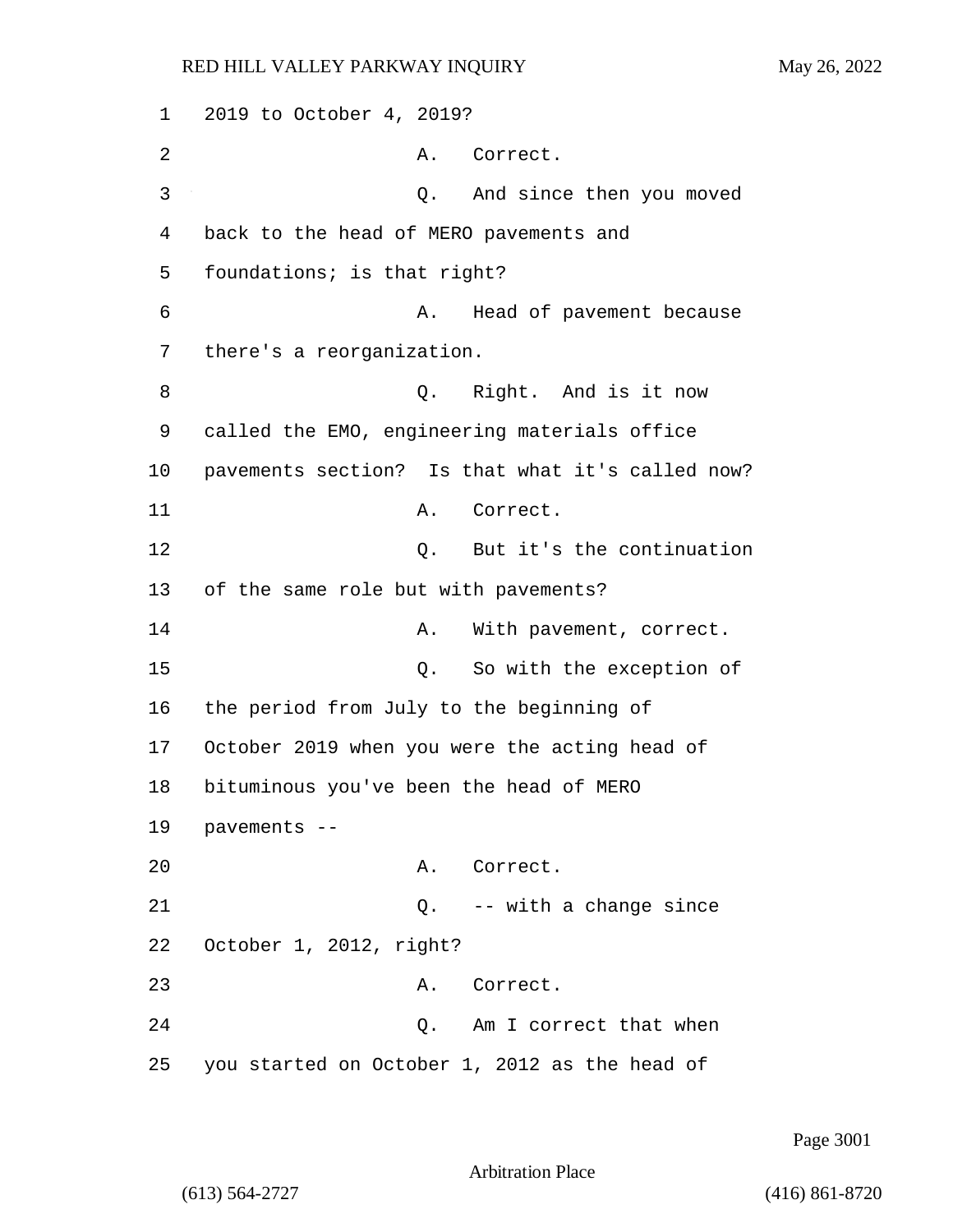2019 to October 4, 2019?

A. Correct.

Q. And since then you moved back to the head of MERO pavements and foundations; is that right?

A. Head of pavement because there's a reorganization.

Q. Right. And is it now called the EMO, engineering materials office pavements section? Is that what it's called now?

A. Correct.

Q. But it's the continuation of the same role but with pavements?

A. With pavement, correct.

Q. So with the exception of the period from July to the beginning of October 2019 when you were the acting head of bituminous you've been the head of MERO pavements --

A. Correct.

Q. -- with a change since October 1, 2012, right?

A. Correct.

Q. Am I correct that when you started on October 1, 2012 as the head of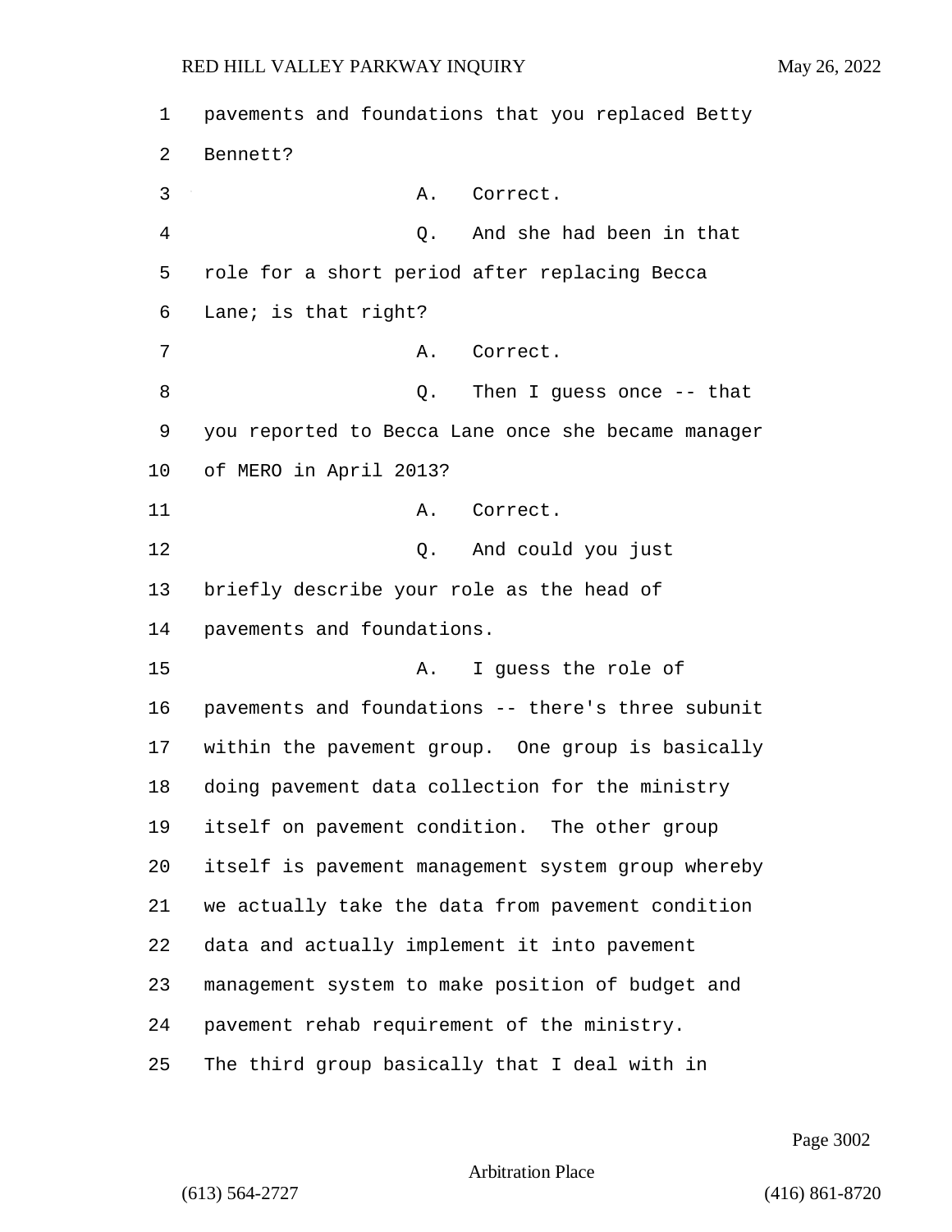1 pavements and foundations that you replaced Betty
2 Bennett?
3 A. Correct.
4 Q. And she had been in that
5 role for a short period after replacing Becca
6 Lane; is that right?
7 A. Correct.
8 Q. Then I guess once -- that
9 you reported to Becca Lane once she became manager
10 of MERO in April 2013?
11 A. Correct.
12 Q. And could you just
13 briefly describe your role as the head of
14 pavements and foundations.
15 A. I guess the role of
16 pavements and foundations -- there's three subunit
17 within the pavement group. One group is basically
18 doing pavement data collection for the ministry
19 itself on pavement condition. The other group
20 itself is pavement management system group whereby
21 we actually take the data from pavement condition
22 data and actually implement it into pavement
23 management system to make position of budget and
24 pavement rehab requirement of the ministry.
25 The third group basically that I deal with in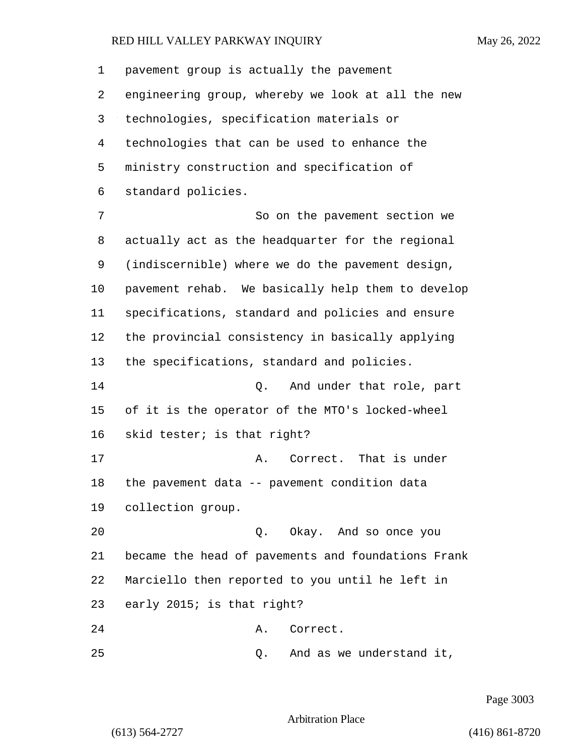1 pavement group is actually the pavement
2 engineering group, whereby we look at all the new
3 technologies, specification materials or
4 technologies that can be used to enhance the
5 ministry construction and specification of
6 standard policies.

7 So on the pavement section we
8 actually act as the headquarter for the regional
9 (indiscernible) where we do the pavement design,
10 pavement rehab. We basically help them to develop
11 specifications, standard and policies and ensure
12 the provincial consistency in basically applying
13 the specifications, standard and policies.

14 Q. And under that role, part
15 of it is the operator of the MTO's locked-wheel
16 skid tester; is that right?

17 A. Correct. That is under
18 the pavement data -- pavement condition data
19 collection group.

20 Q. Okay. And so once you
21 became the head of pavements and foundations Frank
22 Marciello then reported to you until he left in
23 early 2015; is that right?

24 A. Correct.

25 Q. And as we understand it,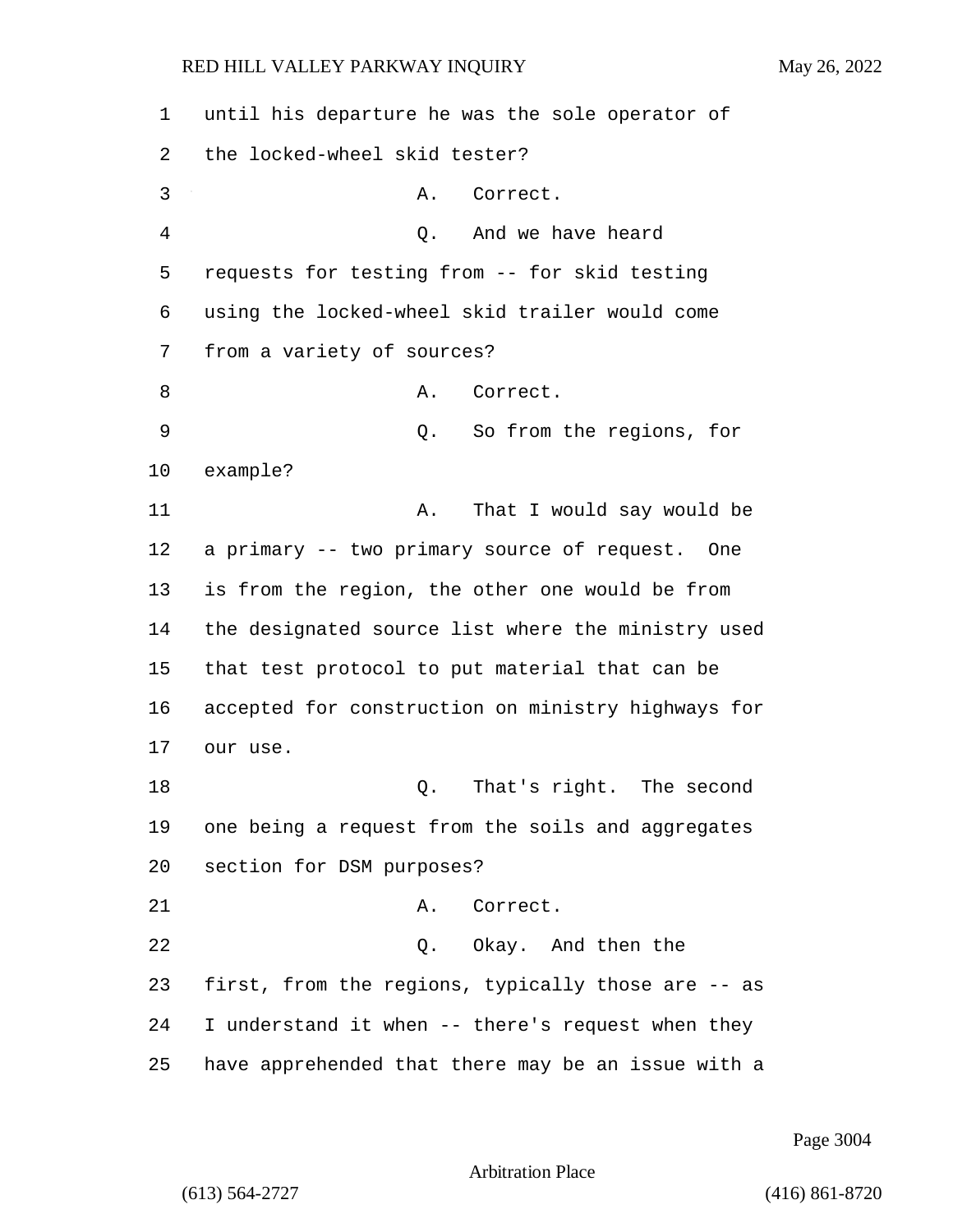until his departure he was the sole operator of the locked-wheel skid tester?

A. Correct.

Q. And we have heard requests for testing from -- for skid testing using the locked-wheel skid trailer would come from a variety of sources?

A. Correct.

Q. So from the regions, for example?

A. That I would say would be a primary -- two primary source of request. One is from the region, the other one would be from the designated source list where the ministry used that test protocol to put material that can be accepted for construction on ministry highways for our use.

Q. That's right. The second one being a request from the soils and aggregates section for DSM purposes?

A. Correct.

Q. Okay. And then the first, from the regions, typically those are -- as I understand it when -- there's request when they have apprehended that there may be an issue with a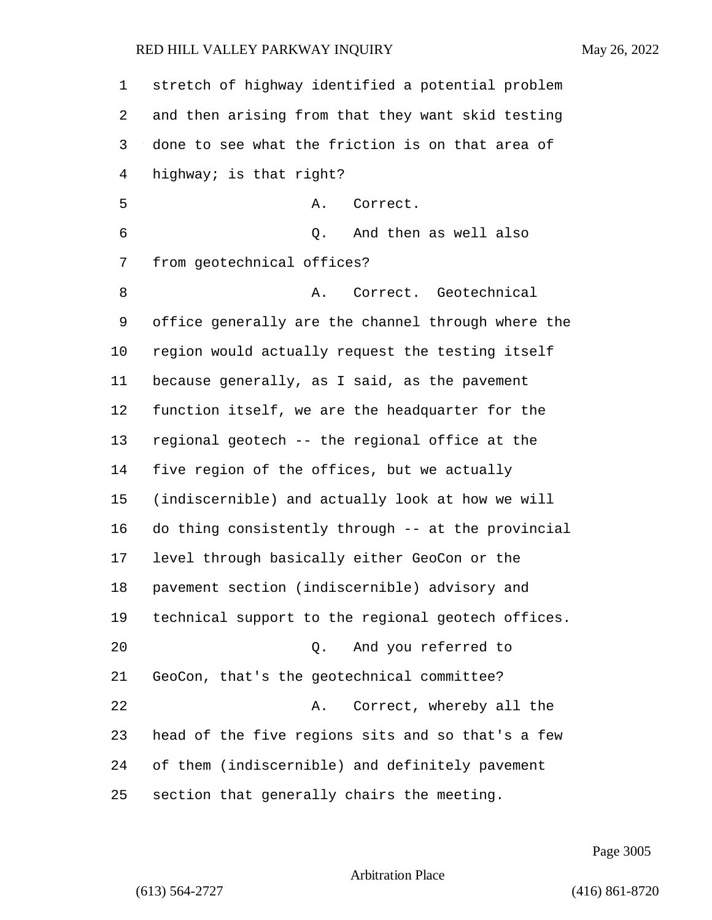stretch of highway identified a potential problem and then arising from that they want skid testing done to see what the friction is on that area of highway; is that right?

A. Correct.

Q. And then as well also from geotechnical offices?

A. Correct. Geotechnical office generally are the channel through where the region would actually request the testing itself because generally, as I said, as the pavement function itself, we are the headquarter for the regional geotech -- the regional office at the five region of the offices, but we actually (indiscernible) and actually look at how we will do thing consistently through -- at the provincial level through basically either GeoCon or the pavement section (indiscernible) advisory and technical support to the regional geotech offices.

Q. And you referred to GeoCon, that's the geotechnical committee?

A. Correct, whereby all the head of the five regions sits and so that's a few of them (indiscernible) and definitely pavement section that generally chairs the meeting.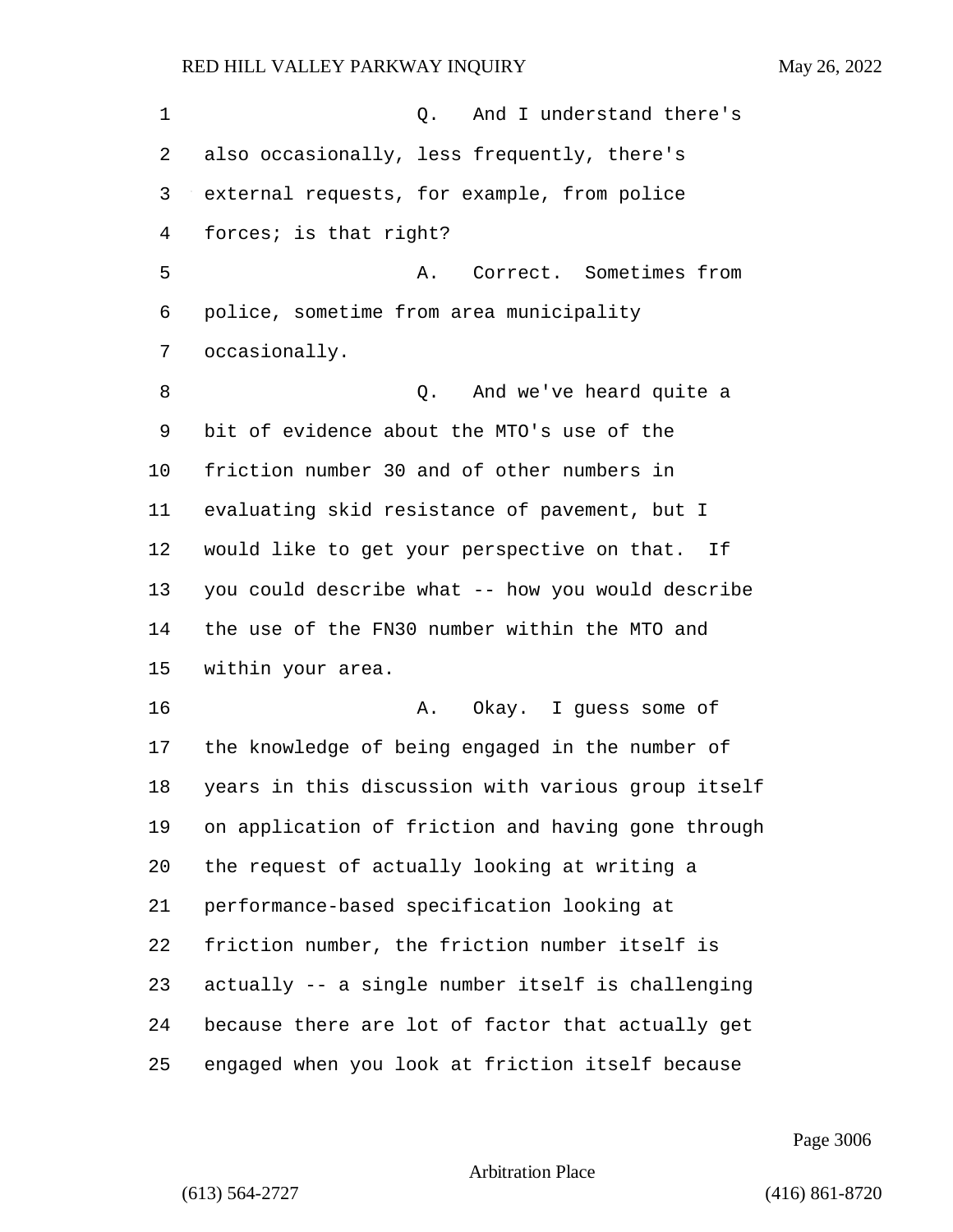Q. And I understand there's also occasionally, less frequently, there's external requests, for example, from police forces; is that right?

A. Correct. Sometimes from police, sometime from area municipality occasionally.

Q. And we've heard quite a bit of evidence about the MTO's use of the friction number 30 and of other numbers in evaluating skid resistance of pavement, but I would like to get your perspective on that. If you could describe what -- how you would describe the use of the FN30 number within the MTO and within your area.

A. Okay. I guess some of the knowledge of being engaged in the number of years in this discussion with various group itself on application of friction and having gone through the request of actually looking at writing a performance-based specification looking at friction number, the friction number itself is actually -- a single number itself is challenging because there are lot of factor that actually get engaged when you look at friction itself because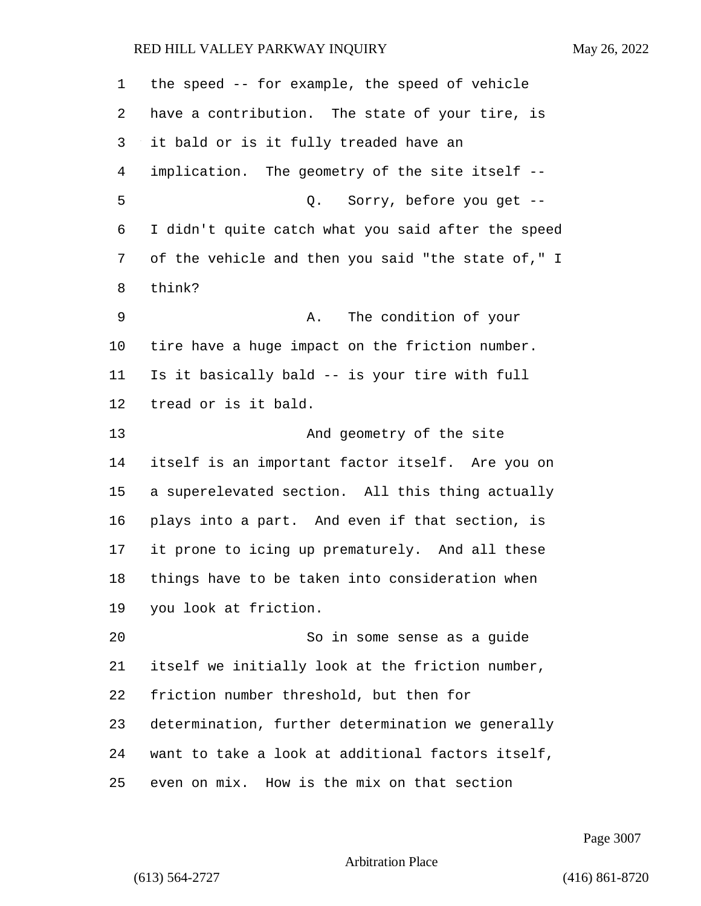the speed -- for example, the speed of vehicle have a contribution. The state of your tire, is it bald or is it fully treaded have an implication. The geometry of the site itself --

Q. Sorry, before you get -- I didn't quite catch what you said after the speed of the vehicle and then you said "the state of," I think?

A. The condition of your tire have a huge impact on the friction number. Is it basically bald -- is your tire with full tread or is it bald.

And geometry of the site itself is an important factor itself. Are you on a superelevated section. All this thing actually plays into a part. And even if that section, is it prone to icing up prematurely. And all these things have to be taken into consideration when you look at friction.

So in some sense as a guide itself we initially look at the friction number, friction number threshold, but then for determination, further determination we generally want to take a look at additional factors itself, even on mix. How is the mix on that section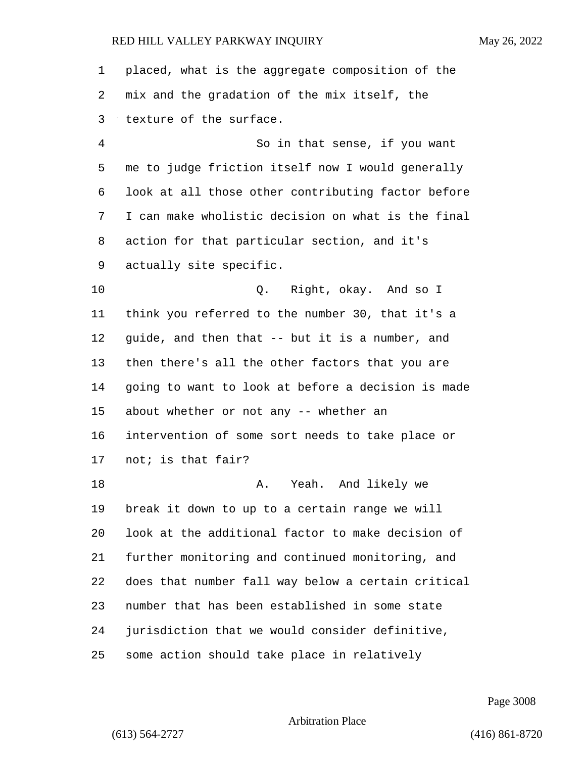placed, what is the aggregate composition of the mix and the gradation of the mix itself, the texture of the surface.

So in that sense, if you want me to judge friction itself now I would generally look at all those other contributing factor before I can make wholistic decision on what is the final action for that particular section, and it's actually site specific.

Q. Right, okay. And so I think you referred to the number 30, that it's a guide, and then that -- but it is a number, and then there's all the other factors that you are going to want to look at before a decision is made about whether or not any -- whether an intervention of some sort needs to take place or not; is that fair?

A. Yeah. And likely we break it down to up to a certain range we will look at the additional factor to make decision of further monitoring and continued monitoring, and does that number fall way below a certain critical number that has been established in some state jurisdiction that we would consider definitive, some action should take place in relatively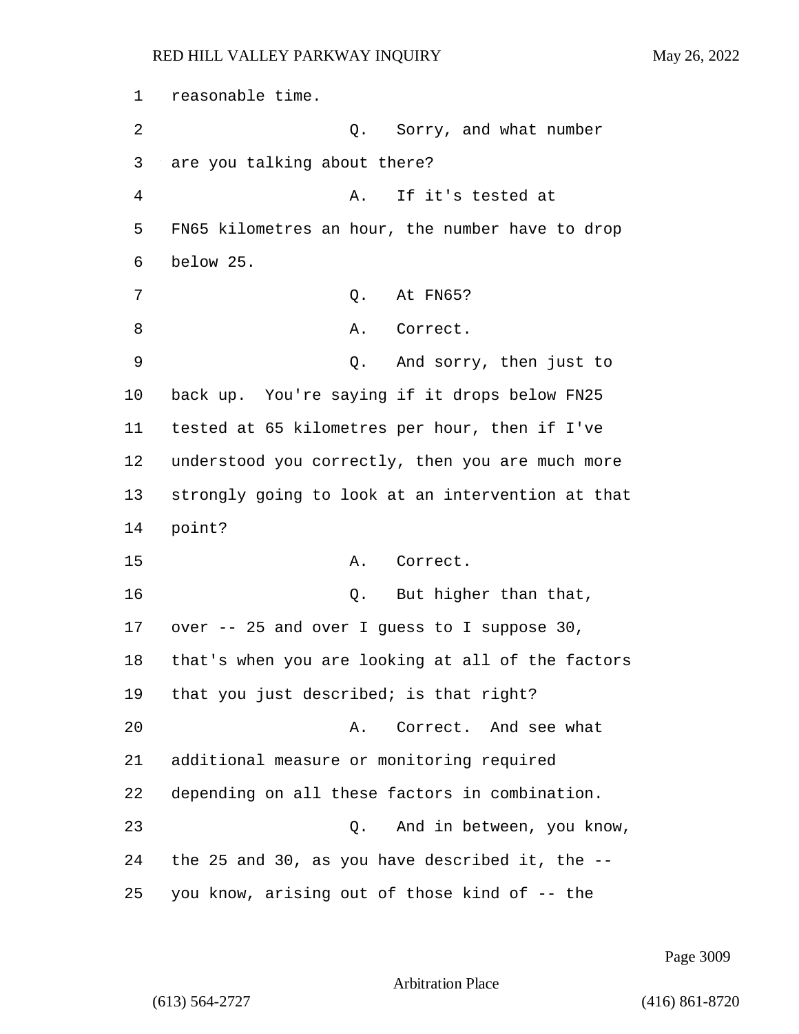1 reasonable time.

2 Q. Sorry, and what number

3 are you talking about there?

4 A. If it's tested at

5 FN65 kilometres an hour, the number have to drop

6 below 25.

7 Q. At FN65?

8 A. Correct.

9 Q. And sorry, then just to

10 back up. You're saying if it drops below FN25

11 tested at 65 kilometres per hour, then if I've

12 understood you correctly, then you are much more

13 strongly going to look at an intervention at that

14 point?

15 A. Correct.

16 Q. But higher than that,

17 over -- 25 and over I guess to I suppose 30,

18 that's when you are looking at all of the factors

19 that you just described; is that right?

20 A. Correct. And see what

21 additional measure or monitoring required

22 depending on all these factors in combination.

23 Q. And in between, you know,

24 the 25 and 30, as you have described it, the --

25 you know, arising out of those kind of -- the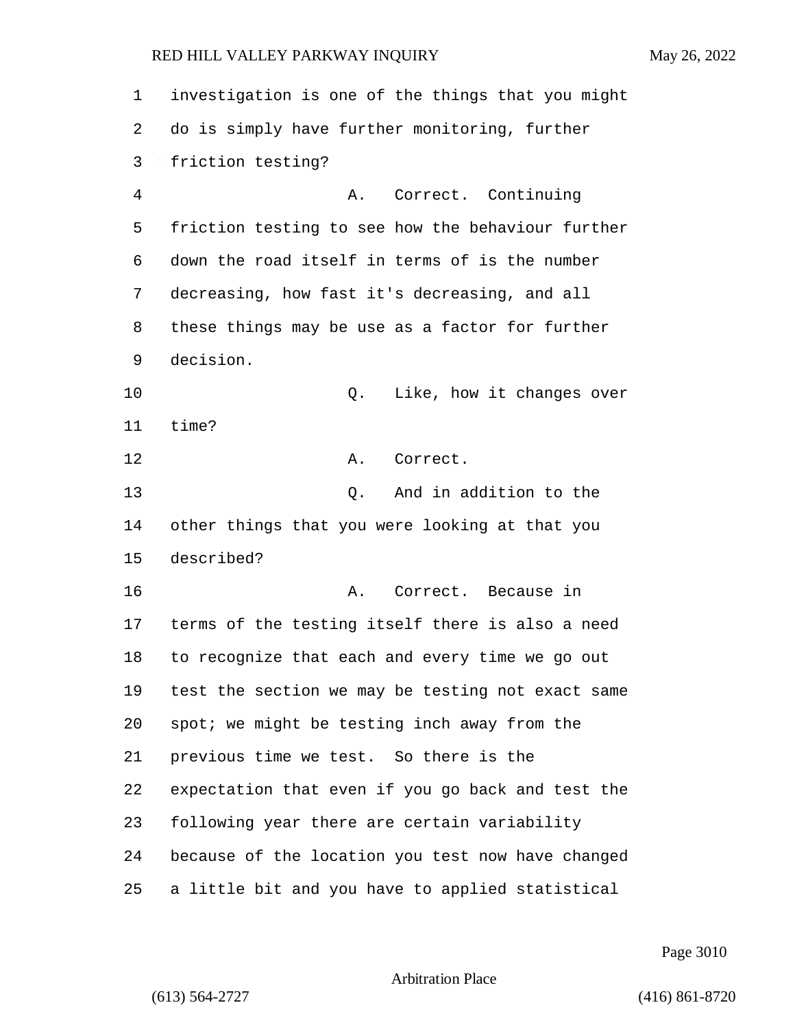investigation is one of the things that you might do is simply have further monitoring, further friction testing?

A. Correct. Continuing friction testing to see how the behaviour further down the road itself in terms of is the number decreasing, how fast it's decreasing, and all these things may be use as a factor for further decision.

Q. Like, how it changes over time?

A. Correct.

Q. And in addition to the other things that you were looking at that you described?

A. Correct. Because in terms of the testing itself there is also a need to recognize that each and every time we go out test the section we may be testing not exact same spot; we might be testing inch away from the previous time we test. So there is the expectation that even if you go back and test the following year there are certain variability because of the location you test now have changed a little bit and you have to applied statistical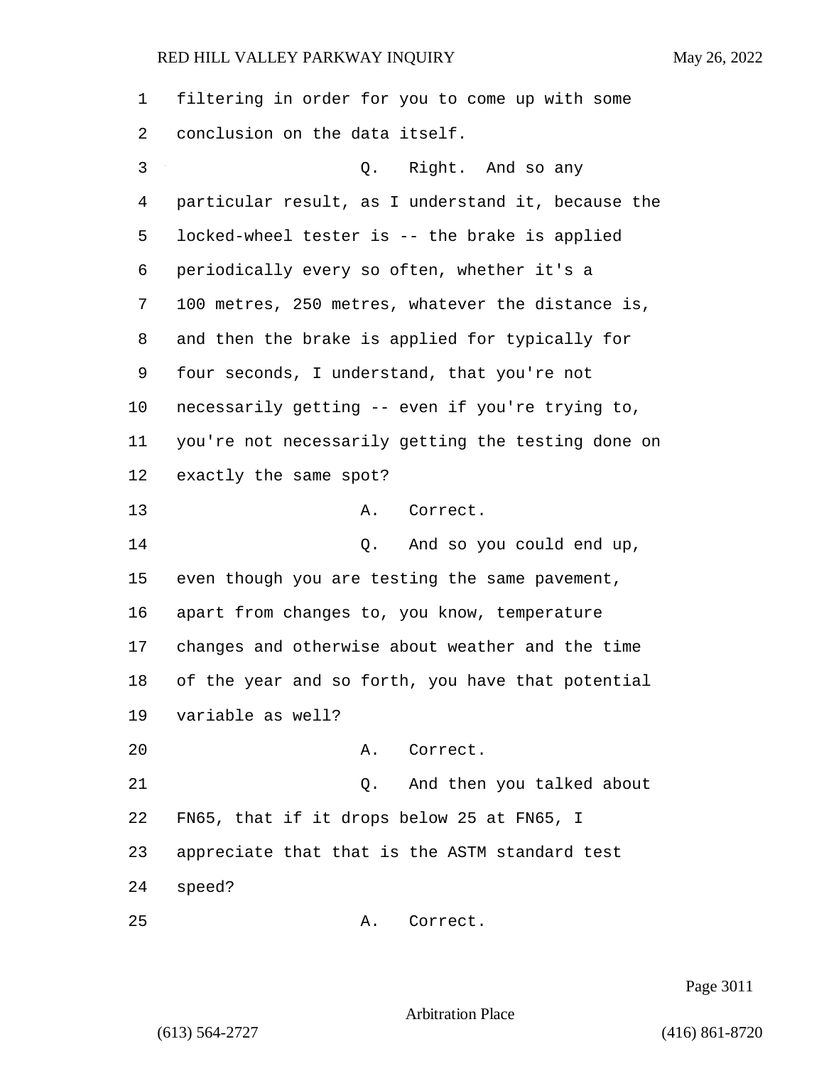filtering in order for you to come up with some conclusion on the data itself.

Q. Right. And so any particular result, as I understand it, because the locked-wheel tester is -- the brake is applied periodically every so often, whether it's a 100 metres, 250 metres, whatever the distance is, and then the brake is applied for typically for four seconds, I understand, that you're not necessarily getting -- even if you're trying to, you're not necessarily getting the testing done on exactly the same spot?

A. Correct.

Q. And so you could end up, even though you are testing the same pavement, apart from changes to, you know, temperature changes and otherwise about weather and the time of the year and so forth, you have that potential variable as well?

A. Correct.

Q. And then you talked about FN65, that if it drops below 25 at FN65, I appreciate that that is the ASTM standard test speed?

A. Correct.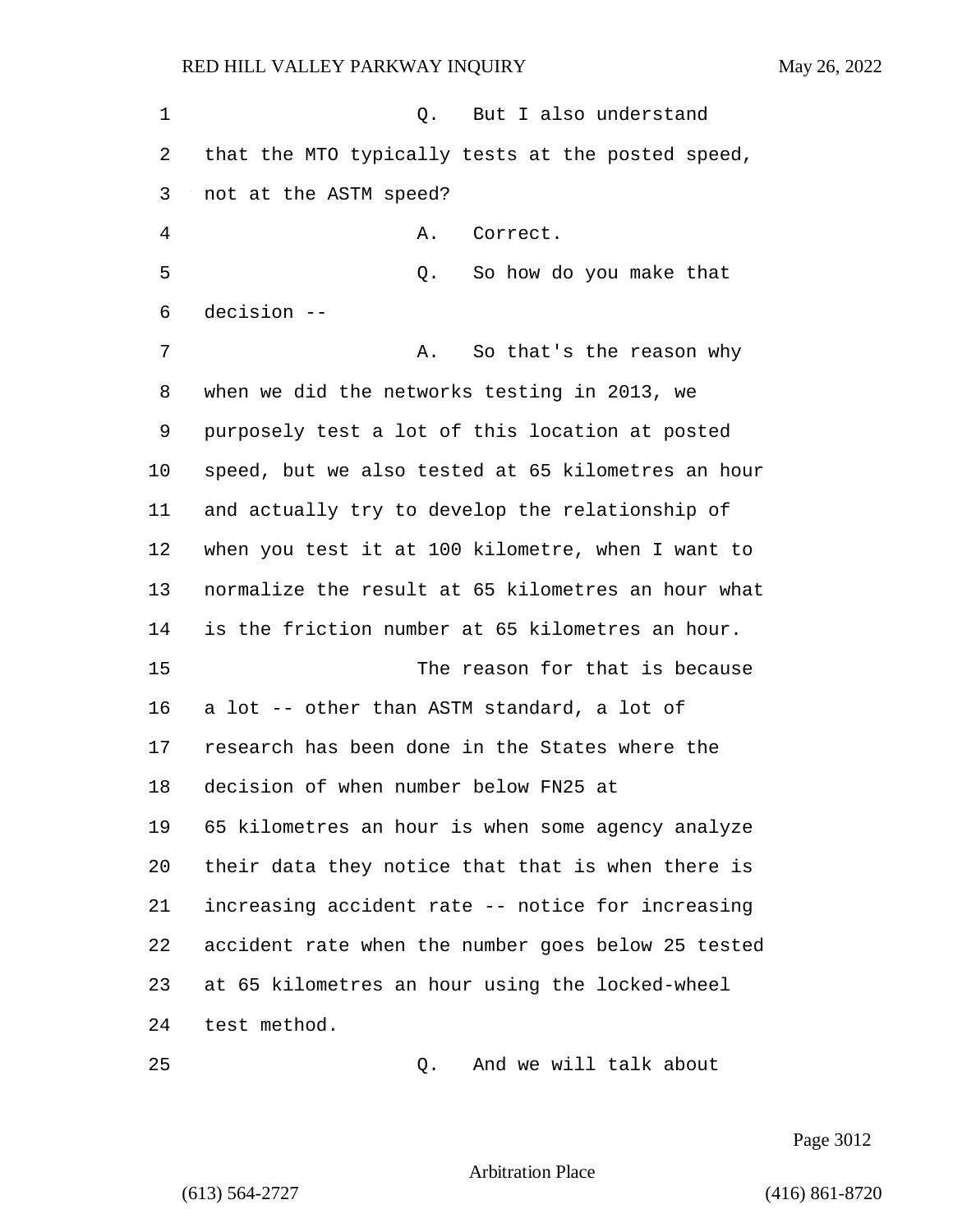Q. But I also understand that the MTO typically tests at the posted speed, not at the ASTM speed?

A. Correct.

Q. So how do you make that decision --

A. So that's the reason why when we did the networks testing in 2013, we purposely test a lot of this location at posted speed, but we also tested at 65 kilometres an hour and actually try to develop the relationship of when you test it at 100 kilometre, when I want to normalize the result at 65 kilometres an hour what is the friction number at 65 kilometres an hour.

The reason for that is because a lot -- other than ASTM standard, a lot of research has been done in the States where the decision of when number below FN25 at 65 kilometres an hour is when some agency analyze their data they notice that that is when there is increasing accident rate -- notice for increasing accident rate when the number goes below 25 tested at 65 kilometres an hour using the locked-wheel test method.

Q. And we will talk about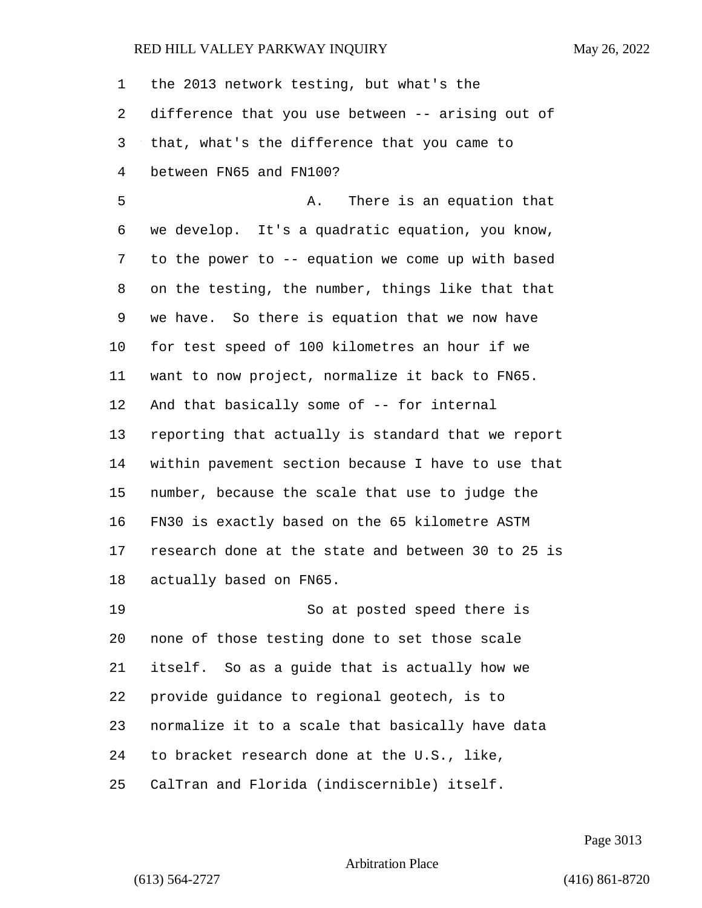the 2013 network testing, but what's the difference that you use between -- arising out of that, what's the difference that you came to between FN65 and FN100?

A. There is an equation that we develop. It's a quadratic equation, you know, to the power to -- equation we come up with based on the testing, the number, things like that that we have. So there is equation that we now have for test speed of 100 kilometres an hour if we want to now project, normalize it back to FN65. And that basically some of -- for internal reporting that actually is standard that we report within pavement section because I have to use that number, because the scale that use to judge the FN30 is exactly based on the 65 kilometre ASTM research done at the state and between 30 to 25 is actually based on FN65.

So at posted speed there is none of those testing done to set those scale itself. So as a guide that is actually how we provide guidance to regional geotech, is to normalize it to a scale that basically have data to bracket research done at the U.S., like, CalTran and Florida (indiscernible) itself.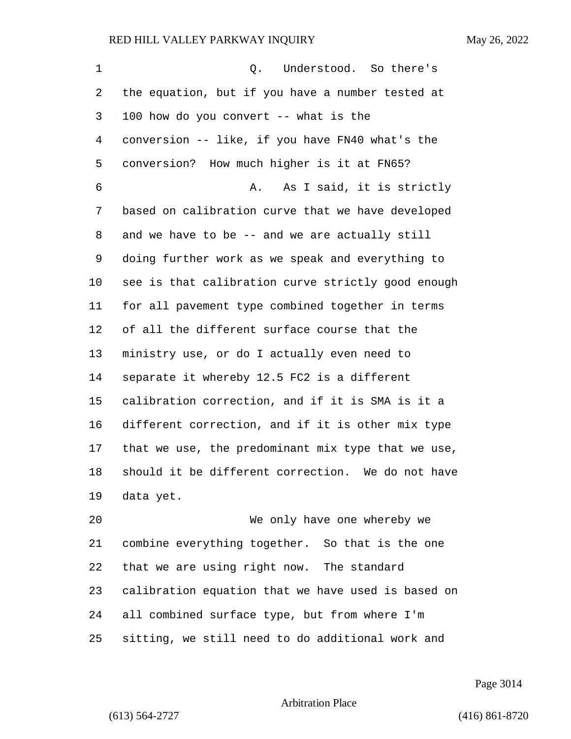Q. Understood. So there's the equation, but if you have a number tested at 100 how do you convert -- what is the conversion -- like, if you have FN40 what's the conversion? How much higher is it at FN65?

A. As I said, it is strictly based on calibration curve that we have developed and we have to be -- and we are actually still doing further work as we speak and everything to see is that calibration curve strictly good enough for all pavement type combined together in terms of all the different surface course that the ministry use, or do I actually even need to separate it whereby 12.5 FC2 is a different calibration correction, and if it is SMA is it a different correction, and if it is other mix type that we use, the predominant mix type that we use, should it be different correction. We do not have data yet.

We only have one whereby we combine everything together. So that is the one that we are using right now. The standard calibration equation that we have used is based on all combined surface type, but from where I'm sitting, we still need to do additional work and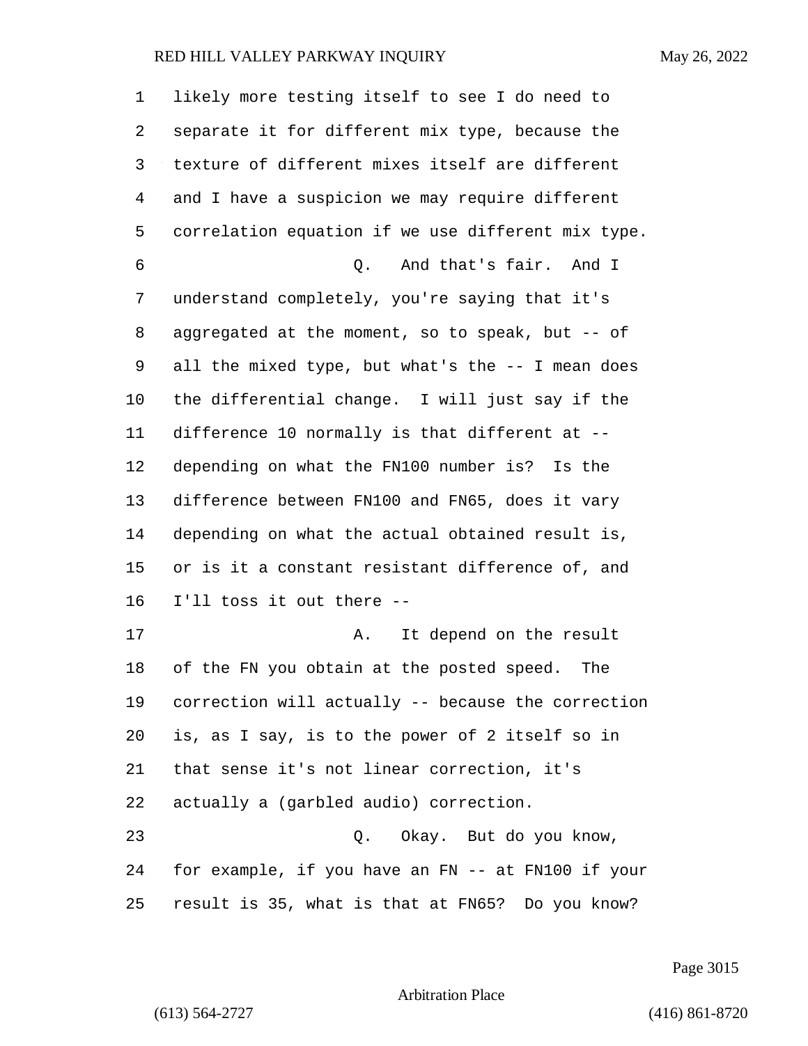likely more testing itself to see I do need to separate it for different mix type, because the texture of different mixes itself are different and I have a suspicion we may require different correlation equation if we use different mix type.

Q. And that's fair. And I understand completely, you're saying that it's aggregated at the moment, so to speak, but -- of all the mixed type, but what's the -- I mean does the differential change. I will just say if the difference 10 normally is that different at -- depending on what the FN100 number is? Is the difference between FN100 and FN65, does it vary depending on what the actual obtained result is, or is it a constant resistant difference of, and I'll toss it out there --

A. It depend on the result of the FN you obtain at the posted speed. The correction will actually -- because the correction is, as I say, is to the power of 2 itself so in that sense it's not linear correction, it's actually a (garbled audio) correction.

Q. Okay. But do you know, for example, if you have an FN -- at FN100 if your result is 35, what is that at FN65? Do you know?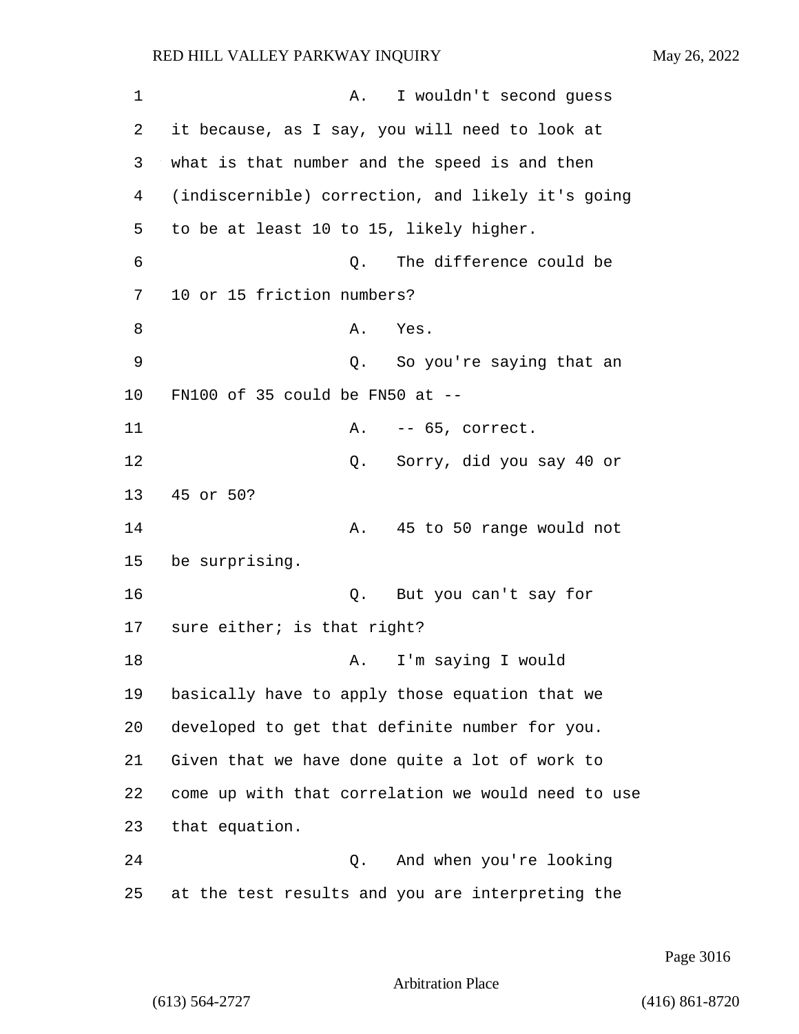A. I wouldn't second guess it because, as I say, you will need to look at what is that number and the speed is and then (indiscernible) correction, and likely it's going to be at least 10 to 15, likely higher.

Q. The difference could be 10 or 15 friction numbers?

A. Yes.

Q. So you're saying that an FN100 of 35 could be FN50 at --

A. -- 65, correct.

Q. Sorry, did you say 40 or 45 or 50?

A. 45 to 50 range would not be surprising.

Q. But you can't say for sure either; is that right?

A. I'm saying I would basically have to apply those equation that we developed to get that definite number for you. Given that we have done quite a lot of work to come up with that correlation we would need to use that equation.

Q. And when you're looking at the test results and you are interpreting the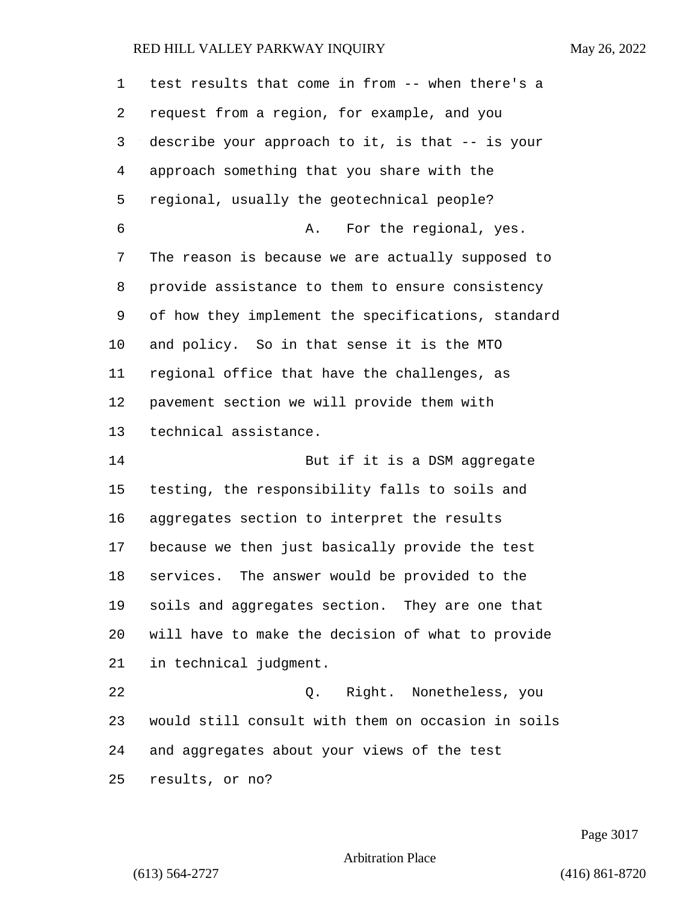test results that come in from -- when there's a request from a region, for example, and you describe your approach to it, is that -- is your approach something that you share with the regional, usually the geotechnical people?

A. For the regional, yes. The reason is because we are actually supposed to provide assistance to them to ensure consistency of how they implement the specifications, standard and policy. So in that sense it is the MTO regional office that have the challenges, as pavement section we will provide them with technical assistance.

But if it is a DSM aggregate testing, the responsibility falls to soils and aggregates section to interpret the results because we then just basically provide the test services. The answer would be provided to the soils and aggregates section. They are one that will have to make the decision of what to provide in technical judgment.

Q. Right. Nonetheless, you would still consult with them on occasion in soils and aggregates about your views of the test results, or no?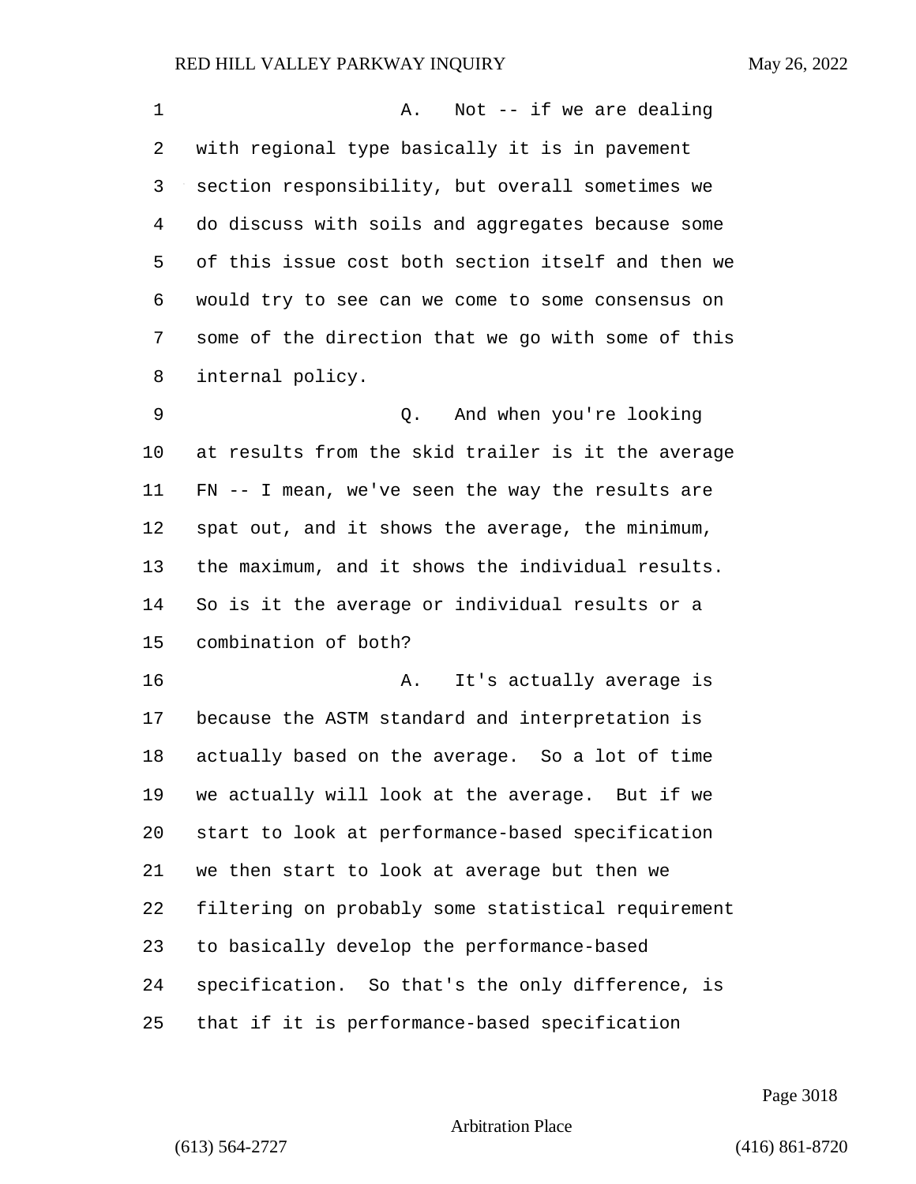A. Not -- if we are dealing with regional type basically it is in pavement section responsibility, but overall sometimes we do discuss with soils and aggregates because some of this issue cost both section itself and then we would try to see can we come to some consensus on some of the direction that we go with some of this internal policy.

Q. And when you're looking at results from the skid trailer is it the average FN -- I mean, we've seen the way the results are spat out, and it shows the average, the minimum, the maximum, and it shows the individual results. So is it the average or individual results or a combination of both?

A. It's actually average is because the ASTM standard and interpretation is actually based on the average. So a lot of time we actually will look at the average. But if we start to look at performance-based specification we then start to look at average but then we filtering on probably some statistical requirement to basically develop the performance-based specification. So that's the only difference, is that if it is performance-based specification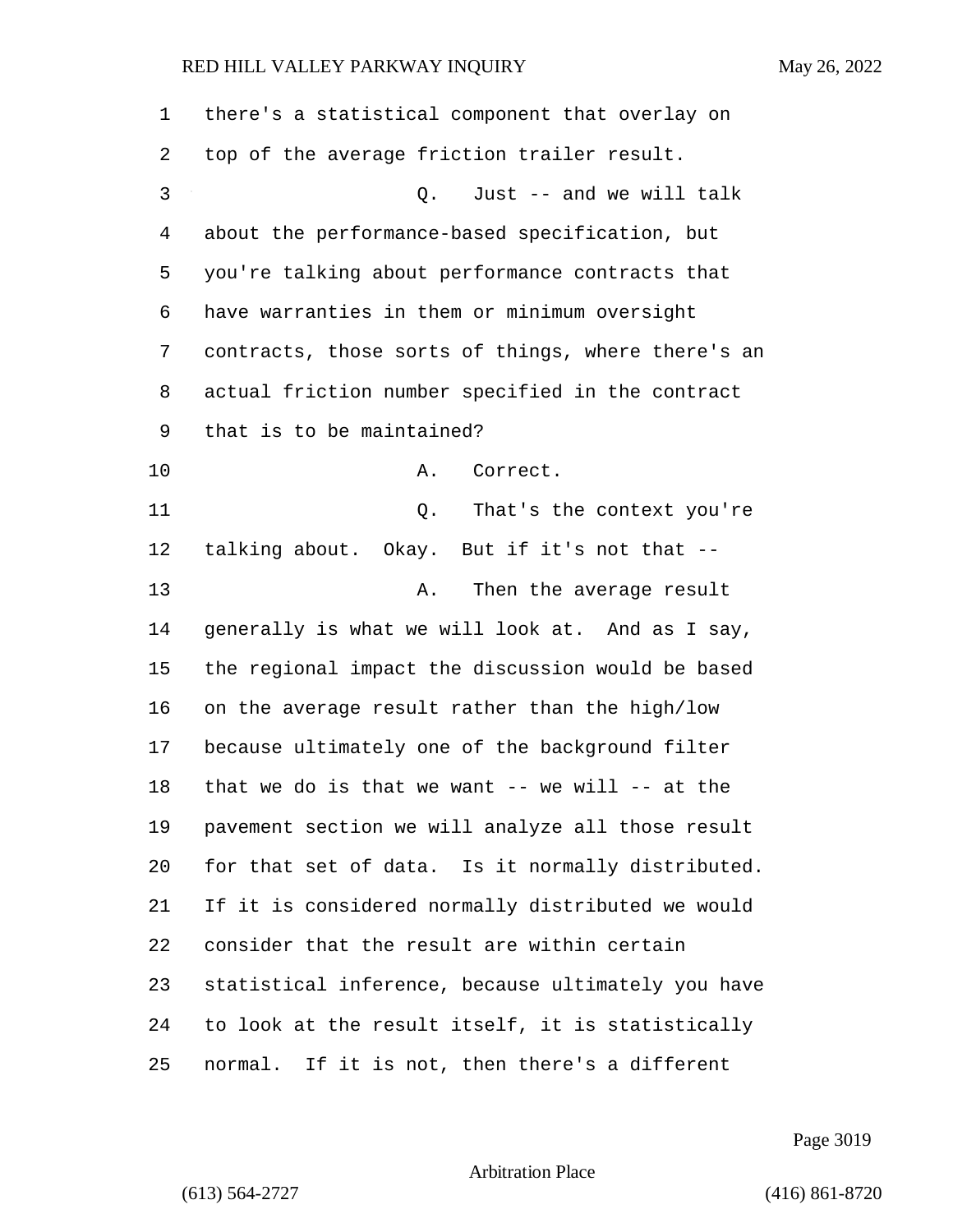there's a statistical component that overlay on top of the average friction trailer result.

Q. Just -- and we will talk about the performance-based specification, but you're talking about performance contracts that have warranties in them or minimum oversight contracts, those sorts of things, where there's an actual friction number specified in the contract that is to be maintained?

A. Correct.

Q. That's the context you're talking about. Okay. But if it's not that --

A. Then the average result generally is what we will look at. And as I say, the regional impact the discussion would be based on the average result rather than the high/low because ultimately one of the background filter that we do is that we want -- we will -- at the pavement section we will analyze all those result for that set of data. Is it normally distributed. If it is considered normally distributed we would consider that the result are within certain statistical inference, because ultimately you have to look at the result itself, it is statistically normal. If it is not, then there's a different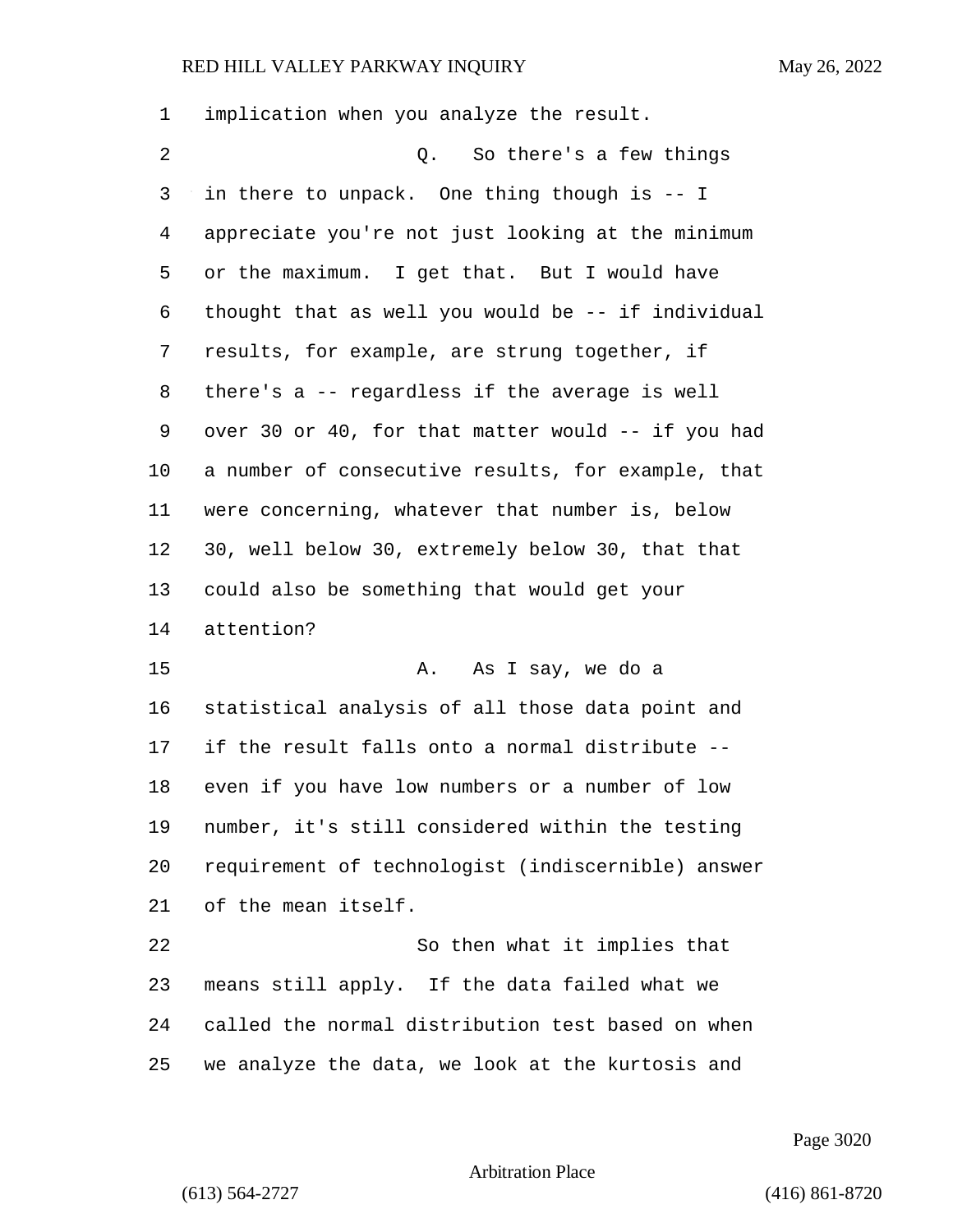implication when you analyze the result.

Q. So there's a few things in there to unpack. One thing though is -- I appreciate you're not just looking at the minimum or the maximum. I get that. But I would have thought that as well you would be -- if individual results, for example, are strung together, if there's a -- regardless if the average is well over 30 or 40, for that matter would -- if you had a number of consecutive results, for example, that were concerning, whatever that number is, below 30, well below 30, extremely below 30, that that could also be something that would get your attention?

A. As I say, we do a statistical analysis of all those data point and if the result falls onto a normal distribute -- even if you have low numbers or a number of low number, it's still considered within the testing requirement of technologist (indiscernible) answer of the mean itself.

So then what it implies that means still apply. If the data failed what we called the normal distribution test based on when we analyze the data, we look at the kurtosis and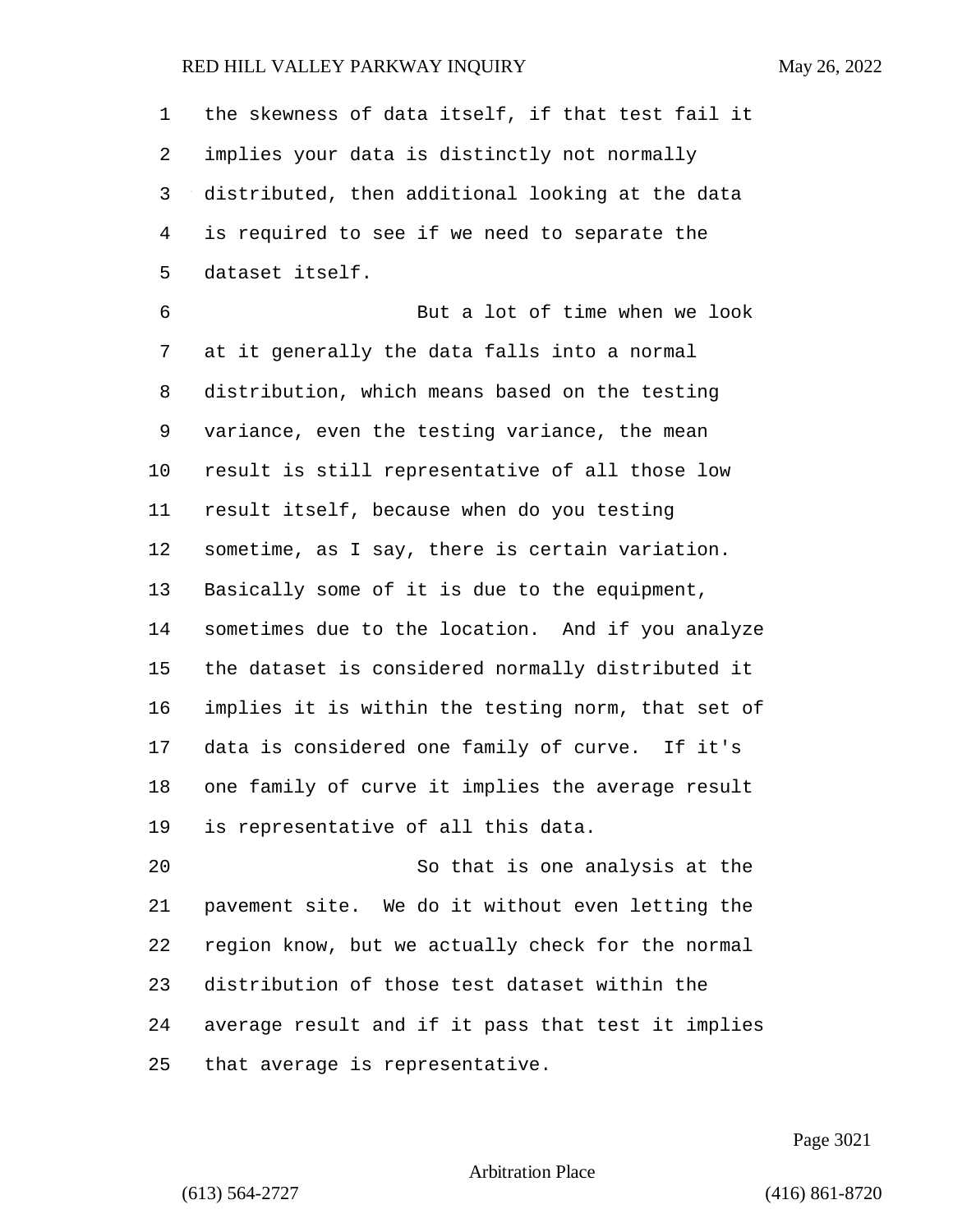the skewness of data itself, if that test fail it implies your data is distinctly not normally distributed, then additional looking at the data is required to see if we need to separate the dataset itself.

But a lot of time when we look at it generally the data falls into a normal distribution, which means based on the testing variance, even the testing variance, the mean result is still representative of all those low result itself, because when do you testing sometime, as I say, there is certain variation. Basically some of it is due to the equipment, sometimes due to the location. And if you analyze the dataset is considered normally distributed it implies it is within the testing norm, that set of data is considered one family of curve. If it's one family of curve it implies the average result is representative of all this data.

So that is one analysis at the pavement site. We do it without even letting the region know, but we actually check for the normal distribution of those test dataset within the average result and if it pass that test it implies that average is representative.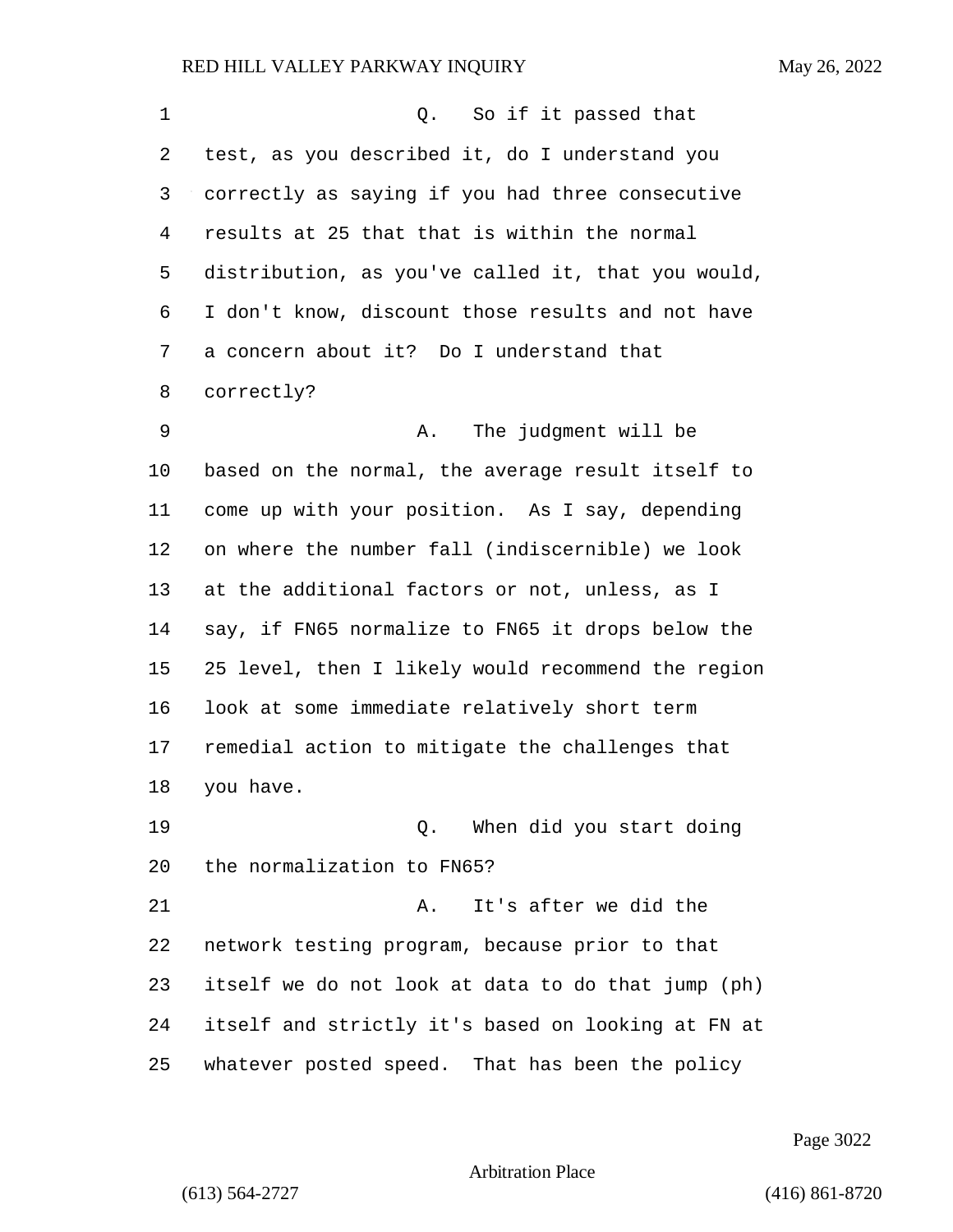Q. So if it passed that test, as you described it, do I understand you correctly as saying if you had three consecutive results at 25 that that is within the normal distribution, as you've called it, that you would, I don't know, discount those results and not have a concern about it? Do I understand that correctly?

A. The judgment will be based on the normal, the average result itself to come up with your position. As I say, depending on where the number fall (indiscernible) we look at the additional factors or not, unless, as I say, if FN65 normalize to FN65 it drops below the 25 level, then I likely would recommend the region look at some immediate relatively short term remedial action to mitigate the challenges that you have.

Q. When did you start doing the normalization to FN65?

A. It's after we did the network testing program, because prior to that itself we do not look at data to do that jump (ph) itself and strictly it's based on looking at FN at whatever posted speed. That has been the policy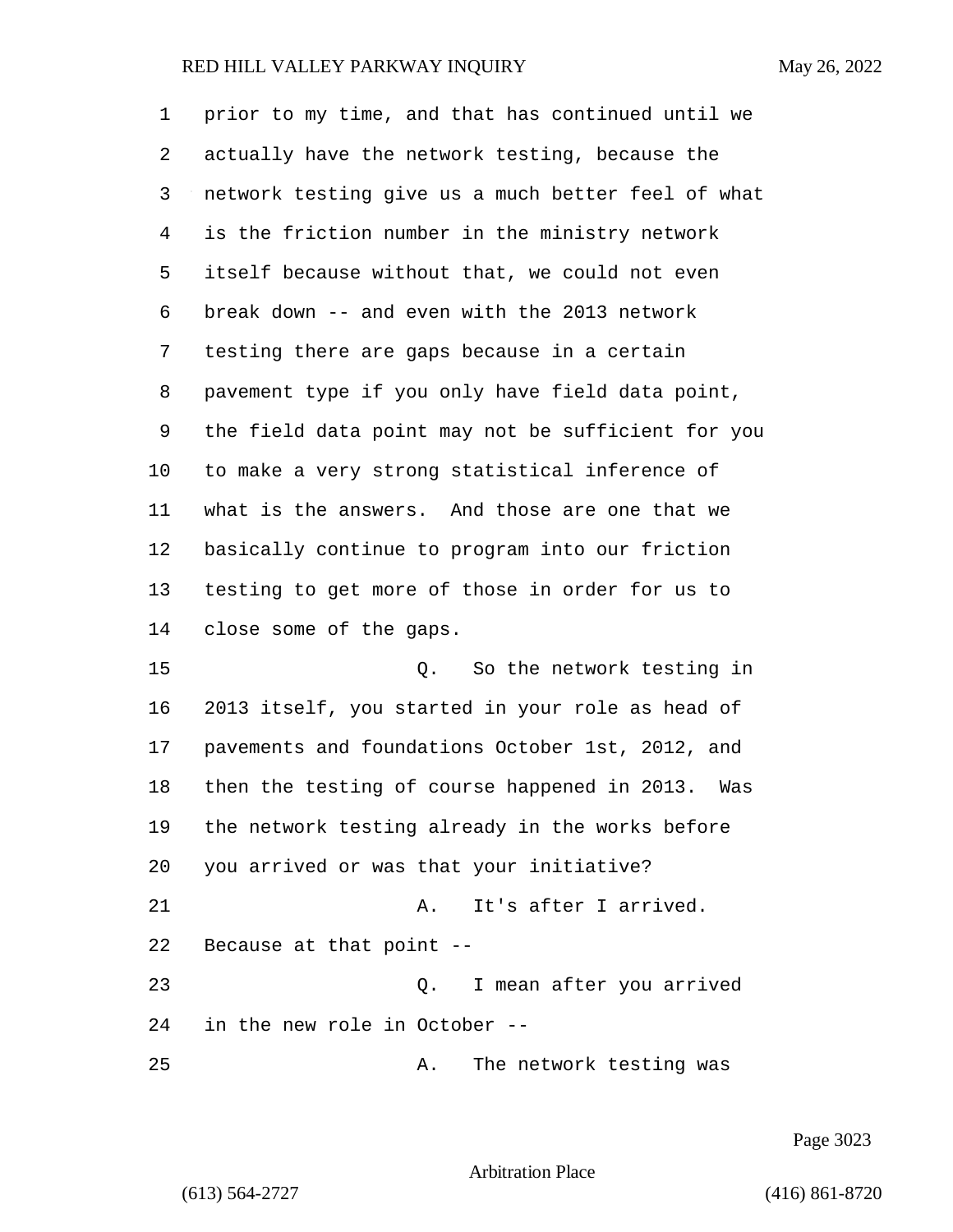prior to my time, and that has continued until we actually have the network testing, because the network testing give us a much better feel of what is the friction number in the ministry network itself because without that, we could not even break down -- and even with the 2013 network testing there are gaps because in a certain pavement type if you only have field data point, the field data point may not be sufficient for you to make a very strong statistical inference of what is the answers. And those are one that we basically continue to program into our friction testing to get more of those in order for us to close some of the gaps.

Q. So the network testing in 2013 itself, you started in your role as head of pavements and foundations October 1st, 2012, and then the testing of course happened in 2013. Was the network testing already in the works before you arrived or was that your initiative?

A. It's after I arrived. Because at that point --

Q. I mean after you arrived in the new role in October --

A. The network testing was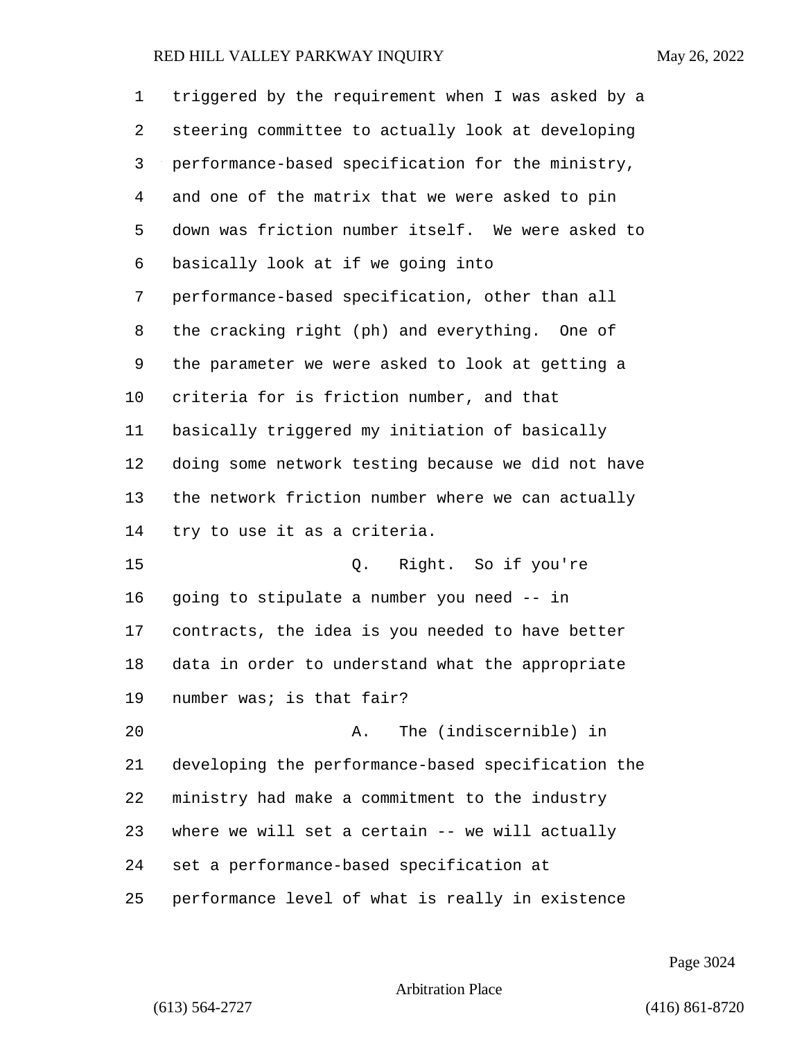triggered by the requirement when I was asked by a steering committee to actually look at developing performance-based specification for the ministry, and one of the matrix that we were asked to pin down was friction number itself. We were asked to basically look at if we going into performance-based specification, other than all the cracking right (ph) and everything. One of the parameter we were asked to look at getting a criteria for is friction number, and that basically triggered my initiation of basically doing some network testing because we did not have the network friction number where we can actually try to use it as a criteria.

Q. Right. So if you're going to stipulate a number you need -- in contracts, the idea is you needed to have better data in order to understand what the appropriate number was; is that fair?

A. The (indiscernible) in developing the performance-based specification the ministry had make a commitment to the industry where we will set a certain -- we will actually set a performance-based specification at performance level of what is really in existence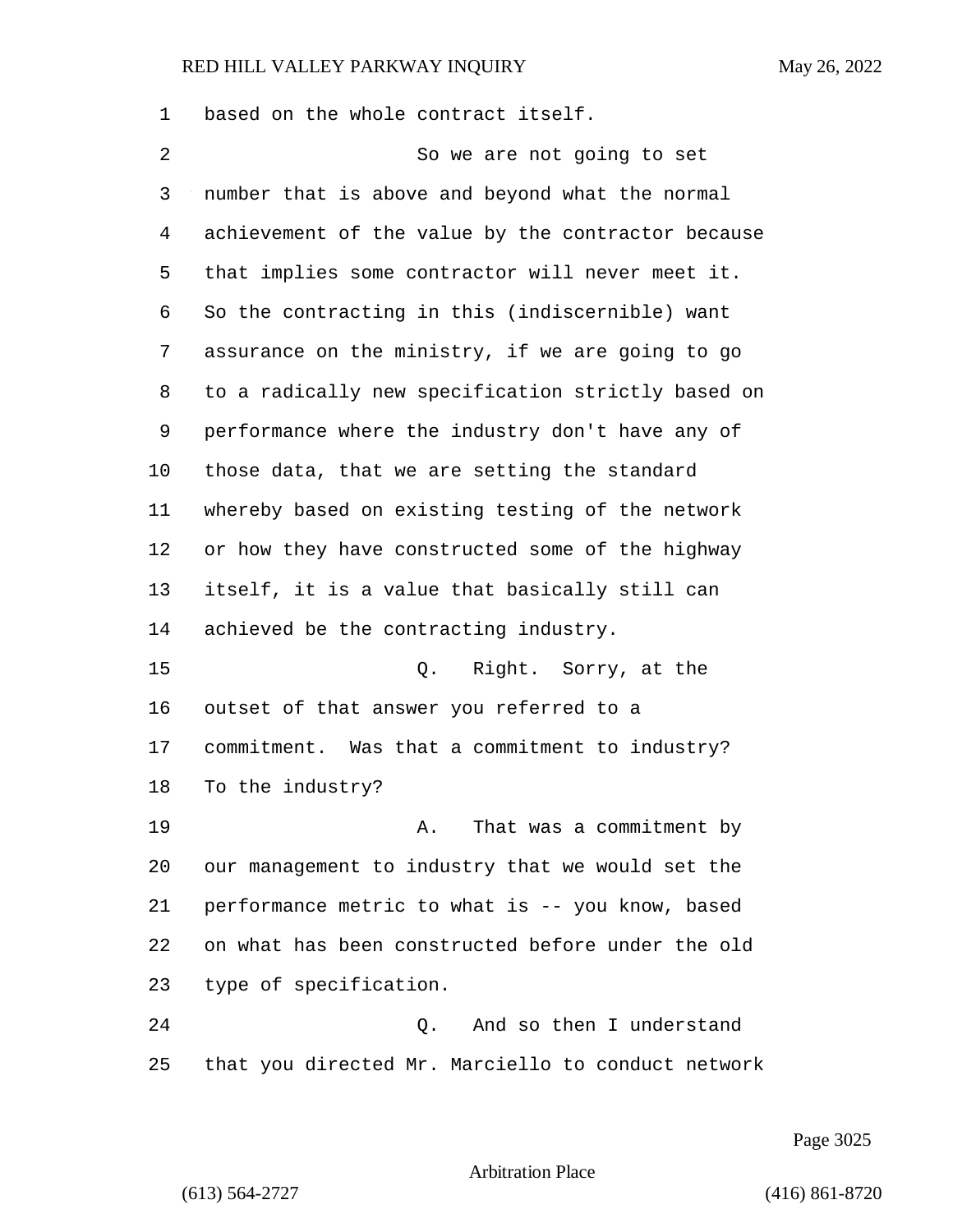based on the whole contract itself.

So we are not going to set number that is above and beyond what the normal achievement of the value by the contractor because that implies some contractor will never meet it. So the contracting in this (indiscernible) want assurance on the ministry, if we are going to go to a radically new specification strictly based on performance where the industry don't have any of those data, that we are setting the standard whereby based on existing testing of the network or how they have constructed some of the highway itself, it is a value that basically still can achieved be the contracting industry.

Q. Right. Sorry, at the outset of that answer you referred to a commitment. Was that a commitment to industry? To the industry?

A. That was a commitment by our management to industry that we would set the performance metric to what is -- you know, based on what has been constructed before under the old type of specification.

Q. And so then I understand that you directed Mr. Marciello to conduct network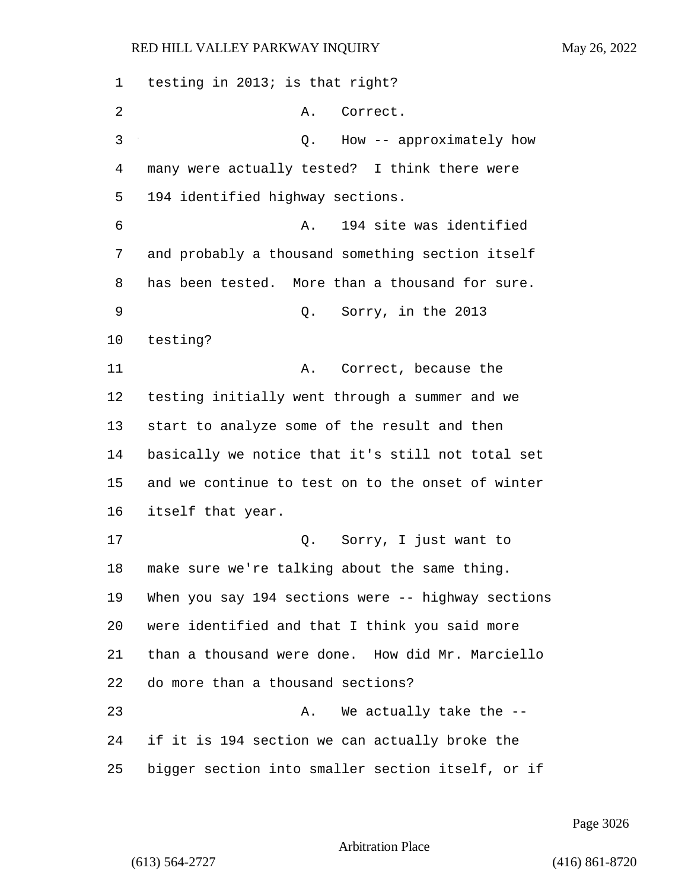1 testing in 2013; is that right?

2 A. Correct.

3 Q. How -- approximately how

4 many were actually tested? I think there were

5 194 identified highway sections.

6 A. 194 site was identified

7 and probably a thousand something section itself

8 has been tested. More than a thousand for sure.

9 Q. Sorry, in the 2013

10 testing?

11 A. Correct, because the

12 testing initially went through a summer and we

13 start to analyze some of the result and then

14 basically we notice that it's still not total set

15 and we continue to test on to the onset of winter

16 itself that year.

17 Q. Sorry, I just want to

18 make sure we're talking about the same thing.

19 When you say 194 sections were -- highway sections

20 were identified and that I think you said more

21 than a thousand were done. How did Mr. Marciello

22 do more than a thousand sections?

23 A. We actually take the --

24 if it is 194 section we can actually broke the

25 bigger section into smaller section itself, or if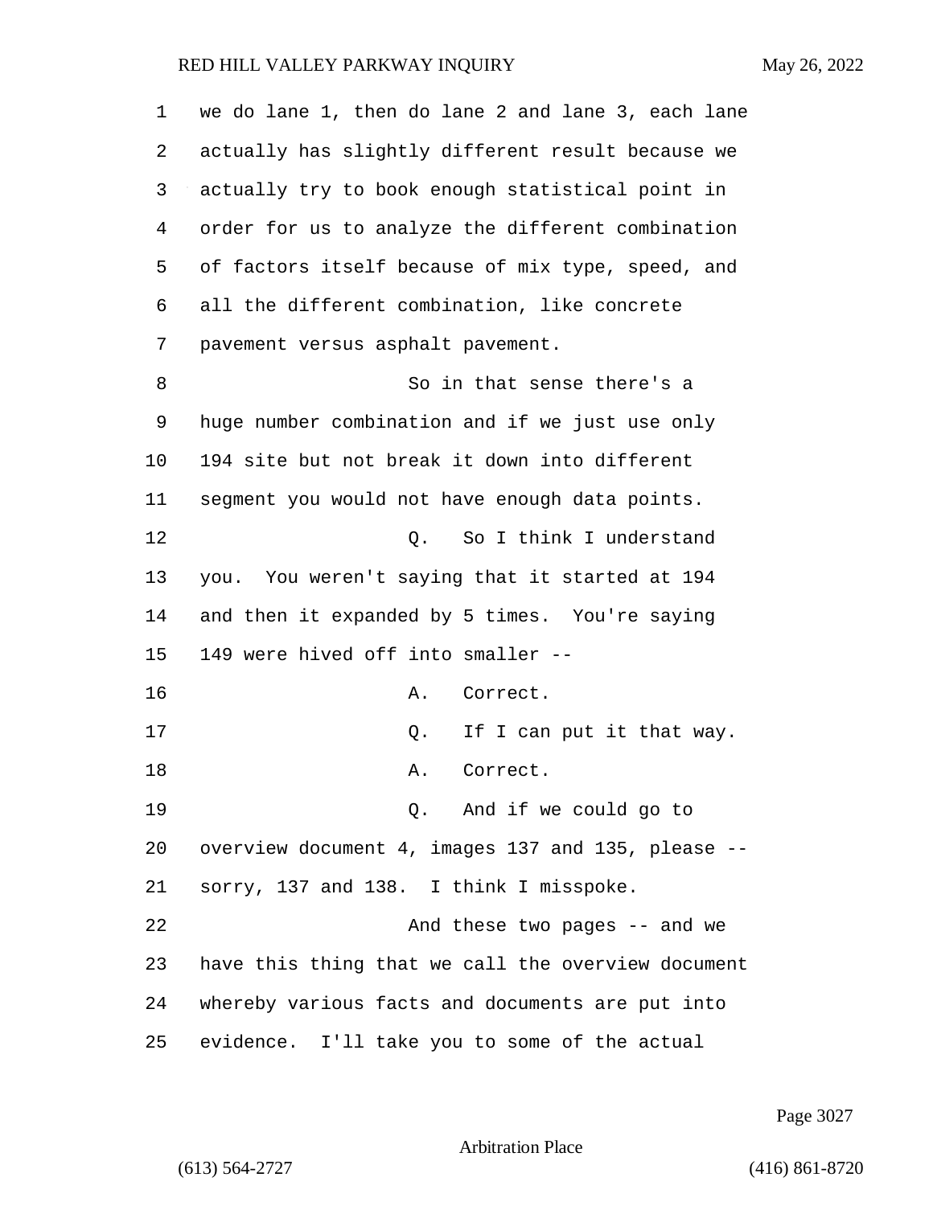we do lane 1, then do lane 2 and lane 3, each lane actually has slightly different result because we actually try to book enough statistical point in order for us to analyze the different combination of factors itself because of mix type, speed, and all the different combination, like concrete pavement versus asphalt pavement.

So in that sense there's a huge number combination and if we just use only 194 site but not break it down into different segment you would not have enough data points.

Q. So I think I understand you. You weren't saying that it started at 194 and then it expanded by 5 times. You're saying 149 were hived off into smaller --

A. Correct.

Q. If I can put it that way.

A. Correct.

Q. And if we could go to overview document 4, images 137 and 135, please -- sorry, 137 and 138. I think I misspoke.

And these two pages -- and we have this thing that we call the overview document whereby various facts and documents are put into evidence. I'll take you to some of the actual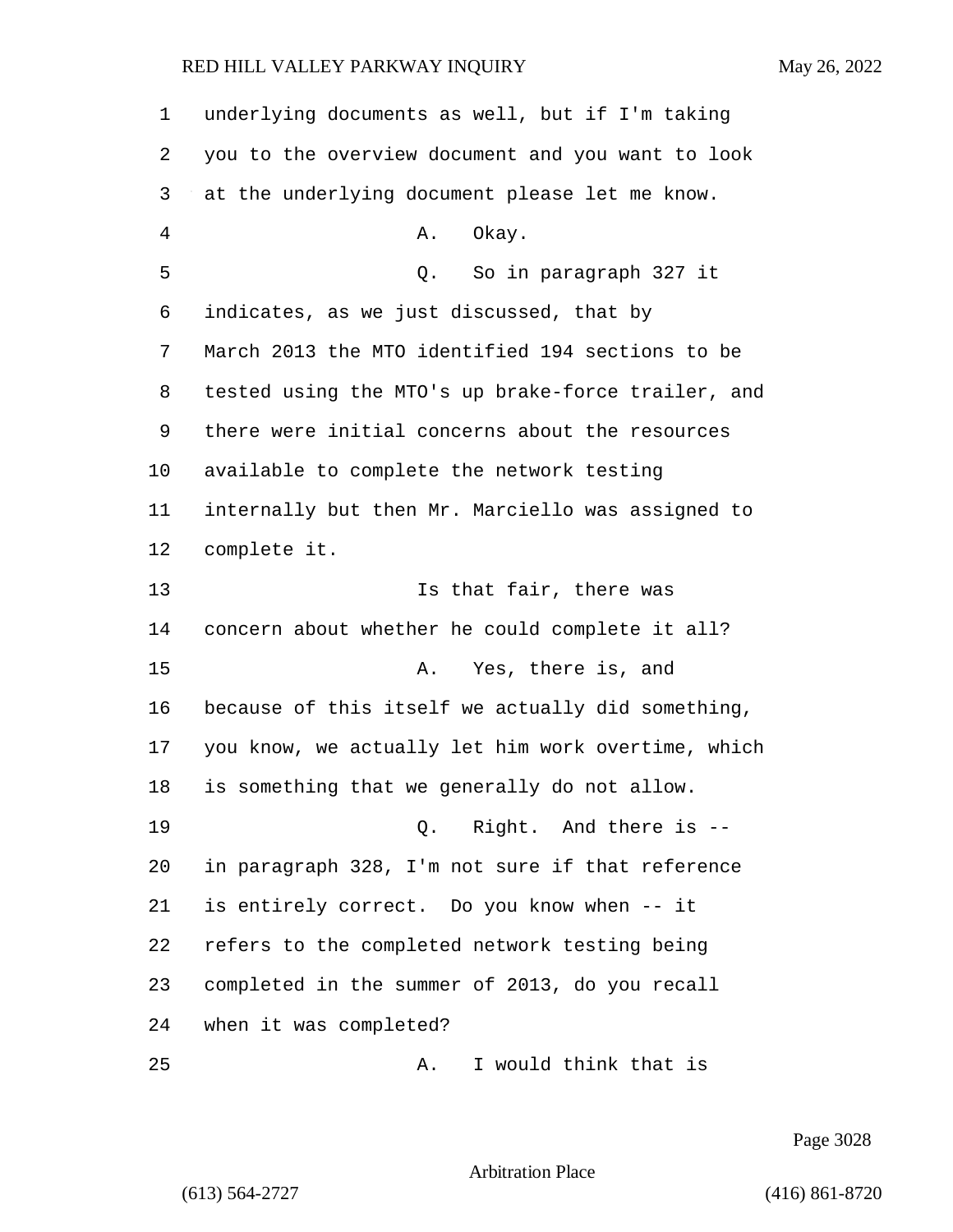underlying documents as well, but if I'm taking you to the overview document and you want to look at the underlying document please let me know.

A. Okay.

Q. So in paragraph 327 it indicates, as we just discussed, that by March 2013 the MTO identified 194 sections to be tested using the MTO's up brake-force trailer, and there were initial concerns about the resources available to complete the network testing internally but then Mr. Marciello was assigned to complete it.

Is that fair, there was concern about whether he could complete it all?

A. Yes, there is, and because of this itself we actually did something, you know, we actually let him work overtime, which is something that we generally do not allow.

Q. Right. And there is -- in paragraph 328, I'm not sure if that reference is entirely correct. Do you know when -- it refers to the completed network testing being completed in the summer of 2013, do you recall when it was completed?

A. I would think that is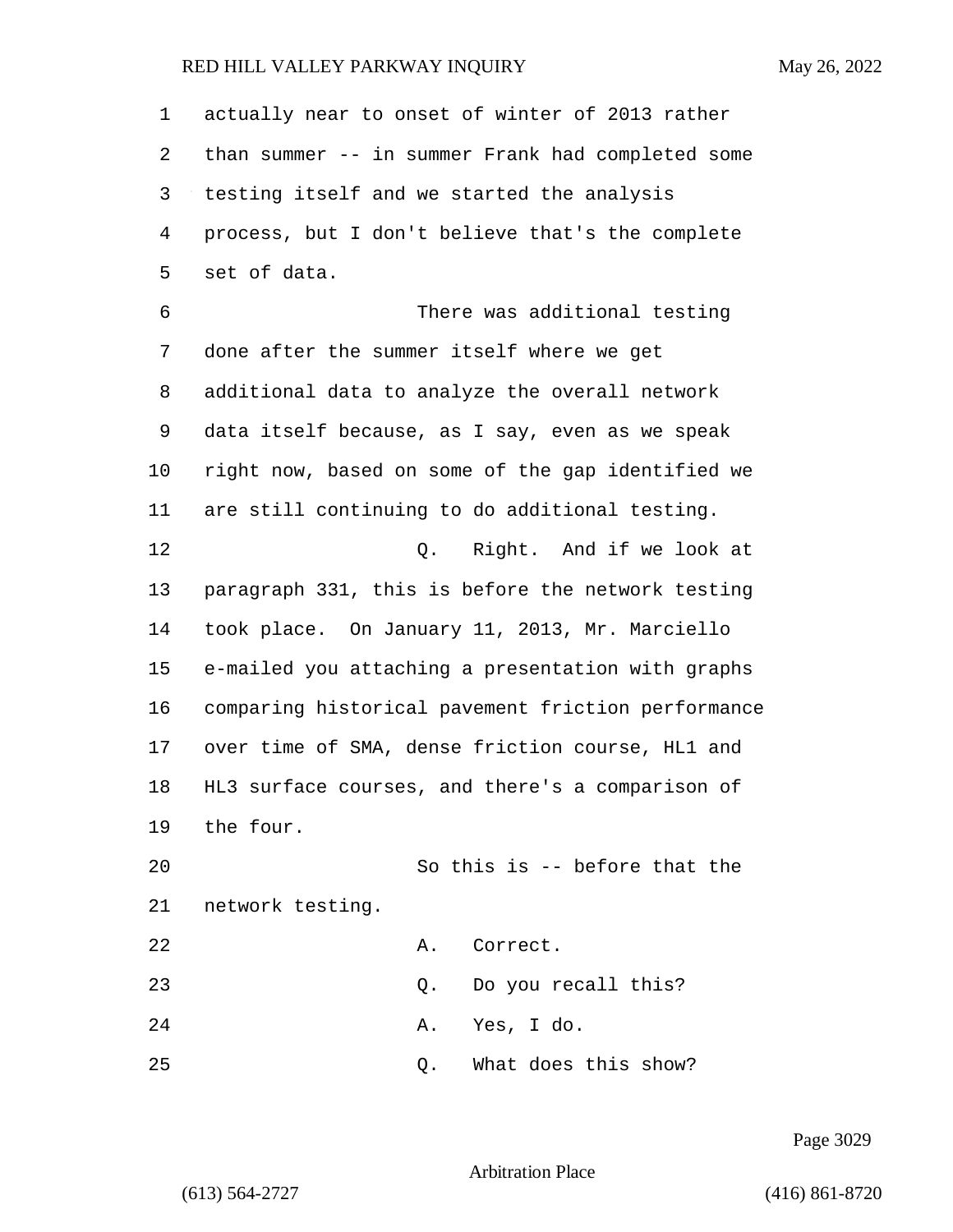actually near to onset of winter of 2013 rather than summer -- in summer Frank had completed some testing itself and we started the analysis process, but I don't believe that's the complete set of data.

There was additional testing done after the summer itself where we get additional data to analyze the overall network data itself because, as I say, even as we speak right now, based on some of the gap identified we are still continuing to do additional testing.

Q. Right. And if we look at paragraph 331, this is before the network testing took place. On January 11, 2013, Mr. Marciello e-mailed you attaching a presentation with graphs comparing historical pavement friction performance over time of SMA, dense friction course, HL1 and HL3 surface courses, and there's a comparison of the four.

So this is -- before that the network testing.

A. Correct.

Q. Do you recall this?

A. Yes, I do.

Q. What does this show?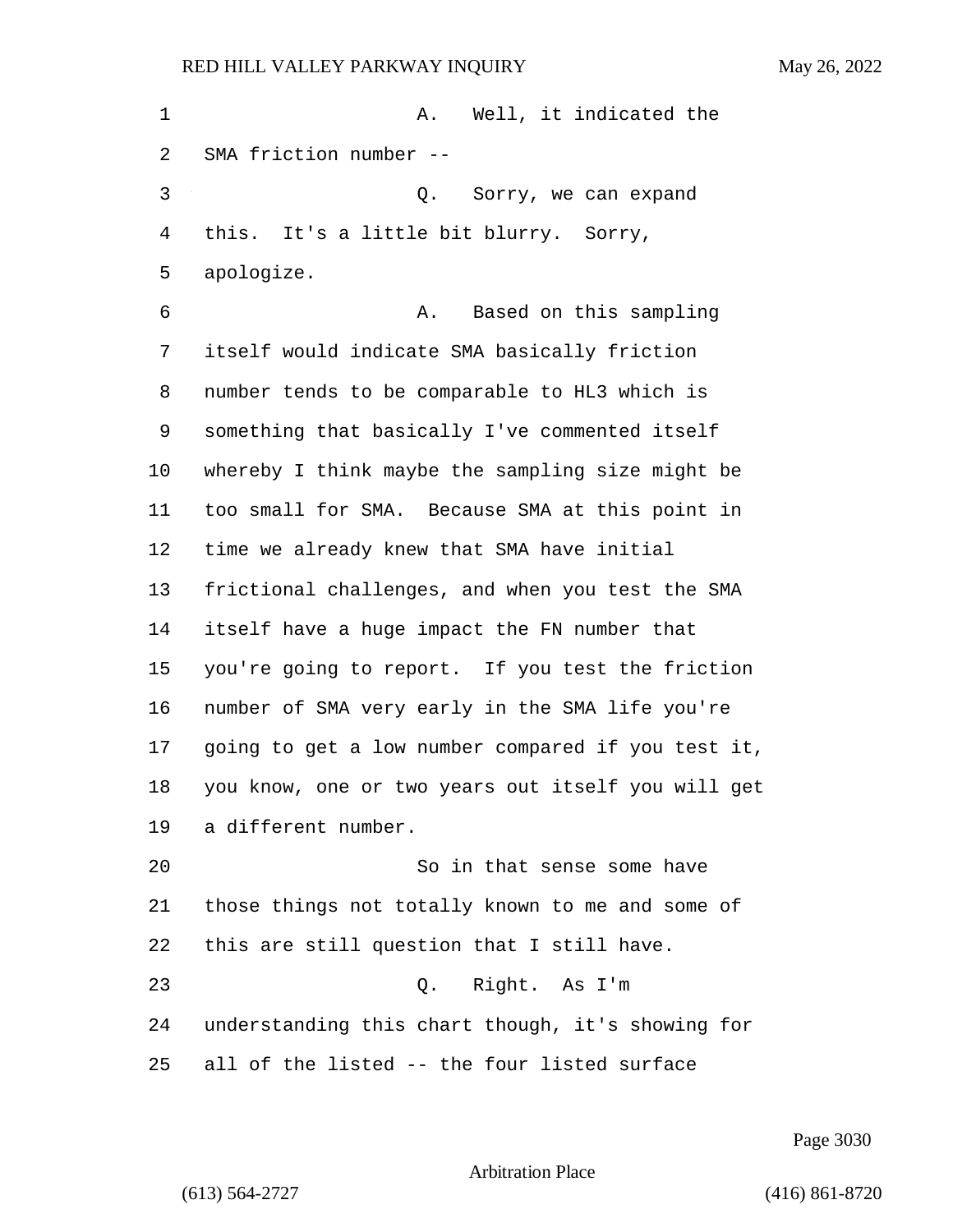A. Well, it indicated the SMA friction number --

Q. Sorry, we can expand this. It's a little bit blurry. Sorry, apologize.

A. Based on this sampling itself would indicate SMA basically friction number tends to be comparable to HL3 which is something that basically I've commented itself whereby I think maybe the sampling size might be too small for SMA. Because SMA at this point in time we already knew that SMA have initial frictional challenges, and when you test the SMA itself have a huge impact the FN number that you're going to report. If you test the friction number of SMA very early in the SMA life you're going to get a low number compared if you test it, you know, one or two years out itself you will get a different number.

So in that sense some have those things not totally known to me and some of this are still question that I still have.

Q. Right. As I'm understanding this chart though, it's showing for all of the listed -- the four listed surface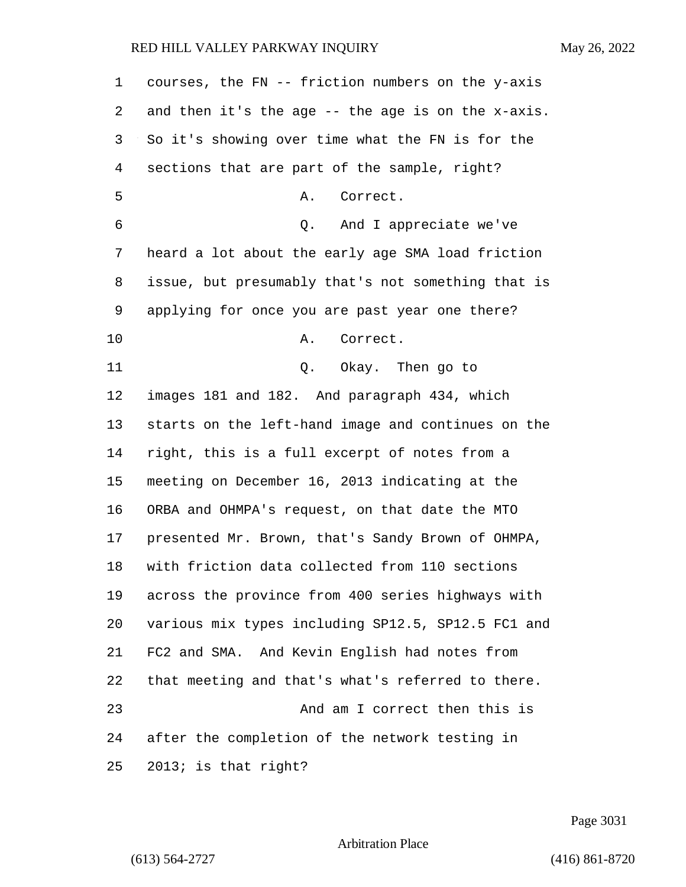courses, the FN -- friction numbers on the y-axis and then it's the age -- the age is on the x-axis. So it's showing over time what the FN is for the sections that are part of the sample, right?

A. Correct.

Q. And I appreciate we've heard a lot about the early age SMA load friction issue, but presumably that's not something that is applying for once you are past year one there?

A. Correct.

Q. Okay. Then go to images 181 and 182. And paragraph 434, which starts on the left-hand image and continues on the right, this is a full excerpt of notes from a meeting on December 16, 2013 indicating at the ORBA and OHMPA's request, on that date the MTO presented Mr. Brown, that's Sandy Brown of OHMPA, with friction data collected from 110 sections across the province from 400 series highways with various mix types including SP12.5, SP12.5 FC1 and FC2 and SMA. And Kevin English had notes from that meeting and that's what's referred to there.

And am I correct then this is after the completion of the network testing in 2013; is that right?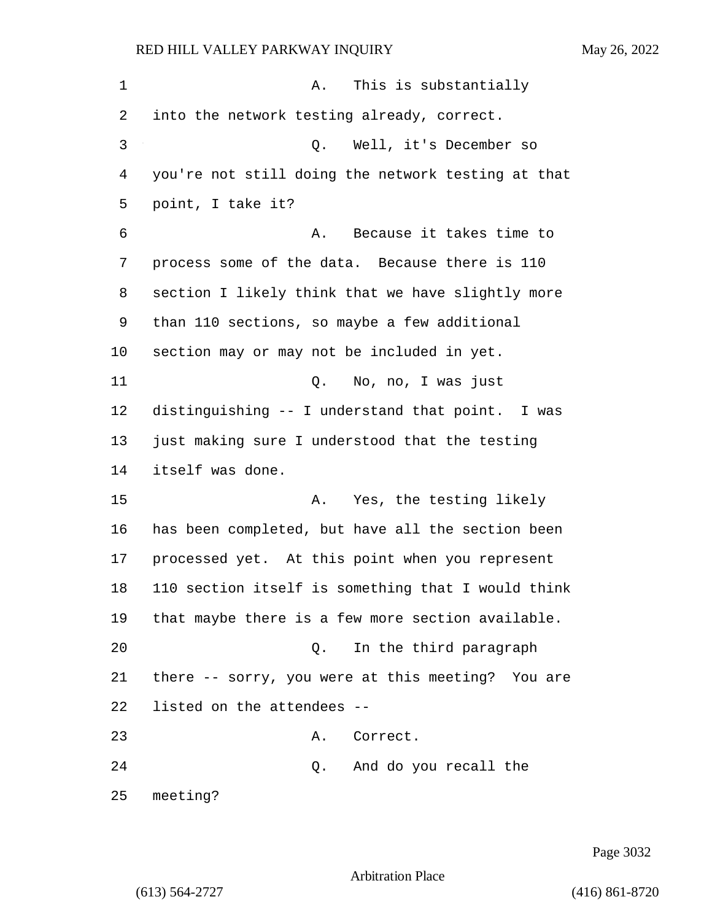A. This is substantially into the network testing already, correct.

Q. Well, it's December so you're not still doing the network testing at that point, I take it?

A. Because it takes time to process some of the data. Because there is 110 section I likely think that we have slightly more than 110 sections, so maybe a few additional section may or may not be included in yet.

Q. No, no, I was just distinguishing -- I understand that point. I was just making sure I understood that the testing itself was done.

A. Yes, the testing likely has been completed, but have all the section been processed yet. At this point when you represent 110 section itself is something that I would think that maybe there is a few more section available.

Q. In the third paragraph there -- sorry, you were at this meeting? You are listed on the attendees --

A. Correct.

Q. And do you recall the meeting?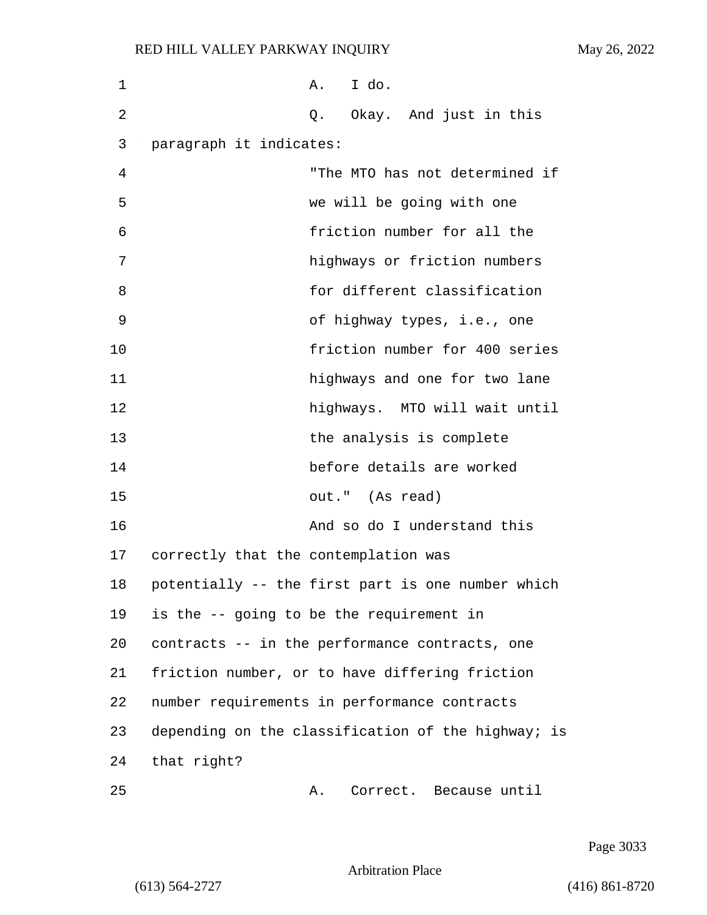A. I do.

Q. Okay. And just in this paragraph it indicates:

"The MTO has not determined if we will be going with one friction number for all the highways or friction numbers for different classification of highway types, i.e., one friction number for 400 series highways and one for two lane highways. MTO will wait until the analysis is complete before details are worked out." (As read)

And so do I understand this correctly that the contemplation was potentially -- the first part is one number which is the -- going to be the requirement in contracts -- in the performance contracts, one friction number, or to have differing friction number requirements in performance contracts depending on the classification of the highway; is that right?

A. Correct. Because until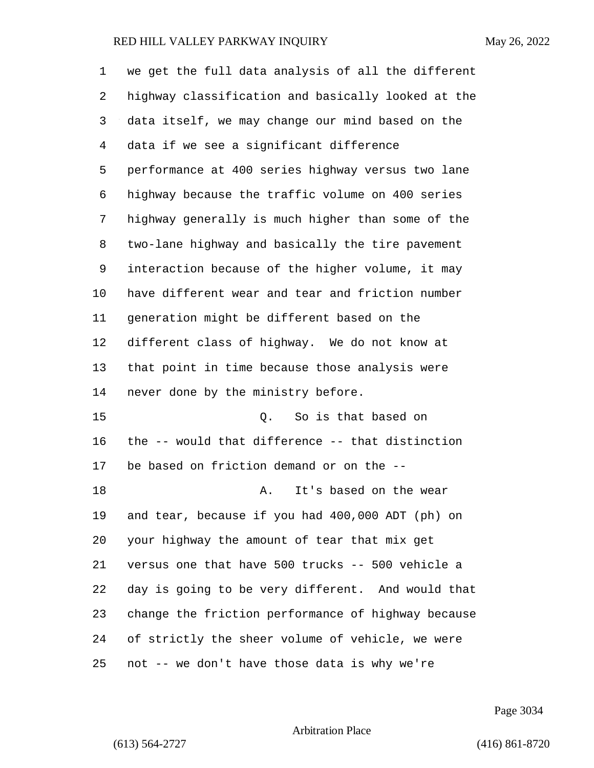1 we get the full data analysis of all the different
2 highway classification and basically looked at the
3 data itself, we may change our mind based on the
4 data if we see a significant difference
5 performance at 400 series highway versus two lane
6 highway because the traffic volume on 400 series
7 highway generally is much higher than some of the
8 two-lane highway and basically the tire pavement
9 interaction because of the higher volume, it may
10 have different wear and tear and friction number
11 generation might be different based on the
12 different class of highway. We do not know at
13 that point in time because those analysis were
14 never done by the ministry before.

15 Q. So is that based on
16 the -- would that difference -- that distinction
17 be based on friction demand or on the --

18 A. It's based on the wear
19 and tear, because if you had 400,000 ADT (ph) on
20 your highway the amount of tear that mix get
21 versus one that have 500 trucks -- 500 vehicle a
22 day is going to be very different. And would that
23 change the friction performance of highway because
24 of strictly the sheer volume of vehicle, we were
25 not -- we don't have those data is why we're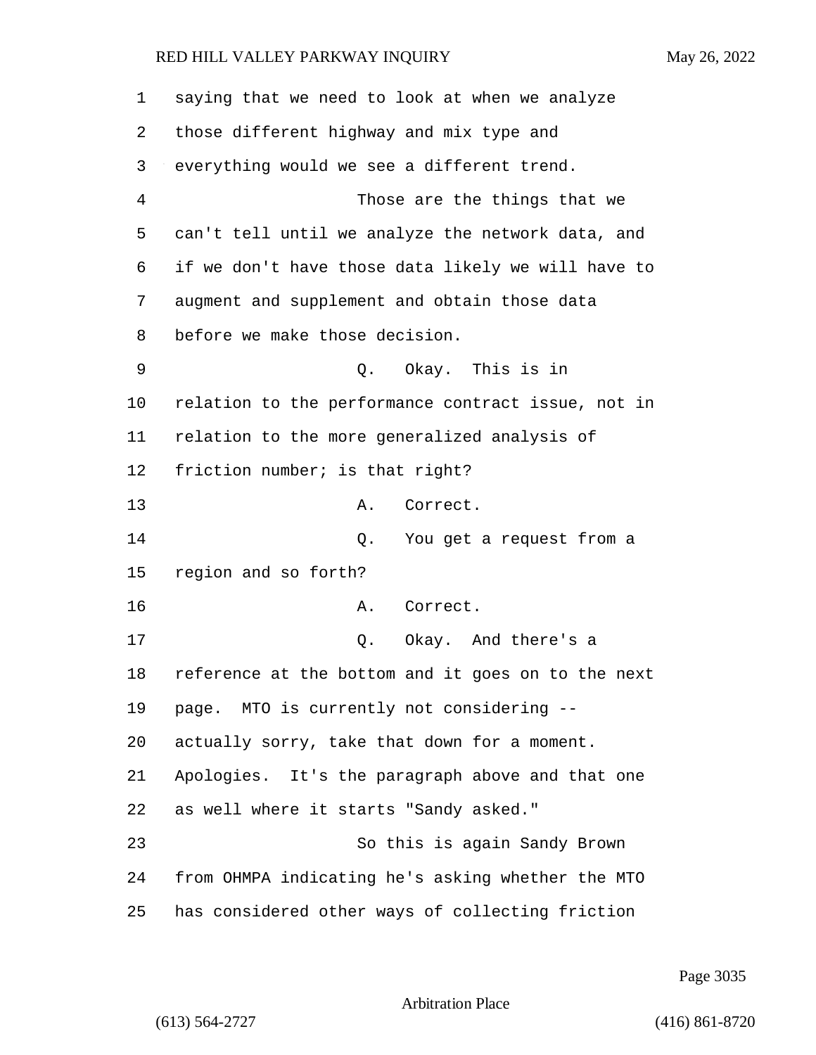saying that we need to look at when we analyze those different highway and mix type and everything would we see a different trend.

Those are the things that we can't tell until we analyze the network data, and if we don't have those data likely we will have to augment and supplement and obtain those data before we make those decision.

Q. Okay. This is in relation to the performance contract issue, not in relation to the more generalized analysis of friction number; is that right?

A. Correct.

Q. You get a request from a region and so forth?

A. Correct.

Q. Okay. And there's a reference at the bottom and it goes on to the next page. MTO is currently not considering -- actually sorry, take that down for a moment. Apologies. It's the paragraph above and that one as well where it starts "Sandy asked."

So this is again Sandy Brown from OHMPA indicating he's asking whether the MTO has considered other ways of collecting friction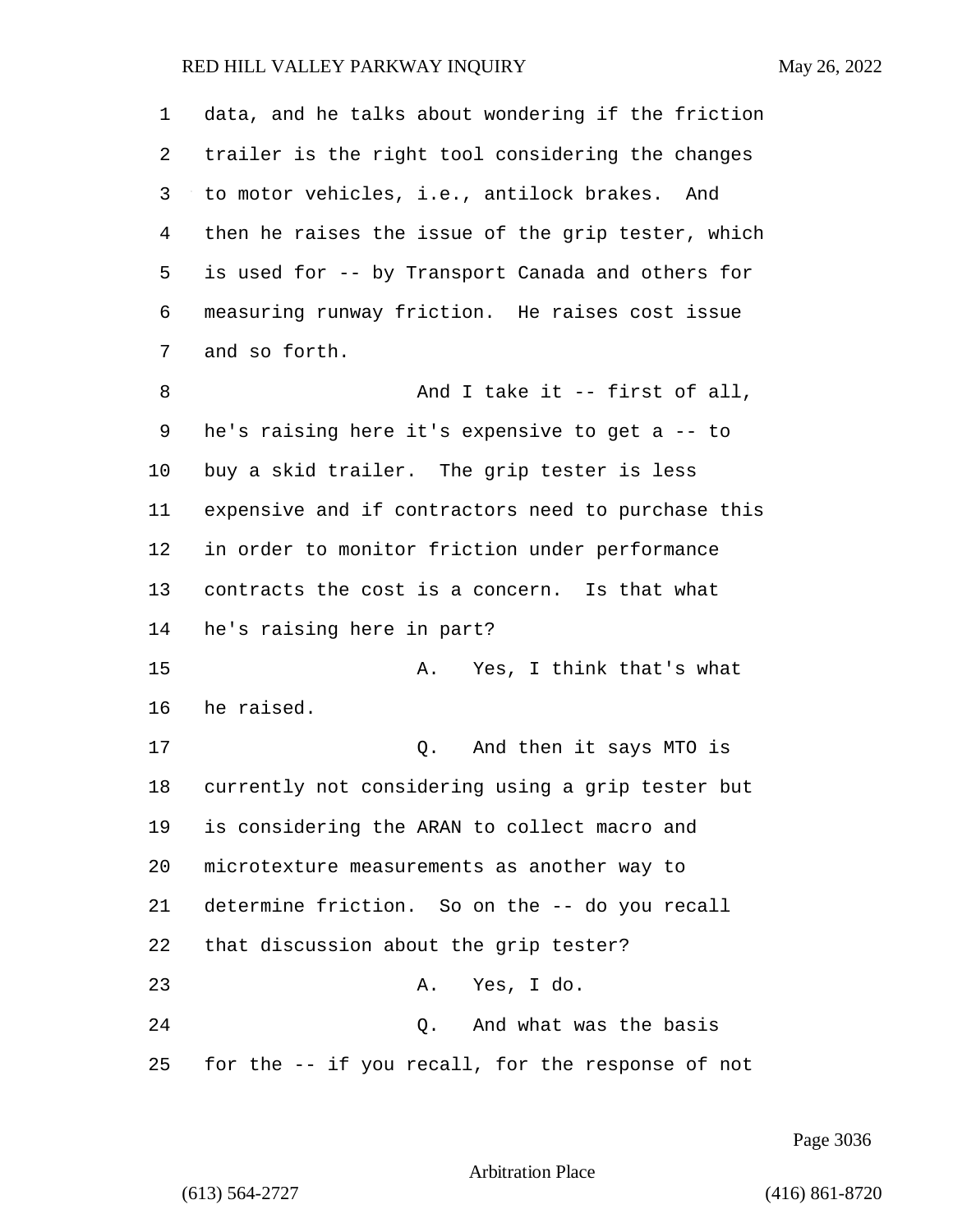data, and he talks about wondering if the friction trailer is the right tool considering the changes to motor vehicles, i.e., antilock brakes. And then he raises the issue of the grip tester, which is used for -- by Transport Canada and others for measuring runway friction. He raises cost issue and so forth.

And I take it -- first of all, he's raising here it's expensive to get a -- to buy a skid trailer. The grip tester is less expensive and if contractors need to purchase this in order to monitor friction under performance contracts the cost is a concern. Is that what he's raising here in part?

A. Yes, I think that's what he raised.

Q. And then it says MTO is currently not considering using a grip tester but is considering the ARAN to collect macro and microtexture measurements as another way to determine friction. So on the -- do you recall that discussion about the grip tester?

A. Yes, I do.

Q. And what was the basis for the -- if you recall, for the response of not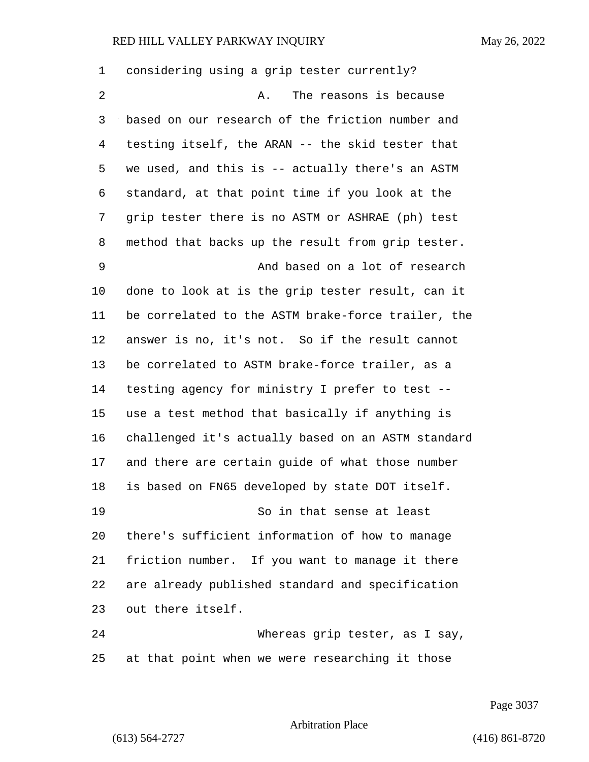considering using a grip tester currently?

A. The reasons is because based on our research of the friction number and testing itself, the ARAN -- the skid tester that we used, and this is -- actually there's an ASTM standard, at that point time if you look at the grip tester there is no ASTM or ASHRAE (ph) test method that backs up the result from grip tester.

And based on a lot of research done to look at is the grip tester result, can it be correlated to the ASTM brake-force trailer, the answer is no, it's not. So if the result cannot be correlated to ASTM brake-force trailer, as a testing agency for ministry I prefer to test -- use a test method that basically if anything is challenged it's actually based on an ASTM standard and there are certain guide of what those number is based on FN65 developed by state DOT itself.

So in that sense at least there's sufficient information of how to manage friction number. If you want to manage it there are already published standard and specification out there itself.

Whereas grip tester, as I say, at that point when we were researching it those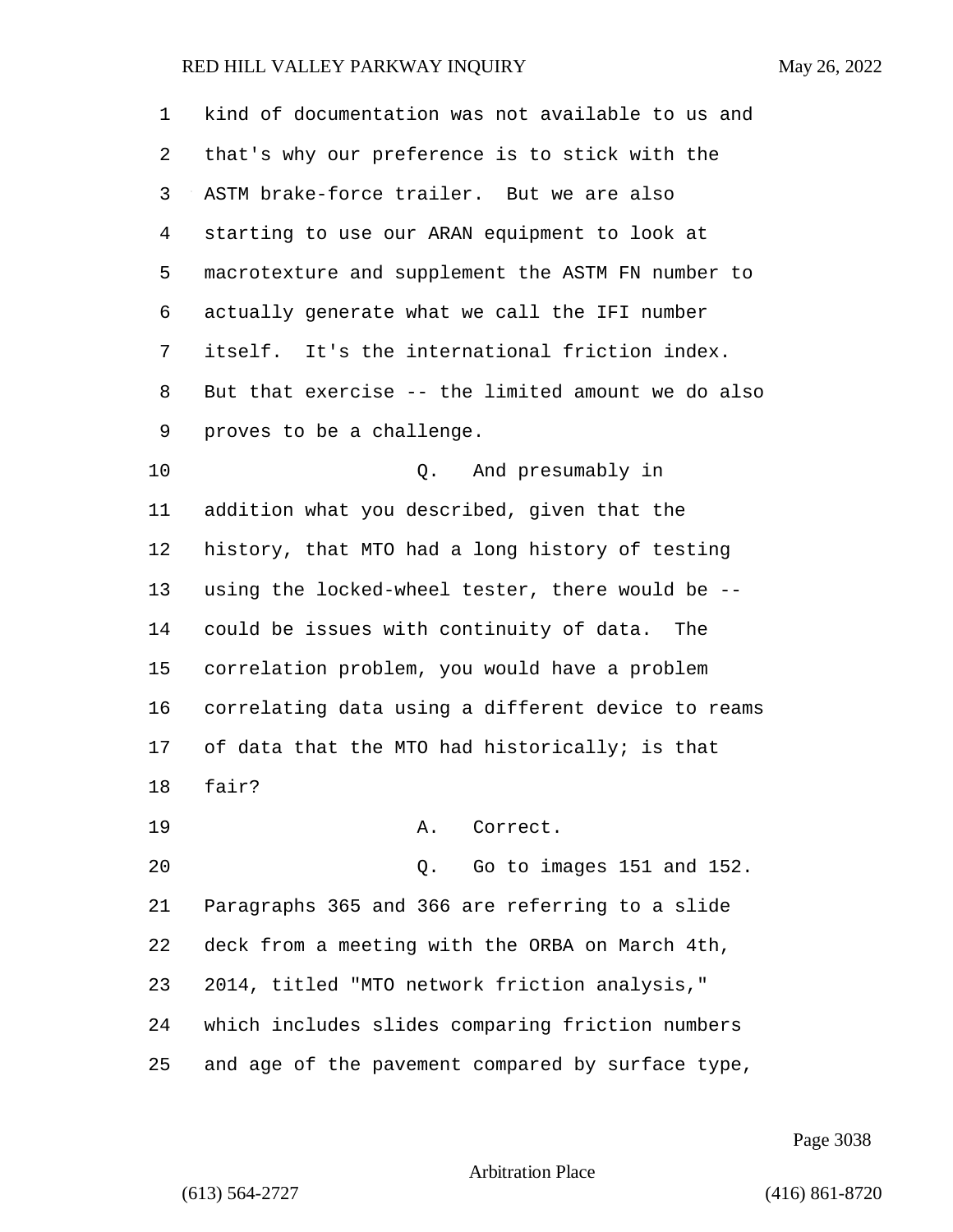kind of documentation was not available to us and that's why our preference is to stick with the ASTM brake-force trailer. But we are also starting to use our ARAN equipment to look at macrotexture and supplement the ASTM FN number to actually generate what we call the IFI number itself. It's the international friction index. But that exercise -- the limited amount we do also proves to be a challenge.

Q. And presumably in addition what you described, given that the history, that MTO had a long history of testing using the locked-wheel tester, there would be -- could be issues with continuity of data. The correlation problem, you would have a problem correlating data using a different device to reams of data that the MTO had historically; is that fair?

A. Correct.

Q. Go to images 151 and 152. Paragraphs 365 and 366 are referring to a slide deck from a meeting with the ORBA on March 4th, 2014, titled "MTO network friction analysis," which includes slides comparing friction numbers and age of the pavement compared by surface type,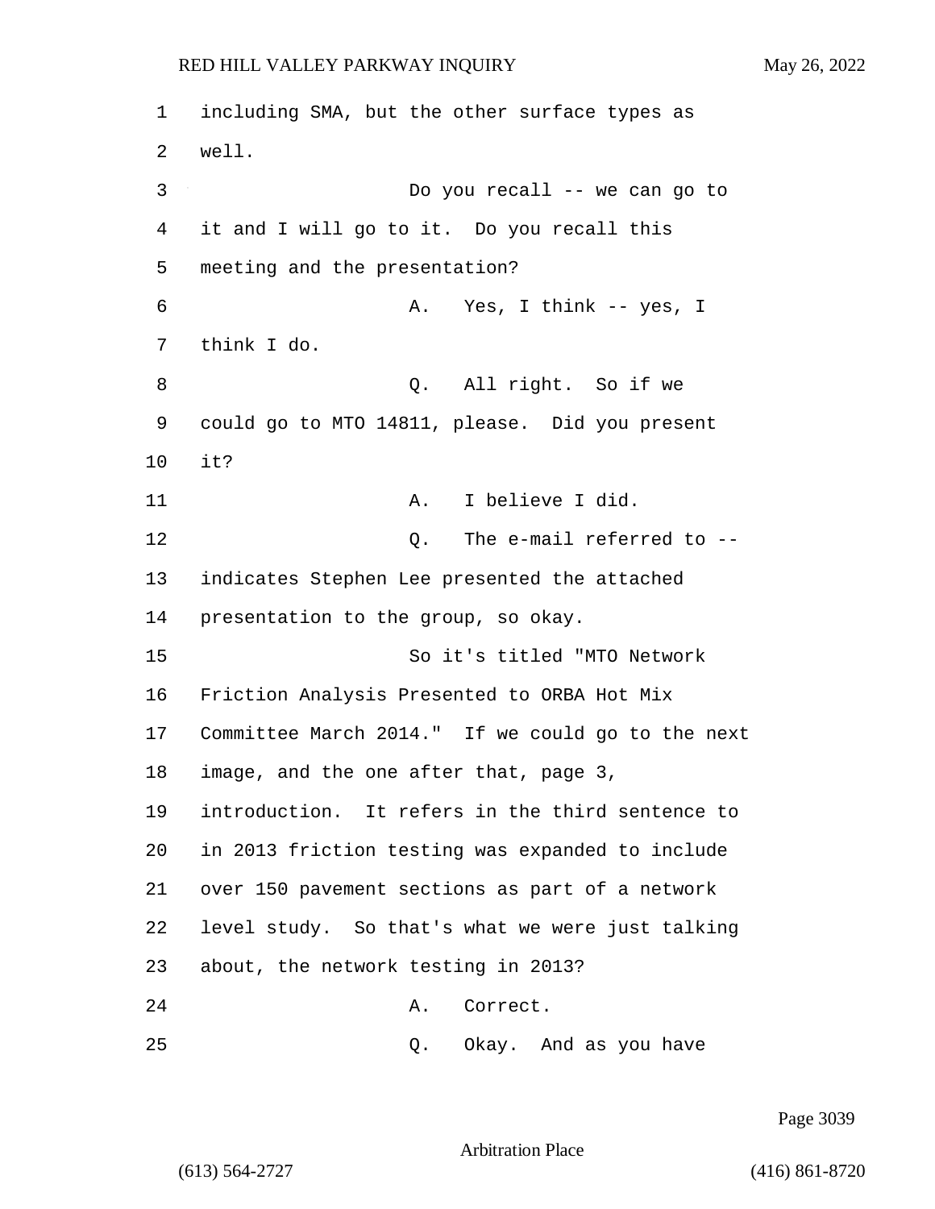1 including SMA, but the other surface types as
2 well.
3 Do you recall -- we can go to
4 it and I will go to it. Do you recall this
5 meeting and the presentation?
6 A. Yes, I think -- yes, I
7 think I do.
8 Q. All right. So if we
9 could go to MTO 14811, please. Did you present
10 it?
11 A. I believe I did.
12 Q. The e-mail referred to --
13 indicates Stephen Lee presented the attached
14 presentation to the group, so okay.
15 So it's titled "MTO Network
16 Friction Analysis Presented to ORBA Hot Mix
17 Committee March 2014." If we could go to the next
18 image, and the one after that, page 3,
19 introduction. It refers in the third sentence to
20 in 2013 friction testing was expanded to include
21 over 150 pavement sections as part of a network
22 level study. So that's what we were just talking
23 about, the network testing in 2013?
24 A. Correct.
25 Q. Okay. And as you have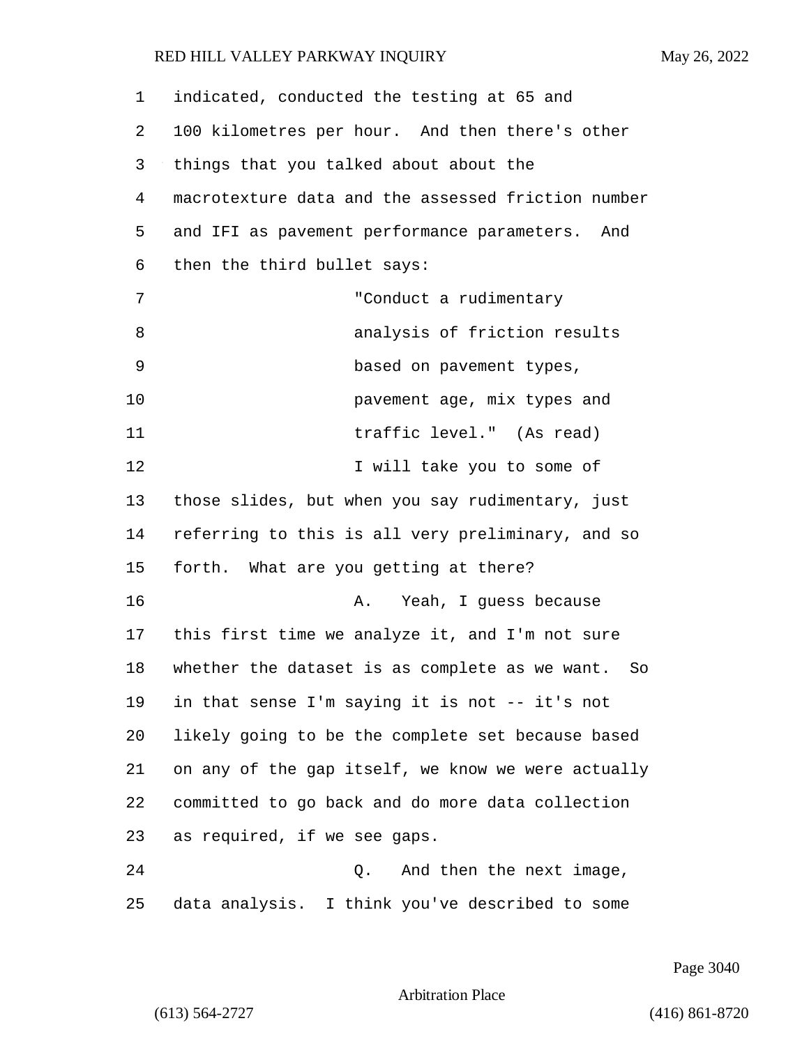indicated, conducted the testing at 65 and 100 kilometres per hour. And then there's other things that you talked about about the macrotexture data and the assessed friction number and IFI as pavement performance parameters. And then the third bullet says:

> "Conduct a rudimentary analysis of friction results based on pavement types, pavement age, mix types and traffic level." (As read)

I will take you to some of those slides, but when you say rudimentary, just referring to this is all very preliminary, and so forth. What are you getting at there?

A. Yeah, I guess because this first time we analyze it, and I'm not sure whether the dataset is as complete as we want. So in that sense I'm saying it is not -- it's not likely going to be the complete set because based on any of the gap itself, we know we were actually committed to go back and do more data collection as required, if we see gaps.

Q. And then the next image, data analysis. I think you've described to some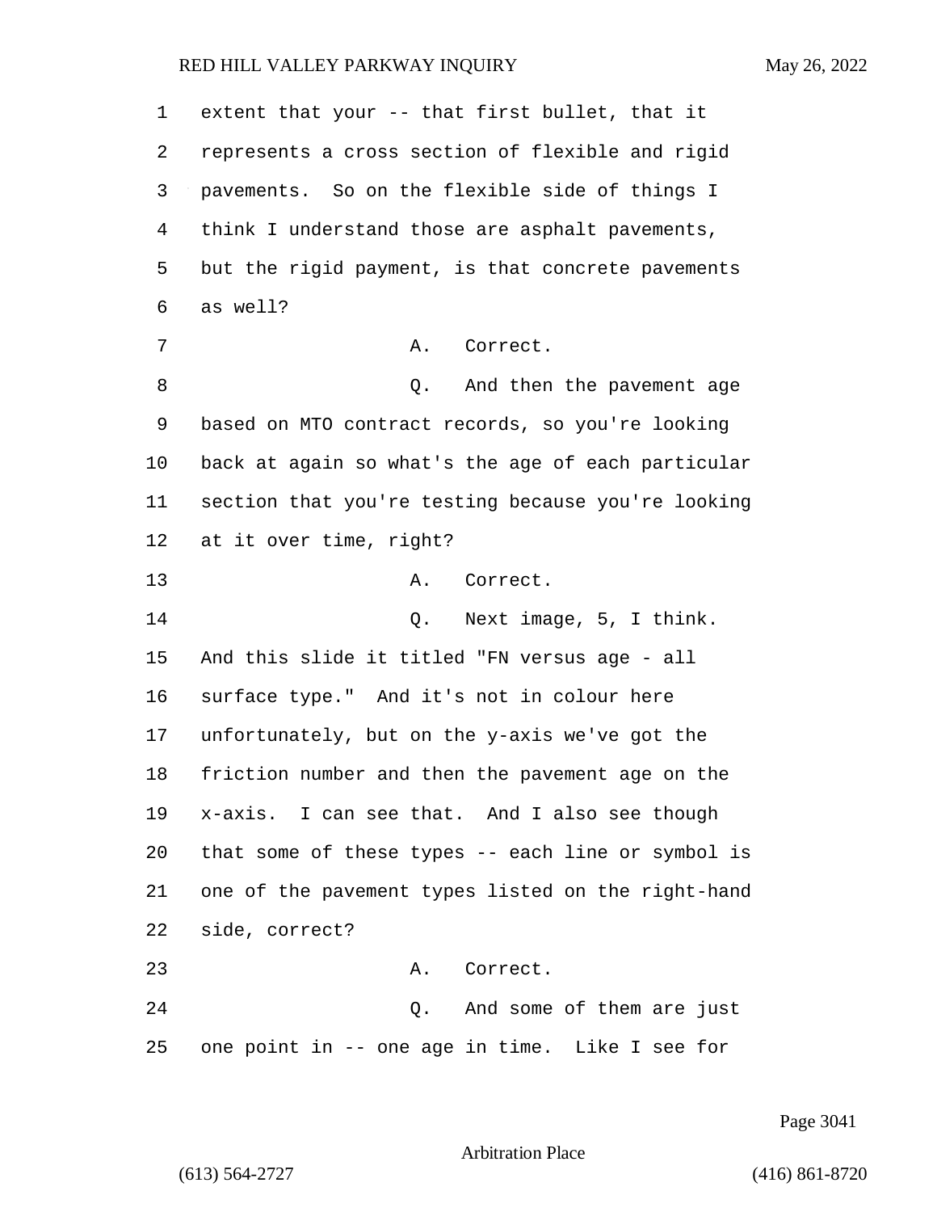extent that your -- that first bullet, that it represents a cross section of flexible and rigid pavements. So on the flexible side of things I think I understand those are asphalt pavements, but the rigid payment, is that concrete pavements as well?

A. Correct.

Q. And then the pavement age based on MTO contract records, so you're looking back at again so what's the age of each particular section that you're testing because you're looking at it over time, right?

A. Correct.

Q. Next image, 5, I think. And this slide it titled "FN versus age - all surface type." And it's not in colour here unfortunately, but on the y-axis we've got the friction number and then the pavement age on the x-axis. I can see that. And I also see though that some of these types -- each line or symbol is one of the pavement types listed on the right-hand side, correct?

A. Correct.

Q. And some of them are just one point in -- one age in time. Like I see for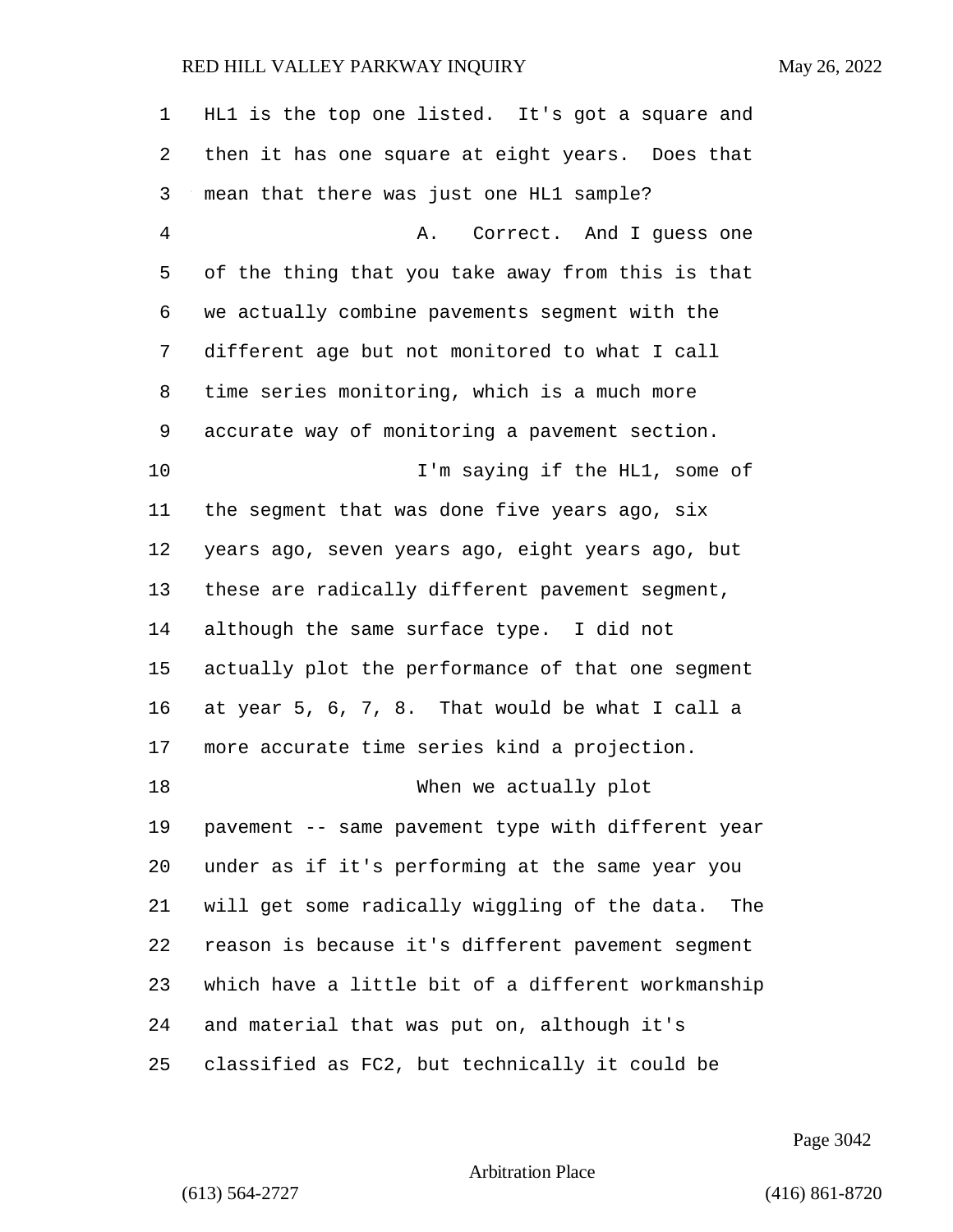HL1 is the top one listed. It's got a square and then it has one square at eight years. Does that mean that there was just one HL1 sample?

A. Correct. And I guess one of the thing that you take away from this is that we actually combine pavements segment with the different age but not monitored to what I call time series monitoring, which is a much more accurate way of monitoring a pavement section.

I'm saying if the HL1, some of the segment that was done five years ago, six years ago, seven years ago, eight years ago, but these are radically different pavement segment, although the same surface type. I did not actually plot the performance of that one segment at year 5, 6, 7, 8. That would be what I call a more accurate time series kind a projection.

When we actually plot pavement -- same pavement type with different year under as if it's performing at the same year you will get some radically wiggling of the data. The reason is because it's different pavement segment which have a little bit of a different workmanship and material that was put on, although it's classified as FC2, but technically it could be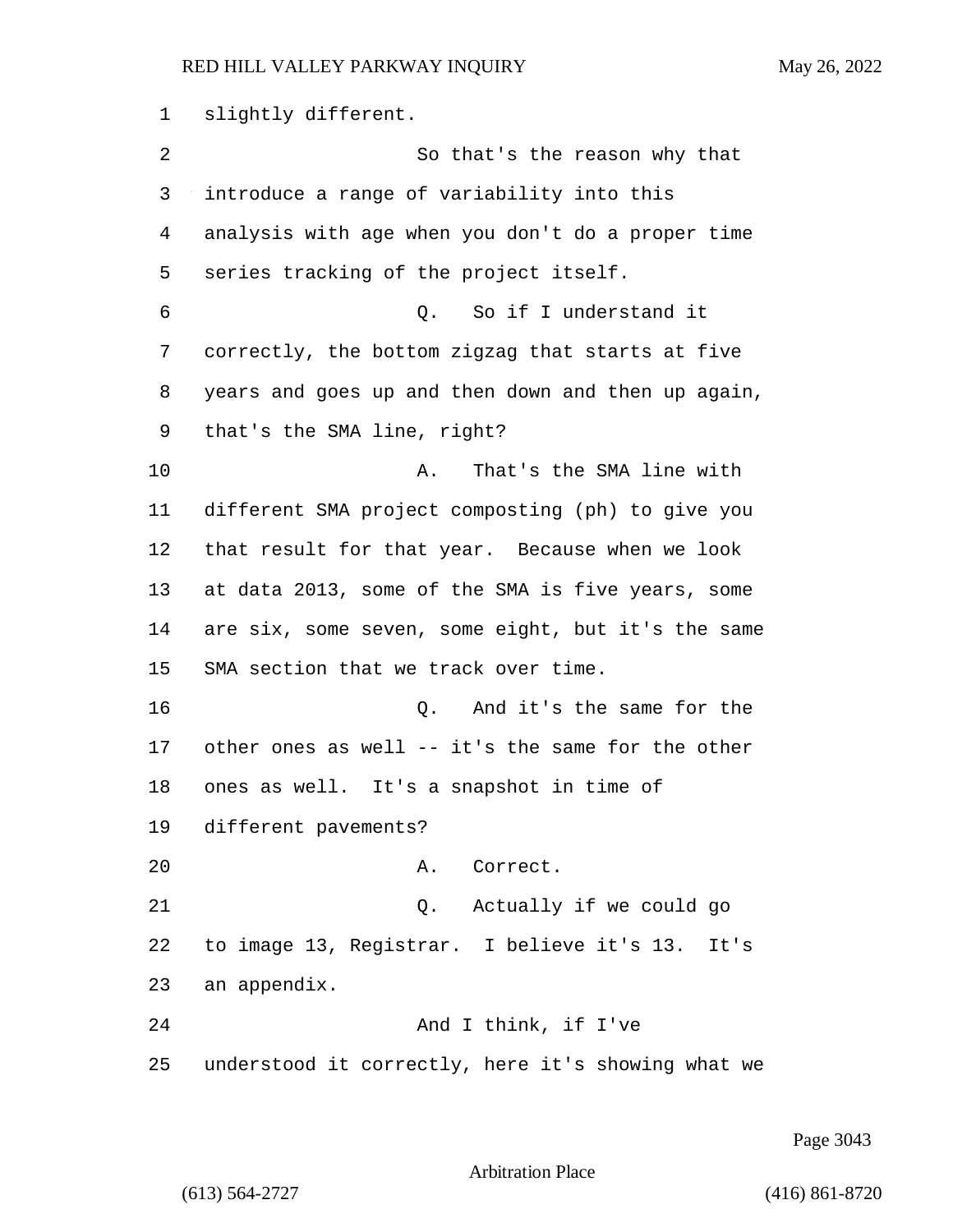slightly different.

So that's the reason why that introduce a range of variability into this analysis with age when you don't do a proper time series tracking of the project itself.

Q. So if I understand it correctly, the bottom zigzag that starts at five years and goes up and then down and then up again, that's the SMA line, right?

A. That's the SMA line with different SMA project composting (ph) to give you that result for that year. Because when we look at data 2013, some of the SMA is five years, some are six, some seven, some eight, but it's the same SMA section that we track over time.

Q. And it's the same for the other ones as well -- it's the same for the other ones as well. It's a snapshot in time of different pavements?

A. Correct.

Q. Actually if we could go to image 13, Registrar. I believe it's 13. It's an appendix.

And I think, if I've understood it correctly, here it's showing what we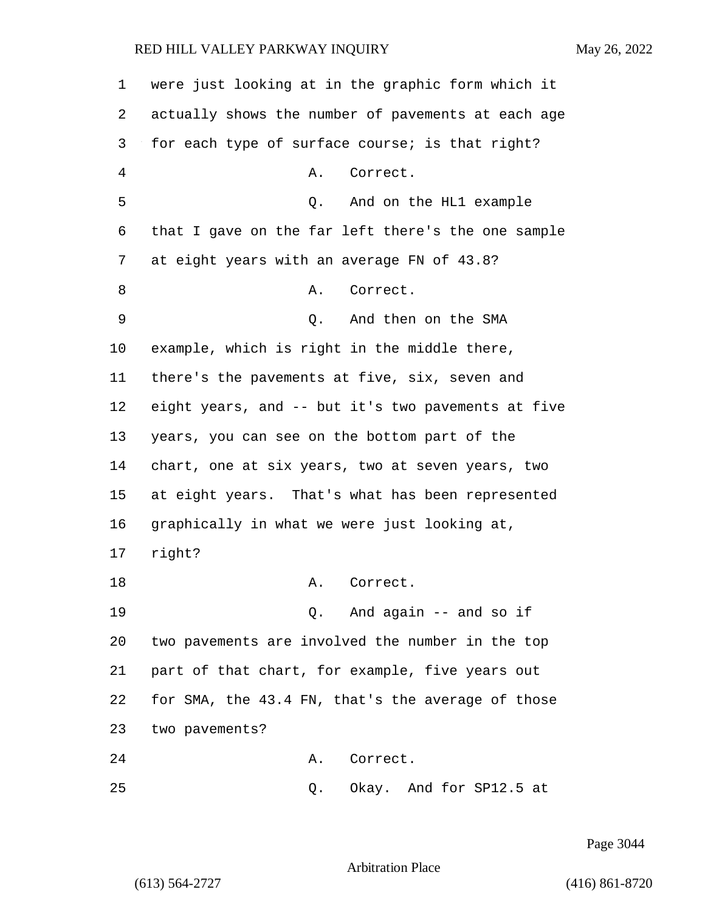were just looking at in the graphic form which it actually shows the number of pavements at each age for each type of surface course; is that right?

A. Correct.

Q. And on the HL1 example that I gave on the far left there's the one sample at eight years with an average FN of 43.8?

A. Correct.

Q. And then on the SMA example, which is right in the middle there, there's the pavements at five, six, seven and eight years, and -- but it's two pavements at five years, you can see on the bottom part of the chart, one at six years, two at seven years, two at eight years. That's what has been represented graphically in what we were just looking at, right?

A. Correct.

Q. And again -- and so if two pavements are involved the number in the top part of that chart, for example, five years out for SMA, the 43.4 FN, that's the average of those two pavements?

A. Correct.

Q. Okay. And for SP12.5 at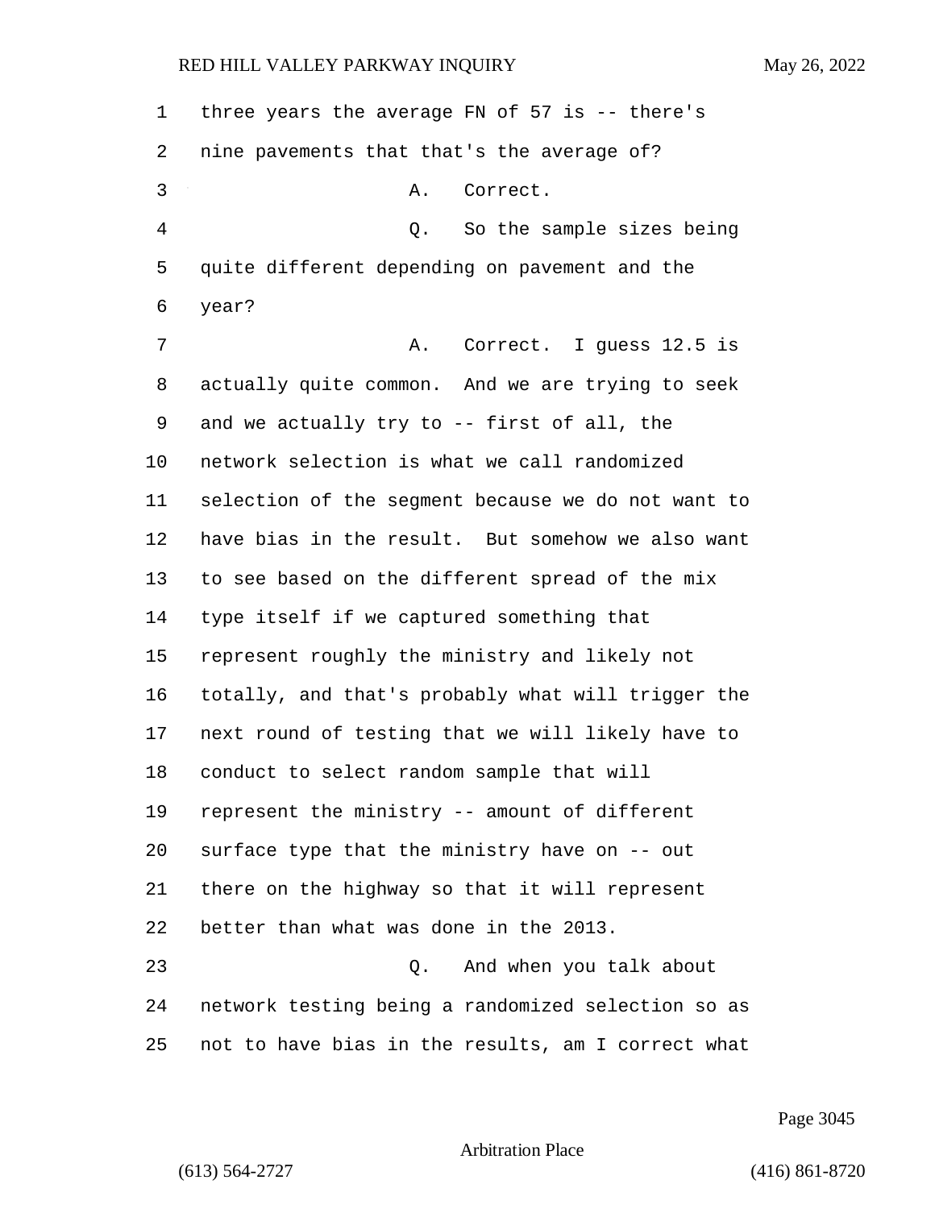three years the average FN of 57 is -- there's nine pavements that that's the average of?

A. Correct.

Q. So the sample sizes being quite different depending on pavement and the year?

A. Correct. I guess 12.5 is actually quite common. And we are trying to seek and we actually try to -- first of all, the network selection is what we call randomized selection of the segment because we do not want to have bias in the result. But somehow we also want to see based on the different spread of the mix type itself if we captured something that represent roughly the ministry and likely not totally, and that's probably what will trigger the next round of testing that we will likely have to conduct to select random sample that will represent the ministry -- amount of different surface type that the ministry have on -- out there on the highway so that it will represent better than what was done in the 2013.

Q. And when you talk about network testing being a randomized selection so as not to have bias in the results, am I correct what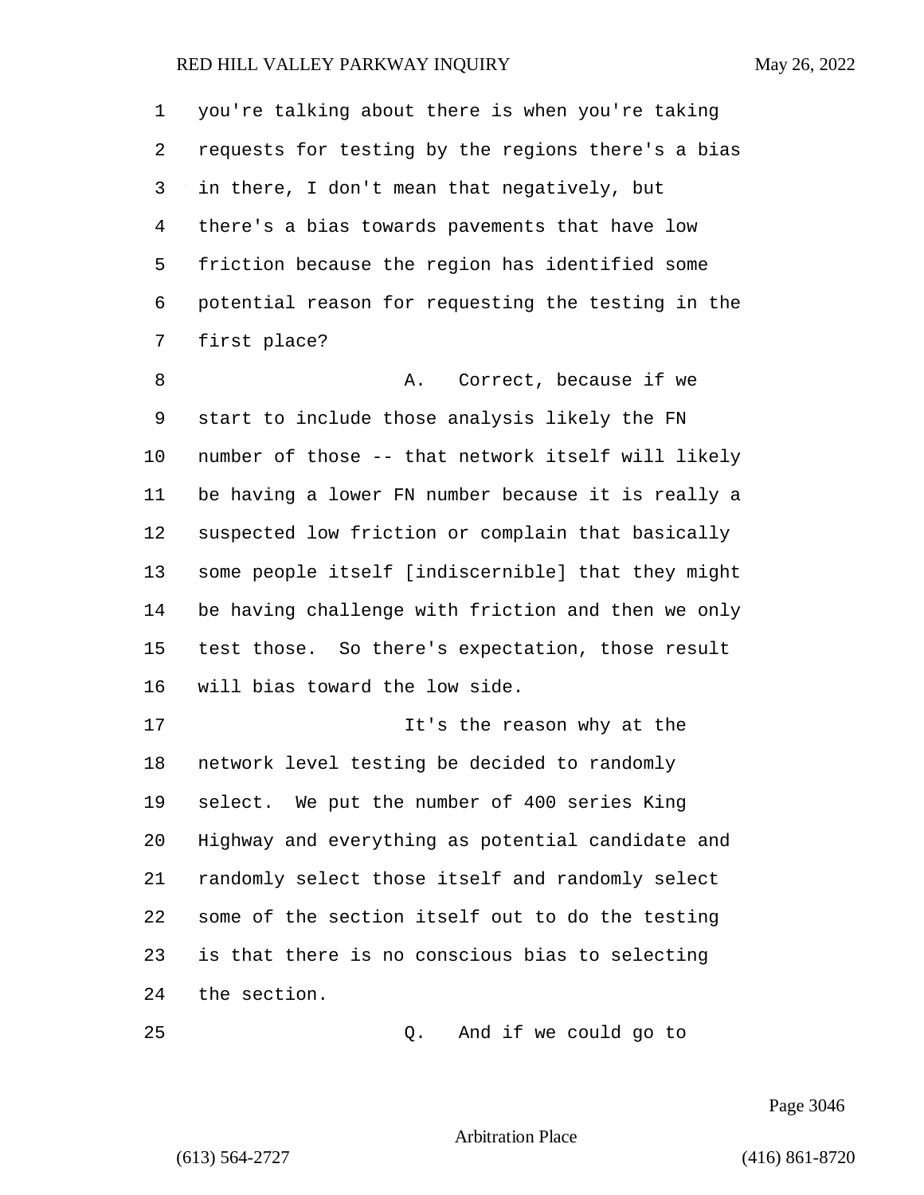you're talking about there is when you're taking requests for testing by the regions there's a bias in there, I don't mean that negatively, but there's a bias towards pavements that have low friction because the region has identified some potential reason for requesting the testing in the first place?

A. Correct, because if we start to include those analysis likely the FN number of those -- that network itself will likely be having a lower FN number because it is really a suspected low friction or complain that basically some people itself [indiscernible] that they might be having challenge with friction and then we only test those. So there's expectation, those result will bias toward the low side.

It's the reason why at the network level testing be decided to randomly select. We put the number of 400 series King Highway and everything as potential candidate and randomly select those itself and randomly select some of the section itself out to do the testing is that there is no conscious bias to selecting the section.

Q. And if we could go to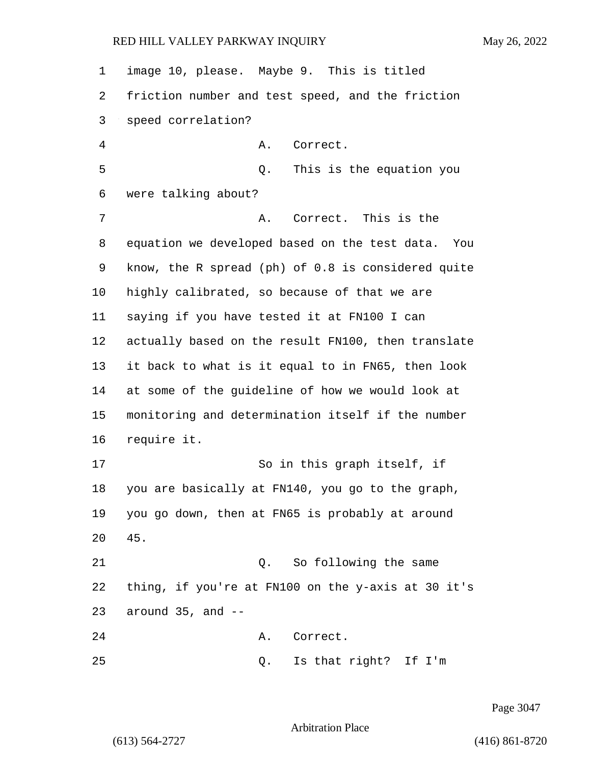1 image 10, please. Maybe 9. This is titled
2 friction number and test speed, and the friction
3 speed correlation?
4 A. Correct.
5 Q. This is the equation you
6 were talking about?
7 A. Correct. This is the
8 equation we developed based on the test data. You
9 know, the R spread (ph) of 0.8 is considered quite
10 highly calibrated, so because of that we are
11 saying if you have tested it at FN100 I can
12 actually based on the result FN100, then translate
13 it back to what is it equal to in FN65, then look
14 at some of the guideline of how we would look at
15 monitoring and determination itself if the number
16 require it.
17 So in this graph itself, if
18 you are basically at FN140, you go to the graph,
19 you go down, then at FN65 is probably at around
20 45.
21 Q. So following the same
22 thing, if you're at FN100 on the y-axis at 30 it's
23 around 35, and --
24 A. Correct.
25 Q. Is that right? If I'm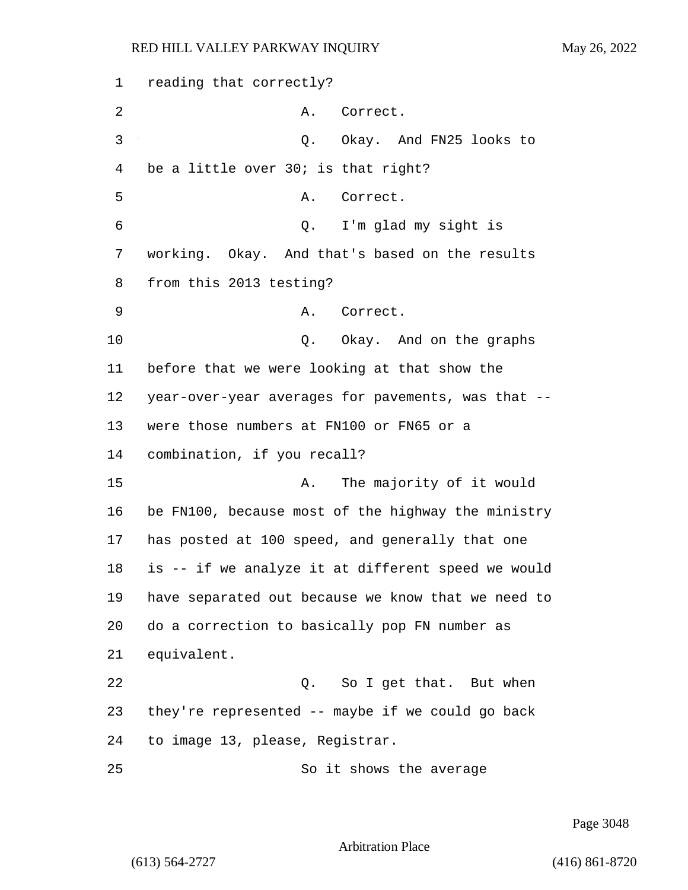reading that correctly?

A. Correct.

Q. Okay. And FN25 looks to be a little over 30; is that right?

A. Correct.

Q. I'm glad my sight is working. Okay. And that's based on the results from this 2013 testing?

A. Correct.

Q. Okay. And on the graphs before that we were looking at that show the year-over-year averages for pavements, was that -- were those numbers at FN100 or FN65 or a combination, if you recall?

A. The majority of it would be FN100, because most of the highway the ministry has posted at 100 speed, and generally that one is -- if we analyze it at different speed we would have separated out because we know that we need to do a correction to basically pop FN number as equivalent.

Q. So I get that. But when they're represented -- maybe if we could go back to image 13, please, Registrar.

So it shows the average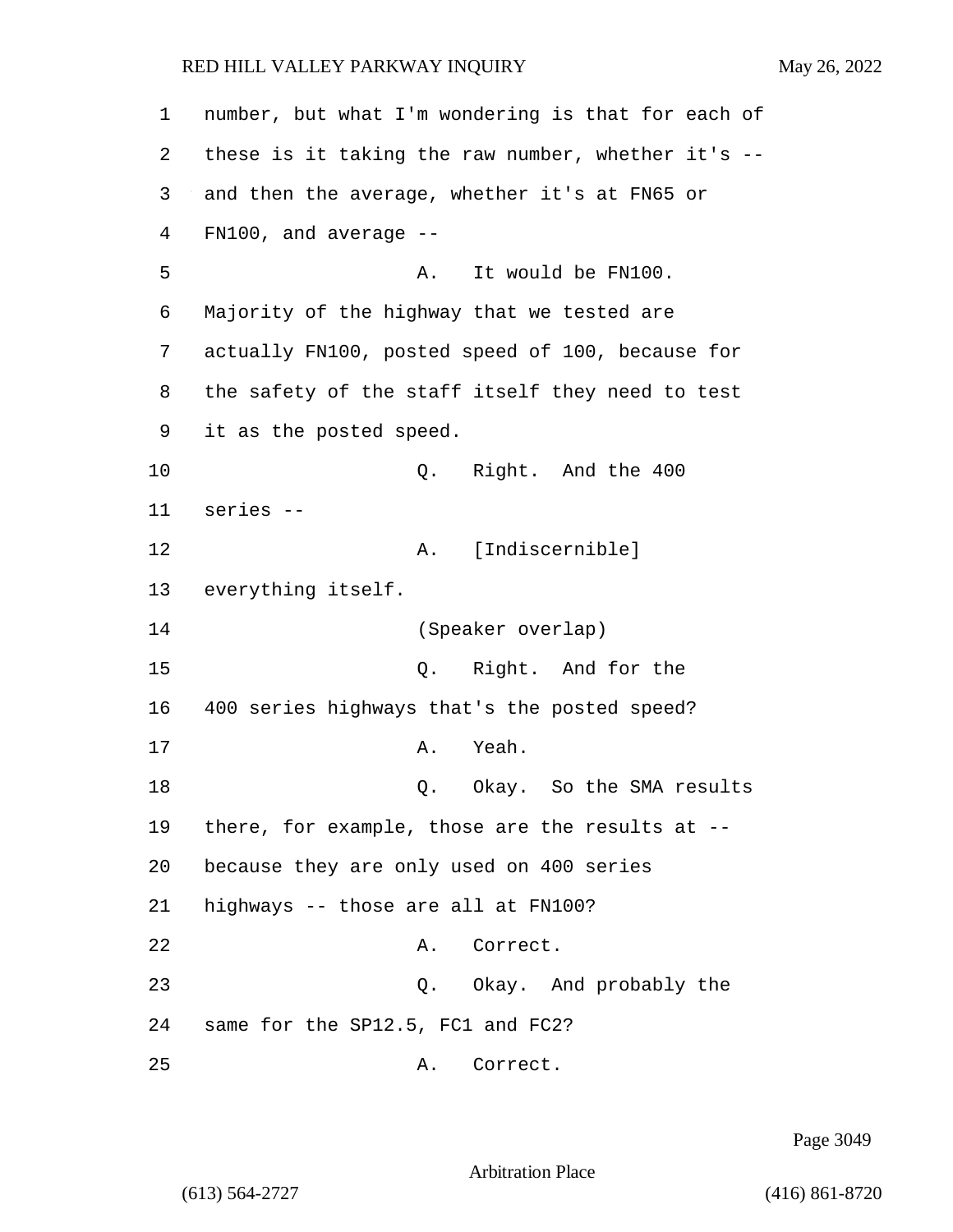1 number, but what I'm wondering is that for each of
2 these is it taking the raw number, whether it's --
3 and then the average, whether it's at FN65 or
4 FN100, and average --

5 A. It would be FN100.
6 Majority of the highway that we tested are
7 actually FN100, posted speed of 100, because for
8 the safety of the staff itself they need to test
9 it as the posted speed.

10 Q. Right. And the 400
11 series --

12 A. [Indiscernible]
13 everything itself.

14 (Speaker overlap)

15 Q. Right. And for the
16 400 series highways that's the posted speed?

17 A. Yeah.

18 Q. Okay. So the SMA results
19 there, for example, those are the results at --
20 because they are only used on 400 series
21 highways -- those are all at FN100?

22 A. Correct.

23 Q. Okay. And probably the
24 same for the SP12.5, FC1 and FC2?

25 A. Correct.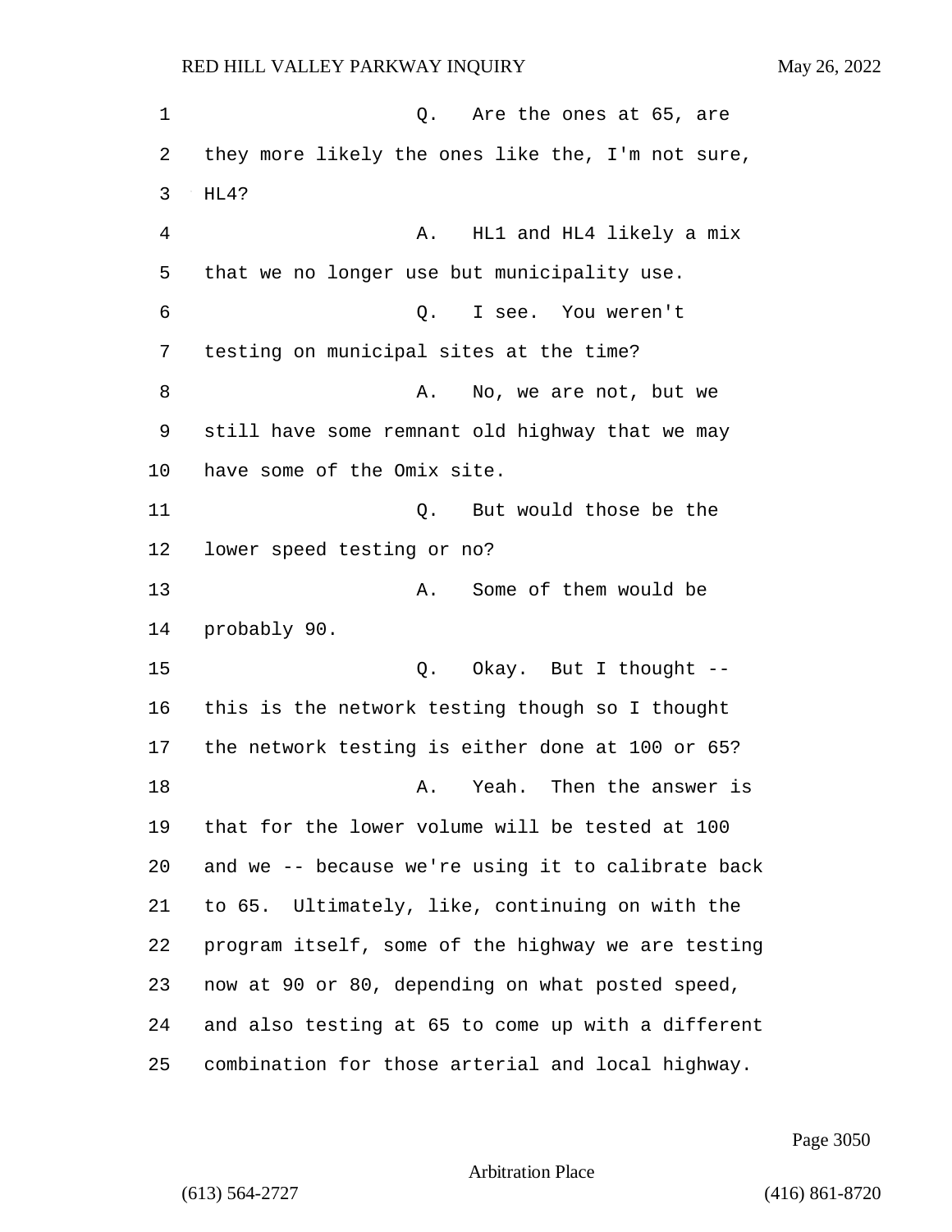Q. Are the ones at 65, are they more likely the ones like the, I'm not sure, HL4?

A. HL1 and HL4 likely a mix that we no longer use but municipality use.

Q. I see. You weren't testing on municipal sites at the time?

A. No, we are not, but we still have some remnant old highway that we may have some of the Omix site.

Q. But would those be the lower speed testing or no?

A. Some of them would be probably 90.

Q. Okay. But I thought -- this is the network testing though so I thought the network testing is either done at 100 or 65?

A. Yeah. Then the answer is that for the lower volume will be tested at 100 and we -- because we're using it to calibrate back to 65. Ultimately, like, continuing on with the program itself, some of the highway we are testing now at 90 or 80, depending on what posted speed, and also testing at 65 to come up with a different combination for those arterial and local highway.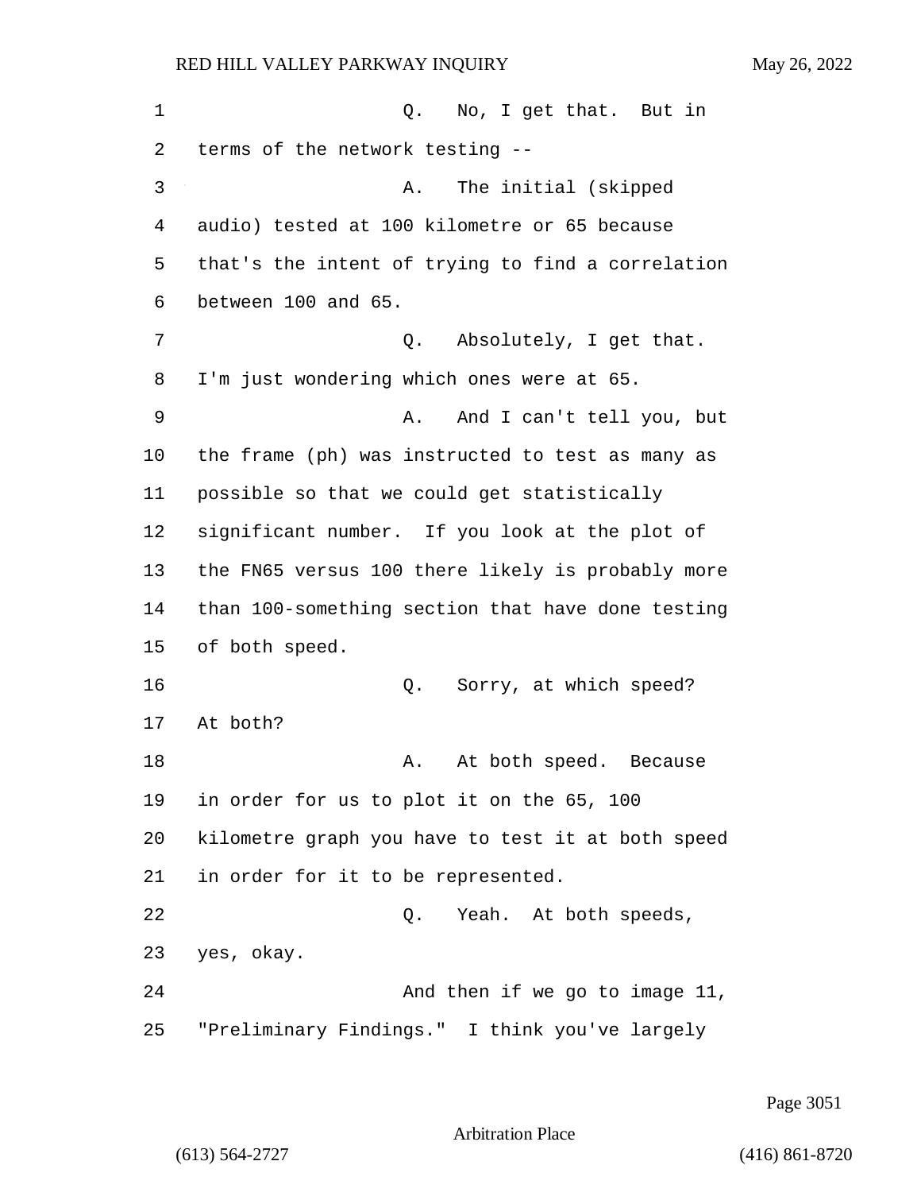Q. No, I get that. But in terms of the network testing --

A. The initial (skipped audio) tested at 100 kilometre or 65 because that's the intent of trying to find a correlation between 100 and 65.

Q. Absolutely, I get that. I'm just wondering which ones were at 65.

A. And I can't tell you, but the frame (ph) was instructed to test as many as possible so that we could get statistically significant number. If you look at the plot of the FN65 versus 100 there likely is probably more than 100-something section that have done testing of both speed.

Q. Sorry, at which speed? At both?

A. At both speed. Because in order for us to plot it on the 65, 100 kilometre graph you have to test it at both speed in order for it to be represented.

Q. Yeah. At both speeds, yes, okay.

And then if we go to image 11, "Preliminary Findings." I think you've largely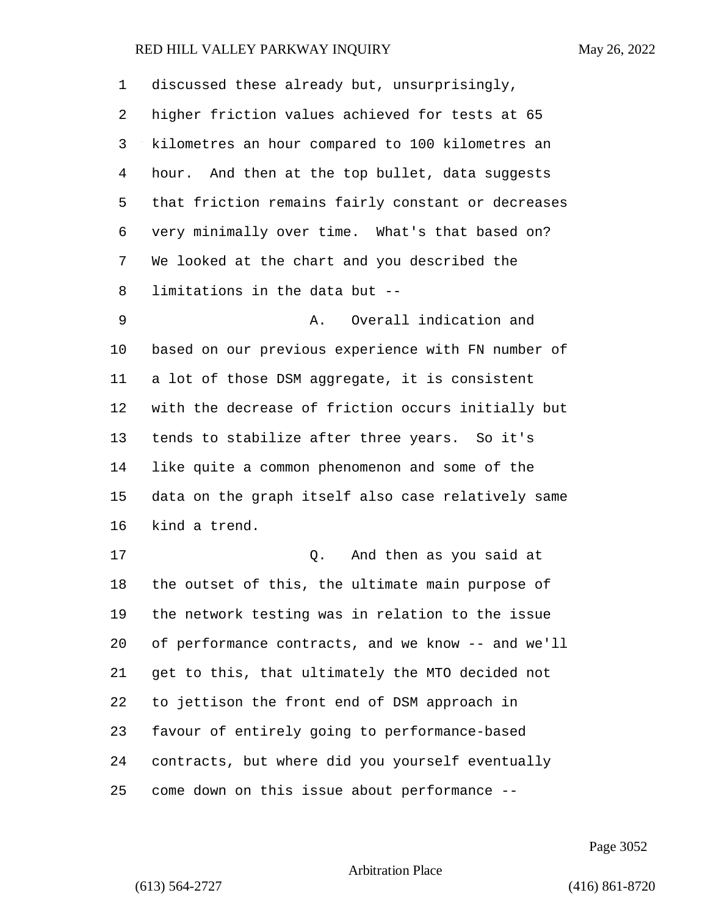discussed these already but, unsurprisingly, higher friction values achieved for tests at 65 kilometres an hour compared to 100 kilometres an hour. And then at the top bullet, data suggests that friction remains fairly constant or decreases very minimally over time. What's that based on? We looked at the chart and you described the limitations in the data but --

A. Overall indication and based on our previous experience with FN number of a lot of those DSM aggregate, it is consistent with the decrease of friction occurs initially but tends to stabilize after three years. So it's like quite a common phenomenon and some of the data on the graph itself also case relatively same kind a trend.

Q. And then as you said at the outset of this, the ultimate main purpose of the network testing was in relation to the issue of performance contracts, and we know -- and we'll get to this, that ultimately the MTO decided not to jettison the front end of DSM approach in favour of entirely going to performance-based contracts, but where did you yourself eventually come down on this issue about performance --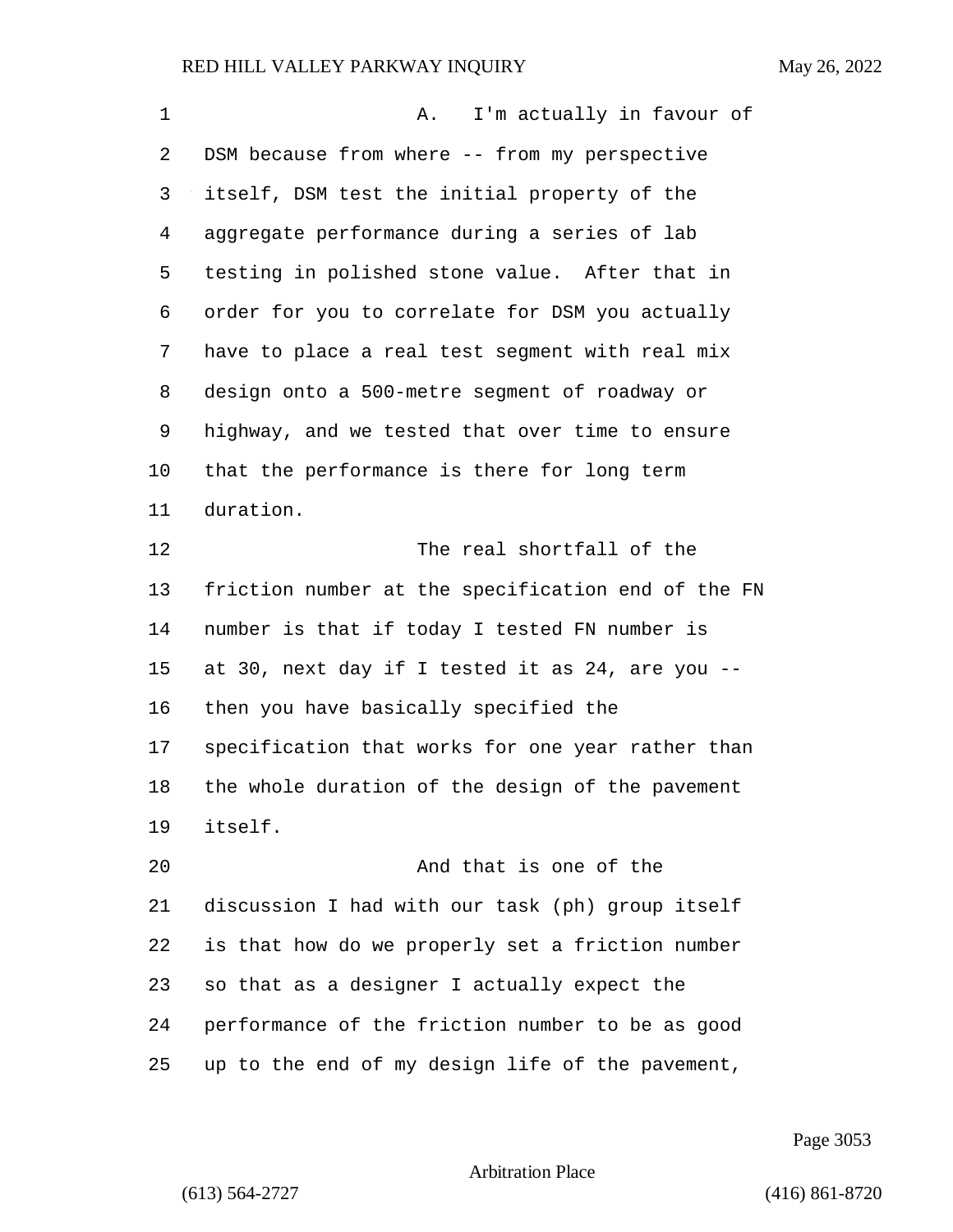A. I'm actually in favour of DSM because from where -- from my perspective itself, DSM test the initial property of the aggregate performance during a series of lab testing in polished stone value. After that in order for you to correlate for DSM you actually have to place a real test segment with real mix design onto a 500-metre segment of roadway or highway, and we tested that over time to ensure that the performance is there for long term duration.

The real shortfall of the friction number at the specification end of the FN number is that if today I tested FN number is at 30, next day if I tested it as 24, are you -- then you have basically specified the specification that works for one year rather than the whole duration of the design of the pavement itself.

And that is one of the discussion I had with our task (ph) group itself is that how do we properly set a friction number so that as a designer I actually expect the performance of the friction number to be as good up to the end of my design life of the pavement,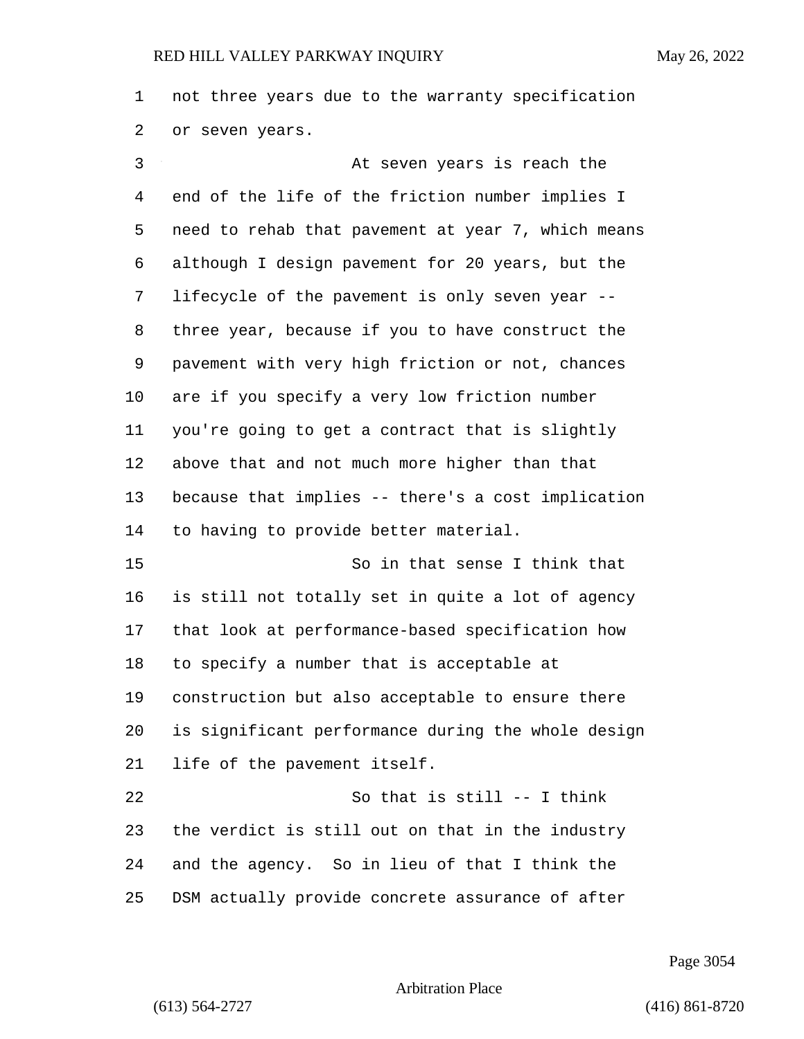not three years due to the warranty specification or seven years.

At seven years is reach the end of the life of the friction number implies I need to rehab that pavement at year 7, which means although I design pavement for 20 years, but the lifecycle of the pavement is only seven year -- three year, because if you to have construct the pavement with very high friction or not, chances are if you specify a very low friction number you're going to get a contract that is slightly above that and not much more higher than that because that implies -- there's a cost implication to having to provide better material.

So in that sense I think that is still not totally set in quite a lot of agency that look at performance-based specification how to specify a number that is acceptable at construction but also acceptable to ensure there is significant performance during the whole design life of the pavement itself.

So that is still -- I think the verdict is still out on that in the industry and the agency. So in lieu of that I think the DSM actually provide concrete assurance of after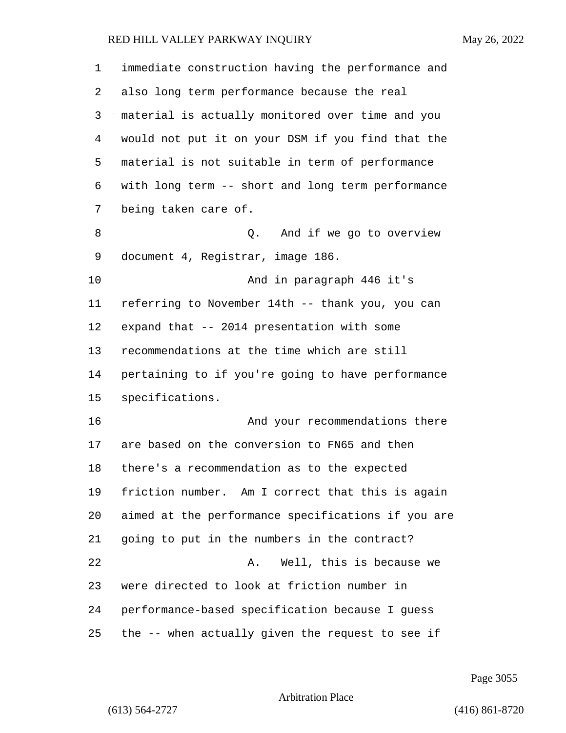immediate construction having the performance and also long term performance because the real material is actually monitored over time and you would not put it on your DSM if you find that the material is not suitable in term of performance with long term -- short and long term performance being taken care of.

Q. And if we go to overview document 4, Registrar, image 186.

And in paragraph 446 it's referring to November 14th -- thank you, you can expand that -- 2014 presentation with some recommendations at the time which are still pertaining to if you're going to have performance specifications.

And your recommendations there are based on the conversion to FN65 and then there's a recommendation as to the expected friction number. Am I correct that this is again aimed at the performance specifications if you are going to put in the numbers in the contract?

A. Well, this is because we were directed to look at friction number in performance-based specification because I guess the -- when actually given the request to see if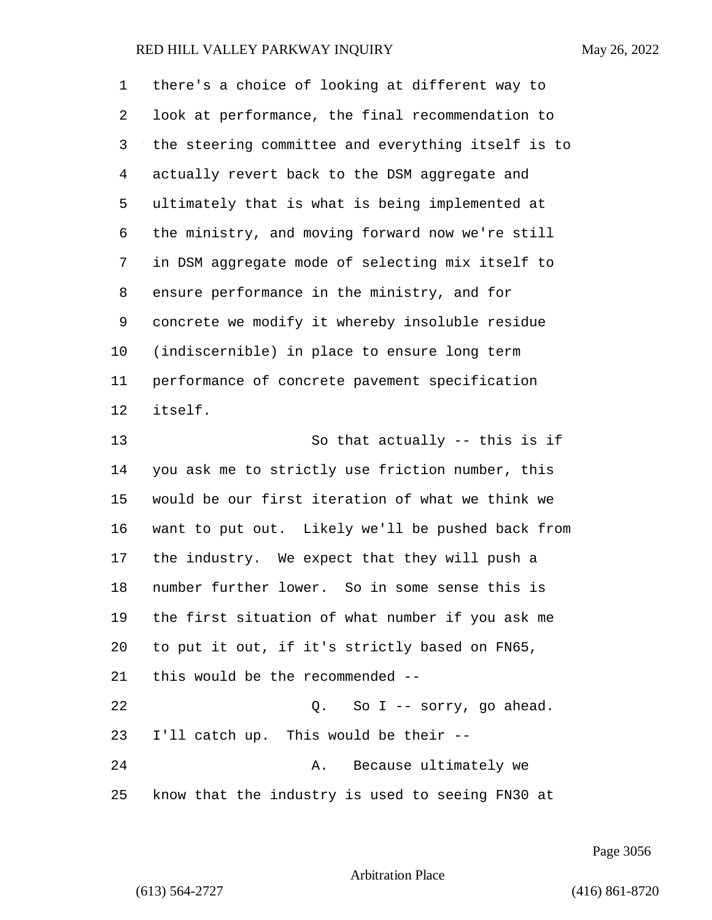there's a choice of looking at different way to look at performance, the final recommendation to the steering committee and everything itself is to actually revert back to the DSM aggregate and ultimately that is what is being implemented at the ministry, and moving forward now we're still in DSM aggregate mode of selecting mix itself to ensure performance in the ministry, and for concrete we modify it whereby insoluble residue (indiscernible) in place to ensure long term performance of concrete pavement specification itself.

So that actually -- this is if you ask me to strictly use friction number, this would be our first iteration of what we think we want to put out. Likely we'll be pushed back from the industry. We expect that they will push a number further lower. So in some sense this is the first situation of what number if you ask me to put it out, if it's strictly based on FN65, this would be the recommended --

Q. So I -- sorry, go ahead. I'll catch up. This would be their --

A. Because ultimately we know that the industry is used to seeing FN30 at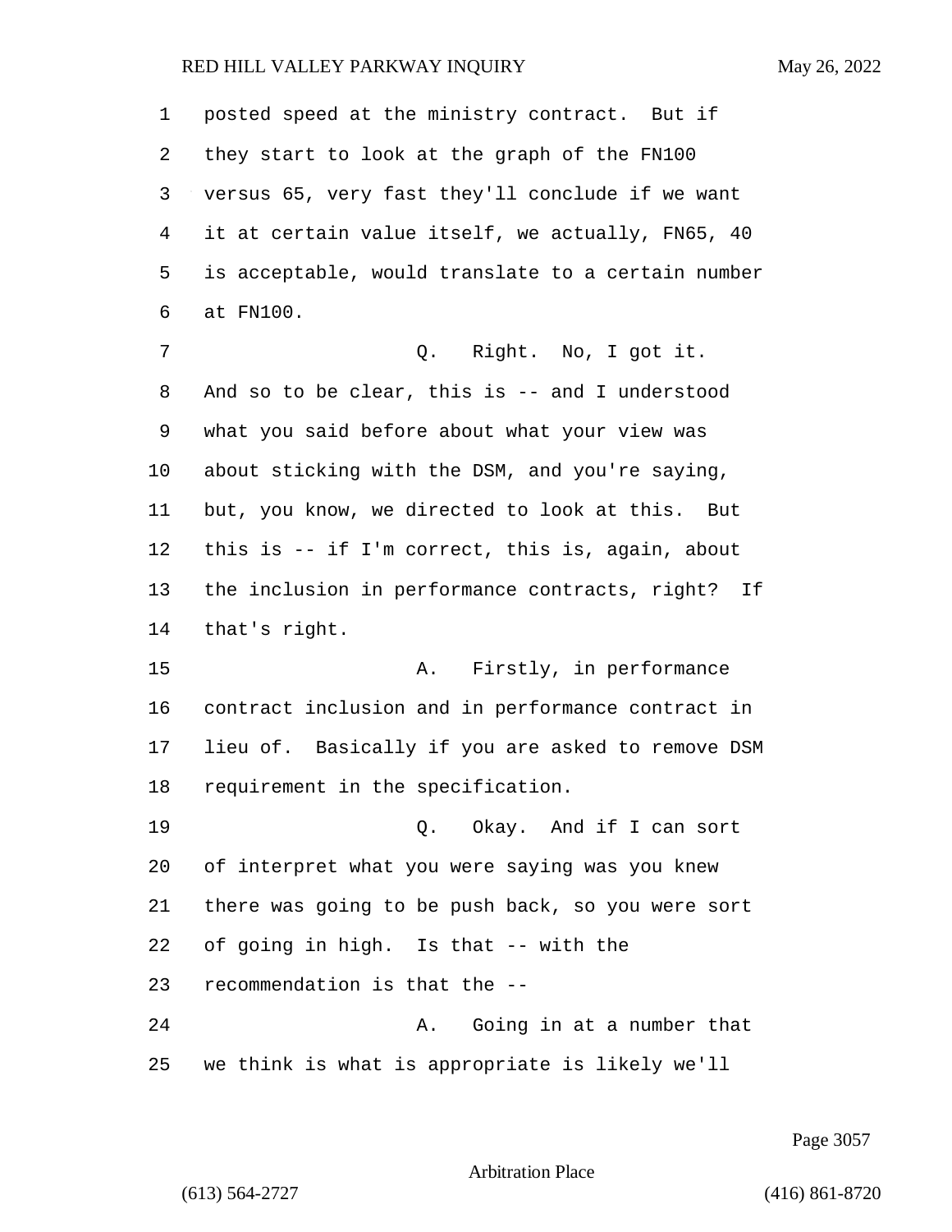posted speed at the ministry contract. But if they start to look at the graph of the FN100 versus 65, very fast they'll conclude if we want it at certain value itself, we actually, FN65, 40 is acceptable, would translate to a certain number at FN100.

Q. Right. No, I got it. And so to be clear, this is -- and I understood what you said before about what your view was about sticking with the DSM, and you're saying, but, you know, we directed to look at this. But this is -- if I'm correct, this is, again, about the inclusion in performance contracts, right? If that's right.

A. Firstly, in performance contract inclusion and in performance contract in lieu of. Basically if you are asked to remove DSM requirement in the specification.

Q. Okay. And if I can sort of interpret what you were saying was you knew there was going to be push back, so you were sort of going in high. Is that -- with the recommendation is that the --

A. Going in at a number that we think is what is appropriate is likely we'll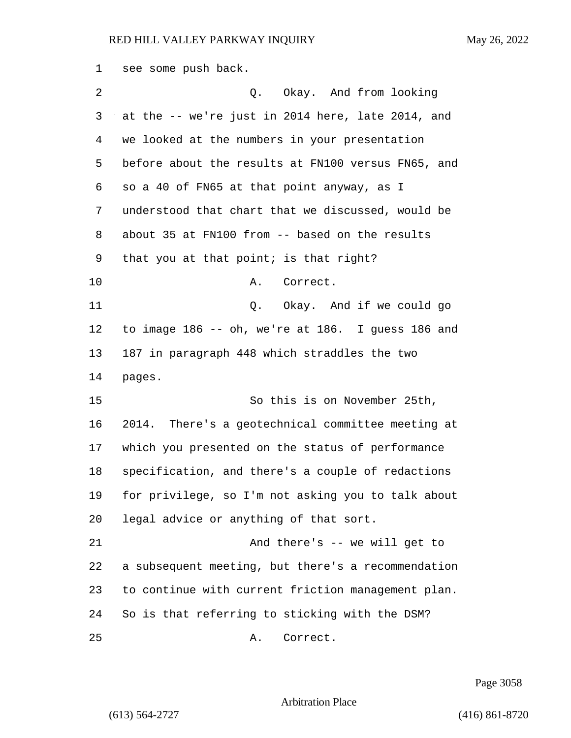see some push back.

Q. Okay. And from looking at the -- we're just in 2014 here, late 2014, and we looked at the numbers in your presentation before about the results at FN100 versus FN65, and so a 40 of FN65 at that point anyway, as I understood that chart that we discussed, would be about 35 at FN100 from -- based on the results that you at that point; is that right?

A. Correct.

Q. Okay. And if we could go to image 186 -- oh, we're at 186. I guess 186 and 187 in paragraph 448 which straddles the two pages.

So this is on November 25th, 2014. There's a geotechnical committee meeting at which you presented on the status of performance specification, and there's a couple of redactions for privilege, so I'm not asking you to talk about legal advice or anything of that sort.

And there's -- we will get to a subsequent meeting, but there's a recommendation to continue with current friction management plan. So is that referring to sticking with the DSM?

A. Correct.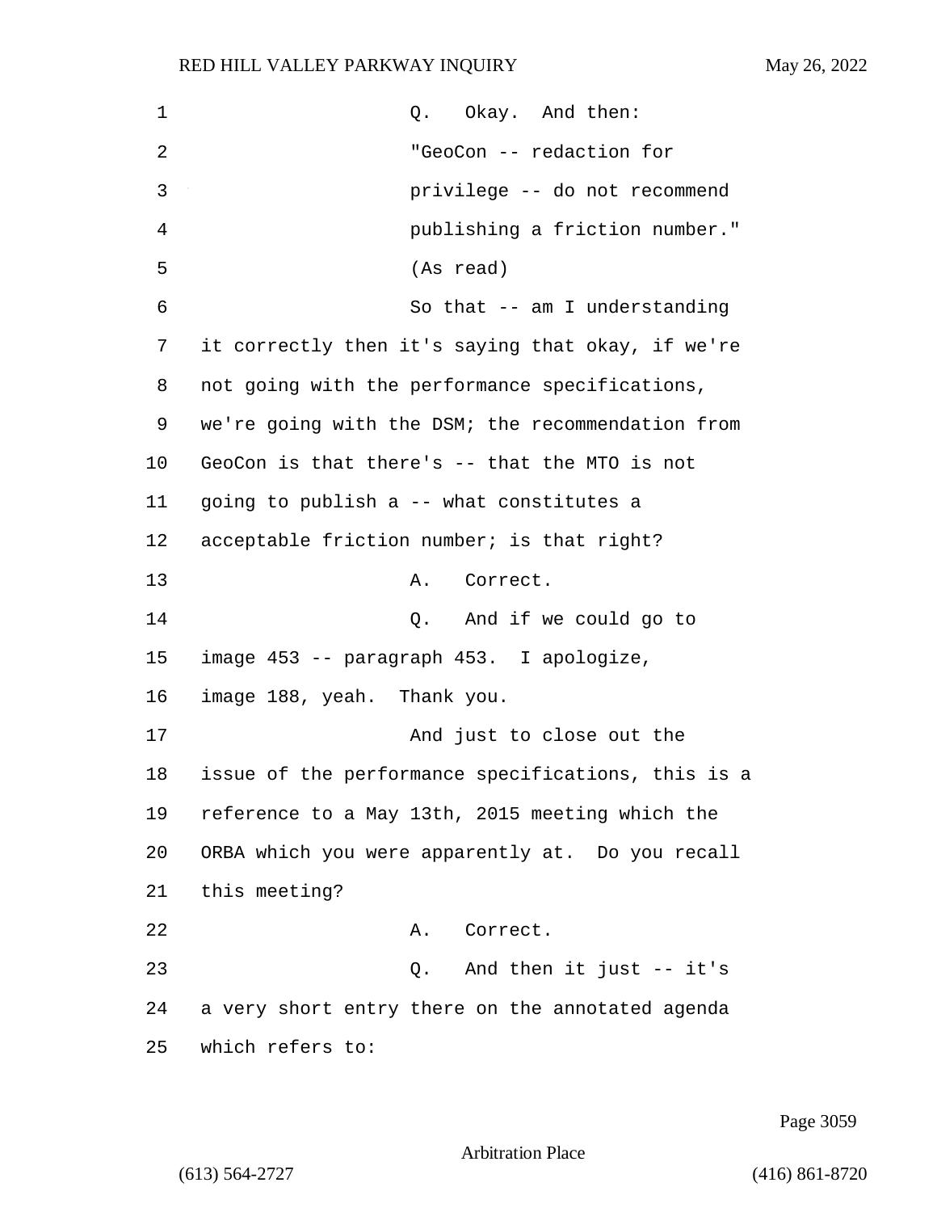Q. Okay. And then:

"GeoCon -- redaction for privilege -- do not recommend publishing a friction number." (As read)

So that -- am I understanding it correctly then it's saying that okay, if we're not going with the performance specifications, we're going with the DSM; the recommendation from GeoCon is that there's -- that the MTO is not going to publish a -- what constitutes a acceptable friction number; is that right?

A. Correct.

Q. And if we could go to image 453 -- paragraph 453. I apologize, image 188, yeah. Thank you.

And just to close out the issue of the performance specifications, this is a reference to a May 13th, 2015 meeting which the ORBA which you were apparently at. Do you recall this meeting?

A. Correct.

Q. And then it just -- it's a very short entry there on the annotated agenda which refers to: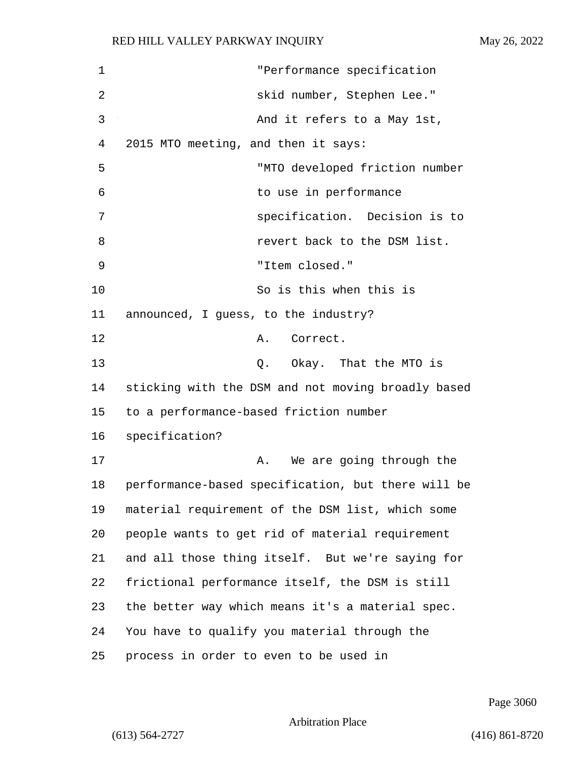"Performance specification skid number, Stephen Lee."

And it refers to a May 1st, 2015 MTO meeting, and then it says:

"MTO developed friction number to use in performance specification. Decision is to revert back to the DSM list.

"Item closed."

So is this when this is announced, I guess, to the industry?

A. Correct.

Q. Okay. That the MTO is sticking with the DSM and not moving broadly based to a performance-based friction number specification?

A. We are going through the performance-based specification, but there will be material requirement of the DSM list, which some people wants to get rid of material requirement and all those thing itself. But we're saying for frictional performance itself, the DSM is still the better way which means it's a material spec. You have to qualify you material through the process in order to even to be used in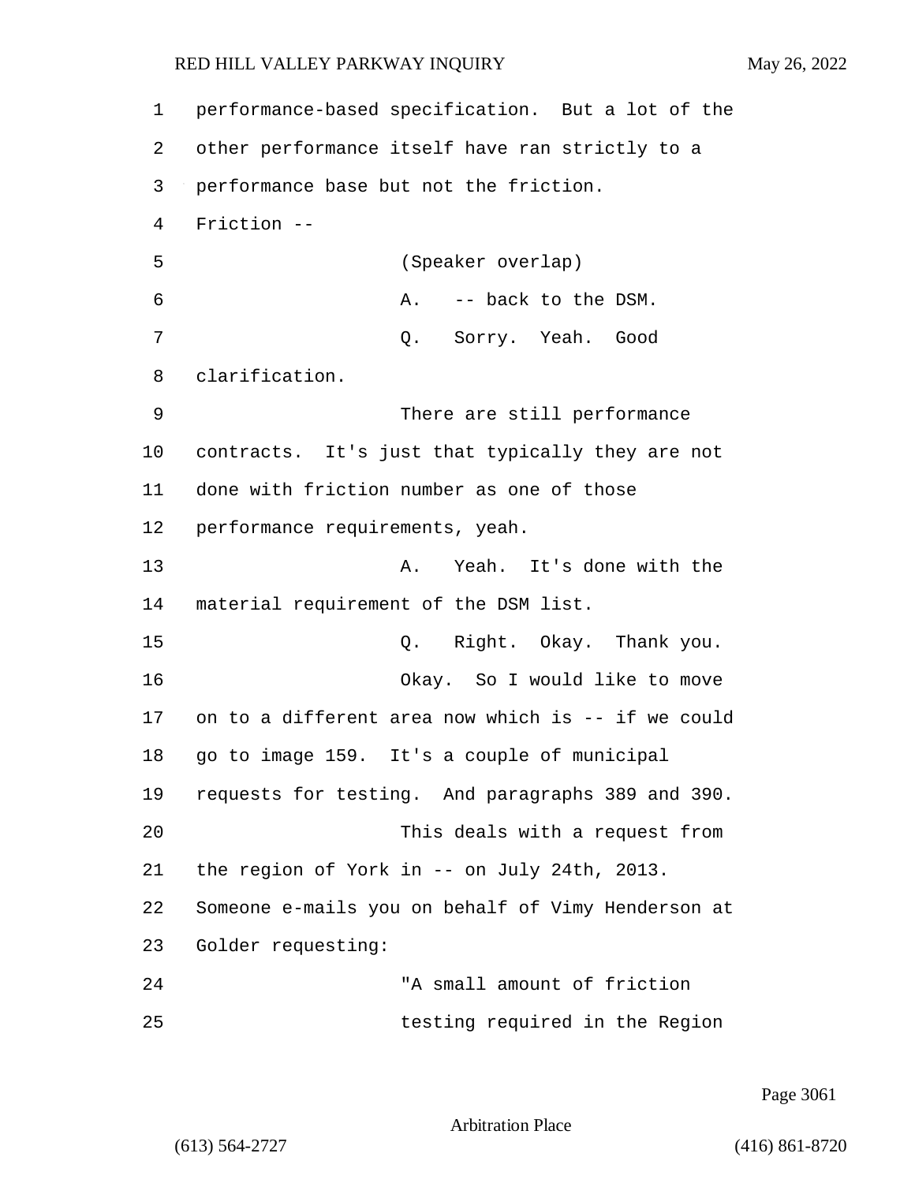performance-based specification. But a lot of the other performance itself have ran strictly to a performance base but not the friction. Friction --

(Speaker overlap)

A. -- back to the DSM.

Q. Sorry. Yeah. Good clarification.

There are still performance contracts. It's just that typically they are not done with friction number as one of those performance requirements, yeah.

A. Yeah. It's done with the material requirement of the DSM list.

Q. Right. Okay. Thank you.

Okay. So I would like to move on to a different area now which is -- if we could go to image 159. It's a couple of municipal requests for testing. And paragraphs 389 and 390.

This deals with a request from the region of York in -- on July 24th, 2013. Someone e-mails you on behalf of Vimy Henderson at Golder requesting:

"A small amount of friction testing required in the Region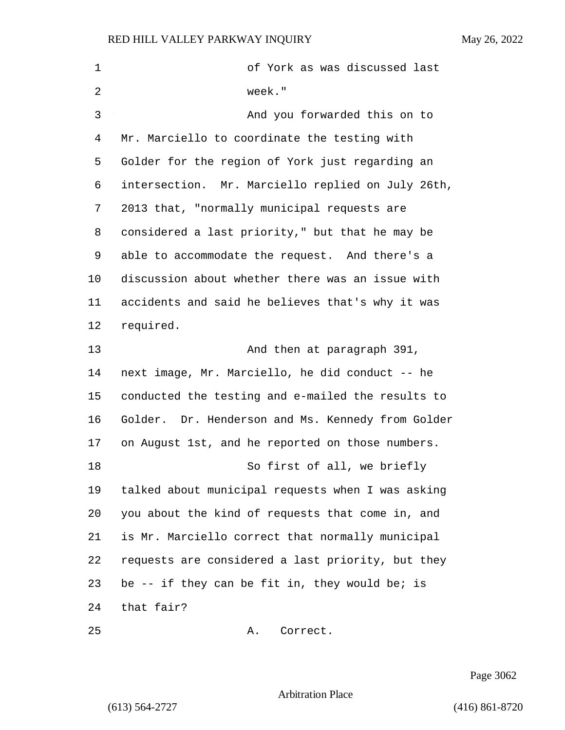of York as was discussed last week."

And you forwarded this on to Mr. Marciello to coordinate the testing with Golder for the region of York just regarding an intersection. Mr. Marciello replied on July 26th, 2013 that, "normally municipal requests are considered a last priority," but that he may be able to accommodate the request. And there's a discussion about whether there was an issue with accidents and said he believes that's why it was required.

And then at paragraph 391, next image, Mr. Marciello, he did conduct -- he conducted the testing and e-mailed the results to Golder. Dr. Henderson and Ms. Kennedy from Golder on August 1st, and he reported on those numbers.

So first of all, we briefly talked about municipal requests when I was asking you about the kind of requests that come in, and is Mr. Marciello correct that normally municipal requests are considered a last priority, but they be -- if they can be fit in, they would be; is that fair?

A. Correct.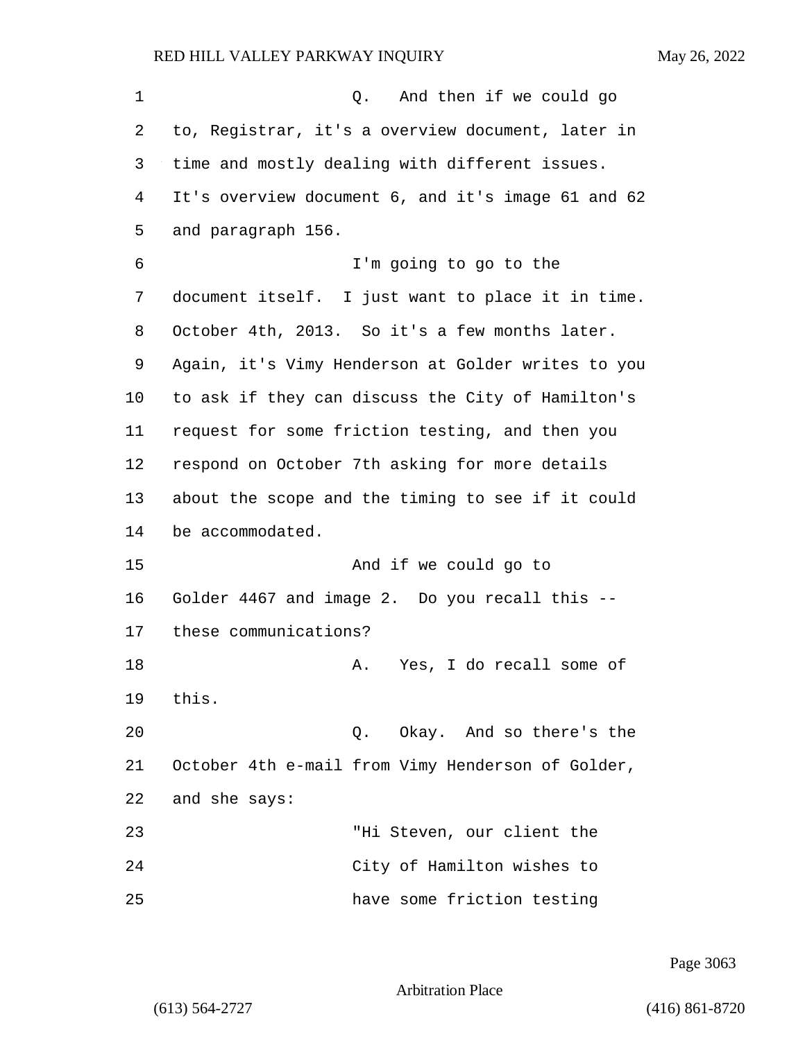Q. And then if we could go to, Registrar, it's a overview document, later in time and mostly dealing with different issues. It's overview document 6, and it's image 61 and 62 and paragraph 156.

I'm going to go to the document itself. I just want to place it in time. October 4th, 2013. So it's a few months later. Again, it's Vimy Henderson at Golder writes to you to ask if they can discuss the City of Hamilton's request for some friction testing, and then you respond on October 7th asking for more details about the scope and the timing to see if it could be accommodated.

And if we could go to Golder 4467 and image 2. Do you recall this -- these communications?

A. Yes, I do recall some of this.

Q. Okay. And so there's the October 4th e-mail from Vimy Henderson of Golder, and she says:

"Hi Steven, our client the City of Hamilton wishes to have some friction testing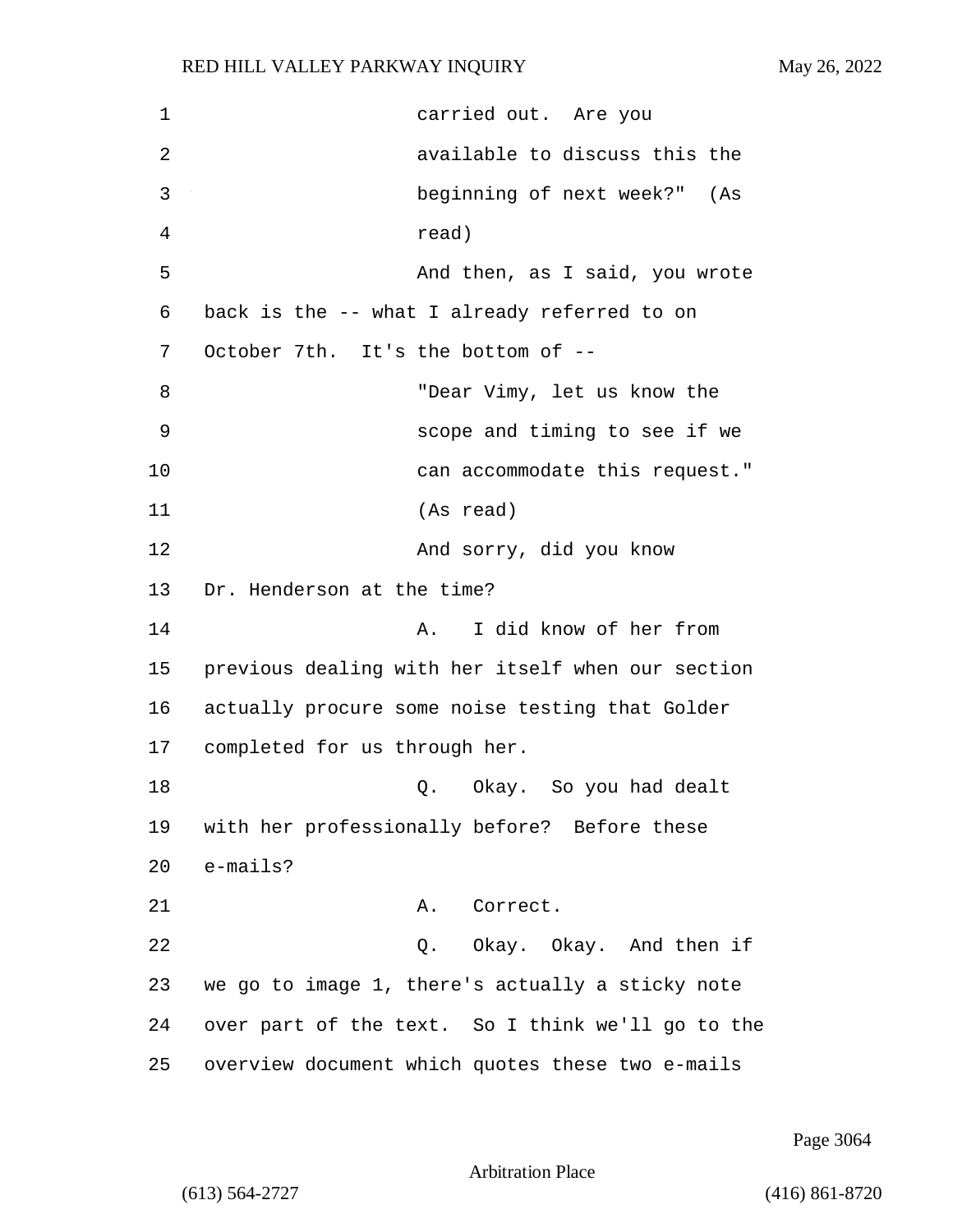carried out. Are you available to discuss this the beginning of next week?" (As read)

And then, as I said, you wrote back is the -- what I already referred to on October 7th. It's the bottom of --

"Dear Vimy, let us know the scope and timing to see if we can accommodate this request." (As read)

And sorry, did you know Dr. Henderson at the time?

A. I did know of her from previous dealing with her itself when our section actually procure some noise testing that Golder completed for us through her.

Q. Okay. So you had dealt with her professionally before? Before these e-mails?

A. Correct.

Q. Okay. Okay. And then if we go to image 1, there's actually a sticky note over part of the text. So I think we'll go to the overview document which quotes these two e-mails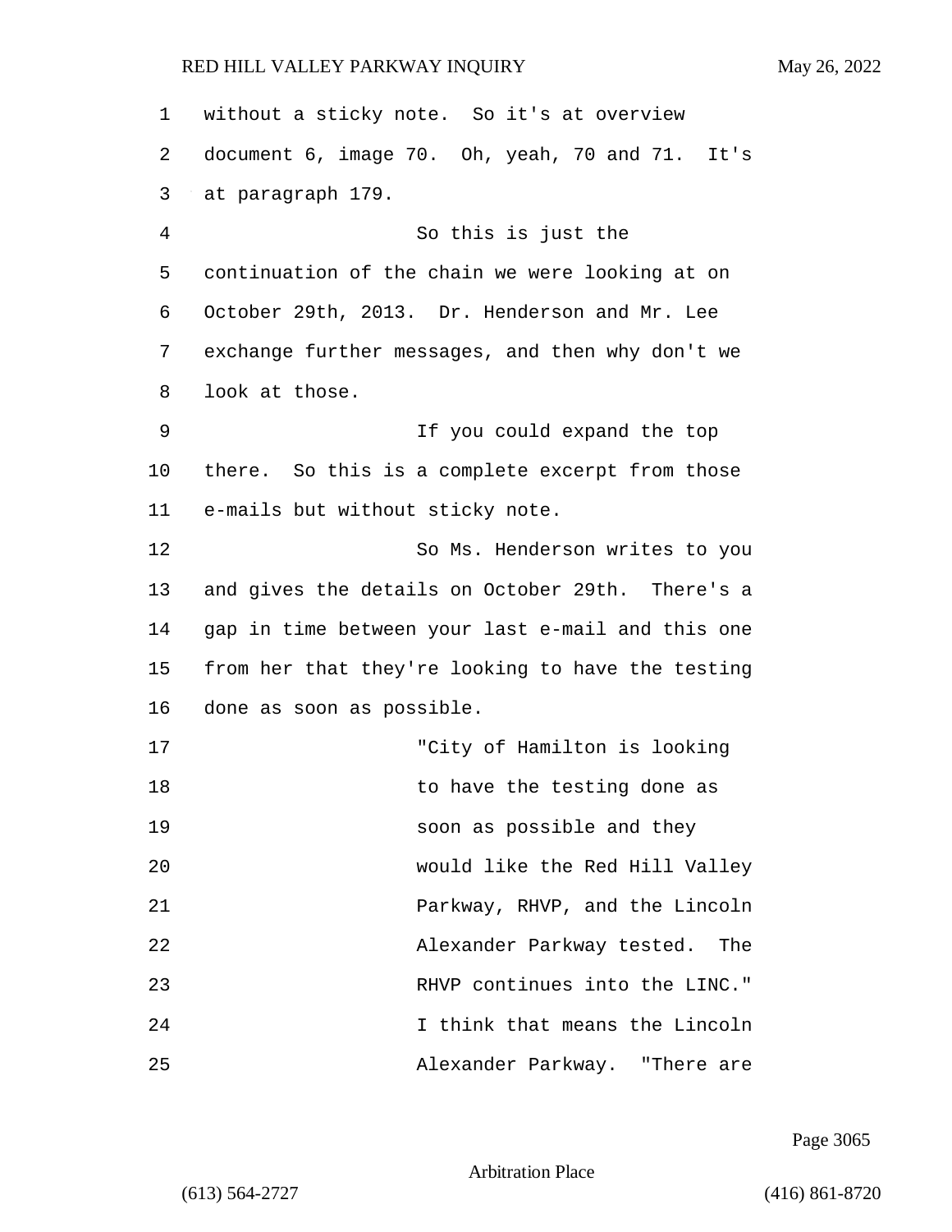without a sticky note. So it's at overview document 6, image 70. Oh, yeah, 70 and 71. It's at paragraph 179.

So this is just the continuation of the chain we were looking at on October 29th, 2013. Dr. Henderson and Mr. Lee exchange further messages, and then why don't we look at those.

If you could expand the top there. So this is a complete excerpt from those e-mails but without sticky note.

So Ms. Henderson writes to you and gives the details on October 29th. There's a gap in time between your last e-mail and this one from her that they're looking to have the testing done as soon as possible.

"City of Hamilton is looking to have the testing done as soon as possible and they would like the Red Hill Valley Parkway, RHVP, and the Lincoln Alexander Parkway tested. The RHVP continues into the LINC." I think that means the Lincoln Alexander Parkway. "There are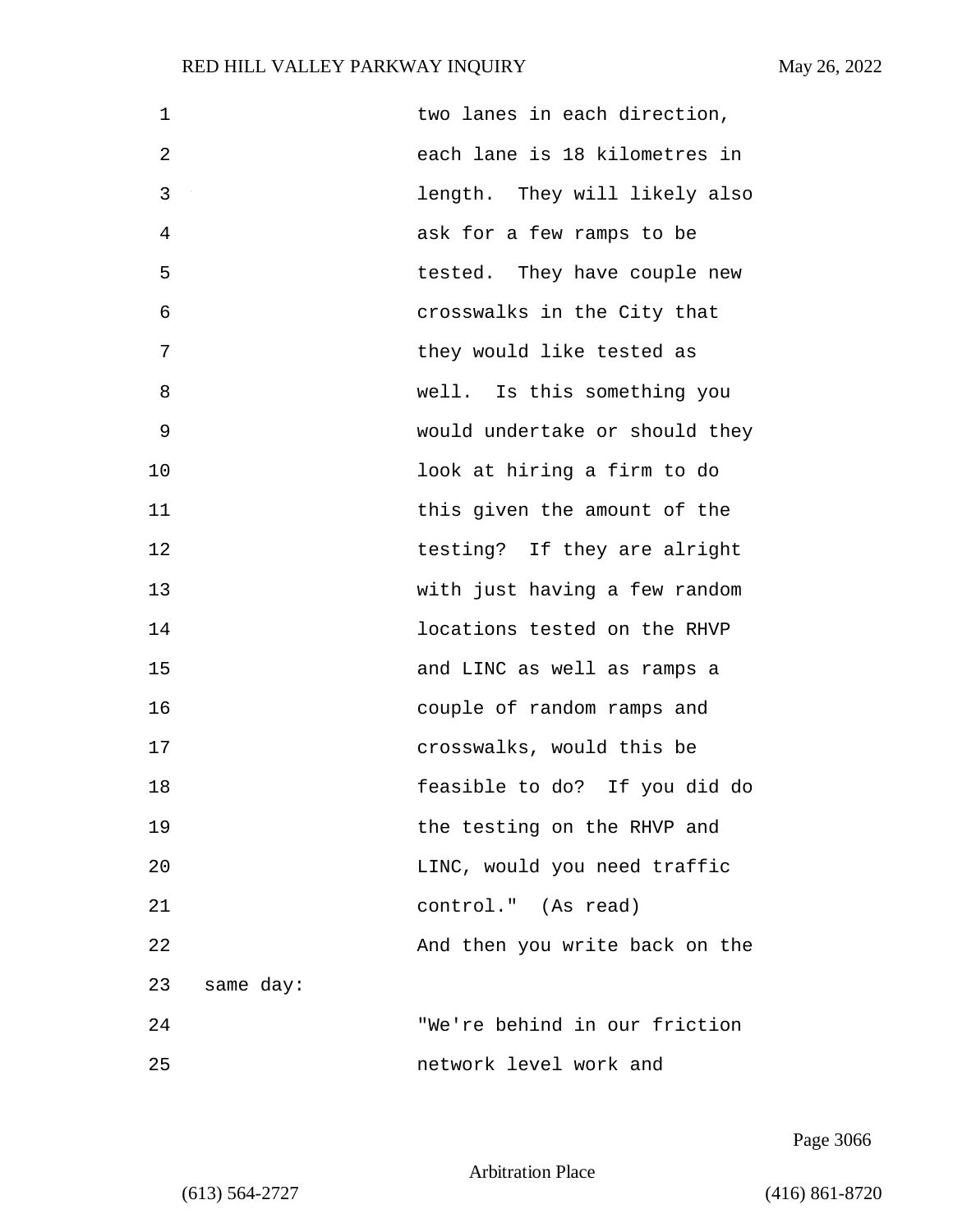two lanes in each direction, each lane is 18 kilometres in length. They will likely also ask for a few ramps to be tested. They have couple new crosswalks in the City that they would like tested as well. Is this something you would undertake or should they look at hiring a firm to do this given the amount of the testing? If they are alright with just having a few random locations tested on the RHVP and LINC as well as ramps a couple of random ramps and crosswalks, would this be feasible to do? If you did do the testing on the RHVP and LINC, would you need traffic control." (As read)

And then you write back on the same day:

"We're behind in our friction network level work and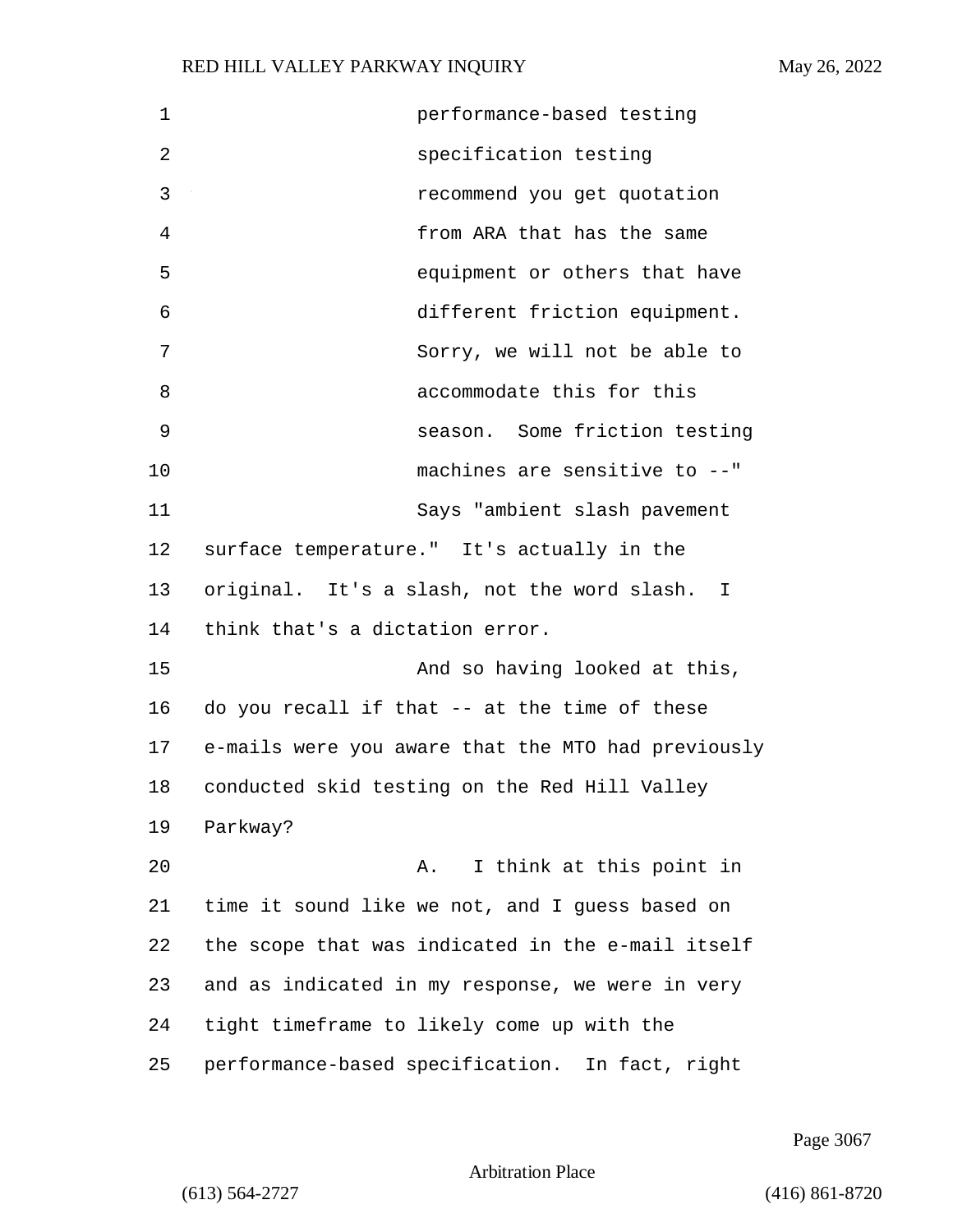1 performance-based testing
2 specification testing
3 recommend you get quotation
4 from ARA that has the same
5 equipment or others that have
6 different friction equipment.
7 Sorry, we will not be able to
8 accommodate this for this
9 season. Some friction testing
10 machines are sensitive to --"
11 Says "ambient slash pavement
12 surface temperature." It's actually in the
13 original. It's a slash, not the word slash. I
14 think that's a dictation error.
15 And so having looked at this,
16 do you recall if that -- at the time of these
17 e-mails were you aware that the MTO had previously
18 conducted skid testing on the Red Hill Valley
19 Parkway?
20 A. I think at this point in
21 time it sound like we not, and I guess based on
22 the scope that was indicated in the e-mail itself
23 and as indicated in my response, we were in very
24 tight timeframe to likely come up with the
25 performance-based specification. In fact, right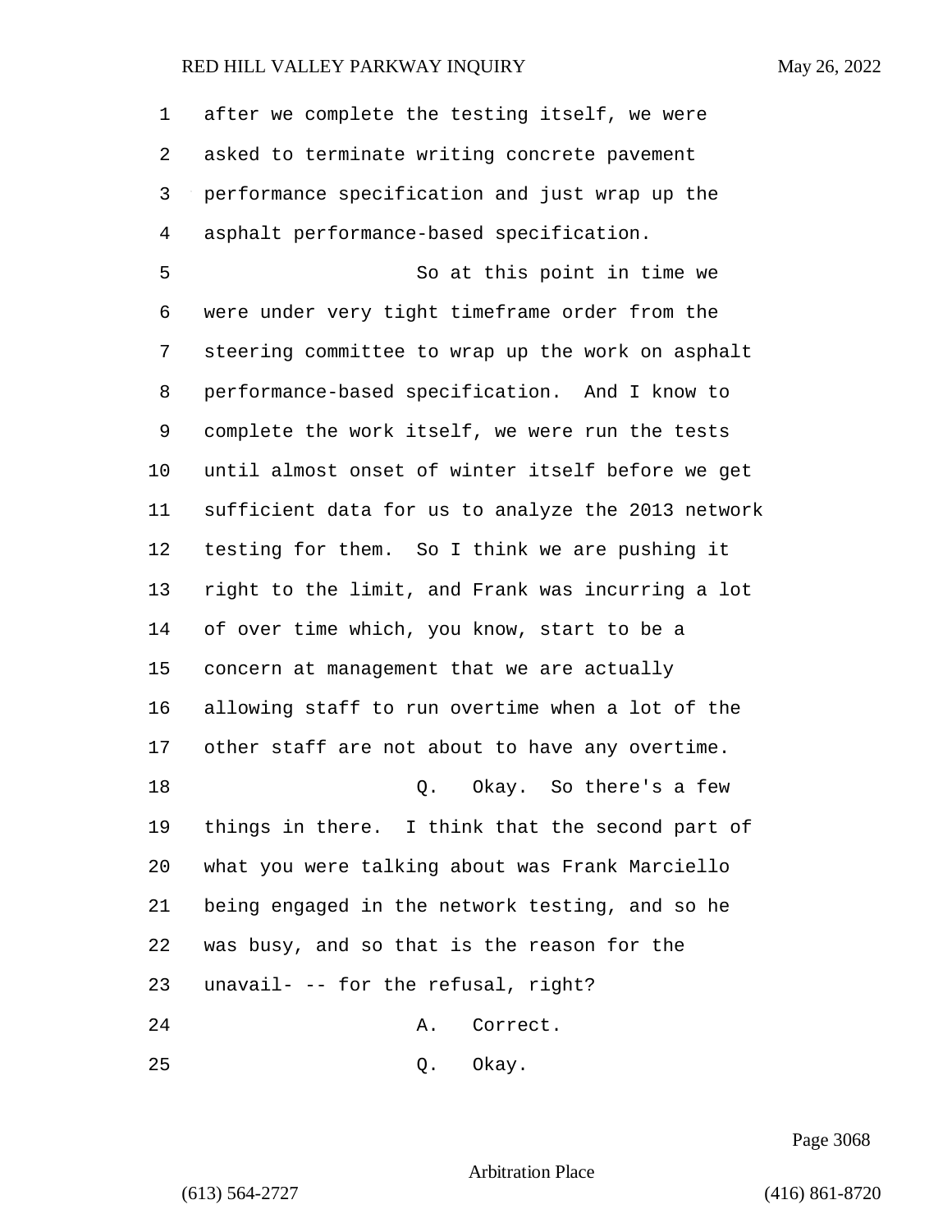after we complete the testing itself, we were asked to terminate writing concrete pavement performance specification and just wrap up the asphalt performance-based specification.

So at this point in time we were under very tight timeframe order from the steering committee to wrap up the work on asphalt performance-based specification. And I know to complete the work itself, we were run the tests until almost onset of winter itself before we get sufficient data for us to analyze the 2013 network testing for them. So I think we are pushing it right to the limit, and Frank was incurring a lot of over time which, you know, start to be a concern at management that we are actually allowing staff to run overtime when a lot of the other staff are not about to have any overtime.

Q. Okay. So there's a few things in there. I think that the second part of what you were talking about was Frank Marciello being engaged in the network testing, and so he was busy, and so that is the reason for the unavail- -- for the refusal, right?

A. Correct.

Q. Okay.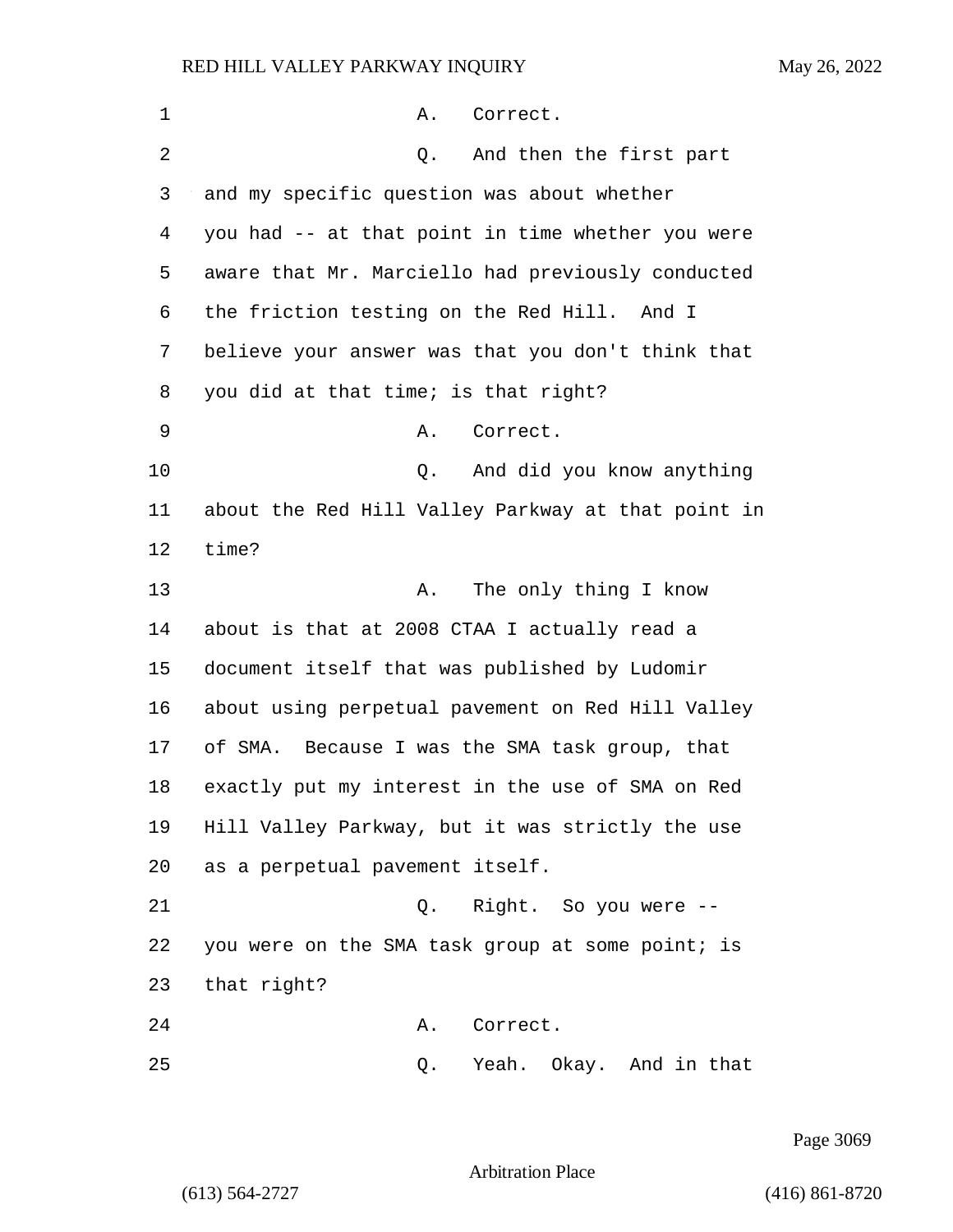1 A. Correct.

2 Q. And then the first part

3 and my specific question was about whether

4 you had -- at that point in time whether you were

5 aware that Mr. Marciello had previously conducted

6 the friction testing on the Red Hill. And I

7 believe your answer was that you don't think that

8 you did at that time; is that right?

9 A. Correct.

10 Q. And did you know anything

11 about the Red Hill Valley Parkway at that point in

12 time?

13 A. The only thing I know

14 about is that at 2008 CTAA I actually read a

15 document itself that was published by Ludomir

16 about using perpetual pavement on Red Hill Valley

17 of SMA. Because I was the SMA task group, that

18 exactly put my interest in the use of SMA on Red

19 Hill Valley Parkway, but it was strictly the use

20 as a perpetual pavement itself.

21 Q. Right. So you were --

22 you were on the SMA task group at some point; is

23 that right?

24 A. Correct.

25 Q. Yeah. Okay. And in that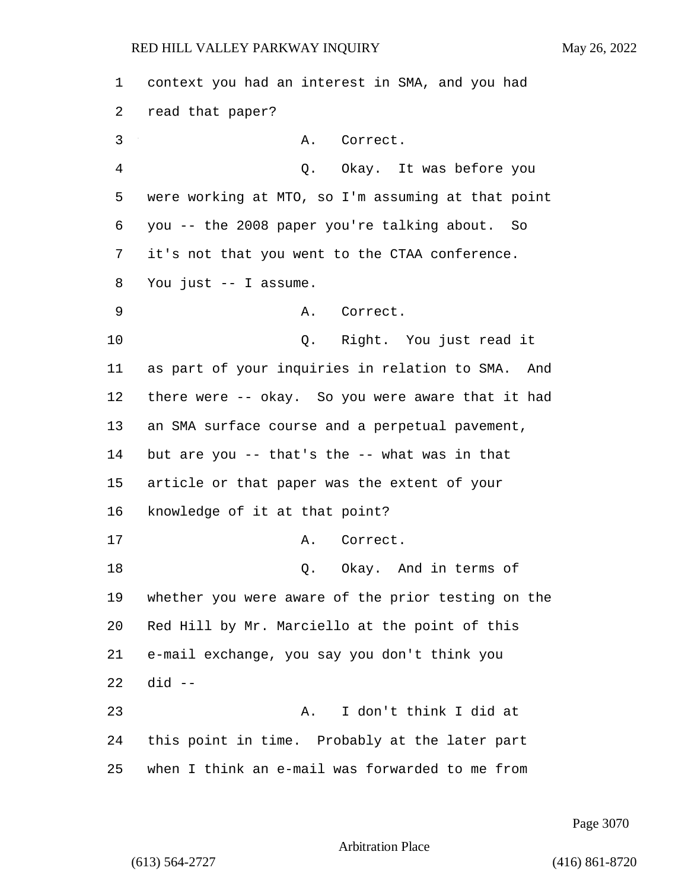1 context you had an interest in SMA, and you had
2 read that paper?
3 A. Correct.
4 Q. Okay. It was before you
5 were working at MTO, so I'm assuming at that point
6 you -- the 2008 paper you're talking about. So
7 it's not that you went to the CTAA conference.
8 You just -- I assume.
9 A. Correct.
10 Q. Right. You just read it
11 as part of your inquiries in relation to SMA. And
12 there were -- okay. So you were aware that it had
13 an SMA surface course and a perpetual pavement,
14 but are you -- that's the -- what was in that
15 article or that paper was the extent of your
16 knowledge of it at that point?
17 A. Correct.
18 Q. Okay. And in terms of
19 whether you were aware of the prior testing on the
20 Red Hill by Mr. Marciello at the point of this
21 e-mail exchange, you say you don't think you
22 did --
23 A. I don't think I did at
24 this point in time. Probably at the later part
25 when I think an e-mail was forwarded to me from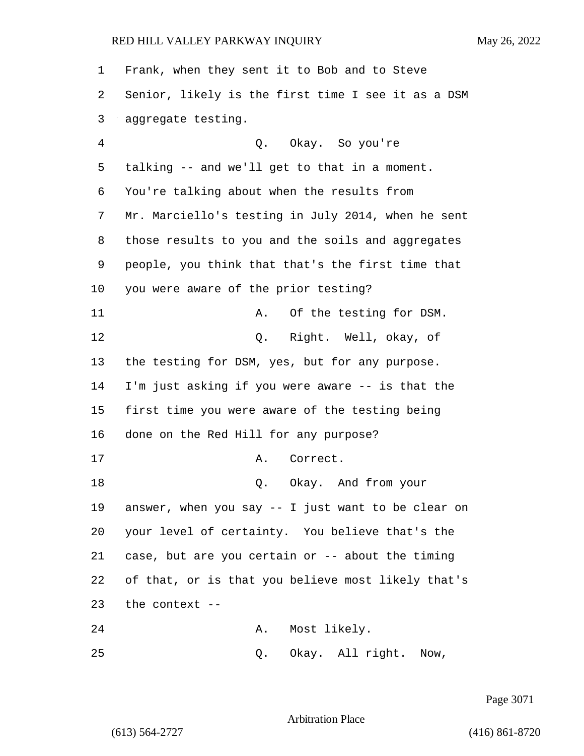Frank, when they sent it to Bob and to Steve Senior, likely is the first time I see it as a DSM aggregate testing.

Q. Okay. So you're talking -- and we'll get to that in a moment. You're talking about when the results from Mr. Marciello's testing in July 2014, when he sent those results to you and the soils and aggregates people, you think that that's the first time that you were aware of the prior testing?

A. Of the testing for DSM.

Q. Right. Well, okay, of the testing for DSM, yes, but for any purpose. I'm just asking if you were aware -- is that the first time you were aware of the testing being done on the Red Hill for any purpose?

A. Correct.

Q. Okay. And from your answer, when you say -- I just want to be clear on your level of certainty. You believe that's the case, but are you certain or -- about the timing of that, or is that you believe most likely that's the context --

A. Most likely.

Q. Okay. All right. Now,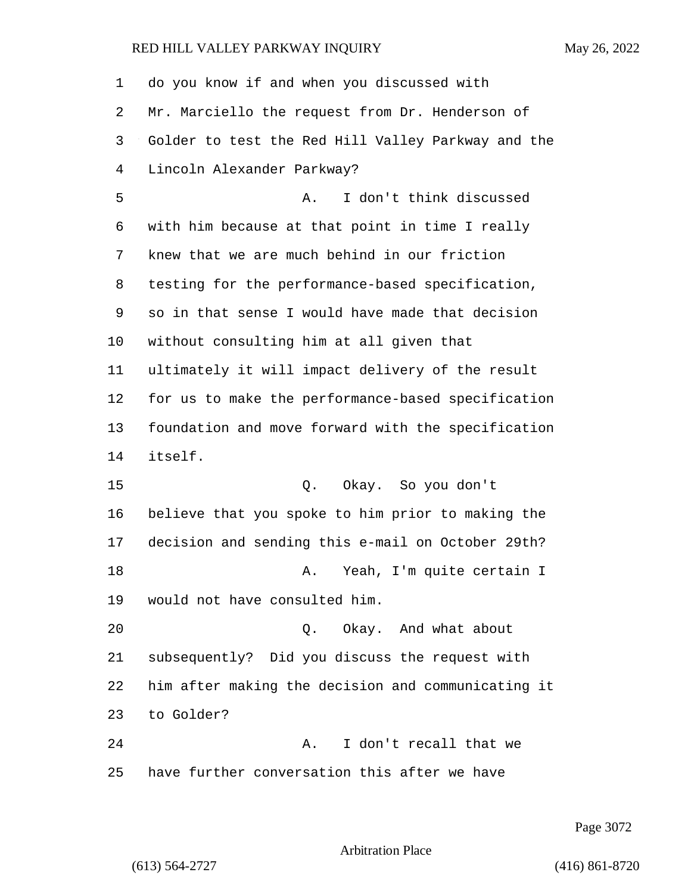do you know if and when you discussed with Mr. Marciello the request from Dr. Henderson of Golder to test the Red Hill Valley Parkway and the Lincoln Alexander Parkway?

A. I don't think discussed with him because at that point in time I really knew that we are much behind in our friction testing for the performance-based specification, so in that sense I would have made that decision without consulting him at all given that ultimately it will impact delivery of the result for us to make the performance-based specification foundation and move forward with the specification itself.

Q. Okay. So you don't believe that you spoke to him prior to making the decision and sending this e-mail on October 29th?

A. Yeah, I'm quite certain I would not have consulted him.

Q. Okay. And what about subsequently? Did you discuss the request with him after making the decision and communicating it to Golder?

A. I don't recall that we have further conversation this after we have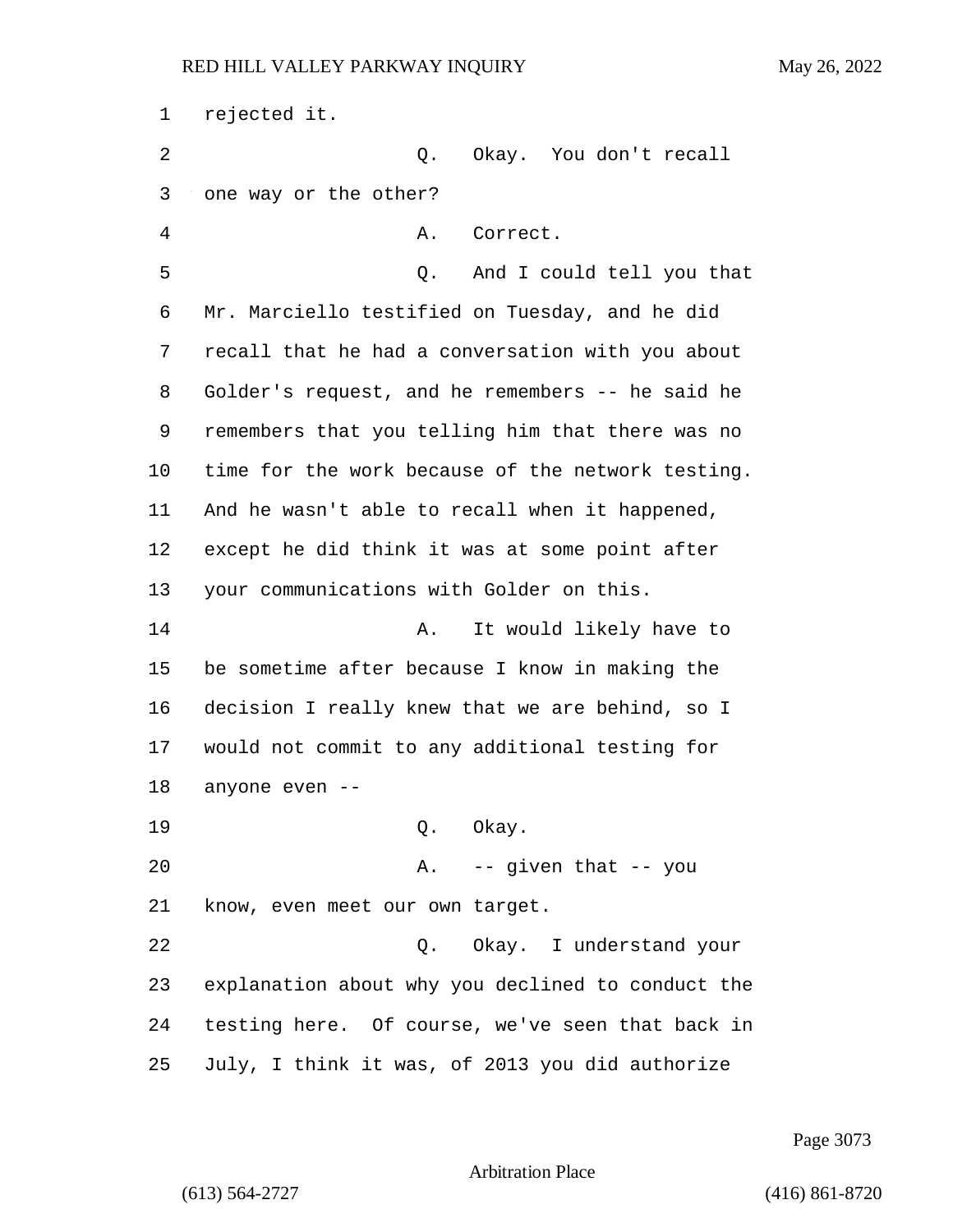rejected it.

Q. Okay. You don't recall one way or the other?

A. Correct.

Q. And I could tell you that Mr. Marciello testified on Tuesday, and he did recall that he had a conversation with you about Golder's request, and he remembers -- he said he remembers that you telling him that there was no time for the work because of the network testing. And he wasn't able to recall when it happened, except he did think it was at some point after your communications with Golder on this.

A. It would likely have to be sometime after because I know in making the decision I really knew that we are behind, so I would not commit to any additional testing for anyone even --

Q. Okay.

A. -- given that -- you know, even meet our own target.

Q. Okay. I understand your explanation about why you declined to conduct the testing here. Of course, we've seen that back in July, I think it was, of 2013 you did authorize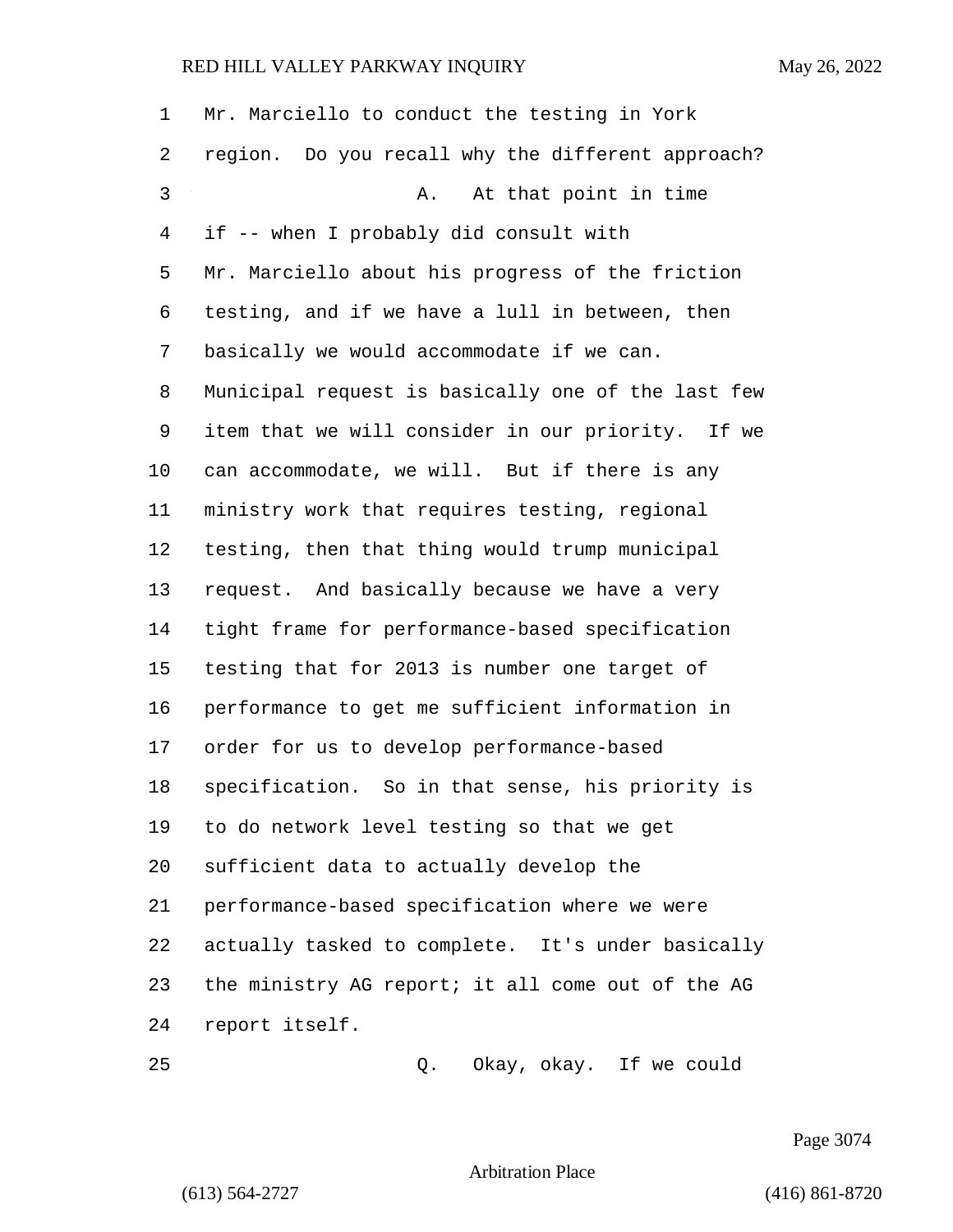Mr. Marciello to conduct the testing in York region. Do you recall why the different approach?

A. At that point in time if -- when I probably did consult with Mr. Marciello about his progress of the friction testing, and if we have a lull in between, then basically we would accommodate if we can. Municipal request is basically one of the last few item that we will consider in our priority. If we can accommodate, we will. But if there is any ministry work that requires testing, regional testing, then that thing would trump municipal request. And basically because we have a very tight frame for performance-based specification testing that for 2013 is number one target of performance to get me sufficient information in order for us to develop performance-based specification. So in that sense, his priority is to do network level testing so that we get sufficient data to actually develop the performance-based specification where we were actually tasked to complete. It's under basically the ministry AG report; it all come out of the AG report itself.

Q. Okay, okay. If we could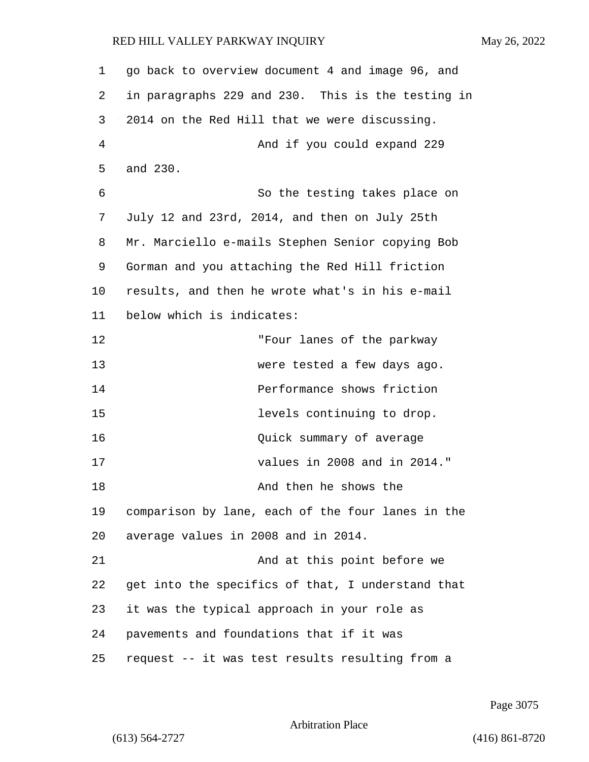go back to overview document 4 and image 96, and in paragraphs 229 and 230. This is the testing in 2014 on the Red Hill that we were discussing.

And if you could expand 229 and 230.

So the testing takes place on July 12 and 23rd, 2014, and then on July 25th Mr. Marciello e-mails Stephen Senior copying Bob Gorman and you attaching the Red Hill friction results, and then he wrote what's in his e-mail below which is indicates:

> "Four lanes of the parkway were tested a few days ago. Performance shows friction levels continuing to drop. Quick summary of average values in 2008 and in 2014."

And then he shows the comparison by lane, each of the four lanes in the average values in 2008 and in 2014.

And at this point before we get into the specifics of that, I understand that it was the typical approach in your role as pavements and foundations that if it was request -- it was test results resulting from a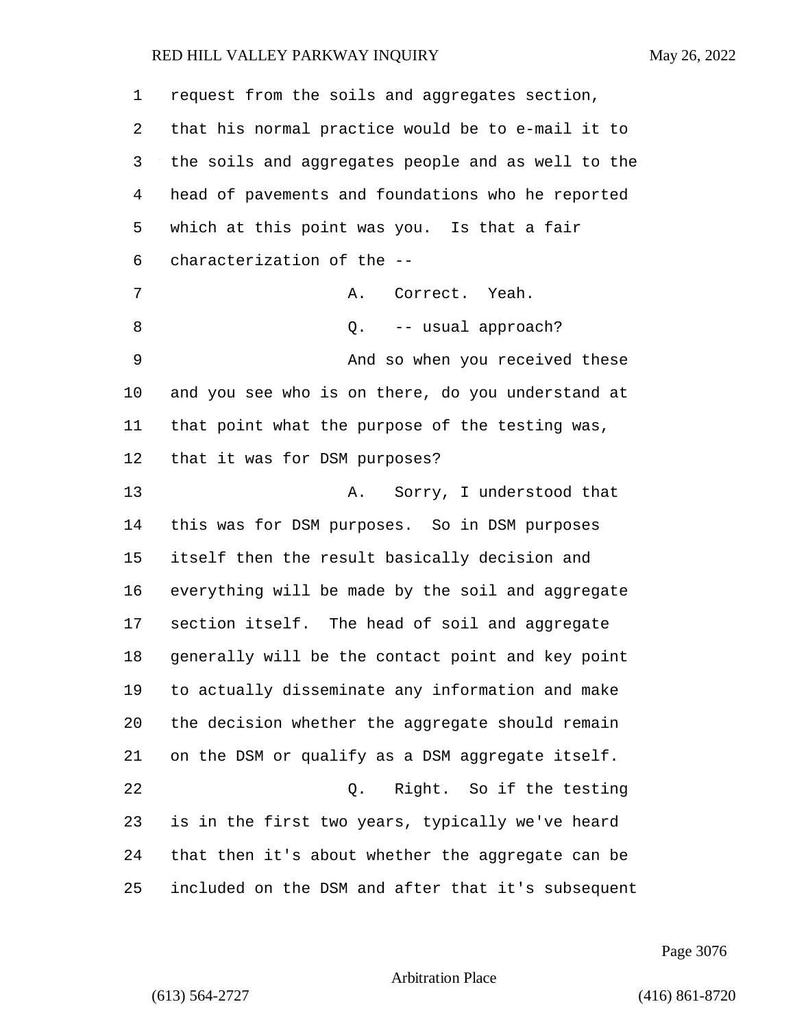1 request from the soils and aggregates section,
2 that his normal practice would be to e-mail it to
3 the soils and aggregates people and as well to the
4 head of pavements and foundations who he reported
5 which at this point was you. Is that a fair
6 characterization of the --
7 A. Correct. Yeah.
8 Q. -- usual approach?
9 And so when you received these
10 and you see who is on there, do you understand at
11 that point what the purpose of the testing was,
12 that it was for DSM purposes?
13 A. Sorry, I understood that
14 this was for DSM purposes. So in DSM purposes
15 itself then the result basically decision and
16 everything will be made by the soil and aggregate
17 section itself. The head of soil and aggregate
18 generally will be the contact point and key point
19 to actually disseminate any information and make
20 the decision whether the aggregate should remain
21 on the DSM or qualify as a DSM aggregate itself.
22 Q. Right. So if the testing
23 is in the first two years, typically we've heard
24 that then it's about whether the aggregate can be
25 included on the DSM and after that it's subsequent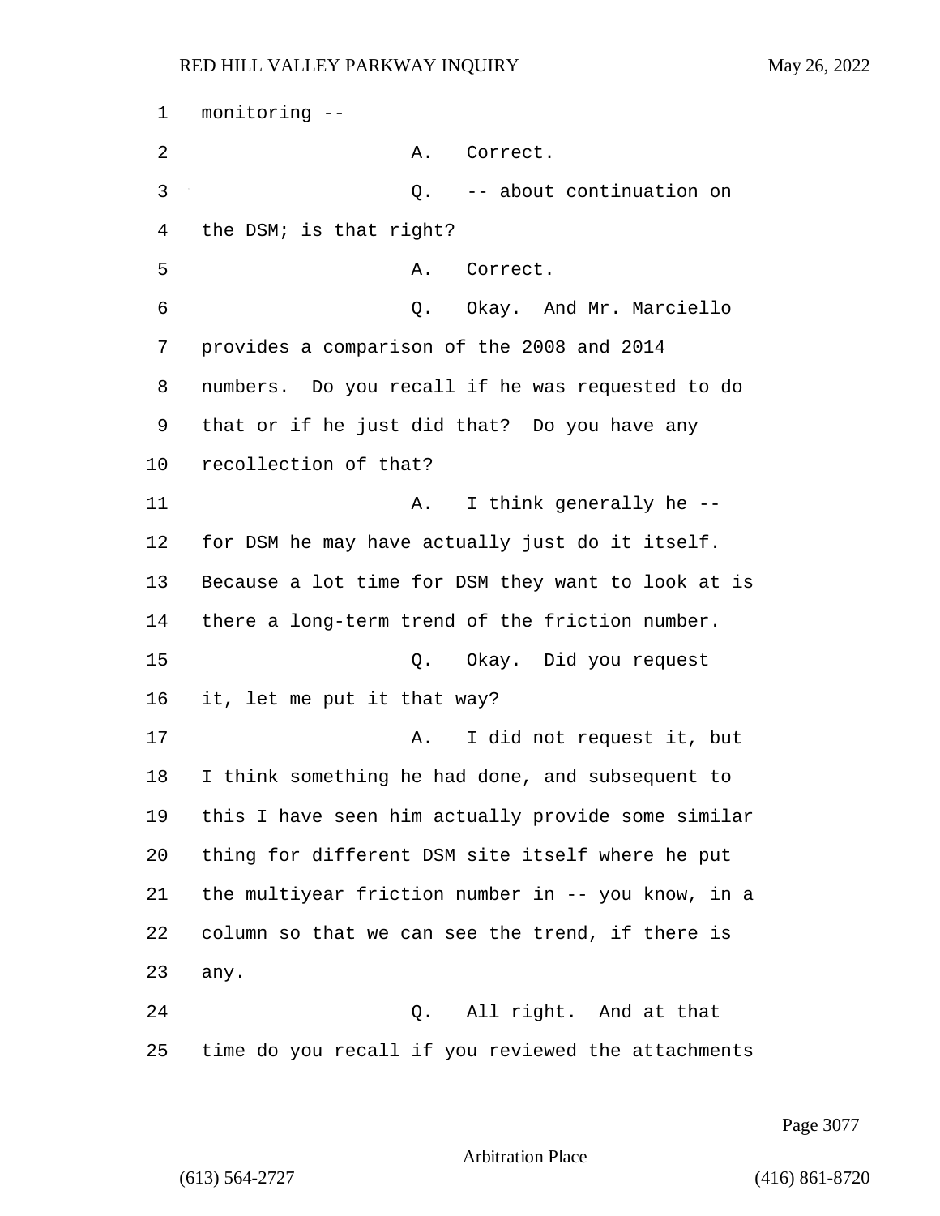monitoring --

A. Correct.

Q. -- about continuation on the DSM; is that right?

A. Correct.

Q. Okay. And Mr. Marciello provides a comparison of the 2008 and 2014 numbers. Do you recall if he was requested to do that or if he just did that? Do you have any recollection of that?

A. I think generally he -- for DSM he may have actually just do it itself. Because a lot time for DSM they want to look at is there a long-term trend of the friction number.

Q. Okay. Did you request it, let me put it that way?

A. I did not request it, but I think something he had done, and subsequent to this I have seen him actually provide some similar thing for different DSM site itself where he put the multiyear friction number in -- you know, in a column so that we can see the trend, if there is any.

Q. All right. And at that time do you recall if you reviewed the attachments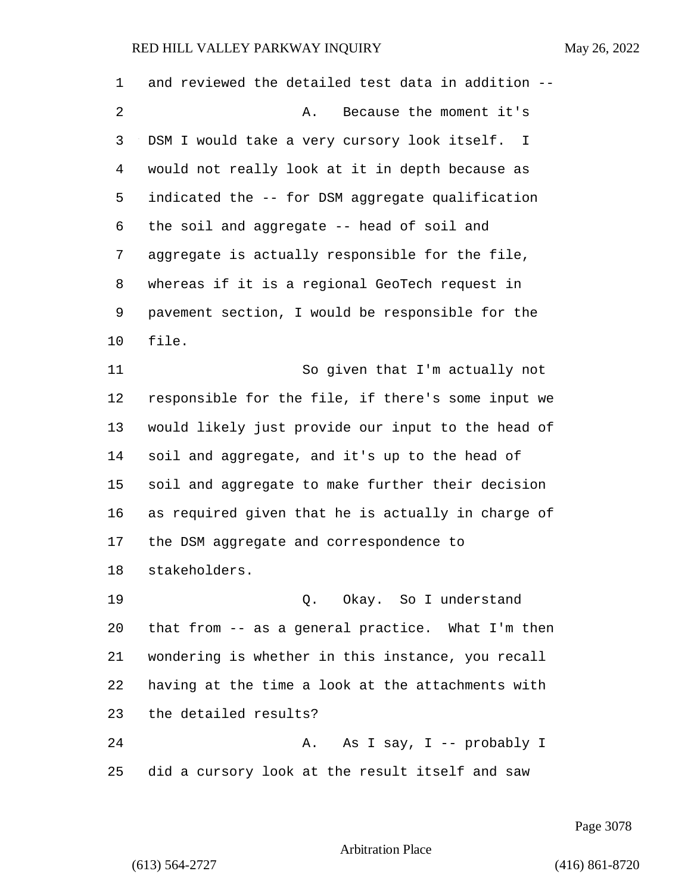and reviewed the detailed test data in addition --

A. Because the moment it's DSM I would take a very cursory look itself. I would not really look at it in depth because as indicated the -- for DSM aggregate qualification the soil and aggregate -- head of soil and aggregate is actually responsible for the file, whereas if it is a regional GeoTech request in pavement section, I would be responsible for the file.

So given that I'm actually not responsible for the file, if there's some input we would likely just provide our input to the head of soil and aggregate, and it's up to the head of soil and aggregate to make further their decision as required given that he is actually in charge of the DSM aggregate and correspondence to stakeholders.

Q. Okay. So I understand that from -- as a general practice. What I'm then wondering is whether in this instance, you recall having at the time a look at the attachments with the detailed results?

A. As I say, I -- probably I did a cursory look at the result itself and saw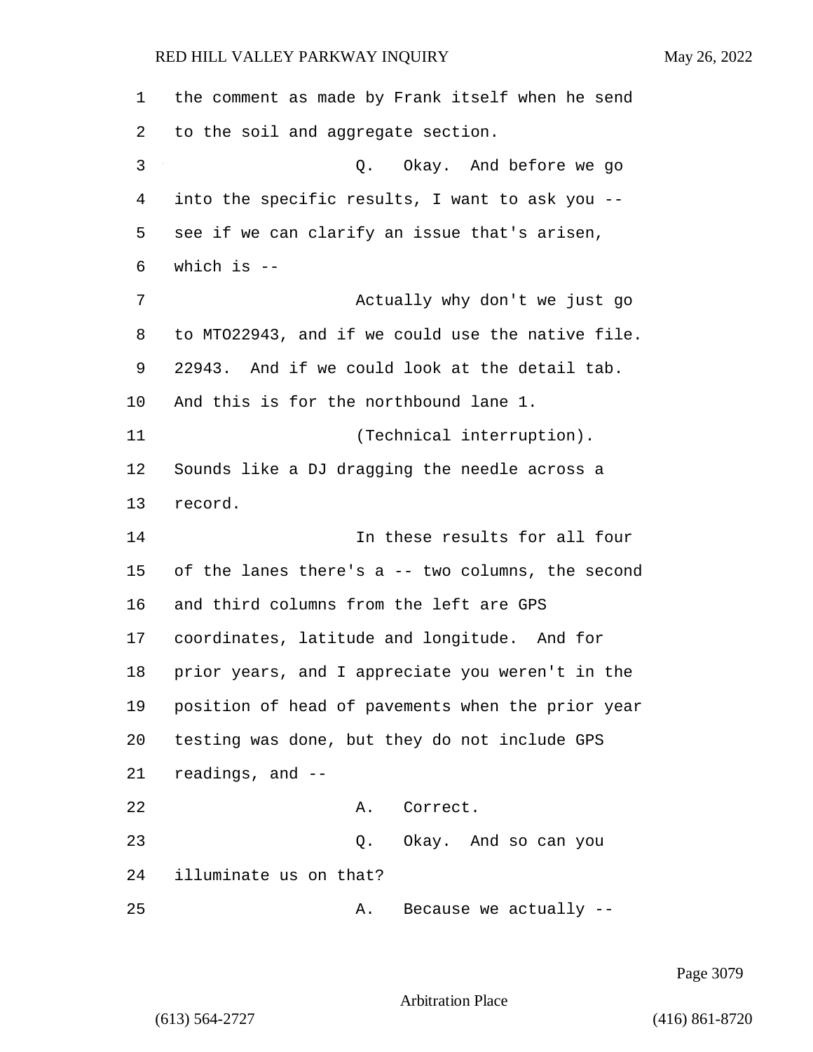the comment as made by Frank itself when he send to the soil and aggregate section.

Q. Okay. And before we go into the specific results, I want to ask you -- see if we can clarify an issue that's arisen, which is --

Actually why don't we just go to MTO22943, and if we could use the native file. 22943. And if we could look at the detail tab. And this is for the northbound lane 1.

(Technical interruption).

Sounds like a DJ dragging the needle across a record.

In these results for all four of the lanes there's a -- two columns, the second and third columns from the left are GPS coordinates, latitude and longitude. And for prior years, and I appreciate you weren't in the position of head of pavements when the prior year testing was done, but they do not include GPS readings, and --

A. Correct.

Q. Okay. And so can you illuminate us on that?

A. Because we actually --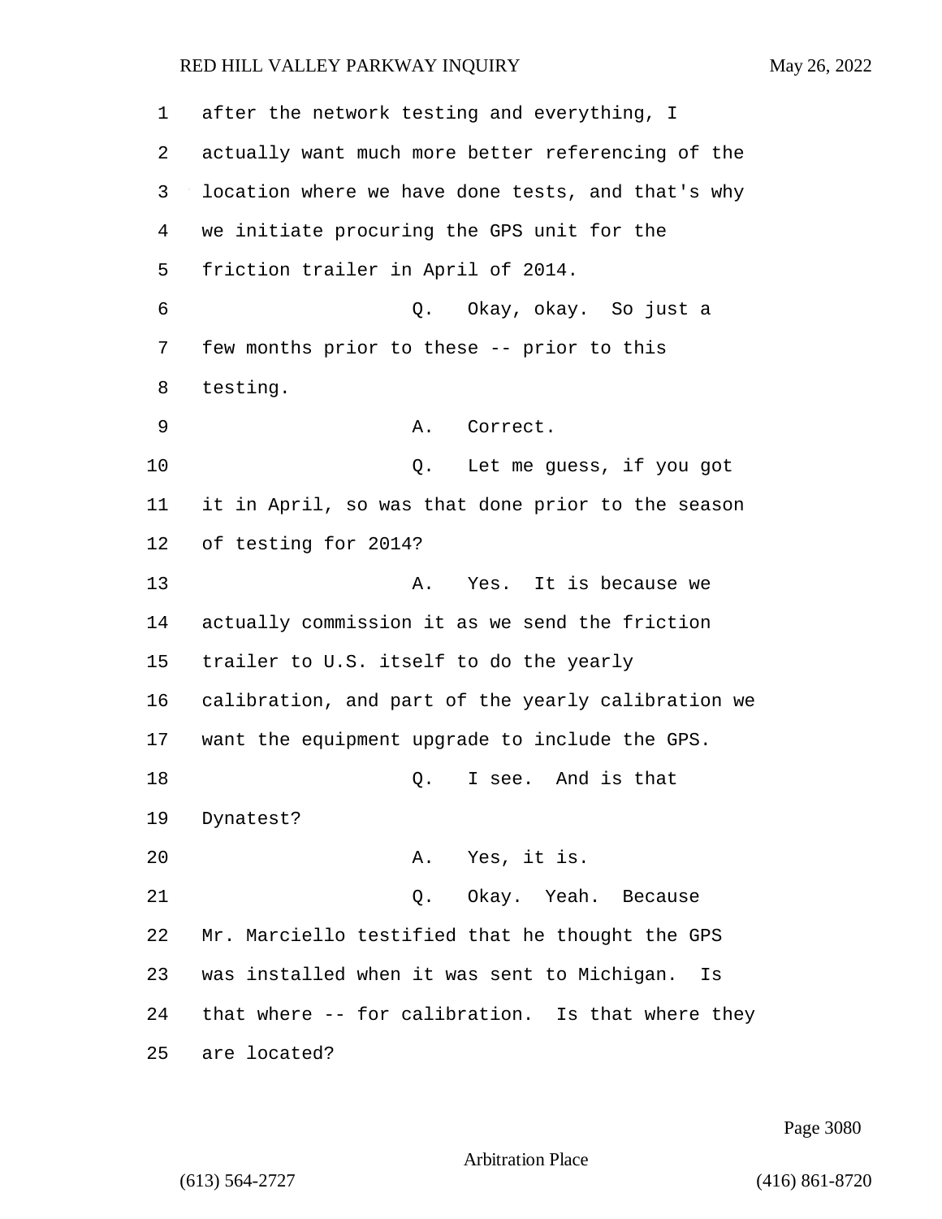after the network testing and everything, I actually want much more better referencing of the location where we have done tests, and that's why we initiate procuring the GPS unit for the friction trailer in April of 2014.

Q. Okay, okay. So just a few months prior to these -- prior to this testing.

A. Correct.

Q. Let me guess, if you got it in April, so was that done prior to the season of testing for 2014?

A. Yes. It is because we actually commission it as we send the friction trailer to U.S. itself to do the yearly calibration, and part of the yearly calibration we want the equipment upgrade to include the GPS.

Q. I see. And is that Dynatest?

A. Yes, it is.

Q. Okay. Yeah. Because Mr. Marciello testified that he thought the GPS was installed when it was sent to Michigan. Is that where -- for calibration. Is that where they are located?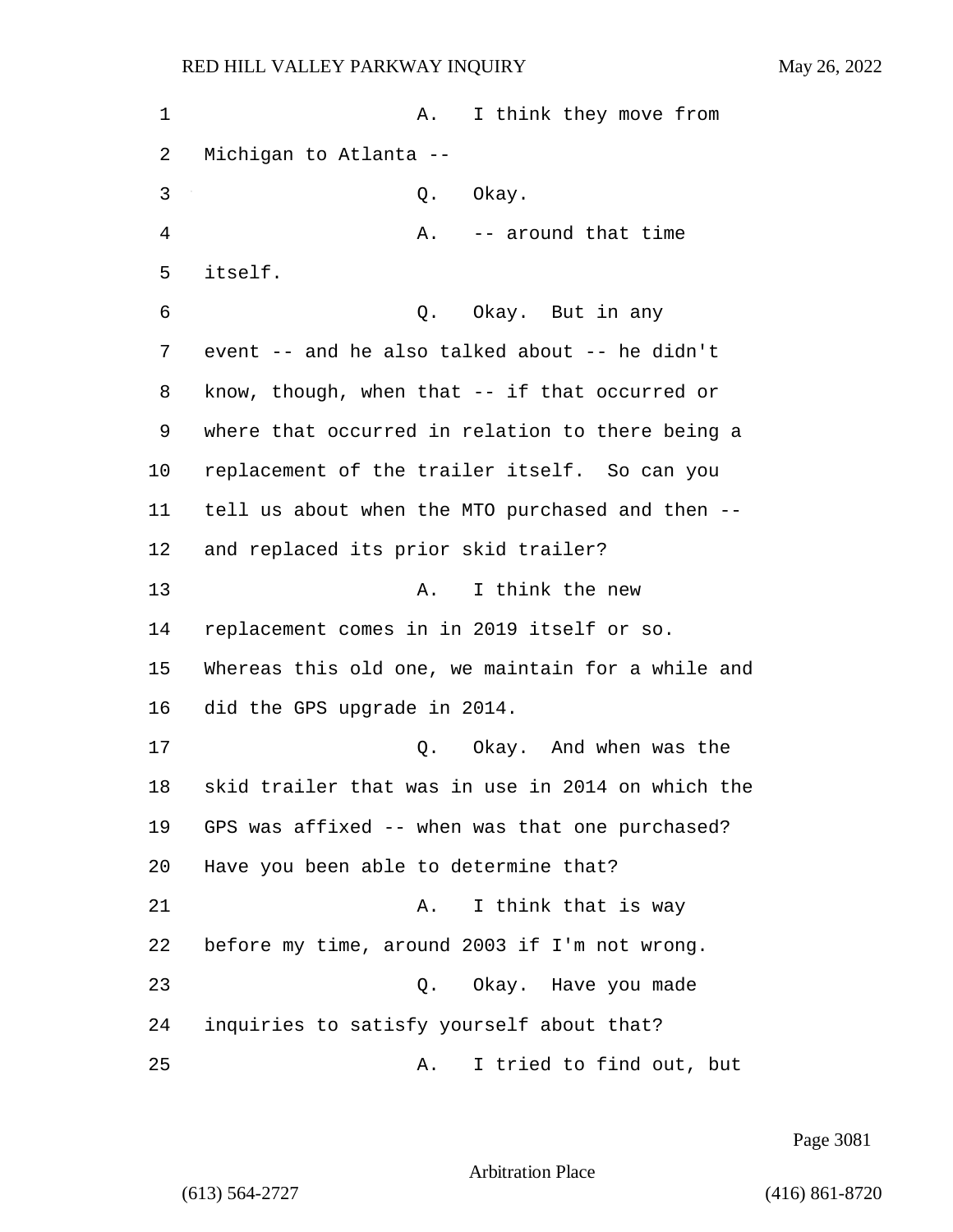A. I think they move from Michigan to Atlanta --

Q. Okay.

A. -- around that time itself.

Q. Okay. But in any event -- and he also talked about -- he didn't know, though, when that -- if that occurred or where that occurred in relation to there being a replacement of the trailer itself. So can you tell us about when the MTO purchased and then -- and replaced its prior skid trailer?

A. I think the new replacement comes in in 2019 itself or so. Whereas this old one, we maintain for a while and did the GPS upgrade in 2014.

Q. Okay. And when was the skid trailer that was in use in 2014 on which the GPS was affixed -- when was that one purchased? Have you been able to determine that?

A. I think that is way before my time, around 2003 if I'm not wrong.

Q. Okay. Have you made inquiries to satisfy yourself about that?

A. I tried to find out, but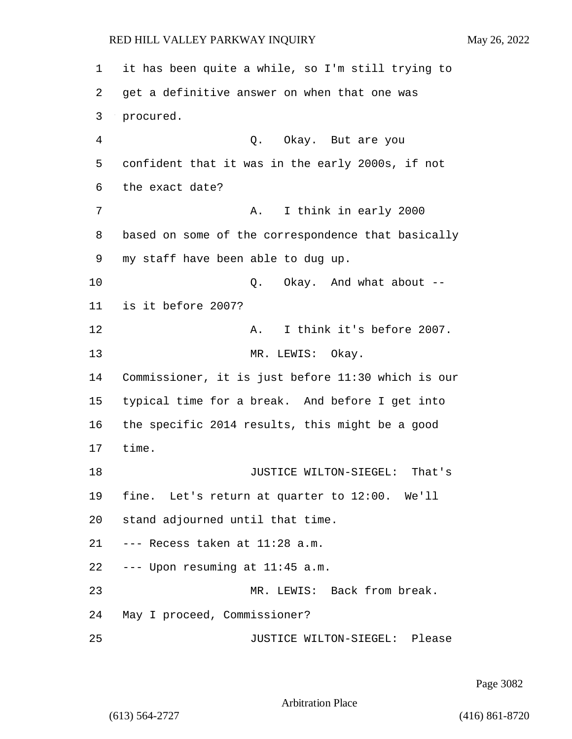it has been quite a while, so I'm still trying to get a definitive answer on when that one was procured.

Q. Okay. But are you confident that it was in the early 2000s, if not the exact date?

A. I think in early 2000 based on some of the correspondence that basically my staff have been able to dug up.

Q. Okay. And what about -- is it before 2007?

A. I think it's before 2007.

MR. LEWIS: Okay. Commissioner, it is just before 11:30 which is our typical time for a break. And before I get into the specific 2014 results, this might be a good time.

JUSTICE WILTON-SIEGEL: That's fine. Let's return at quarter to 12:00. We'll stand adjourned until that time.

--- Recess taken at 11:28 a.m.

--- Upon resuming at 11:45 a.m.

MR. LEWIS: Back from break. May I proceed, Commissioner?

JUSTICE WILTON-SIEGEL: Please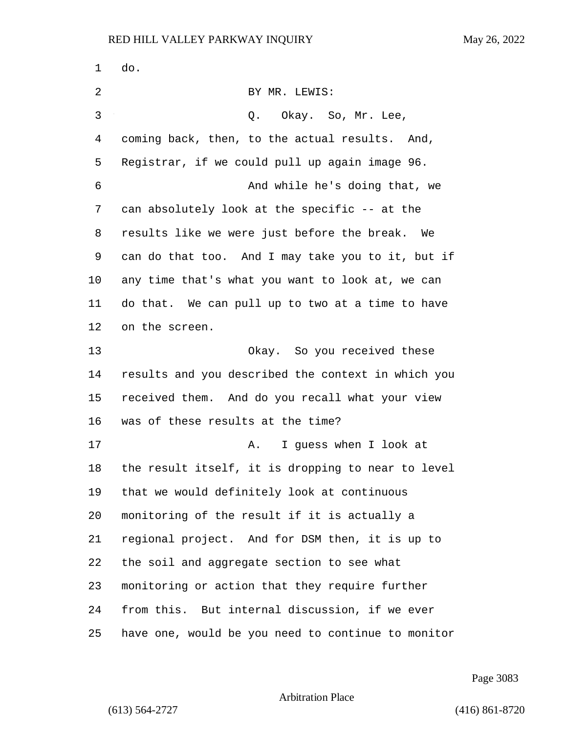do.

BY MR. LEWIS:

Q. Okay. So, Mr. Lee, coming back, then, to the actual results. And, Registrar, if we could pull up again image 96.

And while he's doing that, we can absolutely look at the specific -- at the results like we were just before the break. We can do that too. And I may take you to it, but if any time that's what you want to look at, we can do that. We can pull up to two at a time to have on the screen.

Okay. So you received these results and you described the context in which you received them. And do you recall what your view was of these results at the time?

A. I guess when I look at the result itself, it is dropping to near to level that we would definitely look at continuous monitoring of the result if it is actually a regional project. And for DSM then, it is up to the soil and aggregate section to see what monitoring or action that they require further from this. But internal discussion, if we ever have one, would be you need to continue to monitor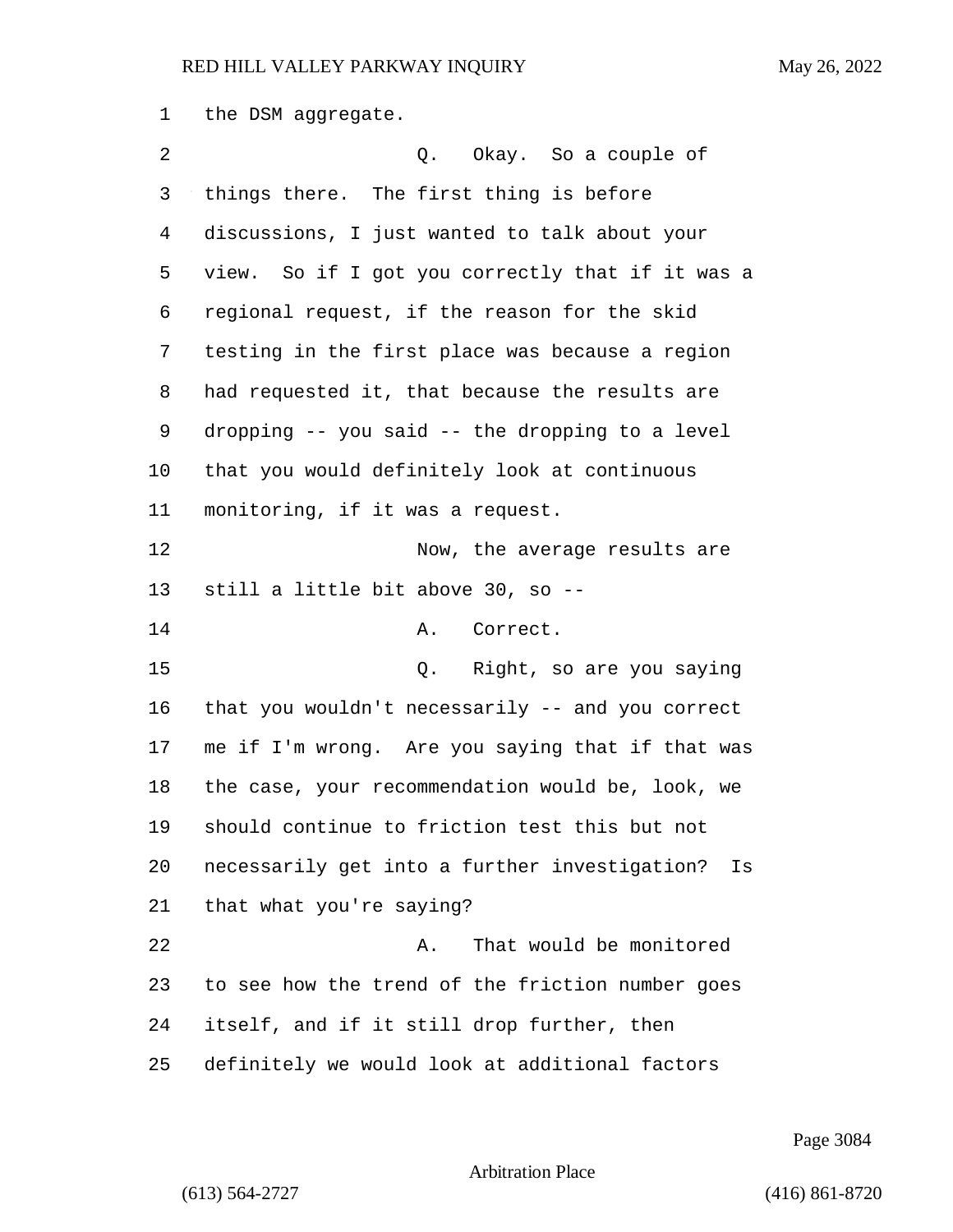the DSM aggregate.

Q. Okay. So a couple of things there. The first thing is before discussions, I just wanted to talk about your view. So if I got you correctly that if it was a regional request, if the reason for the skid testing in the first place was because a region had requested it, that because the results are dropping -- you said -- the dropping to a level that you would definitely look at continuous monitoring, if it was a request.

Now, the average results are still a little bit above 30, so --

A. Correct.

Q. Right, so are you saying that you wouldn't necessarily -- and you correct me if I'm wrong. Are you saying that if that was the case, your recommendation would be, look, we should continue to friction test this but not necessarily get into a further investigation? Is that what you're saying?

A. That would be monitored to see how the trend of the friction number goes itself, and if it still drop further, then definitely we would look at additional factors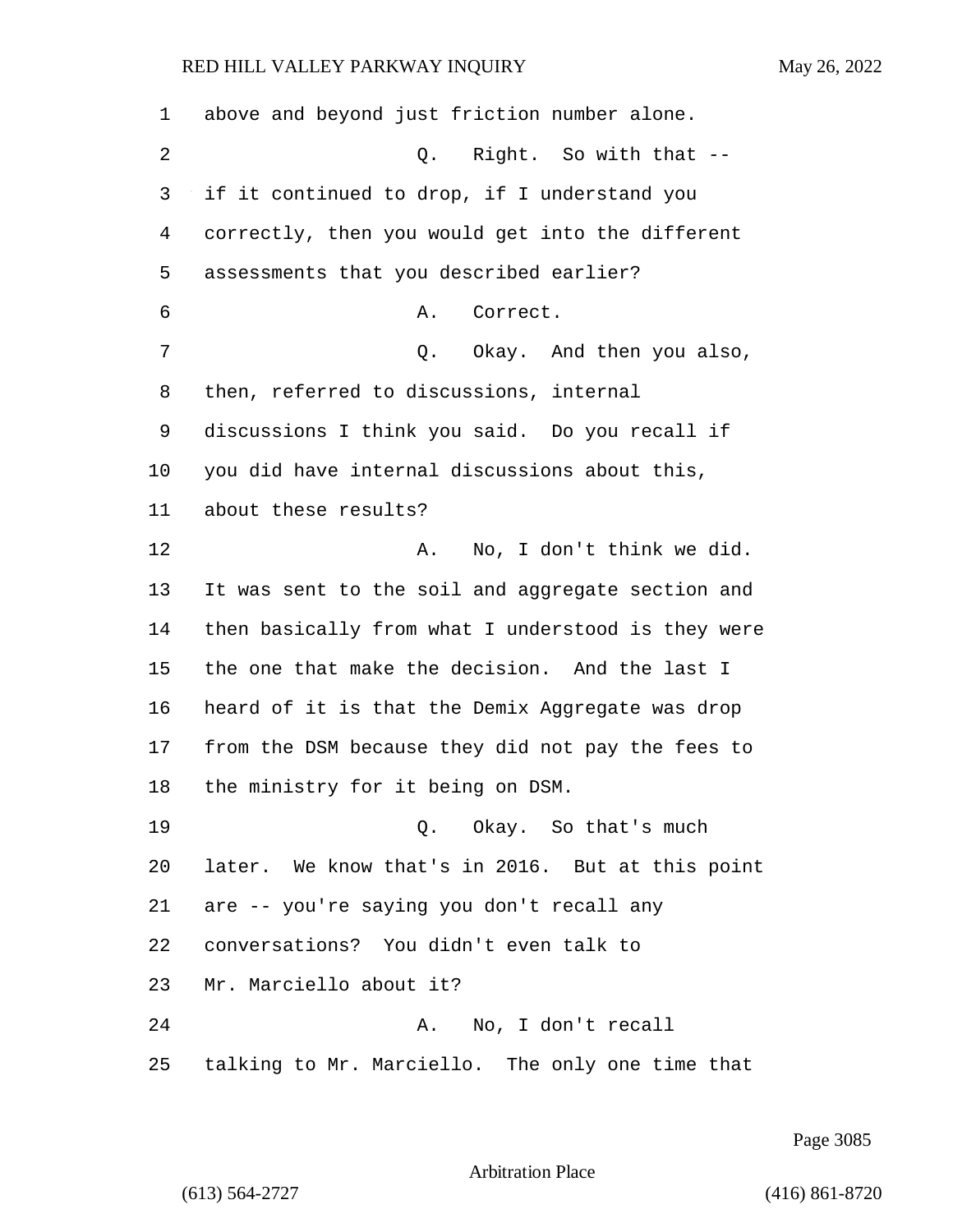above and beyond just friction number alone.

Q. Right. So with that -- if it continued to drop, if I understand you correctly, then you would get into the different assessments that you described earlier?

A. Correct.

Q. Okay. And then you also, then, referred to discussions, internal discussions I think you said. Do you recall if you did have internal discussions about this, about these results?

A. No, I don't think we did. It was sent to the soil and aggregate section and then basically from what I understood is they were the one that make the decision. And the last I heard of it is that the Demix Aggregate was drop from the DSM because they did not pay the fees to the ministry for it being on DSM.

Q. Okay. So that's much later. We know that's in 2016. But at this point are -- you're saying you don't recall any conversations? You didn't even talk to Mr. Marciello about it?

A. No, I don't recall talking to Mr. Marciello. The only one time that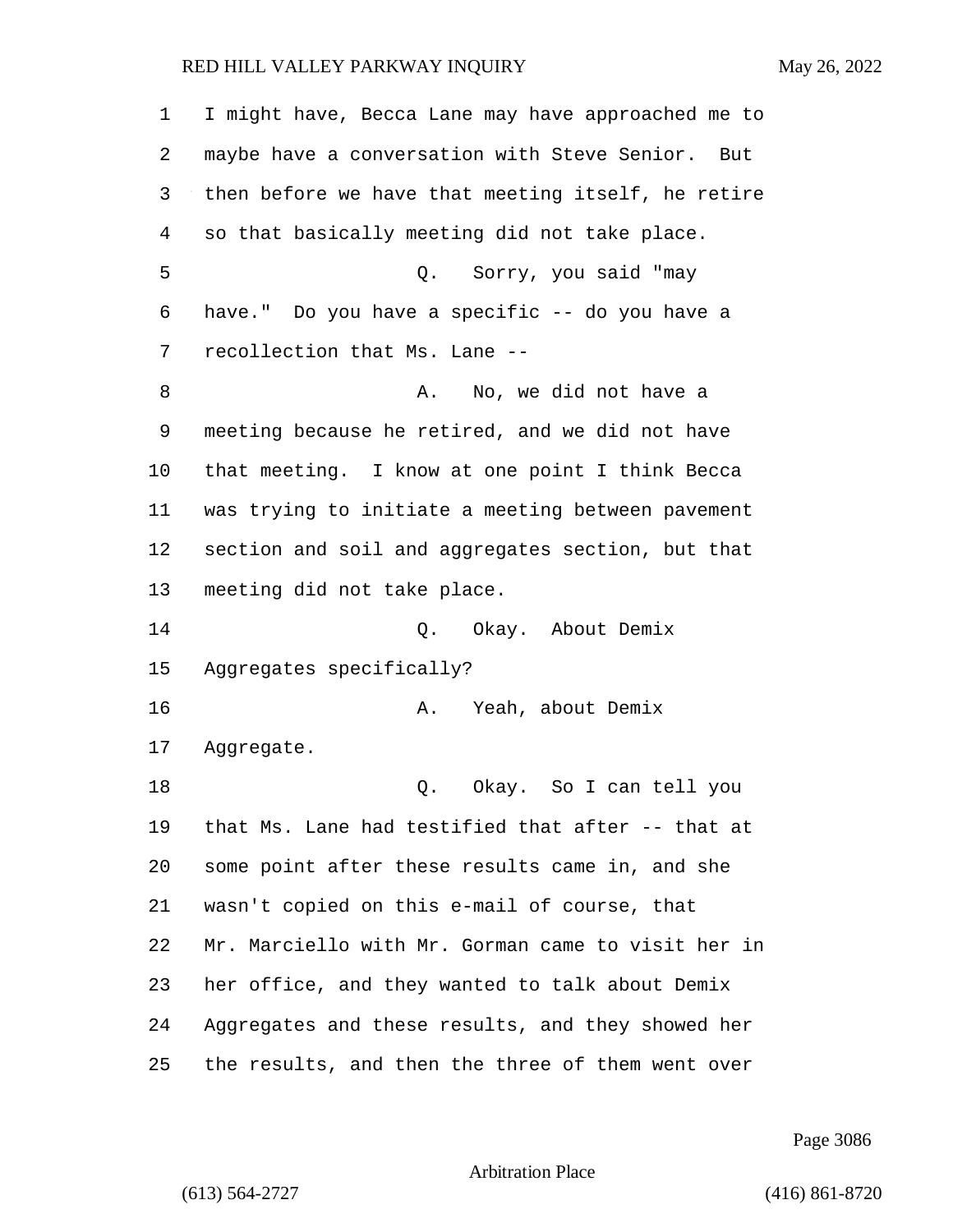I might have, Becca Lane may have approached me to maybe have a conversation with Steve Senior. But then before we have that meeting itself, he retire so that basically meeting did not take place.

Q. Sorry, you said "may have." Do you have a specific -- do you have a recollection that Ms. Lane --

A. No, we did not have a meeting because he retired, and we did not have that meeting. I know at one point I think Becca was trying to initiate a meeting between pavement section and soil and aggregates section, but that meeting did not take place.

Q. Okay. About Demix Aggregates specifically?

A. Yeah, about Demix Aggregate.

Q. Okay. So I can tell you that Ms. Lane had testified that after -- that at some point after these results came in, and she wasn't copied on this e-mail of course, that Mr. Marciello with Mr. Gorman came to visit her in her office, and they wanted to talk about Demix Aggregates and these results, and they showed her the results, and then the three of them went over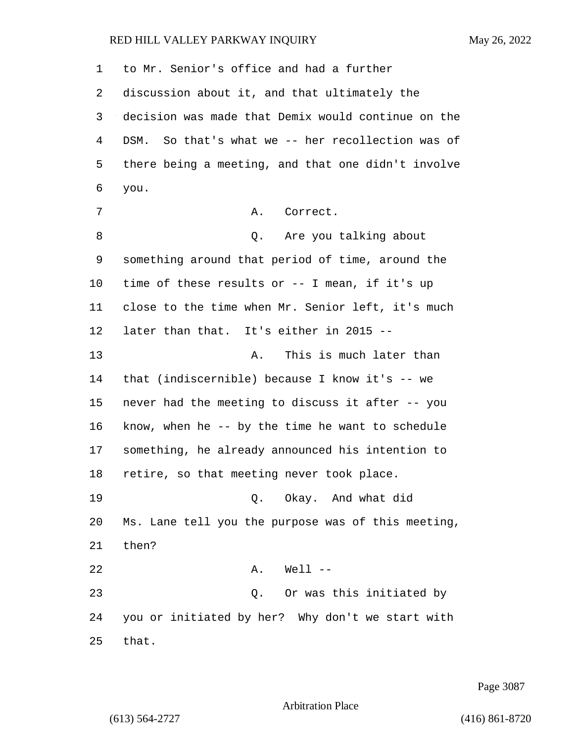to Mr. Senior's office and had a further discussion about it, and that ultimately the decision was made that Demix would continue on the DSM. So that's what we -- her recollection was of there being a meeting, and that one didn't involve you.

A. Correct.

Q. Are you talking about something around that period of time, around the time of these results or -- I mean, if it's up close to the time when Mr. Senior left, it's much later than that. It's either in 2015 --

A. This is much later than that (indiscernible) because I know it's -- we never had the meeting to discuss it after -- you know, when he -- by the time he want to schedule something, he already announced his intention to retire, so that meeting never took place.

Q. Okay. And what did Ms. Lane tell you the purpose was of this meeting, then?

A. Well --

Q. Or was this initiated by you or initiated by her? Why don't we start with that.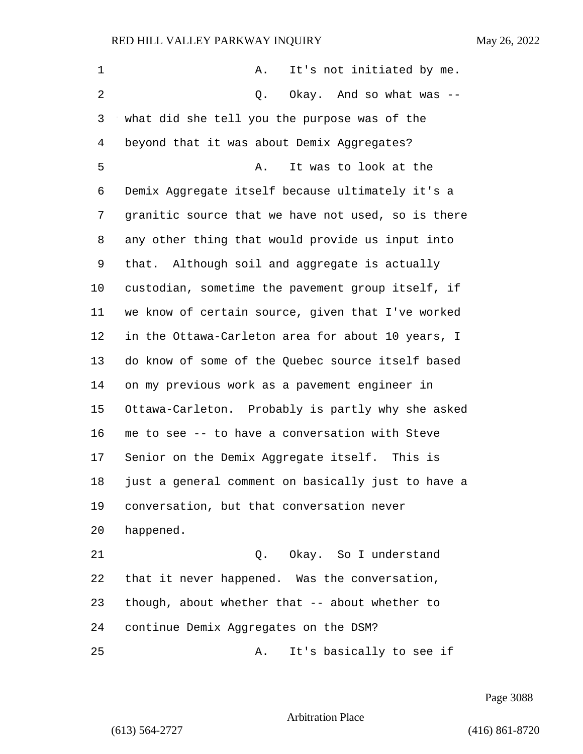A. It's not initiated by me.

Q. Okay. And so what was -- what did she tell you the purpose was of the beyond that it was about Demix Aggregates?

A. It was to look at the Demix Aggregate itself because ultimately it's a granitic source that we have not used, so is there any other thing that would provide us input into that. Although soil and aggregate is actually custodian, sometime the pavement group itself, if we know of certain source, given that I've worked in the Ottawa-Carleton area for about 10 years, I do know of some of the Quebec source itself based on my previous work as a pavement engineer in Ottawa-Carleton. Probably is partly why she asked me to see -- to have a conversation with Steve Senior on the Demix Aggregate itself. This is just a general comment on basically just to have a conversation, but that conversation never happened.

Q. Okay. So I understand that it never happened. Was the conversation, though, about whether that -- about whether to continue Demix Aggregates on the DSM?

A. It's basically to see if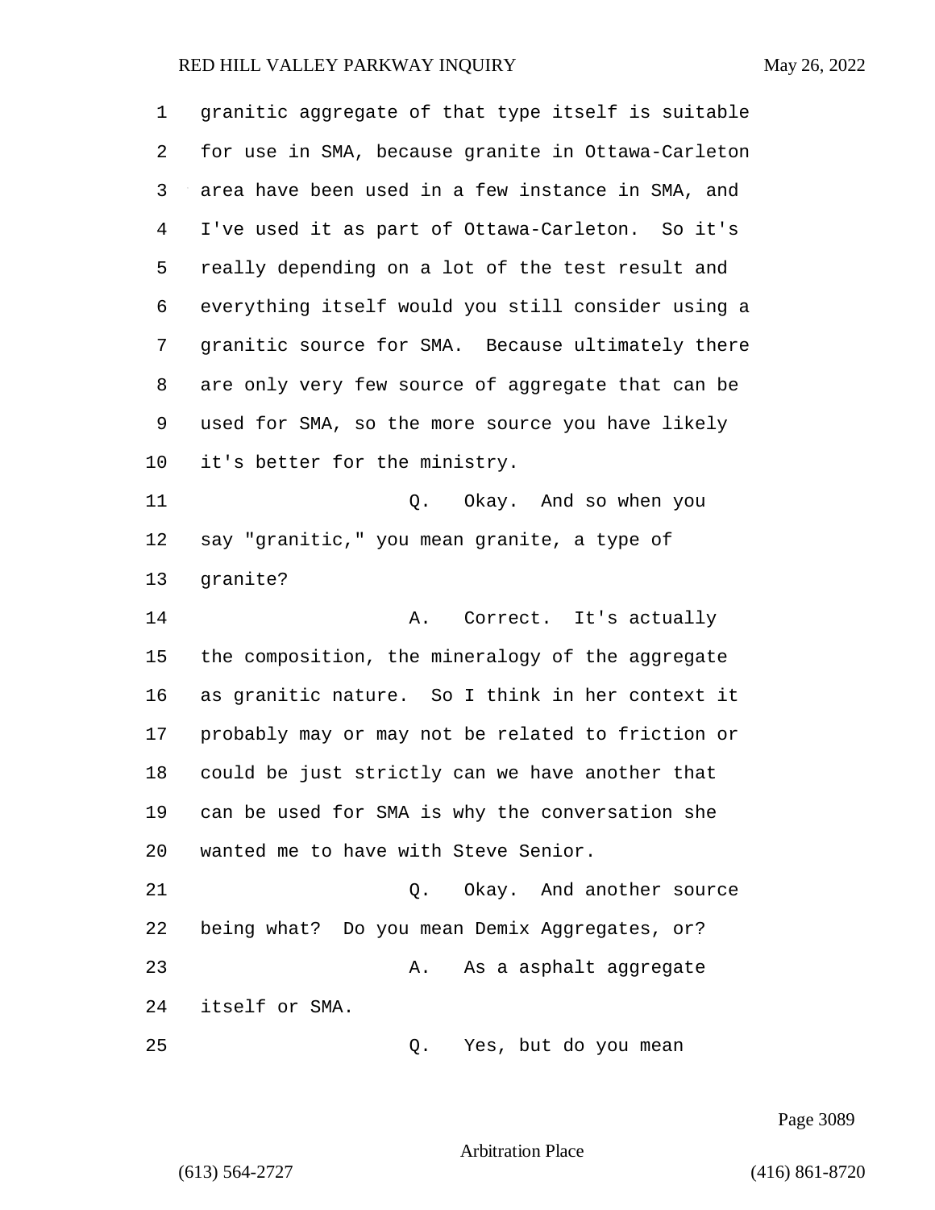granitic aggregate of that type itself is suitable for use in SMA, because granite in Ottawa-Carleton area have been used in a few instance in SMA, and I've used it as part of Ottawa-Carleton. So it's really depending on a lot of the test result and everything itself would you still consider using a granitic source for SMA. Because ultimately there are only very few source of aggregate that can be used for SMA, so the more source you have likely it's better for the ministry.

Q. Okay. And so when you say "granitic," you mean granite, a type of granite?

A. Correct. It's actually the composition, the mineralogy of the aggregate as granitic nature. So I think in her context it probably may or may not be related to friction or could be just strictly can we have another that can be used for SMA is why the conversation she wanted me to have with Steve Senior.

Q. Okay. And another source being what? Do you mean Demix Aggregates, or?

A. As a asphalt aggregate itself or SMA.

Q. Yes, but do you mean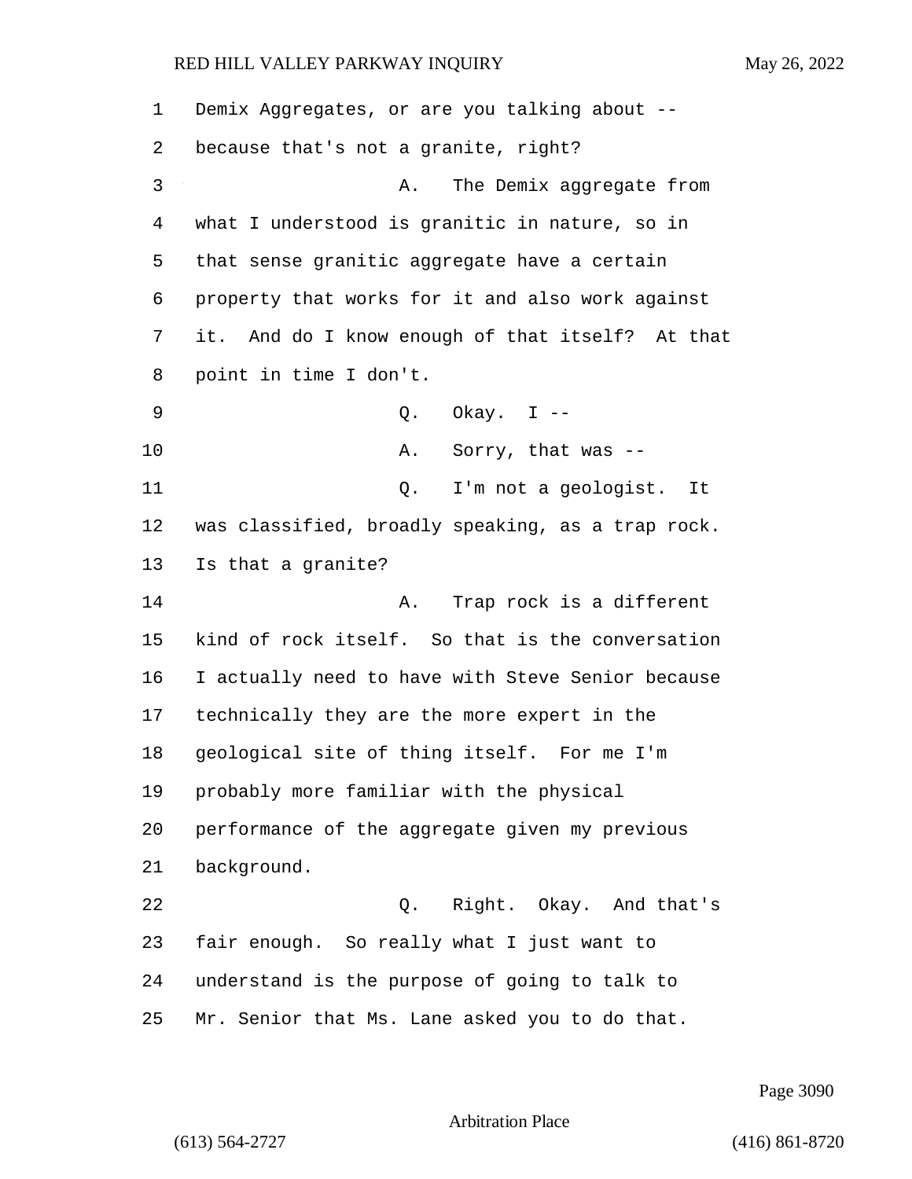Demix Aggregates, or are you talking about -- because that's not a granite, right?

A. The Demix aggregate from what I understood is granitic in nature, so in that sense granitic aggregate have a certain property that works for it and also work against it. And do I know enough of that itself? At that point in time I don't.

Q. Okay. I --

A. Sorry, that was --

Q. I'm not a geologist. It was classified, broadly speaking, as a trap rock. Is that a granite?

A. Trap rock is a different kind of rock itself. So that is the conversation I actually need to have with Steve Senior because technically they are the more expert in the geological site of thing itself. For me I'm probably more familiar with the physical performance of the aggregate given my previous background.

Q. Right. Okay. And that's fair enough. So really what I just want to understand is the purpose of going to talk to Mr. Senior that Ms. Lane asked you to do that.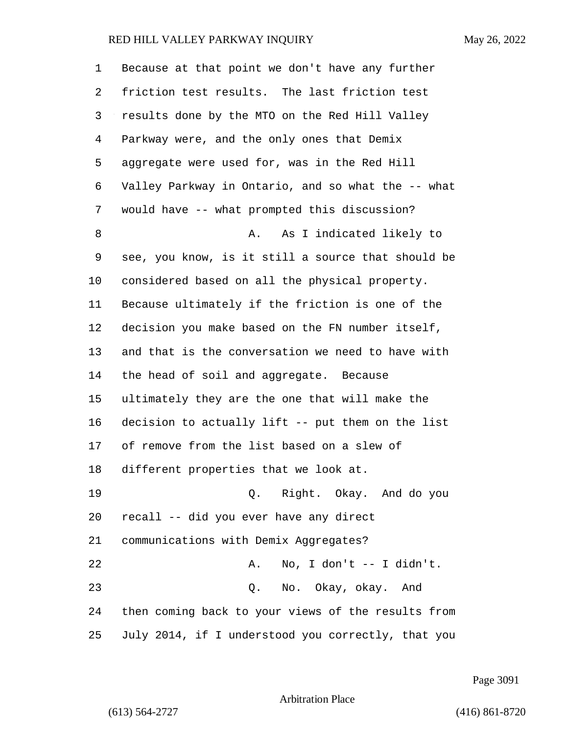Because at that point we don't have any further friction test results. The last friction test results done by the MTO on the Red Hill Valley Parkway were, and the only ones that Demix aggregate were used for, was in the Red Hill Valley Parkway in Ontario, and so what the -- what would have -- what prompted this discussion?

A. As I indicated likely to see, you know, is it still a source that should be considered based on all the physical property. Because ultimately if the friction is one of the decision you make based on the FN number itself, and that is the conversation we need to have with the head of soil and aggregate. Because ultimately they are the one that will make the decision to actually lift -- put them on the list of remove from the list based on a slew of different properties that we look at.

Q. Right. Okay. And do you recall -- did you ever have any direct communications with Demix Aggregates?

A. No, I don't -- I didn't.

Q. No. Okay, okay. And then coming back to your views of the results from July 2014, if I understood you correctly, that you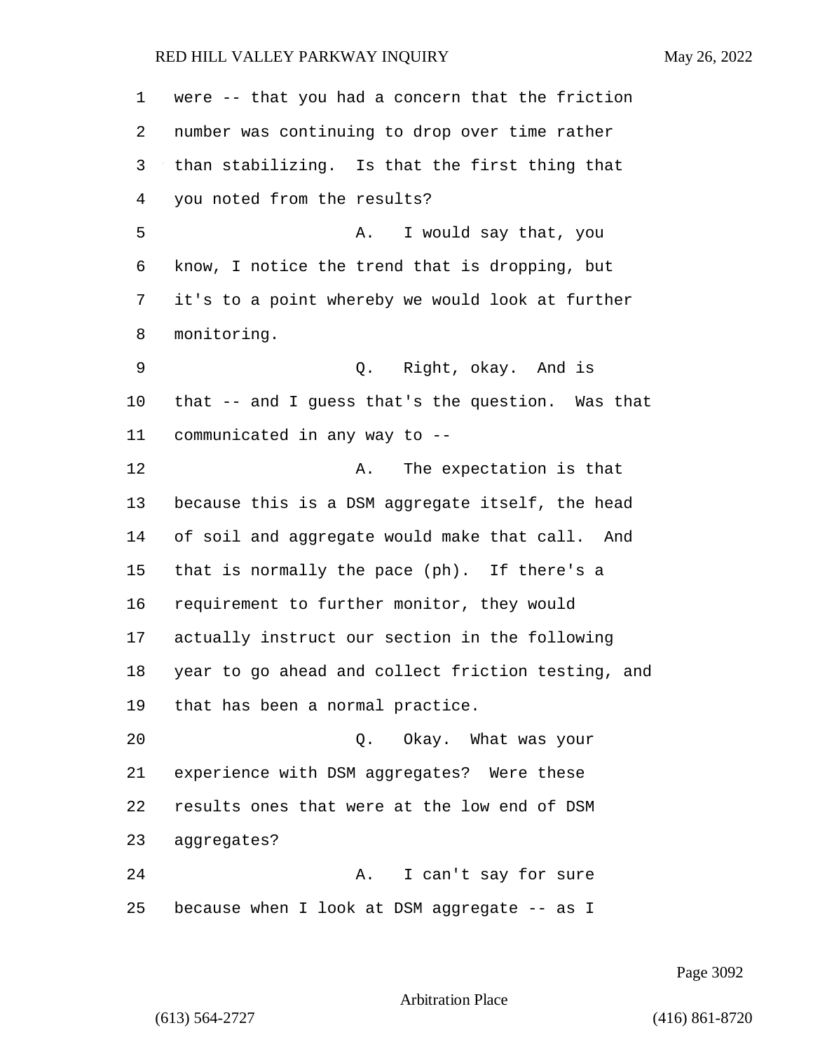were -- that you had a concern that the friction number was continuing to drop over time rather than stabilizing. Is that the first thing that you noted from the results?

A. I would say that, you know, I notice the trend that is dropping, but it's to a point whereby we would look at further monitoring.

Q. Right, okay. And is that -- and I guess that's the question. Was that communicated in any way to --

A. The expectation is that because this is a DSM aggregate itself, the head of soil and aggregate would make that call. And that is normally the pace (ph). If there's a requirement to further monitor, they would actually instruct our section in the following year to go ahead and collect friction testing, and that has been a normal practice.

Q. Okay. What was your experience with DSM aggregates? Were these results ones that were at the low end of DSM aggregates?

A. I can't say for sure because when I look at DSM aggregate -- as I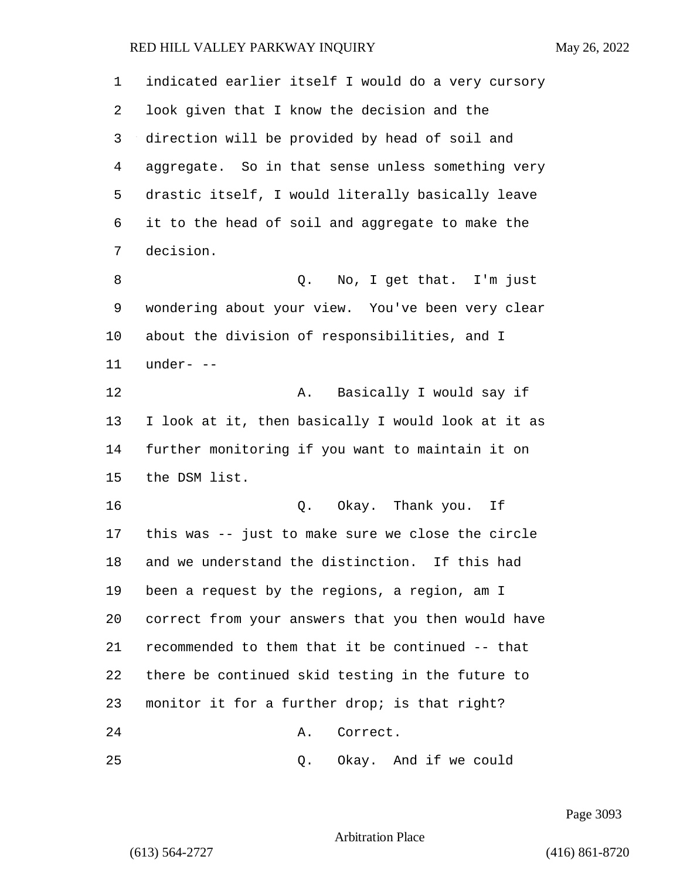indicated earlier itself I would do a very cursory look given that I know the decision and the direction will be provided by head of soil and aggregate. So in that sense unless something very drastic itself, I would literally basically leave it to the head of soil and aggregate to make the decision.

Q. No, I get that. I'm just wondering about your view. You've been very clear about the division of responsibilities, and I under- --

A. Basically I would say if I look at it, then basically I would look at it as further monitoring if you want to maintain it on the DSM list.

Q. Okay. Thank you. If this was -- just to make sure we close the circle and we understand the distinction. If this had been a request by the regions, a region, am I correct from your answers that you then would have recommended to them that it be continued -- that there be continued skid testing in the future to monitor it for a further drop; is that right?

A. Correct.

Q. Okay. And if we could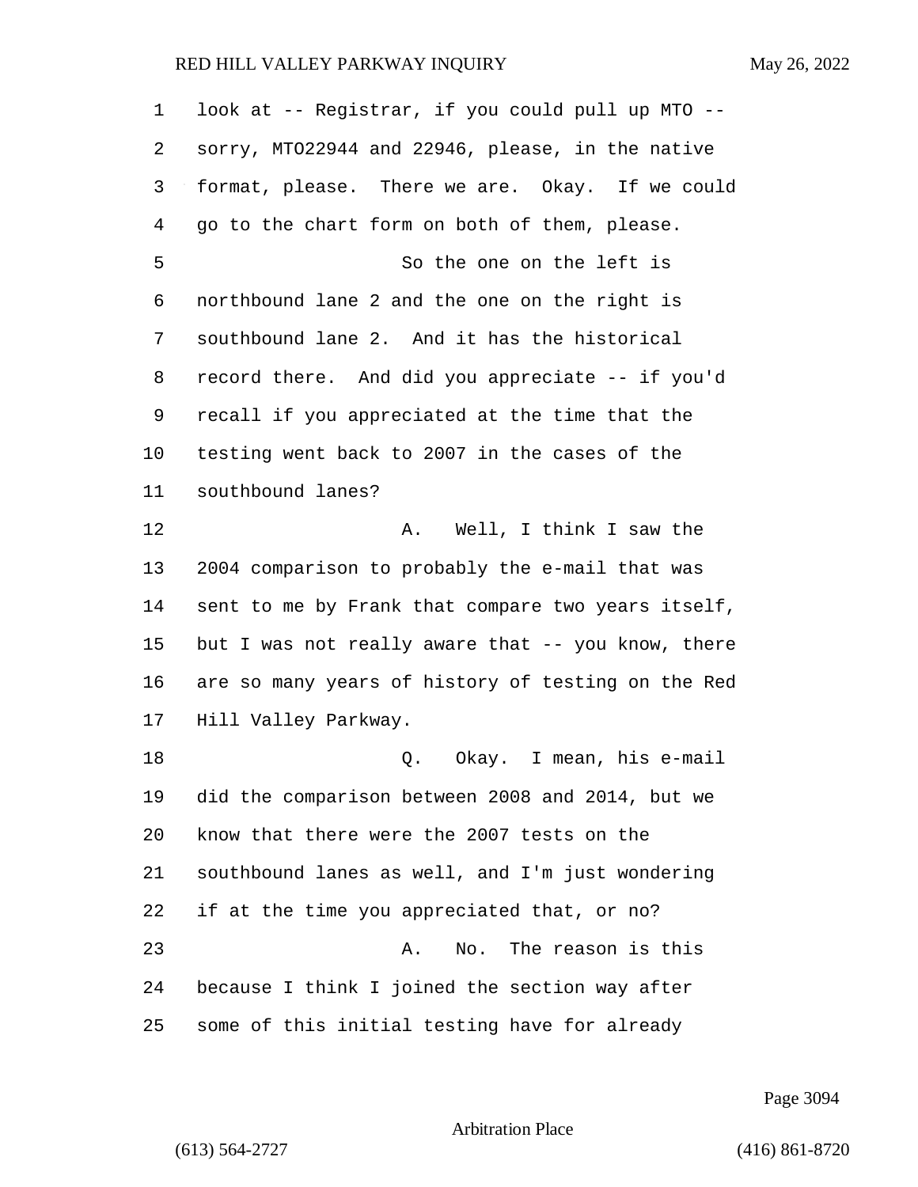1 look at -- Registrar, if you could pull up MTO --
2 sorry, MTO22944 and 22946, please, in the native
3 format, please. There we are. Okay. If we could
4 go to the chart form on both of them, please.
5 So the one on the left is
6 northbound lane 2 and the one on the right is
7 southbound lane 2. And it has the historical
8 record there. And did you appreciate -- if you'd
9 recall if you appreciated at the time that the
10 testing went back to 2007 in the cases of the
11 southbound lanes?
12 A. Well, I think I saw the
13 2004 comparison to probably the e-mail that was
14 sent to me by Frank that compare two years itself,
15 but I was not really aware that -- you know, there
16 are so many years of history of testing on the Red
17 Hill Valley Parkway.
18 Q. Okay. I mean, his e-mail
19 did the comparison between 2008 and 2014, but we
20 know that there were the 2007 tests on the
21 southbound lanes as well, and I'm just wondering
22 if at the time you appreciated that, or no?
23 A. No. The reason is this
24 because I think I joined the section way after
25 some of this initial testing have for already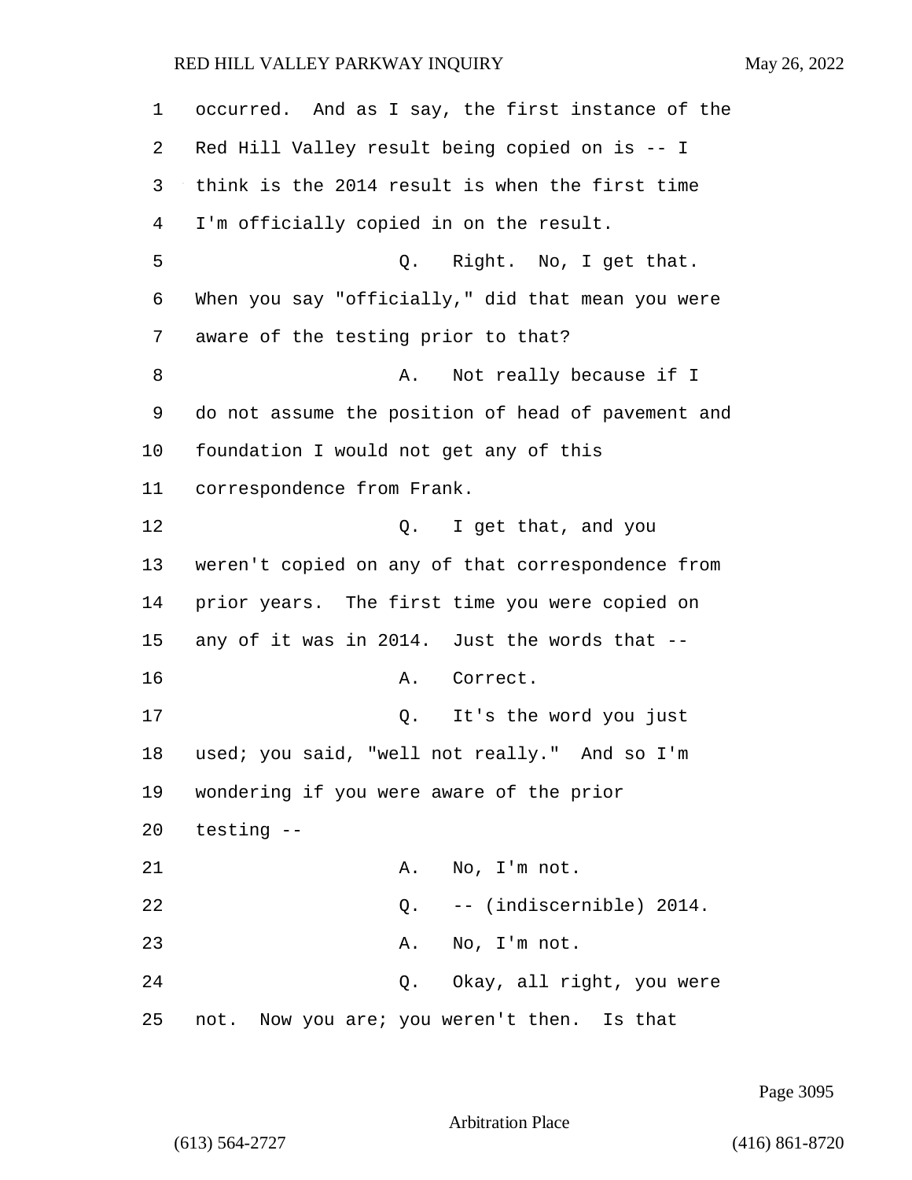occurred. And as I say, the first instance of the Red Hill Valley result being copied on is -- I think is the 2014 result is when the first time I'm officially copied in on the result.

Q. Right. No, I get that. When you say "officially," did that mean you were aware of the testing prior to that?

A. Not really because if I do not assume the position of head of pavement and foundation I would not get any of this correspondence from Frank.

Q. I get that, and you weren't copied on any of that correspondence from prior years. The first time you were copied on any of it was in 2014. Just the words that --

A. Correct.

Q. It's the word you just used; you said, "well not really." And so I'm wondering if you were aware of the prior testing --

A. No, I'm not.

Q. -- (indiscernible) 2014.

A. No, I'm not.

Q. Okay, all right, you were not. Now you are; you weren't then. Is that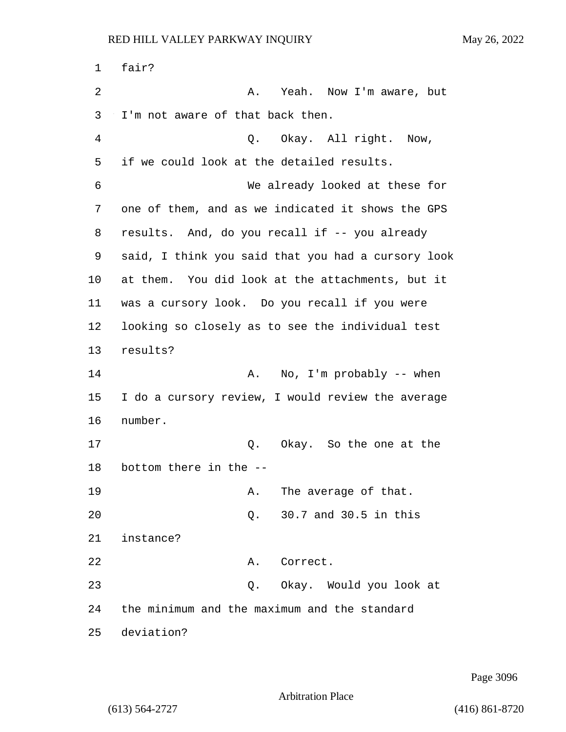fair?

A. Yeah. Now I'm aware, but I'm not aware of that back then.

Q. Okay. All right. Now, if we could look at the detailed results.

We already looked at these for one of them, and as we indicated it shows the GPS results. And, do you recall if -- you already said, I think you said that you had a cursory look at them. You did look at the attachments, but it was a cursory look. Do you recall if you were looking so closely as to see the individual test results?

A. No, I'm probably -- when I do a cursory review, I would review the average number.

Q. Okay. So the one at the bottom there in the --

A. The average of that.

Q. 30.7 and 30.5 in this instance?

A. Correct.

Q. Okay. Would you look at the minimum and the maximum and the standard deviation?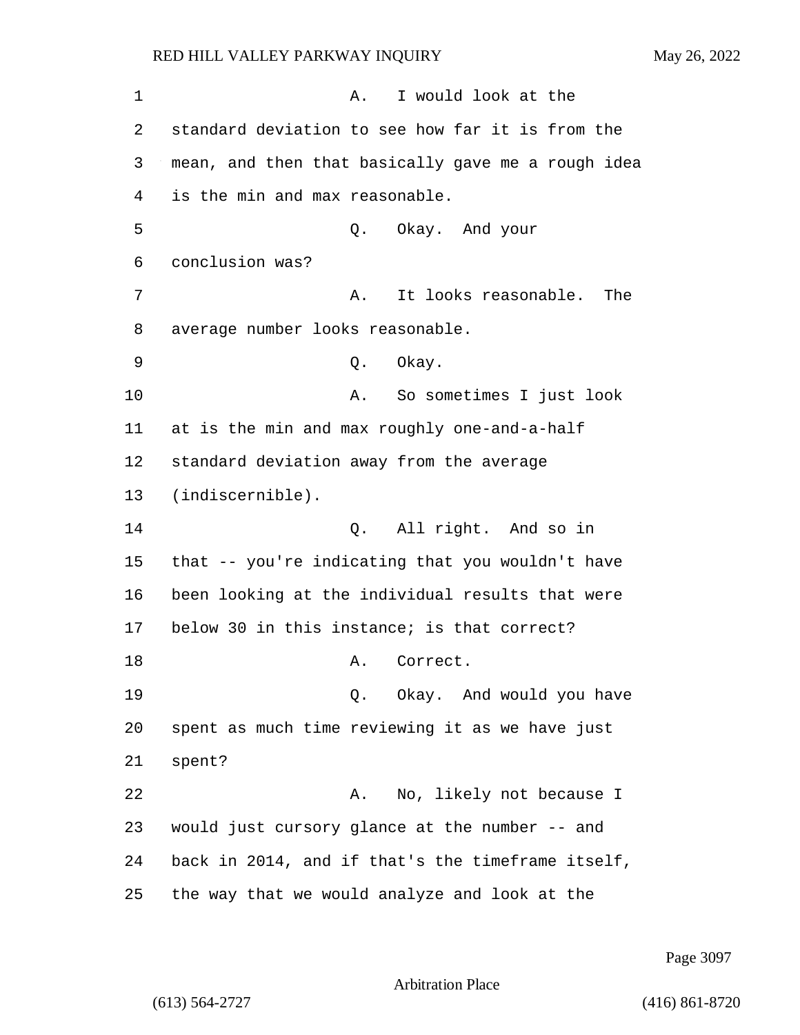A. I would look at the standard deviation to see how far it is from the mean, and then that basically gave me a rough idea is the min and max reasonable.

Q. Okay. And your conclusion was?

A. It looks reasonable. The average number looks reasonable.

Q. Okay.

A. So sometimes I just look at is the min and max roughly one-and-a-half standard deviation away from the average (indiscernible).

Q. All right. And so in that -- you're indicating that you wouldn't have been looking at the individual results that were below 30 in this instance; is that correct?

A. Correct.

Q. Okay. And would you have spent as much time reviewing it as we have just spent?

A. No, likely not because I would just cursory glance at the number -- and back in 2014, and if that's the timeframe itself, the way that we would analyze and look at the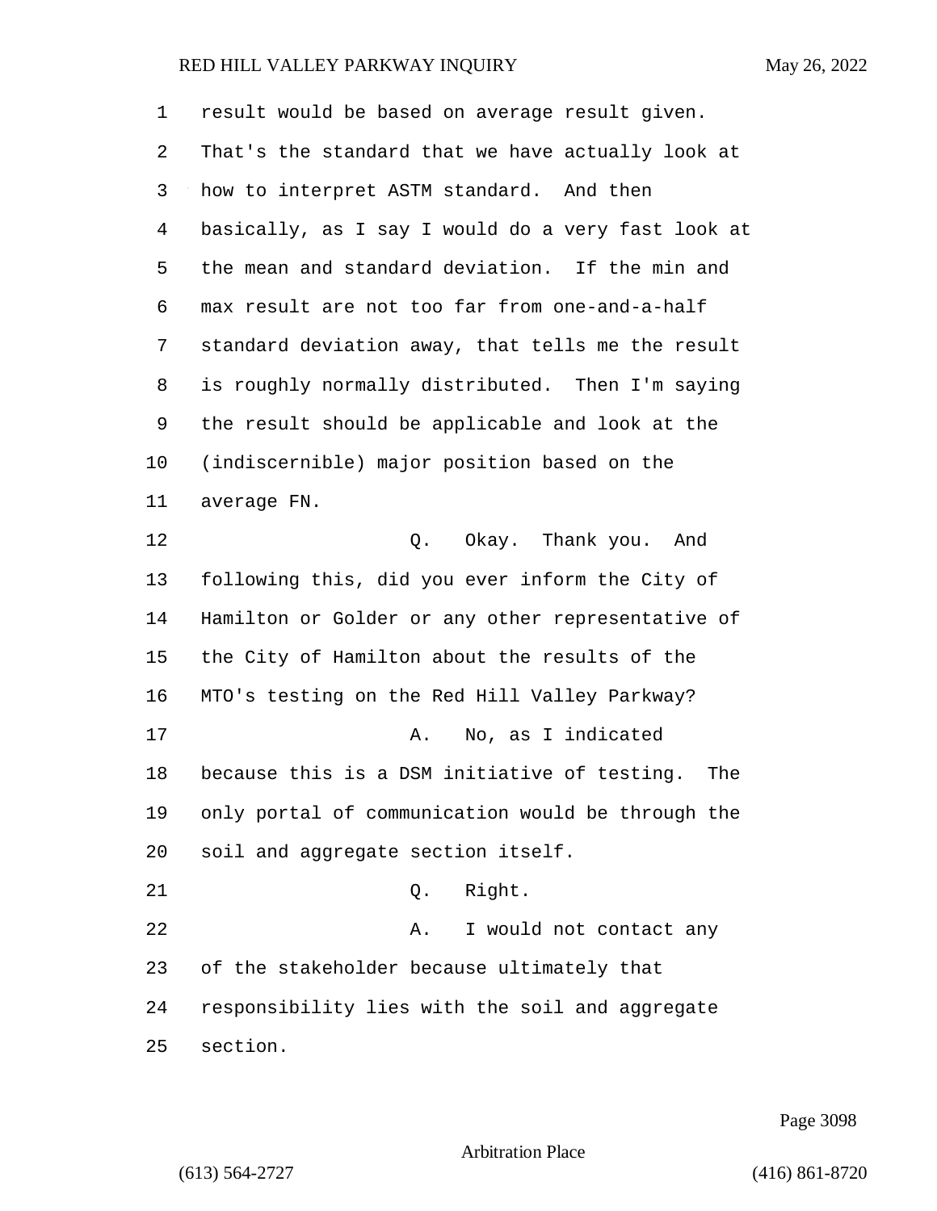result would be based on average result given. That's the standard that we have actually look at how to interpret ASTM standard. And then basically, as I say I would do a very fast look at the mean and standard deviation. If the min and max result are not too far from one-and-a-half standard deviation away, that tells me the result is roughly normally distributed. Then I'm saying the result should be applicable and look at the (indiscernible) major position based on the average FN.

Q. Okay. Thank you. And following this, did you ever inform the City of Hamilton or Golder or any other representative of the City of Hamilton about the results of the MTO's testing on the Red Hill Valley Parkway?

A. No, as I indicated because this is a DSM initiative of testing. The only portal of communication would be through the soil and aggregate section itself.

Q. Right.

A. I would not contact any of the stakeholder because ultimately that responsibility lies with the soil and aggregate section.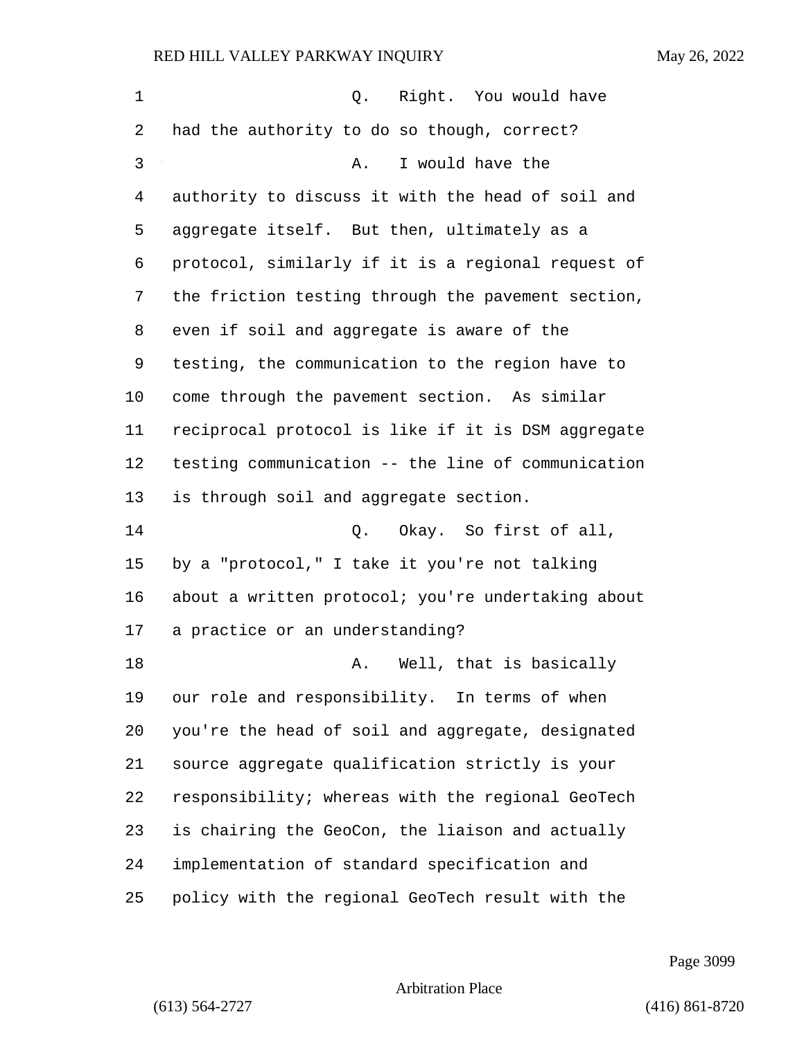Q. Right. You would have had the authority to do so though, correct?

A. I would have the authority to discuss it with the head of soil and aggregate itself. But then, ultimately as a protocol, similarly if it is a regional request of the friction testing through the pavement section, even if soil and aggregate is aware of the testing, the communication to the region have to come through the pavement section. As similar reciprocal protocol is like if it is DSM aggregate testing communication -- the line of communication is through soil and aggregate section.

Q. Okay. So first of all, by a "protocol," I take it you're not talking about a written protocol; you're undertaking about a practice or an understanding?

A. Well, that is basically our role and responsibility. In terms of when you're the head of soil and aggregate, designated source aggregate qualification strictly is your responsibility; whereas with the regional GeoTech is chairing the GeoCon, the liaison and actually implementation of standard specification and policy with the regional GeoTech result with the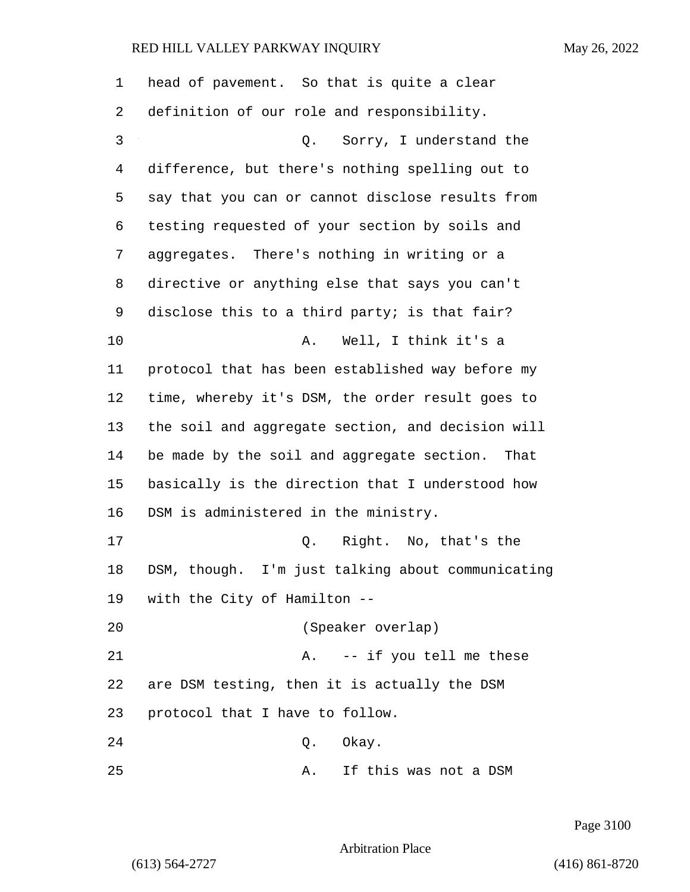1 head of pavement. So that is quite a clear
2 definition of our role and responsibility.
3 Q. Sorry, I understand the
4 difference, but there's nothing spelling out to
5 say that you can or cannot disclose results from
6 testing requested of your section by soils and
7 aggregates. There's nothing in writing or a
8 directive or anything else that says you can't
9 disclose this to a third party; is that fair?
10 A. Well, I think it's a
11 protocol that has been established way before my
12 time, whereby it's DSM, the order result goes to
13 the soil and aggregate section, and decision will
14 be made by the soil and aggregate section. That
15 basically is the direction that I understood how
16 DSM is administered in the ministry.
17 Q. Right. No, that's the
18 DSM, though. I'm just talking about communicating
19 with the City of Hamilton --
20 (Speaker overlap)
21 A. -- if you tell me these
22 are DSM testing, then it is actually the DSM
23 protocol that I have to follow.
24 Q. Okay.
25 A. If this was not a DSM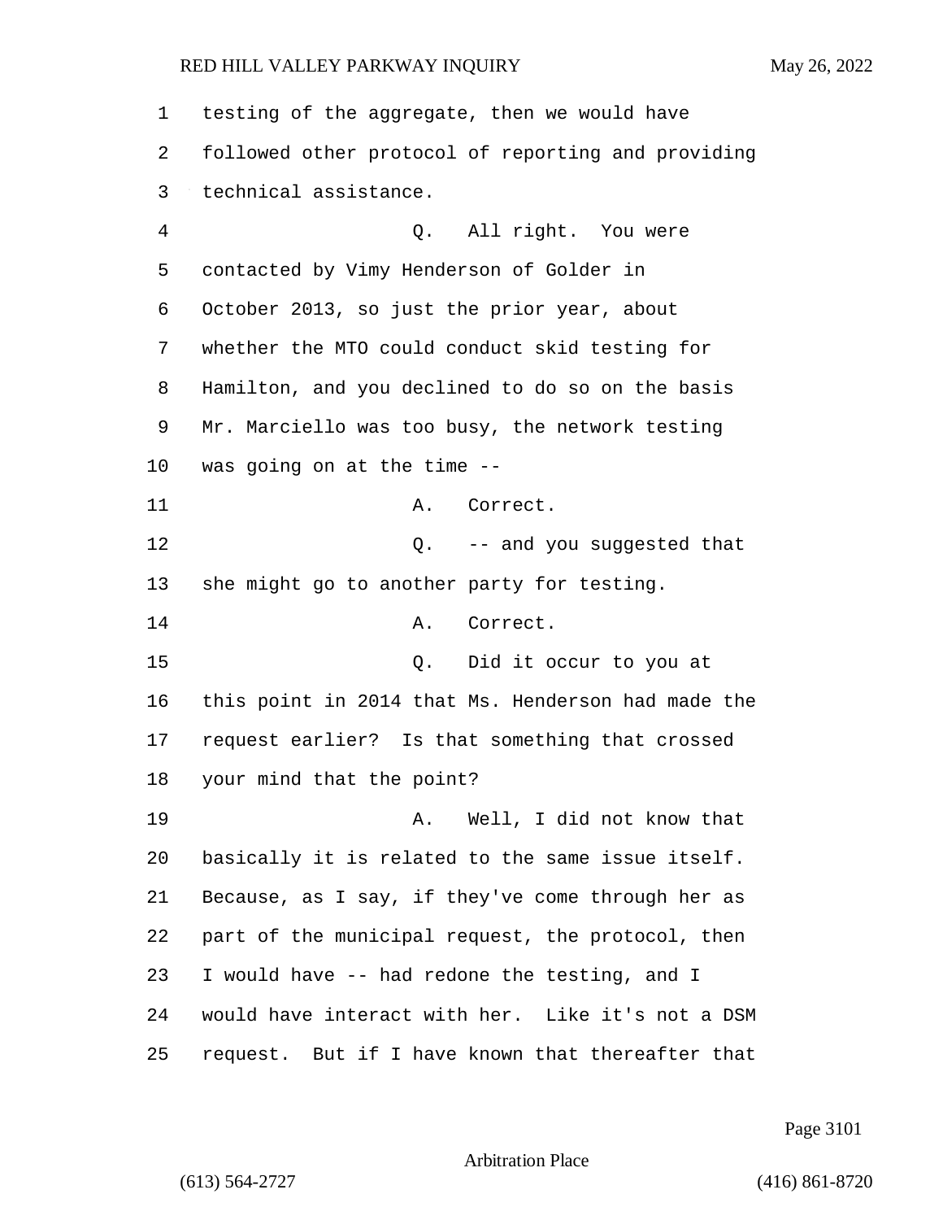1 testing of the aggregate, then we would have
2 followed other protocol of reporting and providing
3 technical assistance.
4 Q. All right. You were
5 contacted by Vimy Henderson of Golder in
6 October 2013, so just the prior year, about
7 whether the MTO could conduct skid testing for
8 Hamilton, and you declined to do so on the basis
9 Mr. Marciello was too busy, the network testing
10 was going on at the time --
11 A. Correct.
12 Q. -- and you suggested that
13 she might go to another party for testing.
14 A. Correct.
15 Q. Did it occur to you at
16 this point in 2014 that Ms. Henderson had made the
17 request earlier? Is that something that crossed
18 your mind that the point?
19 A. Well, I did not know that
20 basically it is related to the same issue itself.
21 Because, as I say, if they've come through her as
22 part of the municipal request, the protocol, then
23 I would have -- had redone the testing, and I
24 would have interact with her. Like it's not a DSM
25 request. But if I have known that thereafter that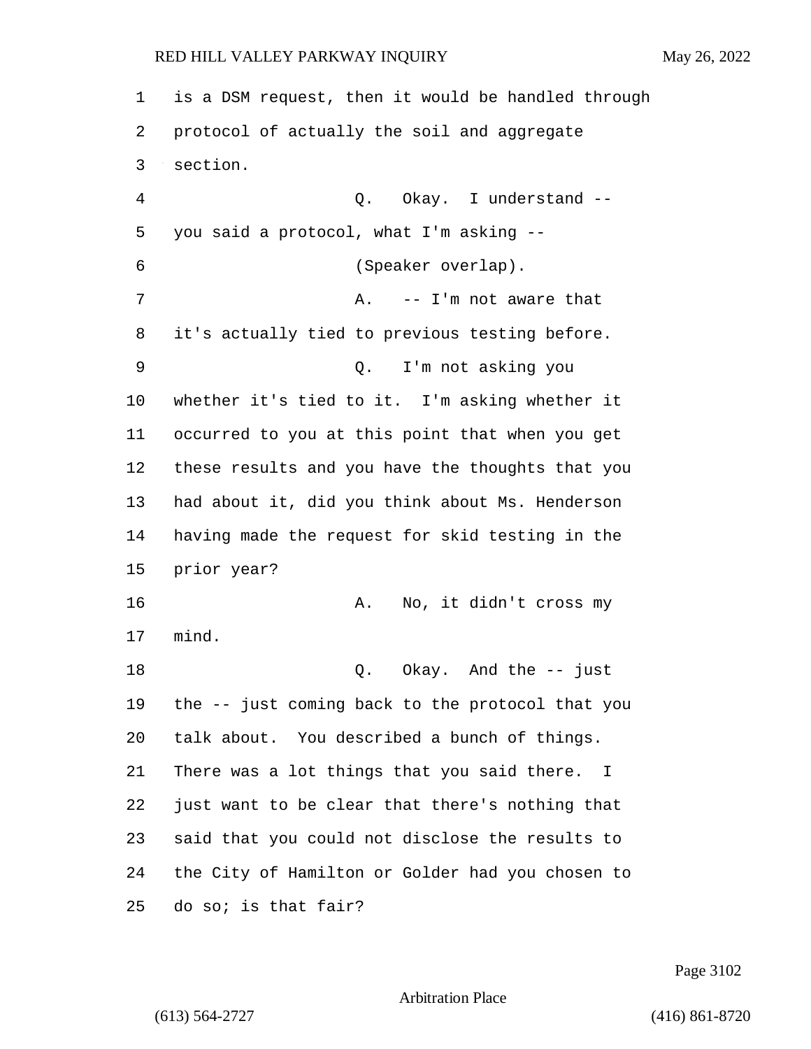1 is a DSM request, then it would be handled through
2 protocol of actually the soil and aggregate
3 section.
4 Q. Okay. I understand --
5 you said a protocol, what I'm asking --
6 (Speaker overlap).
7 A. -- I'm not aware that
8 it's actually tied to previous testing before.
9 Q. I'm not asking you
10 whether it's tied to it. I'm asking whether it
11 occurred to you at this point that when you get
12 these results and you have the thoughts that you
13 had about it, did you think about Ms. Henderson
14 having made the request for skid testing in the
15 prior year?
16 A. No, it didn't cross my
17 mind.
18 Q. Okay. And the -- just
19 the -- just coming back to the protocol that you
20 talk about. You described a bunch of things.
21 There was a lot things that you said there. I
22 just want to be clear that there's nothing that
23 said that you could not disclose the results to
24 the City of Hamilton or Golder had you chosen to
25 do so; is that fair?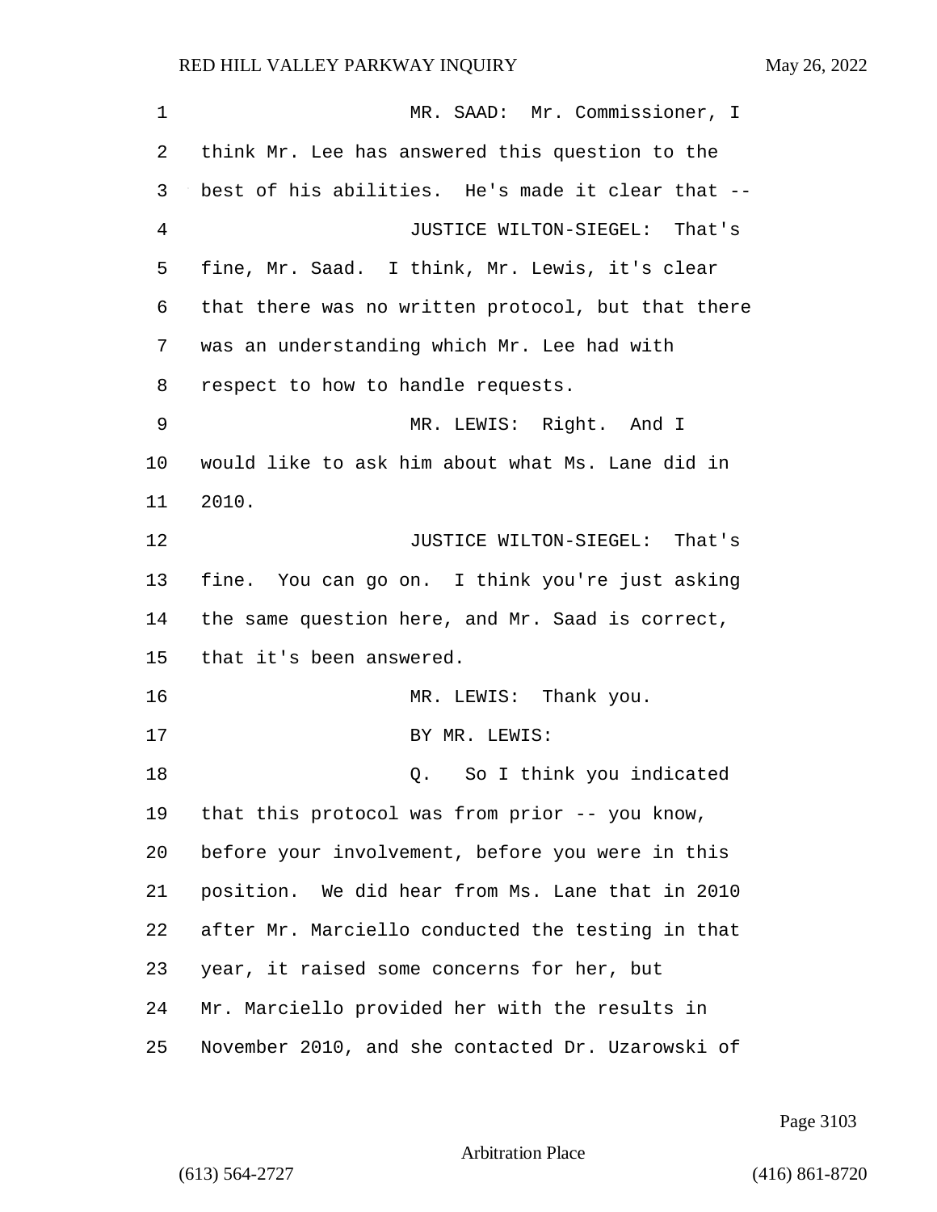MR. SAAD: Mr. Commissioner, I think Mr. Lee has answered this question to the best of his abilities. He's made it clear that --

JUSTICE WILTON-SIEGEL: That's fine, Mr. Saad. I think, Mr. Lewis, it's clear that there was no written protocol, but that there was an understanding which Mr. Lee had with respect to how to handle requests.

MR. LEWIS: Right. And I would like to ask him about what Ms. Lane did in 2010.

JUSTICE WILTON-SIEGEL: That's fine. You can go on. I think you're just asking the same question here, and Mr. Saad is correct, that it's been answered.

MR. LEWIS: Thank you.

BY MR. LEWIS:

Q. So I think you indicated that this protocol was from prior -- you know, before your involvement, before you were in this position. We did hear from Ms. Lane that in 2010 after Mr. Marciello conducted the testing in that year, it raised some concerns for her, but Mr. Marciello provided her with the results in November 2010, and she contacted Dr. Uzarowski of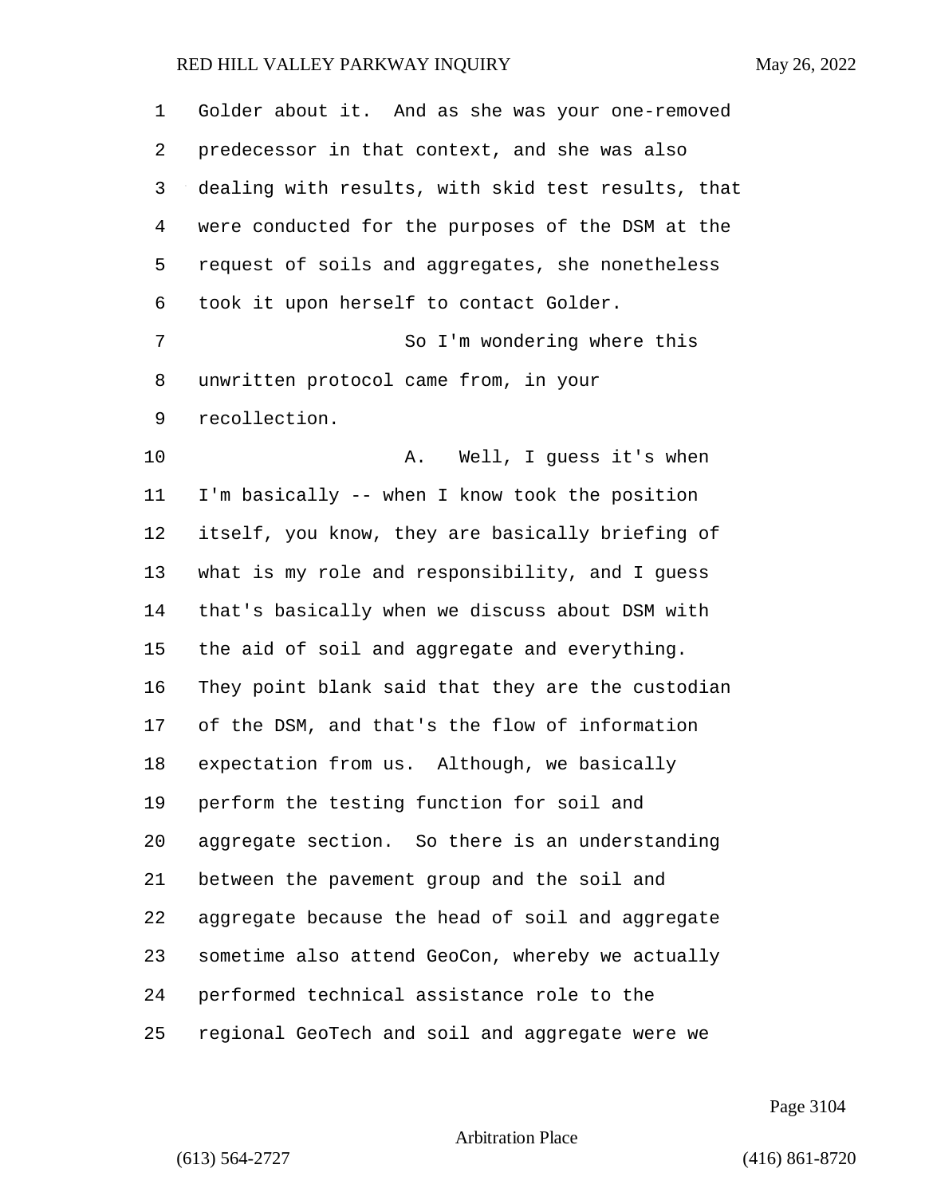Golder about it. And as she was your one-removed predecessor in that context, and she was also dealing with results, with skid test results, that were conducted for the purposes of the DSM at the request of soils and aggregates, she nonetheless took it upon herself to contact Golder.

So I'm wondering where this unwritten protocol came from, in your recollection.

A. Well, I guess it's when I'm basically -- when I know took the position itself, you know, they are basically briefing of what is my role and responsibility, and I guess that's basically when we discuss about DSM with the aid of soil and aggregate and everything. They point blank said that they are the custodian of the DSM, and that's the flow of information expectation from us. Although, we basically perform the testing function for soil and aggregate section. So there is an understanding between the pavement group and the soil and aggregate because the head of soil and aggregate sometime also attend GeoCon, whereby we actually performed technical assistance role to the regional GeoTech and soil and aggregate were we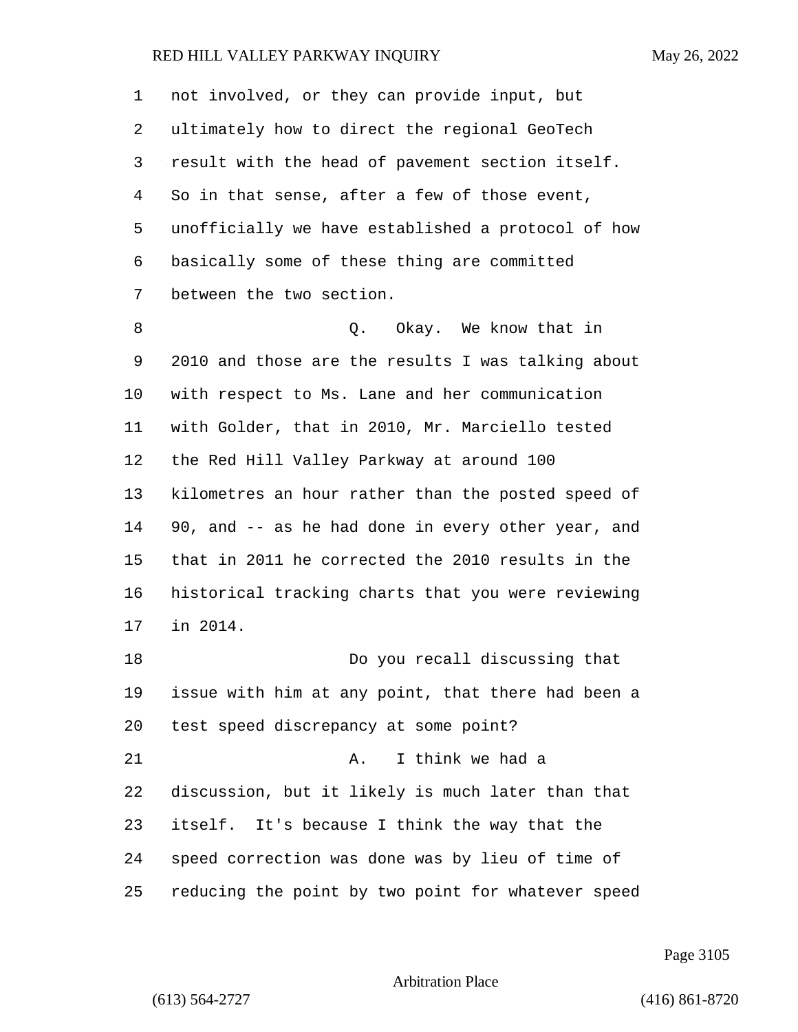not involved, or they can provide input, but ultimately how to direct the regional GeoTech result with the head of pavement section itself. So in that sense, after a few of those event, unofficially we have established a protocol of how basically some of these thing are committed between the two section.

Q. Okay. We know that in 2010 and those are the results I was talking about with respect to Ms. Lane and her communication with Golder, that in 2010, Mr. Marciello tested the Red Hill Valley Parkway at around 100 kilometres an hour rather than the posted speed of 90, and -- as he had done in every other year, and that in 2011 he corrected the 2010 results in the historical tracking charts that you were reviewing in 2014.

Do you recall discussing that issue with him at any point, that there had been a test speed discrepancy at some point?

A. I think we had a discussion, but it likely is much later than that itself. It's because I think the way that the speed correction was done was by lieu of time of reducing the point by two point for whatever speed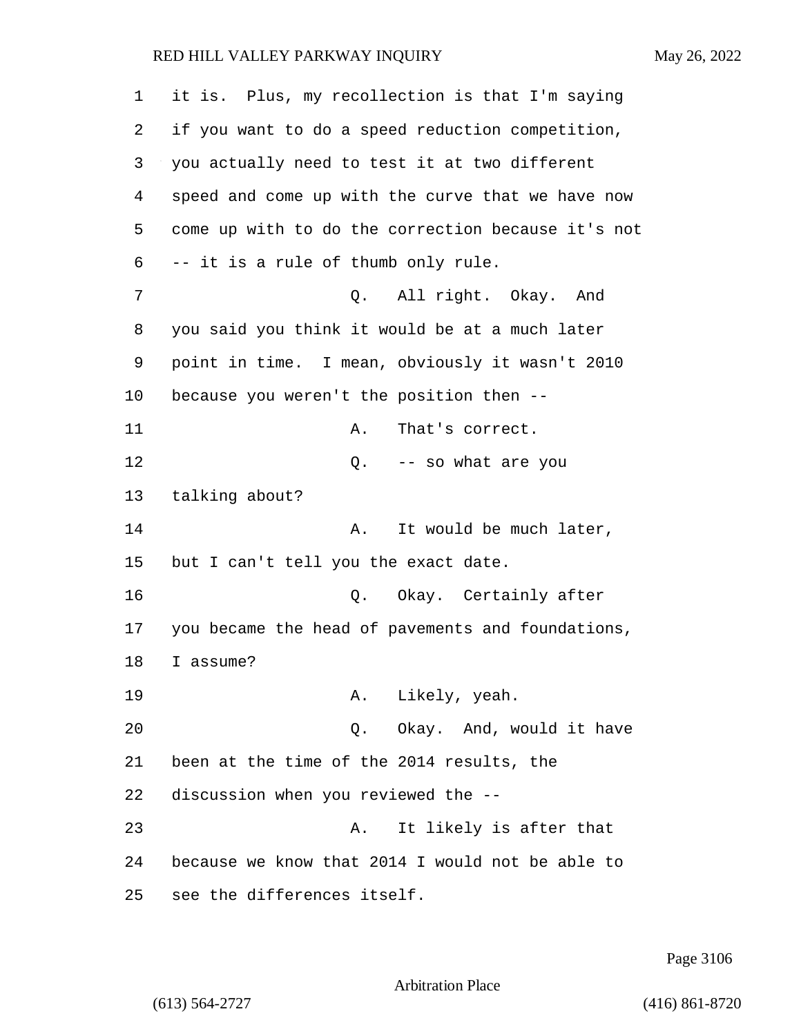it is. Plus, my recollection is that I'm saying if you want to do a speed reduction competition, you actually need to test it at two different speed and come up with the curve that we have now come up with to do the correction because it's not -- it is a rule of thumb only rule.

Q. All right. Okay. And you said you think it would be at a much later point in time. I mean, obviously it wasn't 2010 because you weren't the position then --

A. That's correct.

Q. -- so what are you talking about?

A. It would be much later, but I can't tell you the exact date.

Q. Okay. Certainly after you became the head of pavements and foundations, I assume?

A. Likely, yeah.

Q. Okay. And, would it have been at the time of the 2014 results, the discussion when you reviewed the --

A. It likely is after that because we know that 2014 I would not be able to see the differences itself.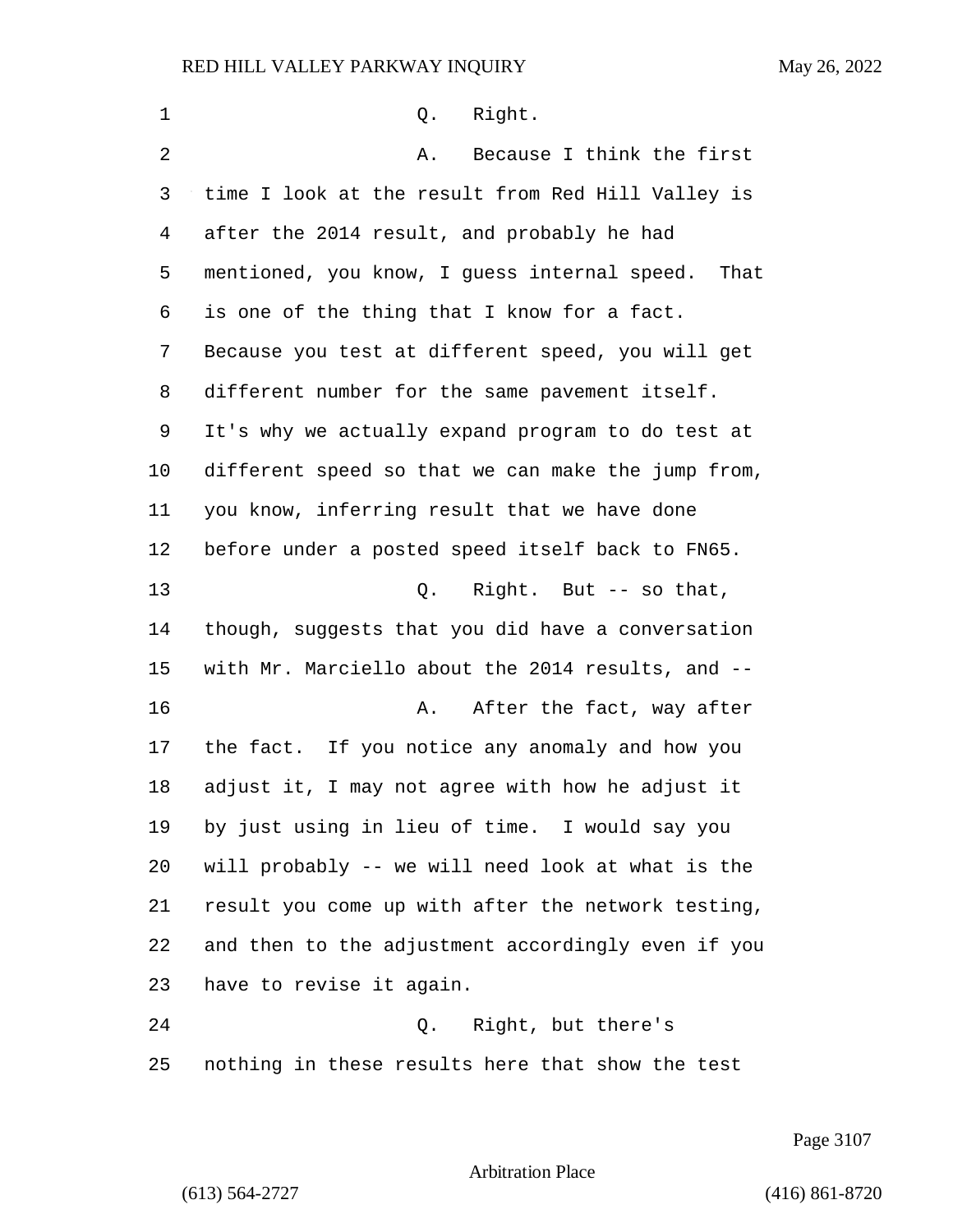Q. Right.

A. Because I think the first time I look at the result from Red Hill Valley is after the 2014 result, and probably he had mentioned, you know, I guess internal speed. That is one of the thing that I know for a fact. Because you test at different speed, you will get different number for the same pavement itself. It's why we actually expand program to do test at different speed so that we can make the jump from, you know, inferring result that we have done before under a posted speed itself back to FN65.

Q. Right. But -- so that, though, suggests that you did have a conversation with Mr. Marciello about the 2014 results, and --

A. After the fact, way after the fact. If you notice any anomaly and how you adjust it, I may not agree with how he adjust it by just using in lieu of time. I would say you will probably -- we will need look at what is the result you come up with after the network testing, and then to the adjustment accordingly even if you have to revise it again.

Q. Right, but there's nothing in these results here that show the test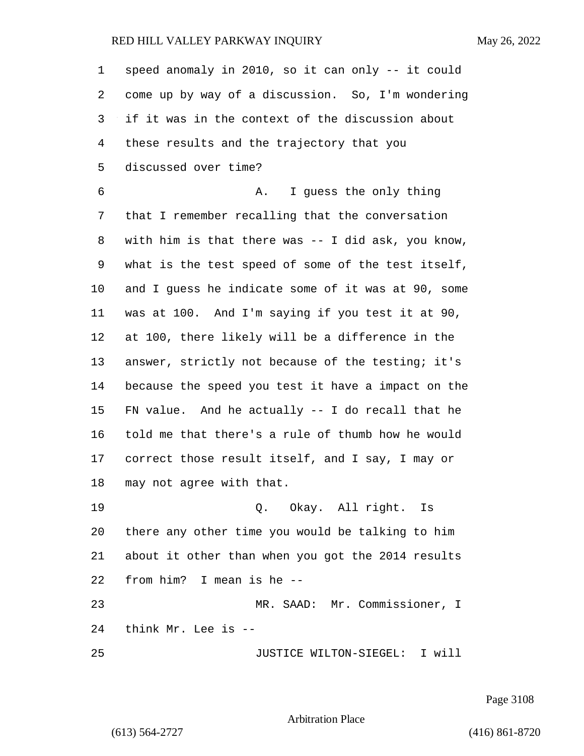speed anomaly in 2010, so it can only -- it could come up by way of a discussion. So, I'm wondering if it was in the context of the discussion about these results and the trajectory that you discussed over time?

A. I guess the only thing that I remember recalling that the conversation with him is that there was -- I did ask, you know, what is the test speed of some of the test itself, and I guess he indicate some of it was at 90, some was at 100. And I'm saying if you test it at 90, at 100, there likely will be a difference in the answer, strictly not because of the testing; it's because the speed you test it have a impact on the FN value. And he actually -- I do recall that he told me that there's a rule of thumb how he would correct those result itself, and I say, I may or may not agree with that.

Q. Okay. All right. Is there any other time you would be talking to him about it other than when you got the 2014 results from him? I mean is he --

MR. SAAD: Mr. Commissioner, I think Mr. Lee is --

JUSTICE WILTON-SIEGEL: I will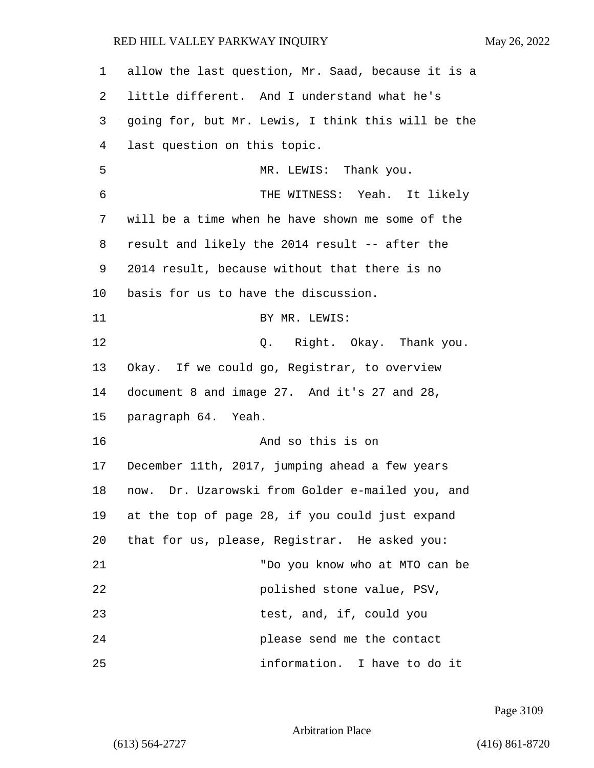allow the last question, Mr. Saad, because it is a little different. And I understand what he's going for, but Mr. Lewis, I think this will be the last question on this topic.

MR. LEWIS: Thank you.

THE WITNESS: Yeah. It likely will be a time when he have shown me some of the result and likely the 2014 result -- after the 2014 result, because without that there is no basis for us to have the discussion.

BY MR. LEWIS:

Q. Right. Okay. Thank you. Okay. If we could go, Registrar, to overview document 8 and image 27. And it's 27 and 28, paragraph 64. Yeah.

And so this is on December 11th, 2017, jumping ahead a few years now. Dr. Uzarowski from Golder e-mailed you, and at the top of page 28, if you could just expand that for us, please, Registrar. He asked you:

"Do you know who at MTO can be polished stone value, PSV, test, and, if, could you please send me the contact information. I have to do it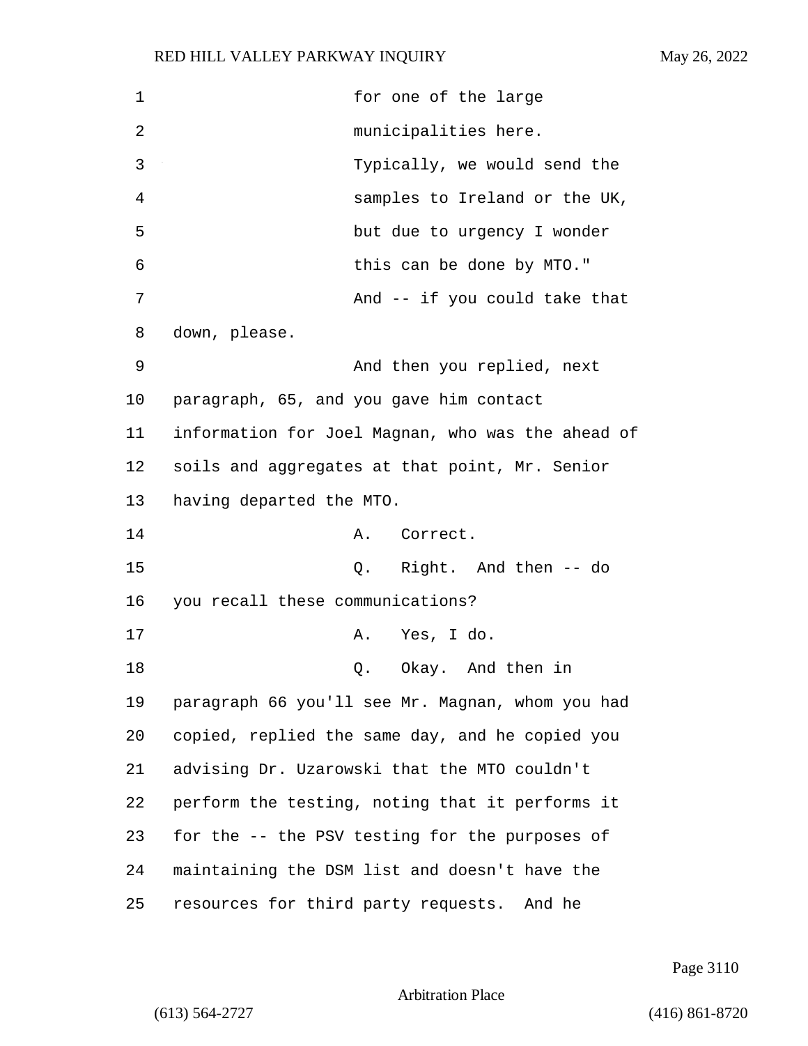for one of the large
municipalities here.
Typically, we would send the
samples to Ireland or the UK,
but due to urgency I wonder
this can be done by MTO."

And -- if you could take that
down, please.

And then you replied, next
paragraph, 65, and you gave him contact
information for Joel Magnan, who was the ahead of
soils and aggregates at that point, Mr. Senior
having departed the MTO.

A. Correct.

Q. Right. And then -- do
you recall these communications?

A. Yes, I do.

Q. Okay. And then in
paragraph 66 you'll see Mr. Magnan, whom you had
copied, replied the same day, and he copied you
advising Dr. Uzarowski that the MTO couldn't
perform the testing, noting that it performs it
for the -- the PSV testing for the purposes of
maintaining the DSM list and doesn't have the
resources for third party requests. And he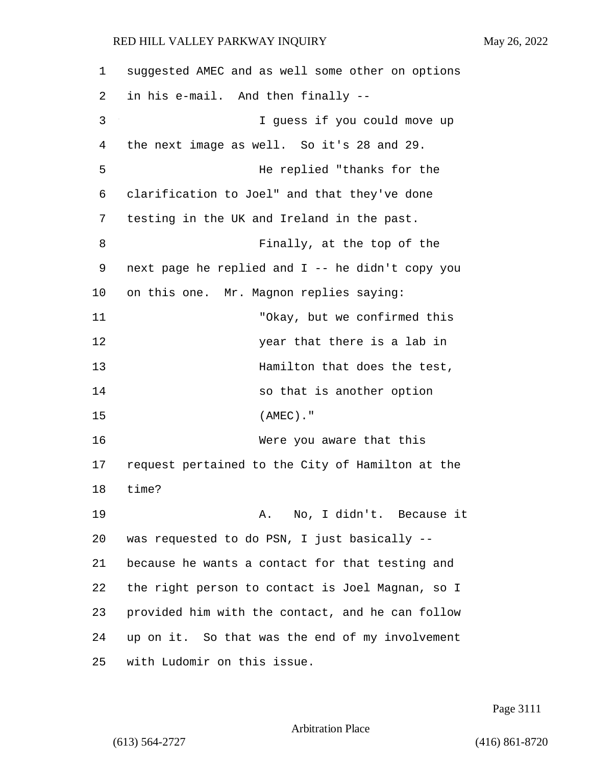suggested AMEC and as well some other on options in his e-mail. And then finally --

I guess if you could move up the next image as well. So it's 28 and 29.

He replied "thanks for the clarification to Joel" and that they've done testing in the UK and Ireland in the past.

Finally, at the top of the next page he replied and I -- he didn't copy you on this one. Mr. Magnon replies saying:

> "Okay, but we confirmed this year that there is a lab in Hamilton that does the test, so that is another option (AMEC)."

Were you aware that this request pertained to the City of Hamilton at the time?

A. No, I didn't. Because it was requested to do PSN, I just basically -- because he wants a contact for that testing and the right person to contact is Joel Magnan, so I provided him with the contact, and he can follow up on it. So that was the end of my involvement with Ludomir on this issue.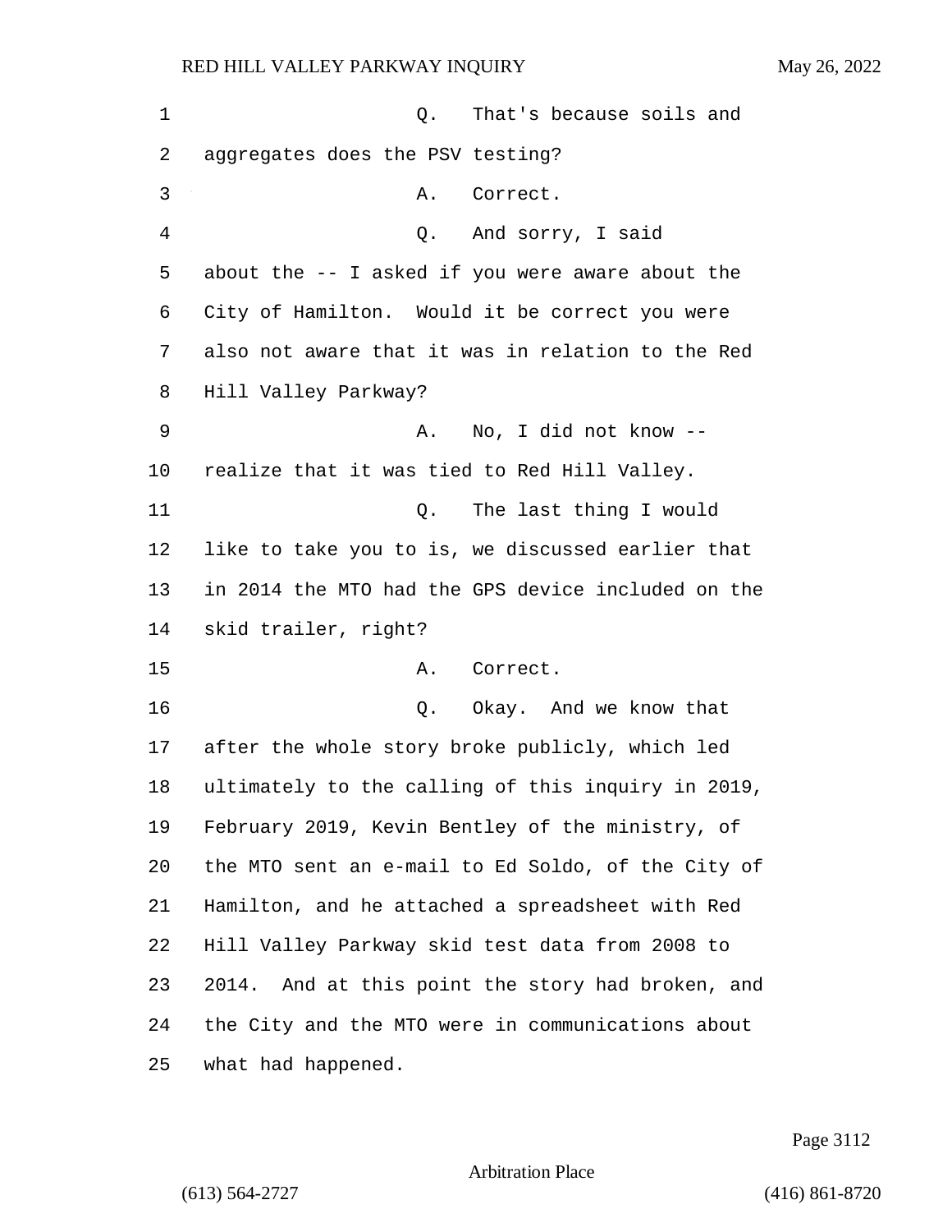Q. That's because soils and aggregates does the PSV testing?

A. Correct.

Q. And sorry, I said about the -- I asked if you were aware about the City of Hamilton. Would it be correct you were also not aware that it was in relation to the Red Hill Valley Parkway?

A. No, I did not know -- realize that it was tied to Red Hill Valley.

Q. The last thing I would like to take you to is, we discussed earlier that in 2014 the MTO had the GPS device included on the skid trailer, right?

A. Correct.

Q. Okay. And we know that after the whole story broke publicly, which led ultimately to the calling of this inquiry in 2019, February 2019, Kevin Bentley of the ministry, of the MTO sent an e-mail to Ed Soldo, of the City of Hamilton, and he attached a spreadsheet with Red Hill Valley Parkway skid test data from 2008 to 2014. And at this point the story had broken, and the City and the MTO were in communications about what had happened.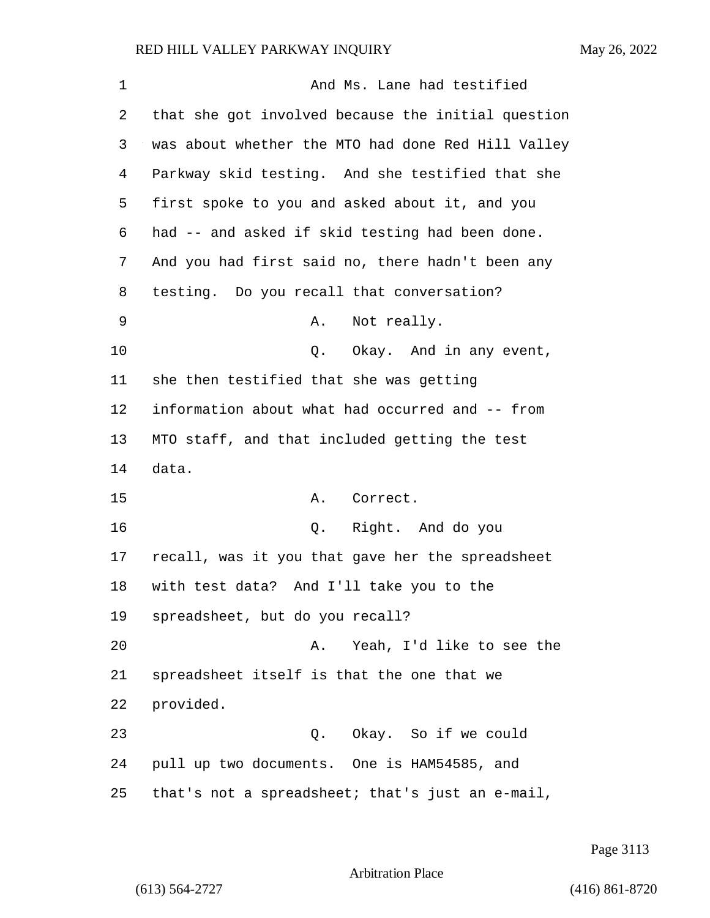And Ms. Lane had testified that she got involved because the initial question was about whether the MTO had done Red Hill Valley Parkway skid testing. And she testified that she first spoke to you and asked about it, and you had -- and asked if skid testing had been done. And you had first said no, there hadn't been any testing. Do you recall that conversation?

A. Not really.

Q. Okay. And in any event, she then testified that she was getting information about what had occurred and -- from MTO staff, and that included getting the test data.

A. Correct.

Q. Right. And do you recall, was it you that gave her the spreadsheet with test data? And I'll take you to the spreadsheet, but do you recall?

A. Yeah, I'd like to see the spreadsheet itself is that the one that we provided.

Q. Okay. So if we could pull up two documents. One is HAM54585, and that's not a spreadsheet; that's just an e-mail,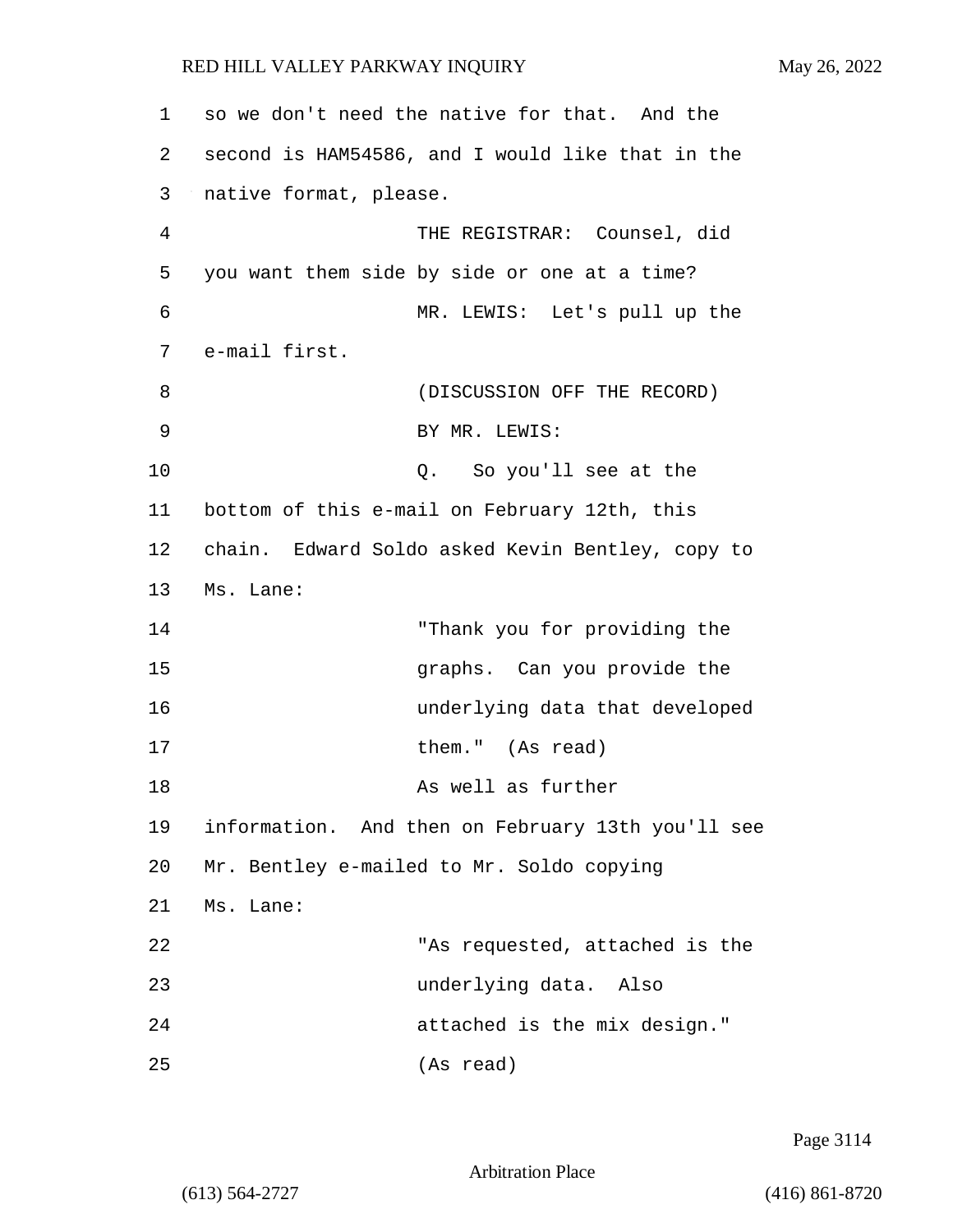so we don't need the native for that. And the second is HAM54586, and I would like that in the native format, please.

THE REGISTRAR: Counsel, did you want them side by side or one at a time?

MR. LEWIS: Let's pull up the e-mail first.

(DISCUSSION OFF THE RECORD)

BY MR. LEWIS:

Q. So you'll see at the bottom of this e-mail on February 12th, this chain. Edward Soldo asked Kevin Bentley, copy to Ms. Lane:

"Thank you for providing the graphs. Can you provide the underlying data that developed them." (As read)

As well as further information. And then on February 13th you'll see Mr. Bentley e-mailed to Mr. Soldo copying Ms. Lane:

"As requested, attached is the underlying data. Also attached is the mix design." (As read)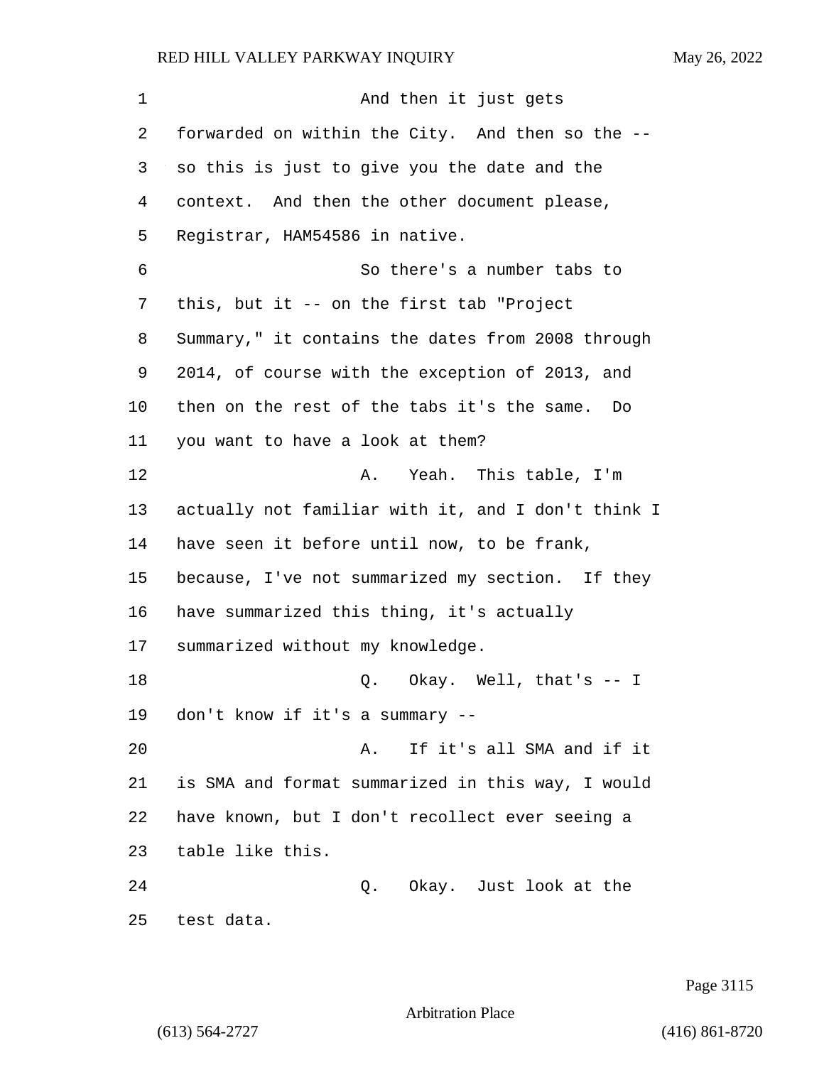And then it just gets forwarded on within the City. And then so the -- so this is just to give you the date and the context. And then the other document please, Registrar, HAM54586 in native.

So there's a number tabs to this, but it -- on the first tab "Project Summary," it contains the dates from 2008 through 2014, of course with the exception of 2013, and then on the rest of the tabs it's the same. Do you want to have a look at them?

A. Yeah. This table, I'm actually not familiar with it, and I don't think I have seen it before until now, to be frank, because, I've not summarized my section. If they have summarized this thing, it's actually summarized without my knowledge.

Q. Okay. Well, that's -- I don't know if it's a summary --

A. If it's all SMA and if it is SMA and format summarized in this way, I would have known, but I don't recollect ever seeing a table like this.

Q. Okay. Just look at the test data.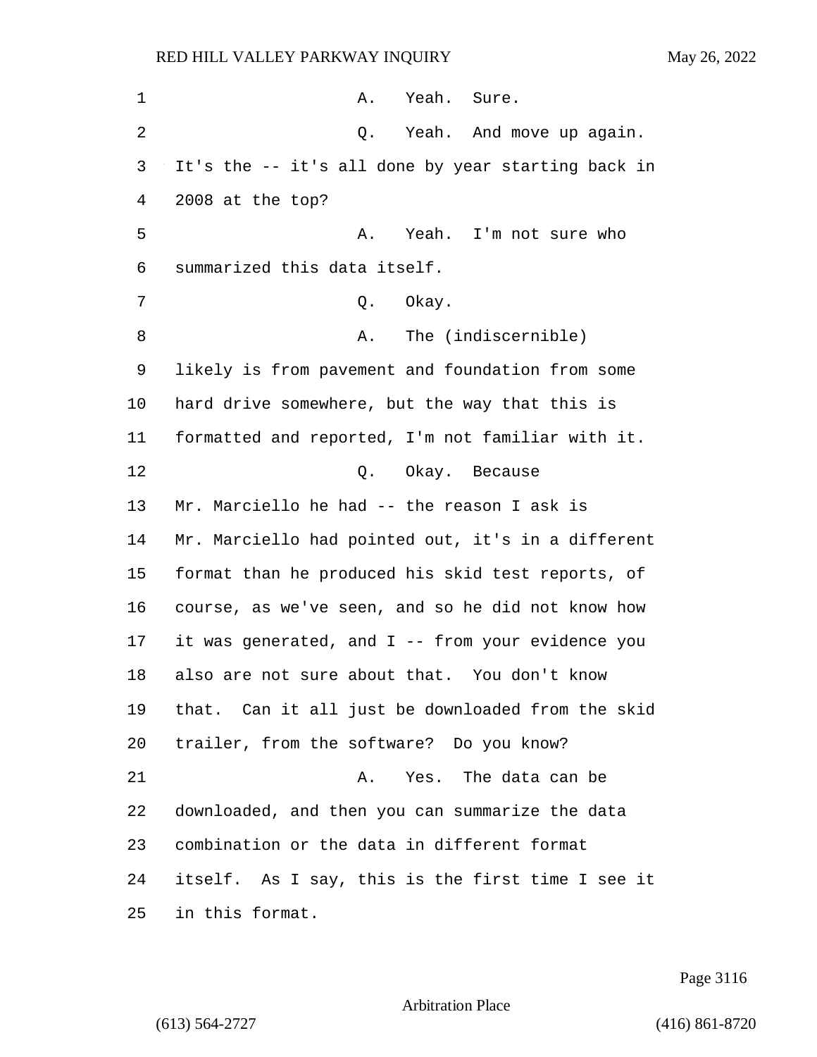A. Yeah. Sure.

Q. Yeah. And move up again. It's the -- it's all done by year starting back in 2008 at the top?

A. Yeah. I'm not sure who summarized this data itself.

Q. Okay.

A. The (indiscernible) likely is from pavement and foundation from some hard drive somewhere, but the way that this is formatted and reported, I'm not familiar with it.

Q. Okay. Because Mr. Marciello he had -- the reason I ask is Mr. Marciello had pointed out, it's in a different format than he produced his skid test reports, of course, as we've seen, and so he did not know how it was generated, and I -- from your evidence you also are not sure about that. You don't know that. Can it all just be downloaded from the skid trailer, from the software? Do you know?

A. Yes. The data can be downloaded, and then you can summarize the data combination or the data in different format itself. As I say, this is the first time I see it in this format.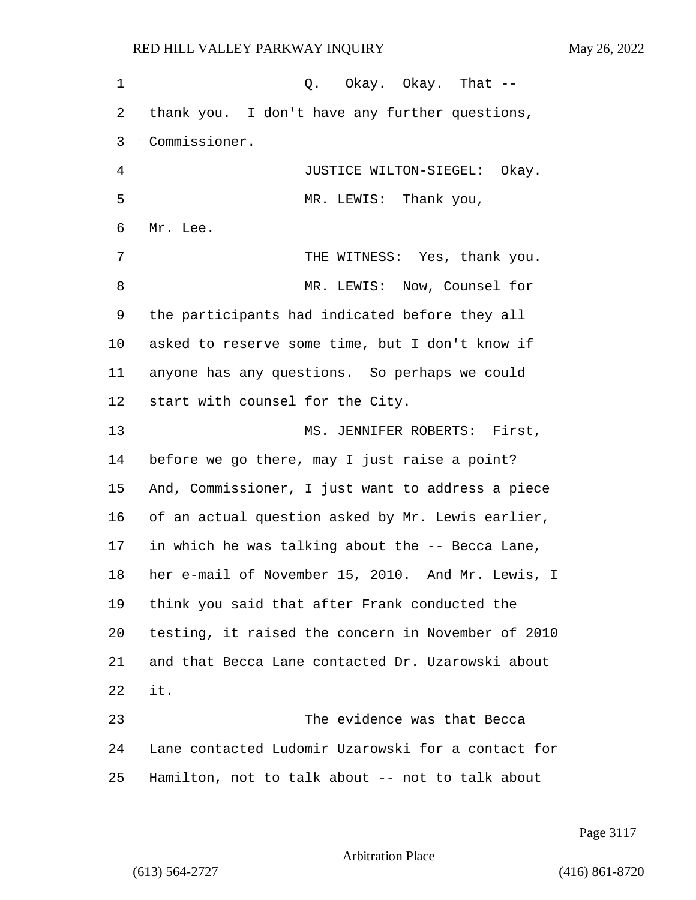Q. Okay. Okay. That -- thank you. I don't have any further questions, Commissioner.

JUSTICE WILTON-SIEGEL: Okay.

MR. LEWIS: Thank you, Mr. Lee.

THE WITNESS: Yes, thank you.

MR. LEWIS: Now, Counsel for the participants had indicated before they all asked to reserve some time, but I don't know if anyone has any questions. So perhaps we could start with counsel for the City.

MS. JENNIFER ROBERTS: First, before we go there, may I just raise a point? And, Commissioner, I just want to address a piece of an actual question asked by Mr. Lewis earlier, in which he was talking about the -- Becca Lane, her e-mail of November 15, 2010. And Mr. Lewis, I think you said that after Frank conducted the testing, it raised the concern in November of 2010 and that Becca Lane contacted Dr. Uzarowski about it.

The evidence was that Becca Lane contacted Ludomir Uzarowski for a contact for Hamilton, not to talk about -- not to talk about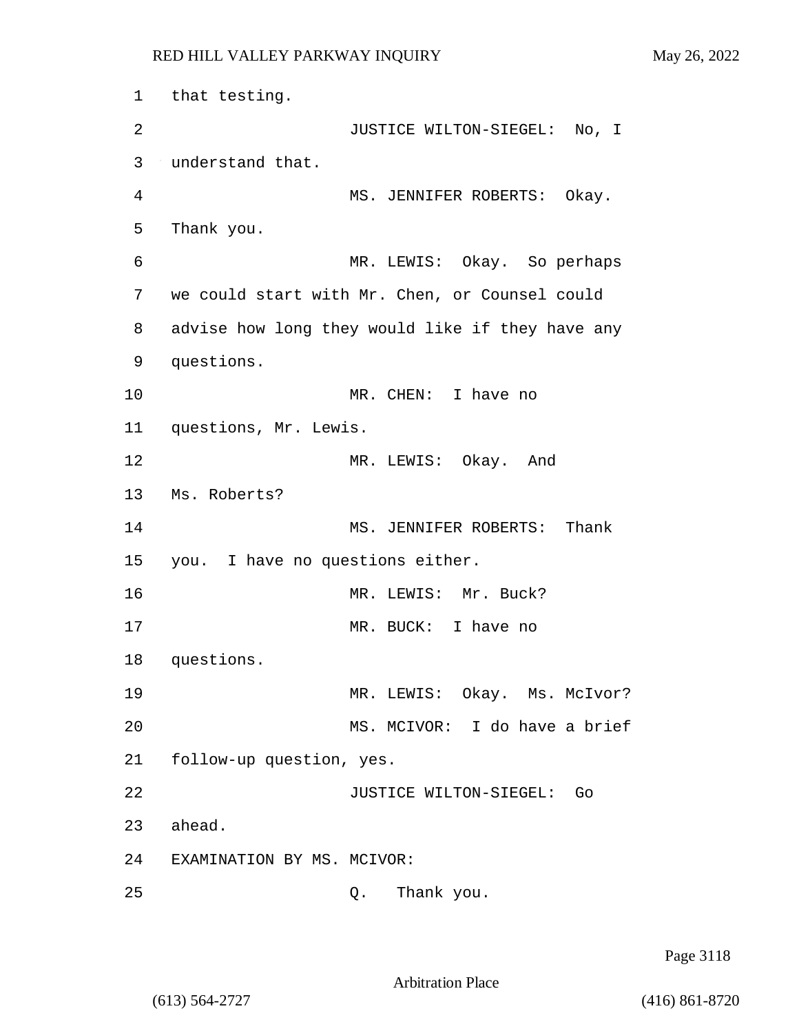1 that testing.

2 JUSTICE WILTON-SIEGEL: No, I

3 understand that.

4 MS. JENNIFER ROBERTS: Okay.

5 Thank you.

6 MR. LEWIS: Okay. So perhaps

7 we could start with Mr. Chen, or Counsel could

8 advise how long they would like if they have any

9 questions.

10 MR. CHEN: I have no

11 questions, Mr. Lewis.

12 MR. LEWIS: Okay. And

13 Ms. Roberts?

14 MS. JENNIFER ROBERTS: Thank

15 you. I have no questions either.

16 MR. LEWIS: Mr. Buck?

17 MR. BUCK: I have no

18 questions.

19 MR. LEWIS: Okay. Ms. McIvor?

20 MS. MCIVOR: I do have a brief

21 follow-up question, yes.

22 JUSTICE WILTON-SIEGEL: Go

23 ahead.

24 EXAMINATION BY MS. MCIVOR:

25 Q. Thank you.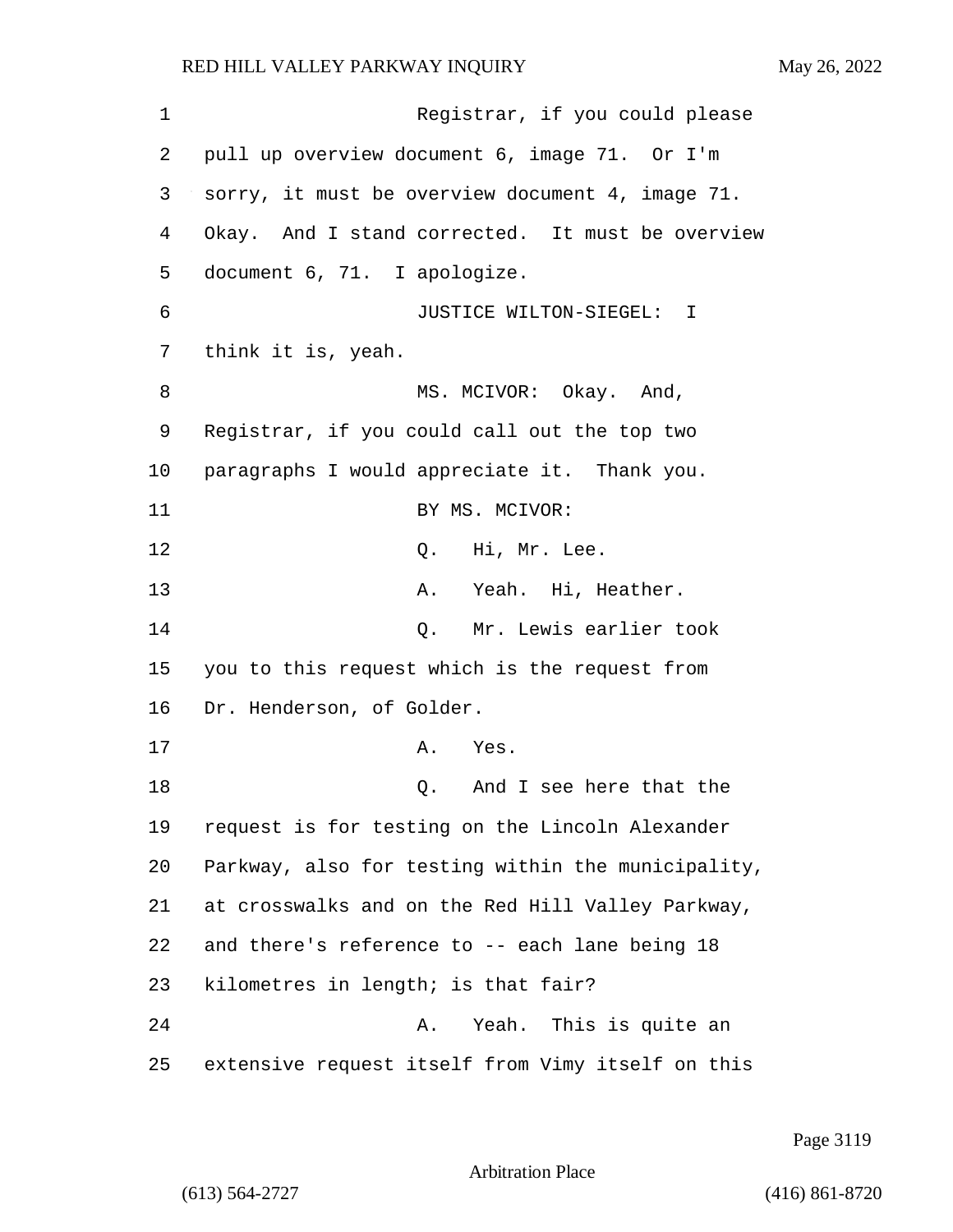Registrar, if you could please pull up overview document 6, image 71. Or I'm sorry, it must be overview document 4, image 71. Okay. And I stand corrected. It must be overview document 6, 71. I apologize.

JUSTICE WILTON-SIEGEL: I think it is, yeah.

MS. MCIVOR: Okay. And, Registrar, if you could call out the top two paragraphs I would appreciate it. Thank you.

BY MS. MCIVOR:

Q. Hi, Mr. Lee.

A. Yeah. Hi, Heather.

Q. Mr. Lewis earlier took you to this request which is the request from Dr. Henderson, of Golder.

A. Yes.

Q. And I see here that the request is for testing on the Lincoln Alexander Parkway, also for testing within the municipality, at crosswalks and on the Red Hill Valley Parkway, and there's reference to -- each lane being 18 kilometres in length; is that fair?

A. Yeah. This is quite an extensive request itself from Vimy itself on this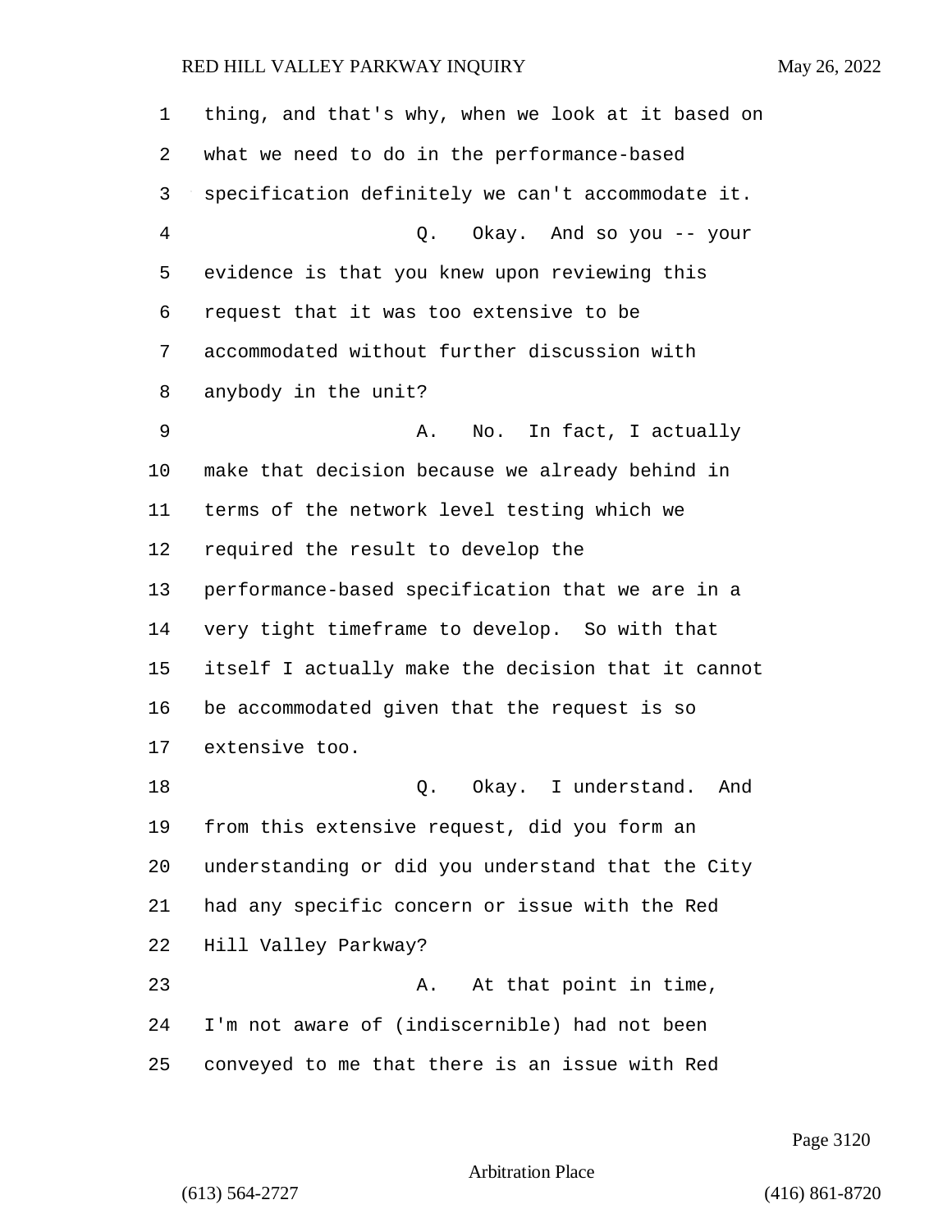1 thing, and that's why, when we look at it based on
2 what we need to do in the performance-based
3 specification definitely we can't accommodate it.
4 Q. Okay. And so you -- your
5 evidence is that you knew upon reviewing this
6 request that it was too extensive to be
7 accommodated without further discussion with
8 anybody in the unit?
9 A. No. In fact, I actually
10 make that decision because we already behind in
11 terms of the network level testing which we
12 required the result to develop the
13 performance-based specification that we are in a
14 very tight timeframe to develop. So with that
15 itself I actually make the decision that it cannot
16 be accommodated given that the request is so
17 extensive too.
18 Q. Okay. I understand. And
19 from this extensive request, did you form an
20 understanding or did you understand that the City
21 had any specific concern or issue with the Red
22 Hill Valley Parkway?
23 A. At that point in time,
24 I'm not aware of (indiscernible) had not been
25 conveyed to me that there is an issue with Red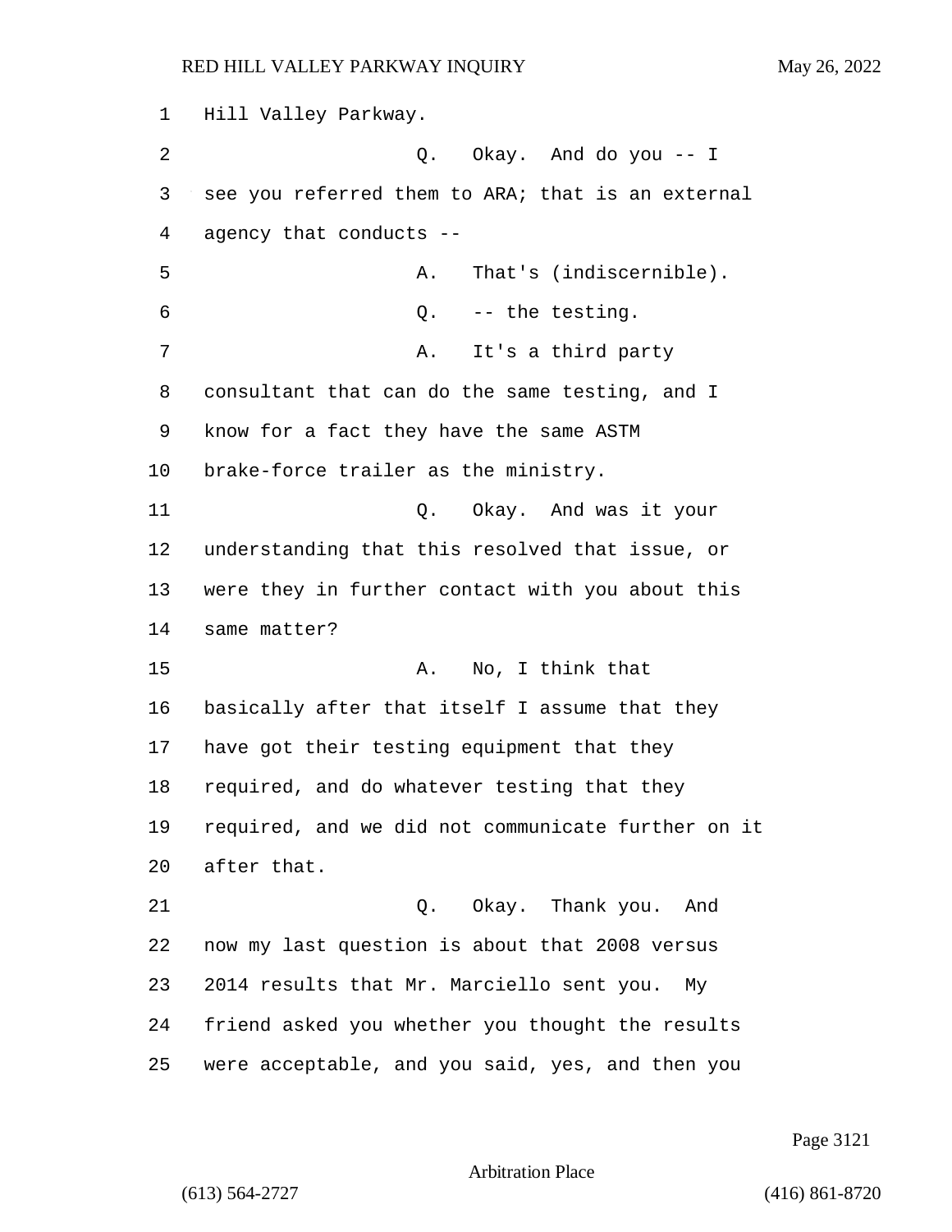Hill Valley Parkway.

Q. Okay. And do you -- I see you referred them to ARA; that is an external agency that conducts --

A. That's (indiscernible).

Q. -- the testing.

A. It's a third party consultant that can do the same testing, and I know for a fact they have the same ASTM brake-force trailer as the ministry.

Q. Okay. And was it your understanding that this resolved that issue, or were they in further contact with you about this same matter?

A. No, I think that basically after that itself I assume that they have got their testing equipment that they required, and do whatever testing that they required, and we did not communicate further on it after that.

Q. Okay. Thank you. And now my last question is about that 2008 versus 2014 results that Mr. Marciello sent you. My friend asked you whether you thought the results were acceptable, and you said, yes, and then you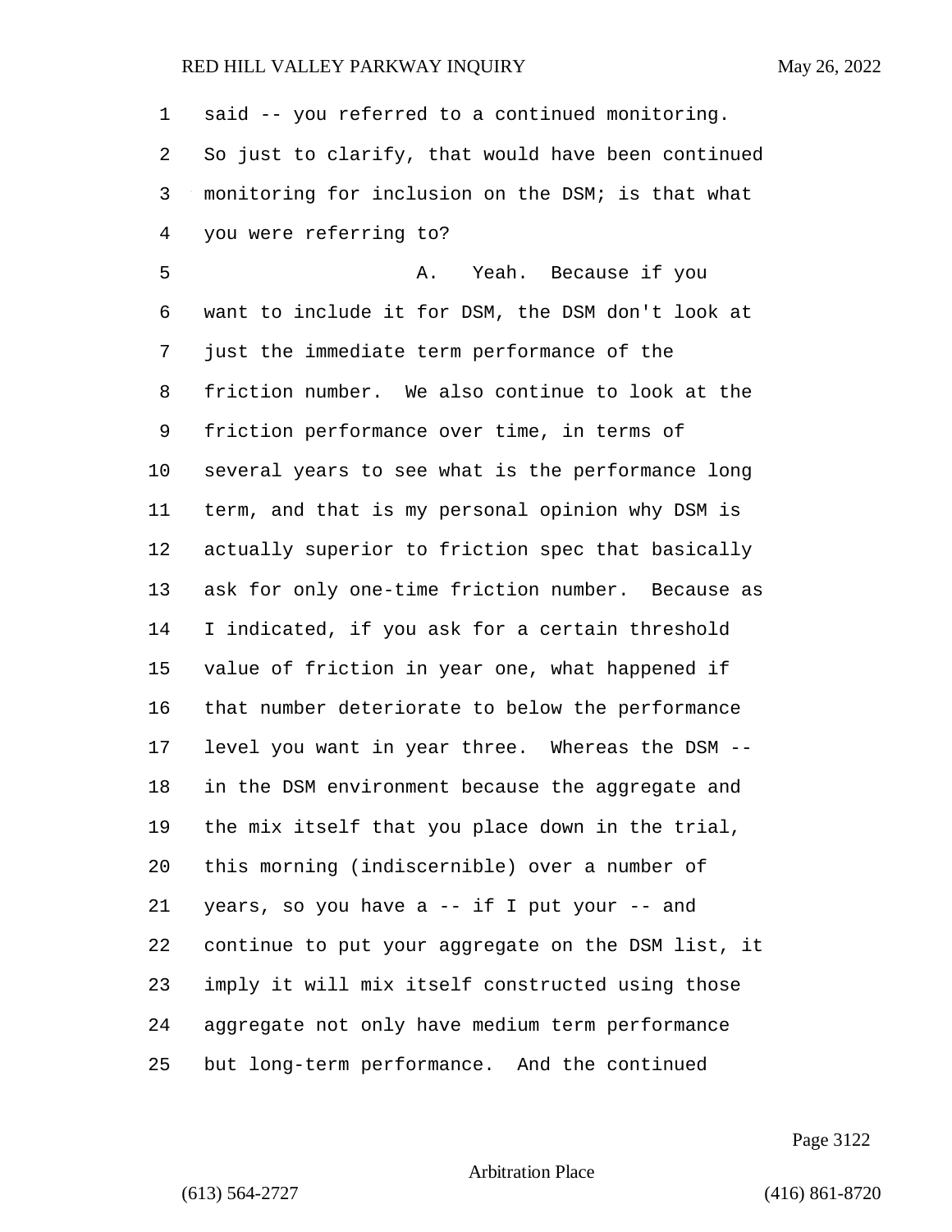said -- you referred to a continued monitoring. So just to clarify, that would have been continued monitoring for inclusion on the DSM; is that what you were referring to?

A. Yeah. Because if you want to include it for DSM, the DSM don't look at just the immediate term performance of the friction number. We also continue to look at the friction performance over time, in terms of several years to see what is the performance long term, and that is my personal opinion why DSM is actually superior to friction spec that basically ask for only one-time friction number. Because as I indicated, if you ask for a certain threshold value of friction in year one, what happened if that number deteriorate to below the performance level you want in year three. Whereas the DSM -- in the DSM environment because the aggregate and the mix itself that you place down in the trial, this morning (indiscernible) over a number of years, so you have a -- if I put your -- and continue to put your aggregate on the DSM list, it imply it will mix itself constructed using those aggregate not only have medium term performance but long-term performance. And the continued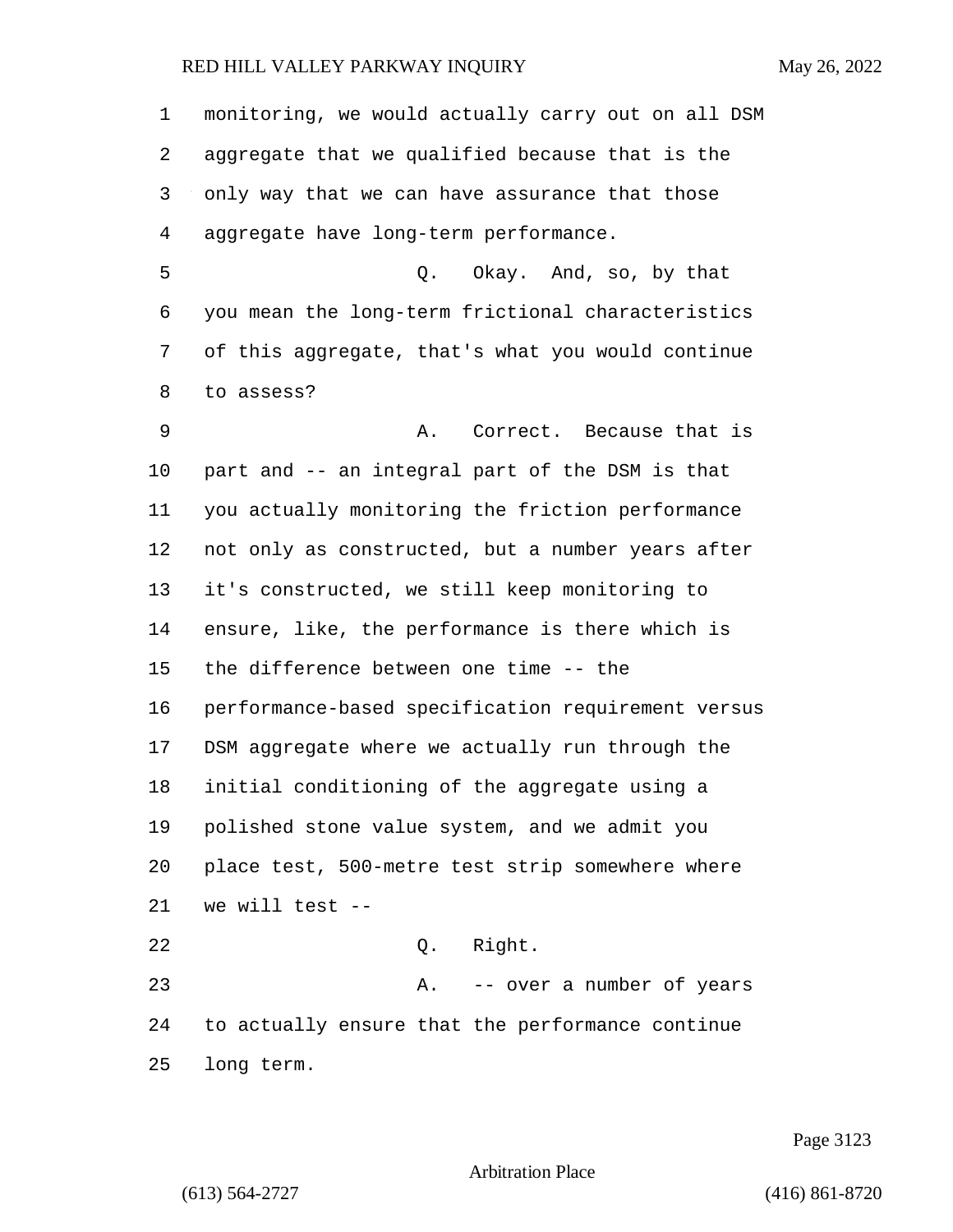monitoring, we would actually carry out on all DSM aggregate that we qualified because that is the only way that we can have assurance that those aggregate have long-term performance.

Q. Okay. And, so, by that you mean the long-term frictional characteristics of this aggregate, that's what you would continue to assess?

A. Correct. Because that is part and -- an integral part of the DSM is that you actually monitoring the friction performance not only as constructed, but a number years after it's constructed, we still keep monitoring to ensure, like, the performance is there which is the difference between one time -- the performance-based specification requirement versus DSM aggregate where we actually run through the initial conditioning of the aggregate using a polished stone value system, and we admit you place test, 500-metre test strip somewhere where we will test --

Q. Right.

A. -- over a number of years to actually ensure that the performance continue long term.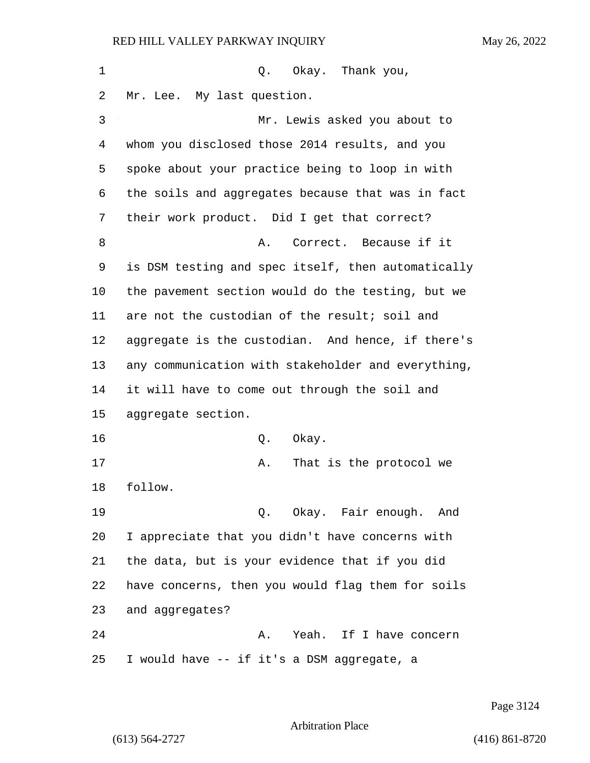Q. Okay. Thank you, Mr. Lee. My last question.

Mr. Lewis asked you about to whom you disclosed those 2014 results, and you spoke about your practice being to loop in with the soils and aggregates because that was in fact their work product. Did I get that correct?

A. Correct. Because if it is DSM testing and spec itself, then automatically the pavement section would do the testing, but we are not the custodian of the result; soil and aggregate is the custodian. And hence, if there's any communication with stakeholder and everything, it will have to come out through the soil and aggregate section.

Q. Okay.

A. That is the protocol we follow.

Q. Okay. Fair enough. And I appreciate that you didn't have concerns with the data, but is your evidence that if you did have concerns, then you would flag them for soils and aggregates?

A. Yeah. If I have concern I would have -- if it's a DSM aggregate, a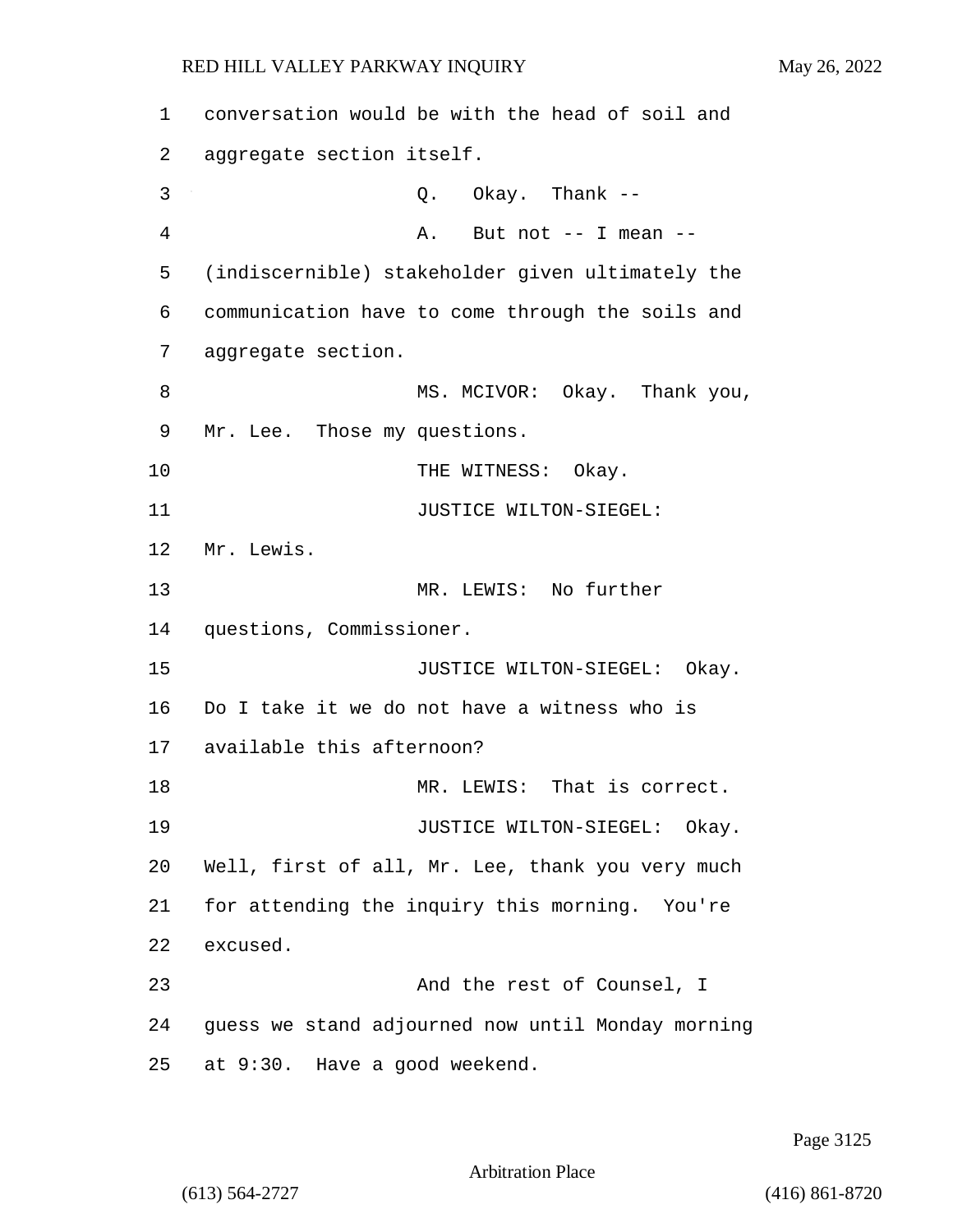1 conversation would be with the head of soil and
2 aggregate section itself.
3 Q. Okay. Thank --
4 A. But not -- I mean --
5 (indiscernible) stakeholder given ultimately the
6 communication have to come through the soils and
7 aggregate section.
8 MS. MCIVOR: Okay. Thank you,
9 Mr. Lee. Those my questions.
10 THE WITNESS: Okay.
11 JUSTICE WILTON-SIEGEL:
12 Mr. Lewis.
13 MR. LEWIS: No further
14 questions, Commissioner.
15 JUSTICE WILTON-SIEGEL: Okay.
16 Do I take it we do not have a witness who is
17 available this afternoon?
18 MR. LEWIS: That is correct.
19 JUSTICE WILTON-SIEGEL: Okay.
20 Well, first of all, Mr. Lee, thank you very much
21 for attending the inquiry this morning. You're
22 excused.
23 And the rest of Counsel, I
24 guess we stand adjourned now until Monday morning
25 at 9:30. Have a good weekend.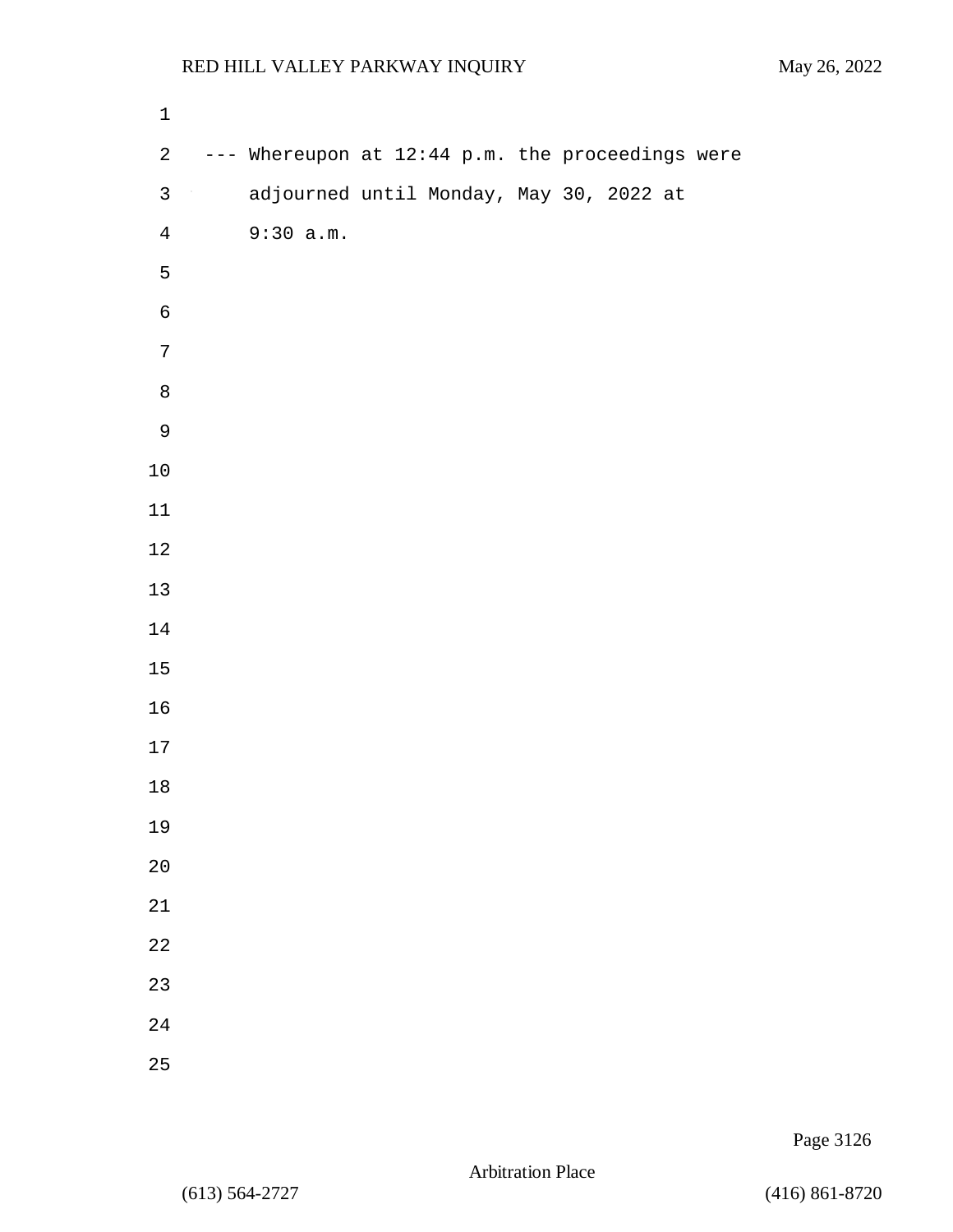--- Whereupon at 12:44 p.m. the proceedings were adjourned until Monday, May 30, 2022 at 9:30 a.m.